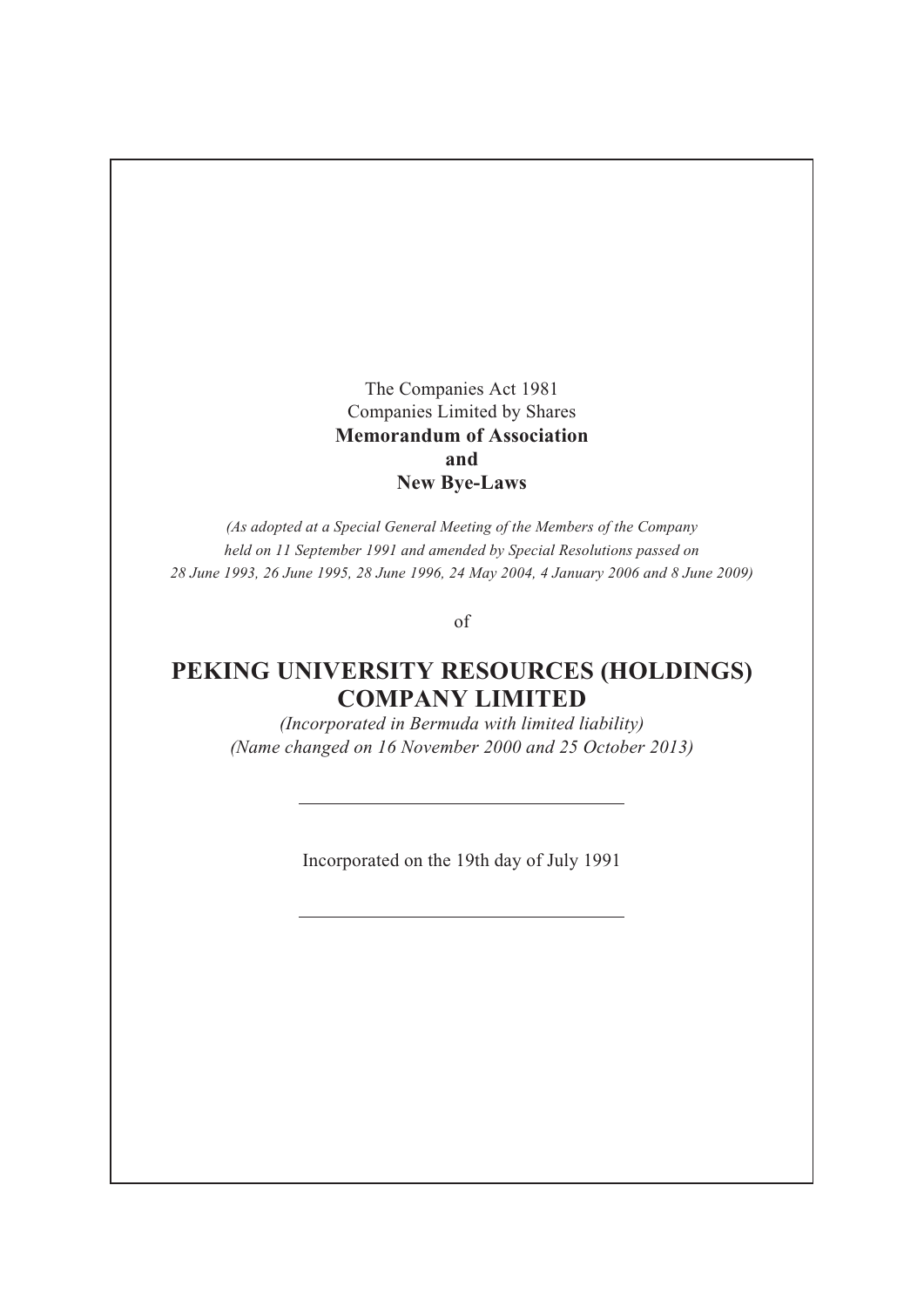The Companies Act 1981

Companies Limited by Shares

**Memorandum of Association**

**and**

**New Bye-Laws**

*(As adopted at a Special General Meeting of the Members of the Company held on 11 September 1991 and amended by Special Resolutions passed on 28 June 1993, 26 June 1995, 28 June 1996, 24 May 2004, 4 January 2006 and 8 June 2009)*

of

# PEKING UNIVERSITY RESOURCES (HOLDINGS) COMPANY LIMITED

*(Incorporated in Bermuda with limited liability)*

*(Name changed on 16 November 2000 and 25 October 2013)*

---

Incorporated on the 19th day of July 1991

---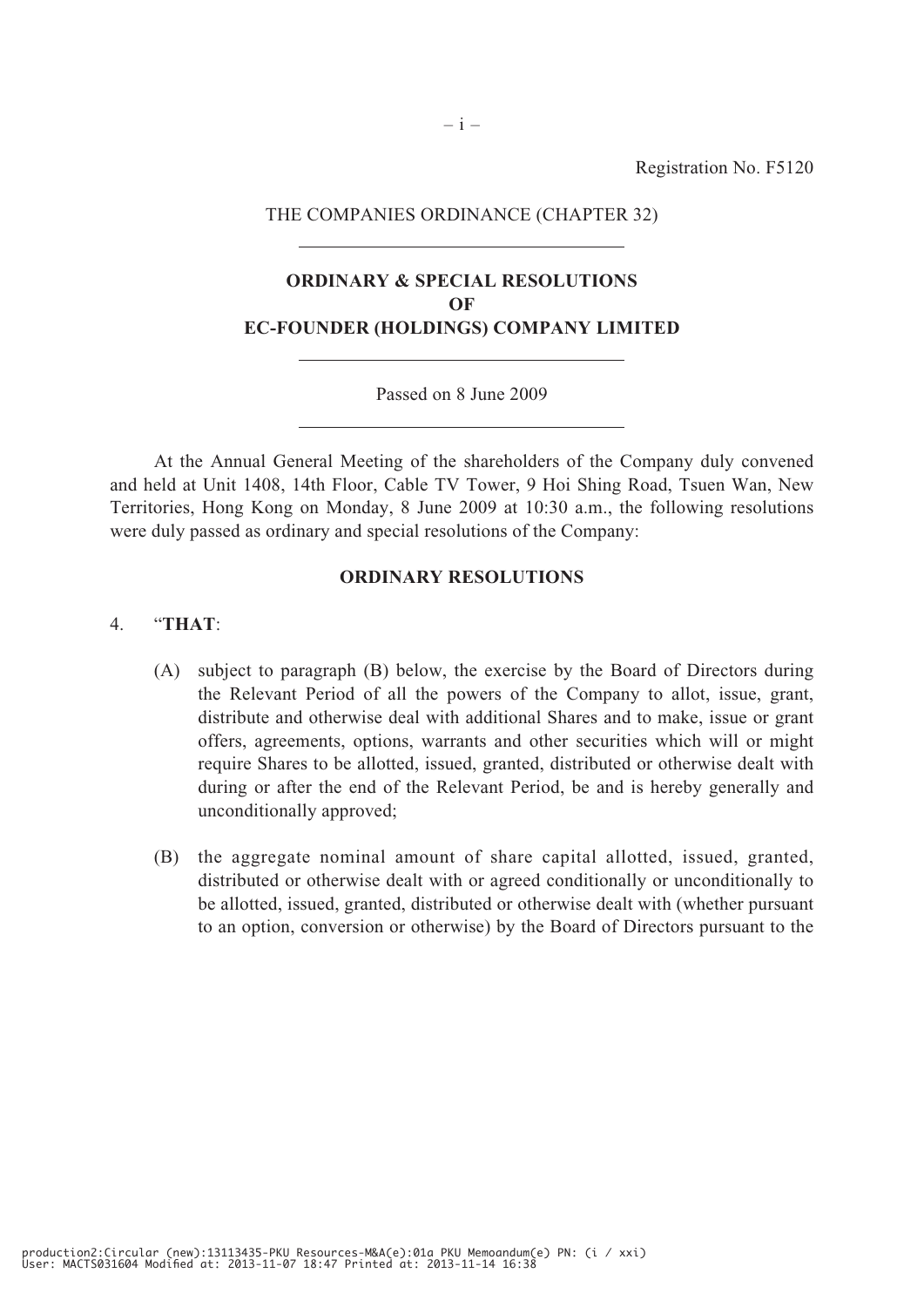Registration No. F5120

THE COMPANIES ORDINANCE (CHAPTER 32)

---

**ORDINARY & SPECIAL RESOLUTIONS**
**OF**
**EC-FOUNDER (HOLDINGS) COMPANY LIMITED**

---

Passed on 8 June 2009

---

At the Annual General Meeting of the shareholders of the Company duly convened and held at Unit 1408, 14th Floor, Cable TV Tower, 9 Hoi Shing Road, Tsuen Wan, New Territories, Hong Kong on Monday, 8 June 2009 at 10:30 a.m., the following resolutions were duly passed as ordinary and special resolutions of the Company:

**ORDINARY RESOLUTIONS**

4. "**THAT**:

   (A) subject to paragraph (B) below, the exercise by the Board of Directors during the Relevant Period of all the powers of the Company to allot, issue, grant, distribute and otherwise deal with additional Shares and to make, issue or grant offers, agreements, options, warrants and other securities which will or might require Shares to be allotted, issued, granted, distributed or otherwise dealt with during or after the end of the Relevant Period, be and is hereby generally and unconditionally approved;

   (B) the aggregate nominal amount of share capital allotted, issued, granted, distributed or otherwise dealt with or agreed conditionally or unconditionally to be allotted, issued, granted, distributed or otherwise dealt with (whether pursuant to an option, conversion or otherwise) by the Board of Directors pursuant to the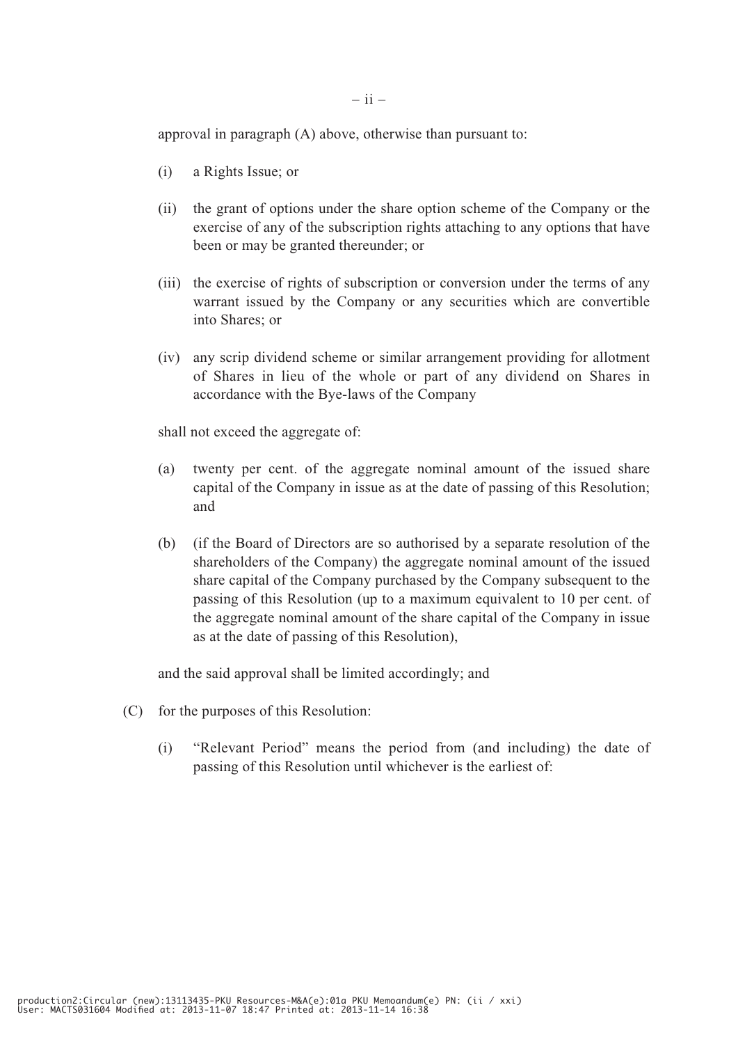approval in paragraph (A) above, otherwise than pursuant to:

(i) a Rights Issue; or

(ii) the grant of options under the share option scheme of the Company or the exercise of any of the subscription rights attaching to any options that have been or may be granted thereunder; or

(iii) the exercise of rights of subscription or conversion under the terms of any warrant issued by the Company or any securities which are convertible into Shares; or

(iv) any scrip dividend scheme or similar arrangement providing for allotment of Shares in lieu of the whole or part of any dividend on Shares in accordance with the Bye-laws of the Company

shall not exceed the aggregate of:

(a) twenty per cent. of the aggregate nominal amount of the issued share capital of the Company in issue as at the date of passing of this Resolution; and

(b) (if the Board of Directors are so authorised by a separate resolution of the shareholders of the Company) the aggregate nominal amount of the issued share capital of the Company purchased by the Company subsequent to the passing of this Resolution (up to a maximum equivalent to 10 per cent. of the aggregate nominal amount of the share capital of the Company in issue as at the date of passing of this Resolution),

and the said approval shall be limited accordingly; and

(C) for the purposes of this Resolution:

(i) "Relevant Period" means the period from (and including) the date of passing of this Resolution until whichever is the earliest of: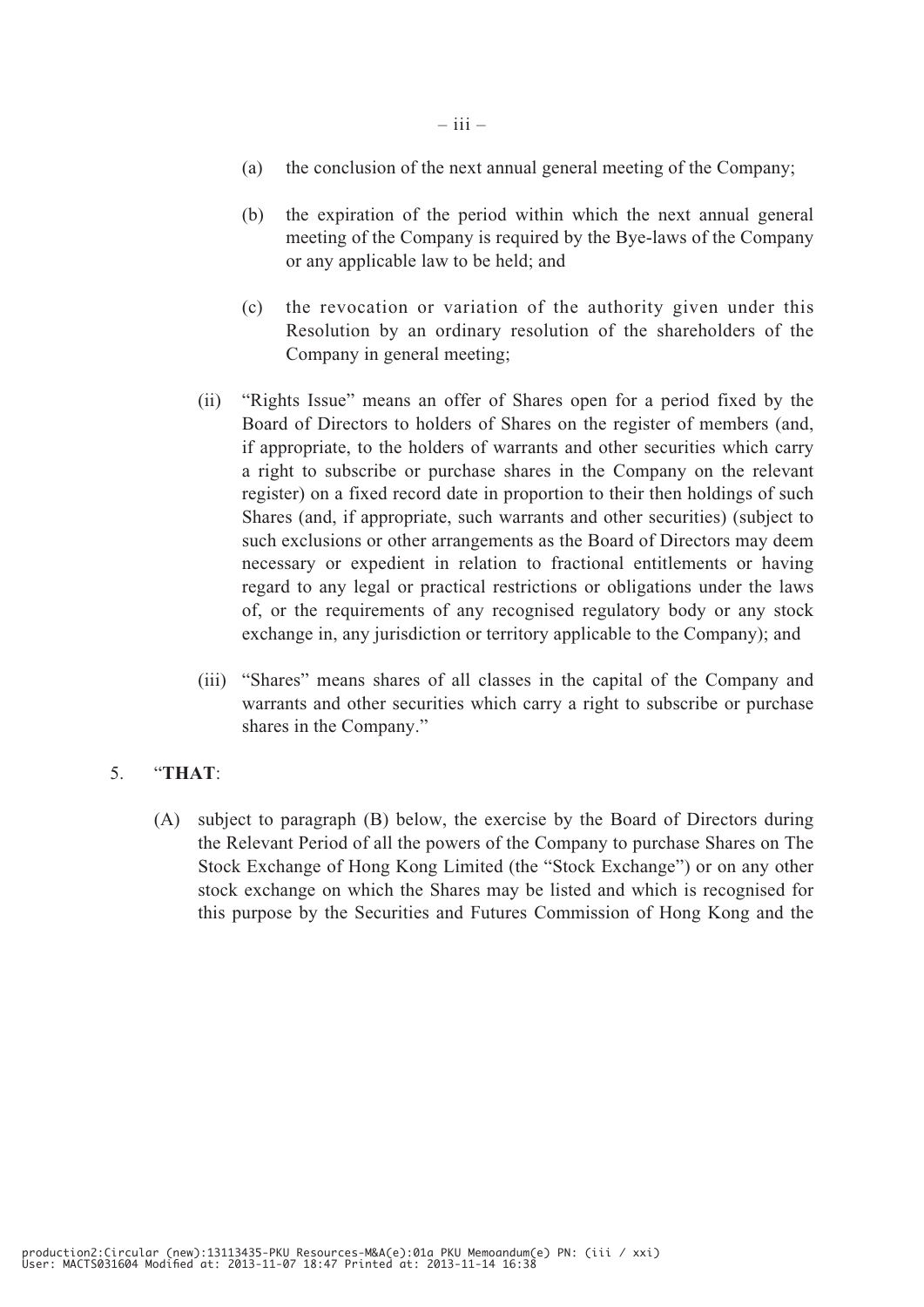(a) the conclusion of the next annual general meeting of the Company;

(b) the expiration of the period within which the next annual general meeting of the Company is required by the Bye-laws of the Company or any applicable law to be held; and

(c) the revocation or variation of the authority given under this Resolution by an ordinary resolution of the shareholders of the Company in general meeting;

(ii) "Rights Issue" means an offer of Shares open for a period fixed by the Board of Directors to holders of Shares on the register of members (and, if appropriate, to the holders of warrants and other securities which carry a right to subscribe or purchase shares in the Company on the relevant register) on a fixed record date in proportion to their then holdings of such Shares (and, if appropriate, such warrants and other securities) (subject to such exclusions or other arrangements as the Board of Directors may deem necessary or expedient in relation to fractional entitlements or having regard to any legal or practical restrictions or obligations under the laws of, or the requirements of any recognised regulatory body or any stock exchange in, any jurisdiction or territory applicable to the Company); and

(iii) "Shares" means shares of all classes in the capital of the Company and warrants and other securities which carry a right to subscribe or purchase shares in the Company."

5. "**THAT**:

(A) subject to paragraph (B) below, the exercise by the Board of Directors during the Relevant Period of all the powers of the Company to purchase Shares on The Stock Exchange of Hong Kong Limited (the "Stock Exchange") or on any other stock exchange on which the Shares may be listed and which is recognised for this purpose by the Securities and Futures Commission of Hong Kong and the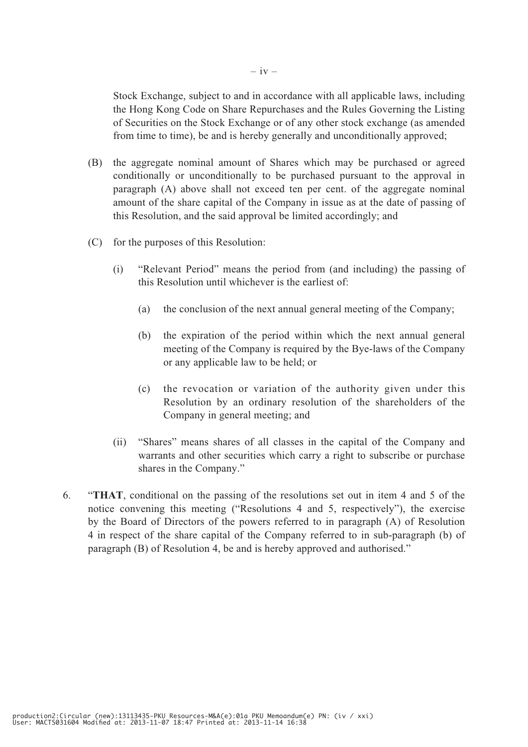Stock Exchange, subject to and in accordance with all applicable laws, including the Hong Kong Code on Share Repurchases and the Rules Governing the Listing of Securities on the Stock Exchange or of any other stock exchange (as amended from time to time), be and is hereby generally and unconditionally approved;

(B) the aggregate nominal amount of Shares which may be purchased or agreed conditionally or unconditionally to be purchased pursuant to the approval in paragraph (A) above shall not exceed ten per cent. of the aggregate nominal amount of the share capital of the Company in issue as at the date of passing of this Resolution, and the said approval be limited accordingly; and

(C) for the purposes of this Resolution:

(i) "Relevant Period" means the period from (and including) the passing of this Resolution until whichever is the earliest of:

(a) the conclusion of the next annual general meeting of the Company;

(b) the expiration of the period within which the next annual general meeting of the Company is required by the Bye-laws of the Company or any applicable law to be held; or

(c) the revocation or variation of the authority given under this Resolution by an ordinary resolution of the shareholders of the Company in general meeting; and

(ii) "Shares" means shares of all classes in the capital of the Company and warrants and other securities which carry a right to subscribe or purchase shares in the Company."

6. "**THAT**, conditional on the passing of the resolutions set out in item 4 and 5 of the notice convening this meeting ("Resolutions 4 and 5, respectively"), the exercise by the Board of Directors of the powers referred to in paragraph (A) of Resolution 4 in respect of the share capital of the Company referred to in sub-paragraph (b) of paragraph (B) of Resolution 4, be and is hereby approved and authorised."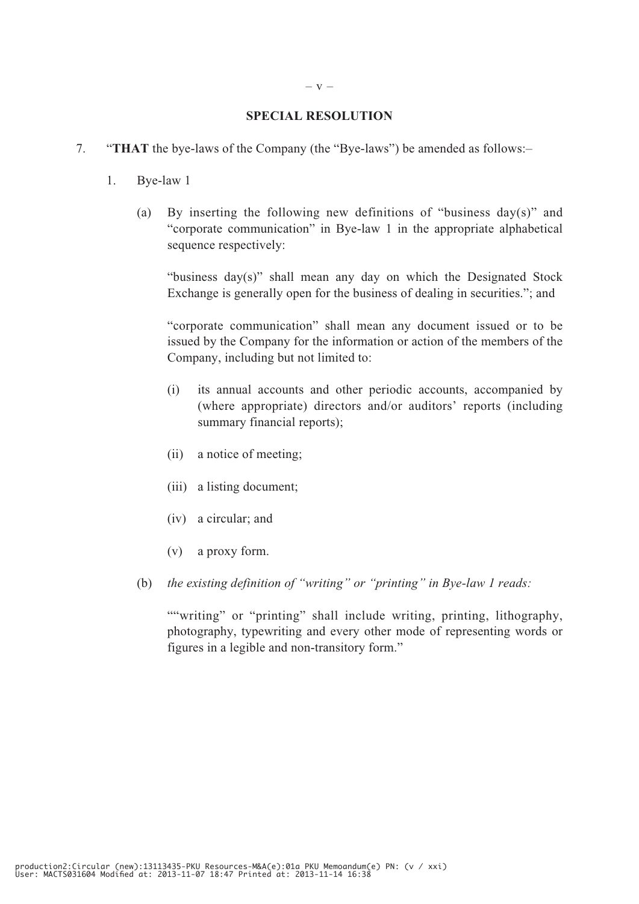## SPECIAL RESOLUTION

7. "**THAT** the bye-laws of the Company (the "Bye-laws") be amended as follows:–

   1. Bye-law 1

      (a) By inserting the following new definitions of "business day(s)" and "corporate communication" in Bye-law 1 in the appropriate alphabetical sequence respectively:

      "business day(s)" shall mean any day on which the Designated Stock Exchange is generally open for the business of dealing in securities."; and

      "corporate communication" shall mean any document issued or to be issued by the Company for the information or action of the members of the Company, including but not limited to:

         (i) its annual accounts and other periodic accounts, accompanied by (where appropriate) directors and/or auditors' reports (including summary financial reports);

         (ii) a notice of meeting;

         (iii) a listing document;

         (iv) a circular; and

         (v) a proxy form.

      (b) *the existing definition of "writing" or "printing" in Bye-law 1 reads:*

      ""writing" or "printing" shall include writing, printing, lithography, photography, typewriting and every other mode of representing words or figures in a legible and non-transitory form."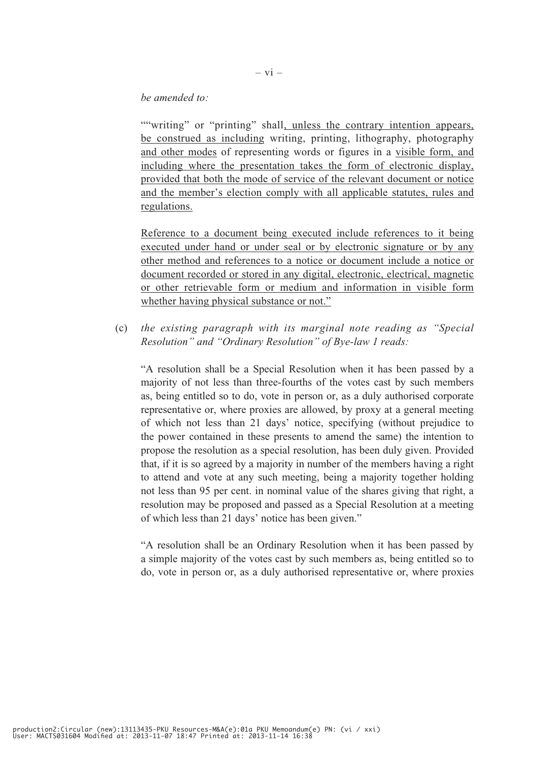*be amended to:*

""writing" or "printing" shall<u>, unless the contrary intention appears, be construed as including</u> writing, printing, lithography, photography <u>and other modes</u> of representing words or figures in a <u>visible form, and including where the presentation takes the form of electronic display, provided that both the mode of service of the relevant document or notice and the member's election comply with all applicable statutes, rules and regulations.</u>

<u>Reference to a document being executed include references to it being executed under hand or under seal or by electronic signature or by any other method and references to a notice or document include a notice or document recorded or stored in any digital, electronic, electrical, magnetic or other retrievable form or medium and information in visible form whether having physical substance or not."</u>

(c) *the existing paragraph with its marginal note reading as "Special Resolution" and "Ordinary Resolution" of Bye-law 1 reads:*

"A resolution shall be a Special Resolution when it has been passed by a majority of not less than three-fourths of the votes cast by such members as, being entitled so to do, vote in person or, as a duly authorised corporate representative or, where proxies are allowed, by proxy at a general meeting of which not less than 21 days' notice, specifying (without prejudice to the power contained in these presents to amend the same) the intention to propose the resolution as a special resolution, has been duly given. Provided that, if it is so agreed by a majority in number of the members having a right to attend and vote at any such meeting, being a majority together holding not less than 95 per cent. in nominal value of the shares giving that right, a resolution may be proposed and passed as a Special Resolution at a meeting of which less than 21 days' notice has been given."

"A resolution shall be an Ordinary Resolution when it has been passed by a simple majority of the votes cast by such members as, being entitled so to do, vote in person or, as a duly authorised representative or, where proxies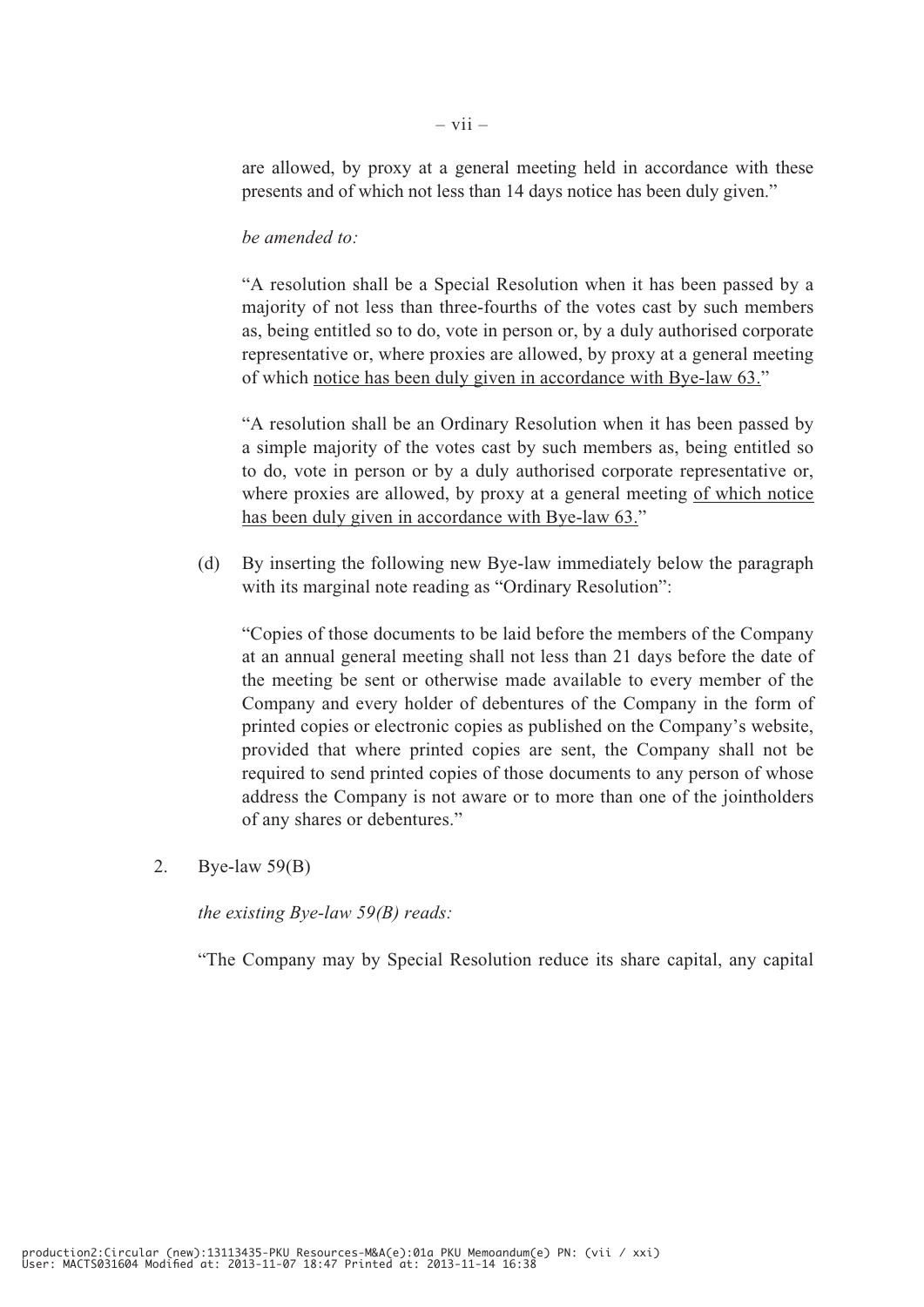are allowed, by proxy at a general meeting held in accordance with these presents and of which not less than 14 days notice has been duly given."

*be amended to:*

"A resolution shall be a Special Resolution when it has been passed by a majority of not less than three-fourths of the votes cast by such members as, being entitled so to do, vote in person or, by a duly authorised corporate representative or, where proxies are allowed, by proxy at a general meeting of which <u>notice has been duly given in accordance with Bye-law 63.</u>"

"A resolution shall be an Ordinary Resolution when it has been passed by a simple majority of the votes cast by such members as, being entitled so to do, vote in person or by a duly authorised corporate representative or, where proxies are allowed, by proxy at a general meeting <u>of which notice has been duly given in accordance with Bye-law 63.</u>"

(d) By inserting the following new Bye-law immediately below the paragraph with its marginal note reading as "Ordinary Resolution":

"Copies of those documents to be laid before the members of the Company at an annual general meeting shall not less than 21 days before the date of the meeting be sent or otherwise made available to every member of the Company and every holder of debentures of the Company in the form of printed copies or electronic copies as published on the Company's website, provided that where printed copies are sent, the Company shall not be required to send printed copies of those documents to any person of whose address the Company is not aware or to more than one of the jointholders of any shares or debentures."

2. Bye-law 59(B)

*the existing Bye-law 59(B) reads:*

"The Company may by Special Resolution reduce its share capital, any capital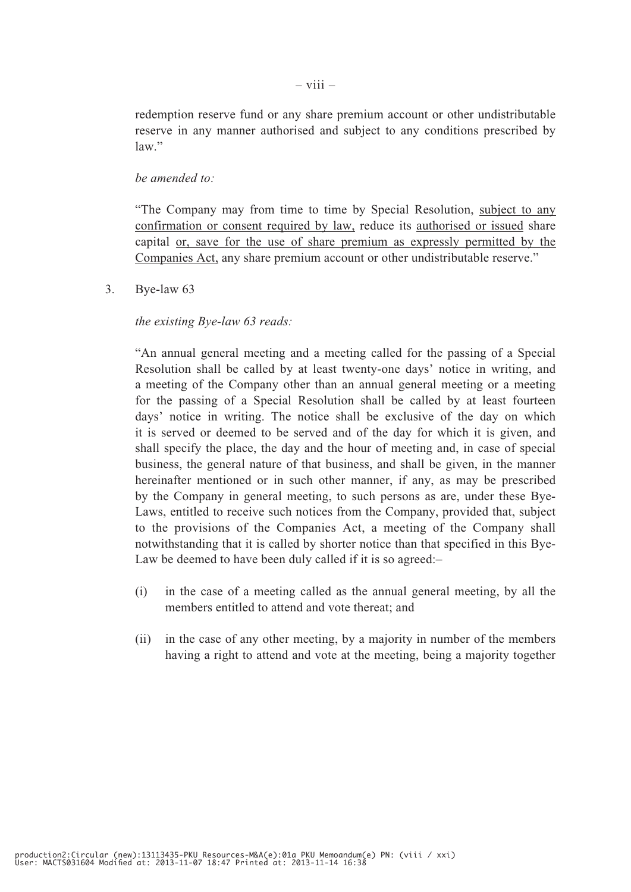redemption reserve fund or any share premium account or other undistributable reserve in any manner authorised and subject to any conditions prescribed by law."

*be amended to:*

"The Company may from time to time by Special Resolution, <u>subject to any confirmation or consent required by law,</u> reduce its <u>authorised or issued</u> share capital <u>or, save for the use of share premium as expressly permitted by the Companies Act,</u> any share premium account or other undistributable reserve."

3. Bye-law 63

*the existing Bye-law 63 reads:*

"An annual general meeting and a meeting called for the passing of a Special Resolution shall be called by at least twenty-one days' notice in writing, and a meeting of the Company other than an annual general meeting or a meeting for the passing of a Special Resolution shall be called by at least fourteen days' notice in writing. The notice shall be exclusive of the day on which it is served or deemed to be served and of the day for which it is given, and shall specify the place, the day and the hour of meeting and, in case of special business, the general nature of that business, and shall be given, in the manner hereinafter mentioned or in such other manner, if any, as may be prescribed by the Company in general meeting, to such persons as are, under these Bye-Laws, entitled to receive such notices from the Company, provided that, subject to the provisions of the Companies Act, a meeting of the Company shall notwithstanding that it is called by shorter notice than that specified in this Bye-Law be deemed to have been duly called if it is so agreed:–

(i) in the case of a meeting called as the annual general meeting, by all the members entitled to attend and vote thereat; and

(ii) in the case of any other meeting, by a majority in number of the members having a right to attend and vote at the meeting, being a majority together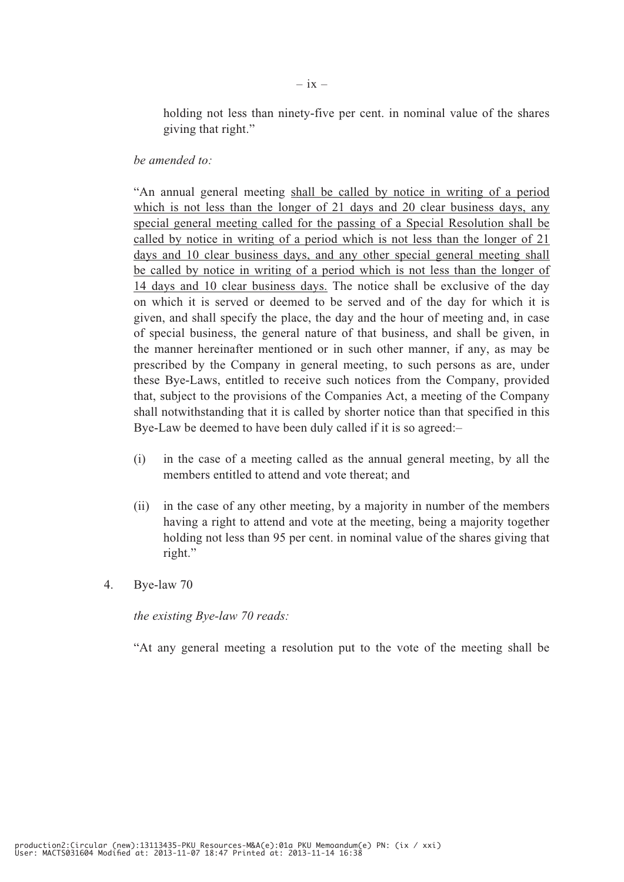holding not less than ninety-five per cent. in nominal value of the shares giving that right."

*be amended to:*

"An annual general meeting <u>shall be called by notice in writing of a period which is not less than the longer of 21 days and 20 clear business days, any special general meeting called for the passing of a Special Resolution shall be called by notice in writing of a period which is not less than the longer of 21 days and 10 clear business days, and any other special general meeting shall be called by notice in writing of a period which is not less than the longer of 14 days and 10 clear business days.</u> The notice shall be exclusive of the day on which it is served or deemed to be served and of the day for which it is given, and shall specify the place, the day and the hour of meeting and, in case of special business, the general nature of that business, and shall be given, in the manner hereinafter mentioned or in such other manner, if any, as may be prescribed by the Company in general meeting, to such persons as are, under these Bye-Laws, entitled to receive such notices from the Company, provided that, subject to the provisions of the Companies Act, a meeting of the Company shall notwithstanding that it is called by shorter notice than that specified in this Bye-Law be deemed to have been duly called if it is so agreed:–

(i) in the case of a meeting called as the annual general meeting, by all the members entitled to attend and vote thereat; and

(ii) in the case of any other meeting, by a majority in number of the members having a right to attend and vote at the meeting, being a majority together holding not less than 95 per cent. in nominal value of the shares giving that right."

4. Bye-law 70

*the existing Bye-law 70 reads:*

"At any general meeting a resolution put to the vote of the meeting shall be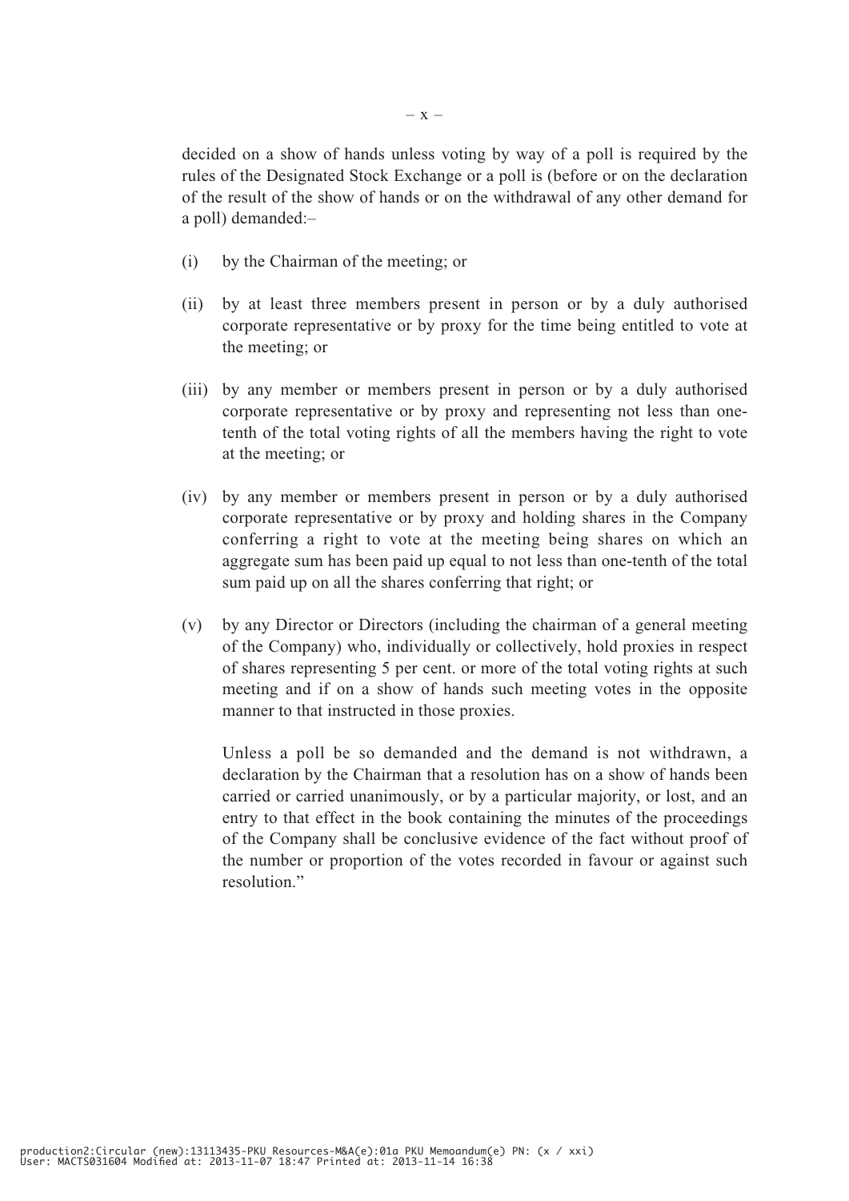decided on a show of hands unless voting by way of a poll is required by the rules of the Designated Stock Exchange or a poll is (before or on the declaration of the result of the show of hands or on the withdrawal of any other demand for a poll) demanded:–

(i) by the Chairman of the meeting; or

(ii) by at least three members present in person or by a duly authorised corporate representative or by proxy for the time being entitled to vote at the meeting; or

(iii) by any member or members present in person or by a duly authorised corporate representative or by proxy and representing not less than one-tenth of the total voting rights of all the members having the right to vote at the meeting; or

(iv) by any member or members present in person or by a duly authorised corporate representative or by proxy and holding shares in the Company conferring a right to vote at the meeting being shares on which an aggregate sum has been paid up equal to not less than one-tenth of the total sum paid up on all the shares conferring that right; or

(v) by any Director or Directors (including the chairman of a general meeting of the Company) who, individually or collectively, hold proxies in respect of shares representing 5 per cent. or more of the total voting rights at such meeting and if on a show of hands such meeting votes in the opposite manner to that instructed in those proxies.

Unless a poll be so demanded and the demand is not withdrawn, a declaration by the Chairman that a resolution has on a show of hands been carried or carried unanimously, or by a particular majority, or lost, and an entry to that effect in the book containing the minutes of the proceedings of the Company shall be conclusive evidence of the fact without proof of the number or proportion of the votes recorded in favour or against such resolution."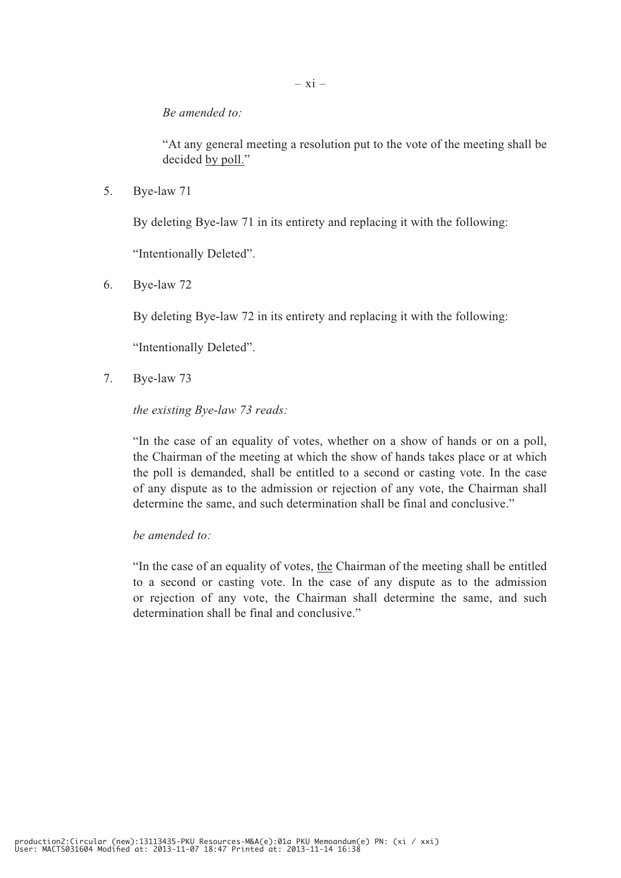*Be amended to:*

"At any general meeting a resolution put to the vote of the meeting shall be decided <u>by poll.</u>"

5. Bye-law 71

   By deleting Bye-law 71 in its entirety and replacing it with the following:

   "Intentionally Deleted".

6. Bye-law 72

   By deleting Bye-law 72 in its entirety and replacing it with the following:

   "Intentionally Deleted".

7. Bye-law 73

   *the existing Bye-law 73 reads:*

   "In the case of an equality of votes, whether on a show of hands or on a poll, the Chairman of the meeting at which the show of hands takes place or at which the poll is demanded, shall be entitled to a second or casting vote. In the case of any dispute as to the admission or rejection of any vote, the Chairman shall determine the same, and such determination shall be final and conclusive."

   *be amended to:*

   "In the case of an equality of votes, <u>the</u> Chairman of the meeting shall be entitled to a second or casting vote. In the case of any dispute as to the admission or rejection of any vote, the Chairman shall determine the same, and such determination shall be final and conclusive."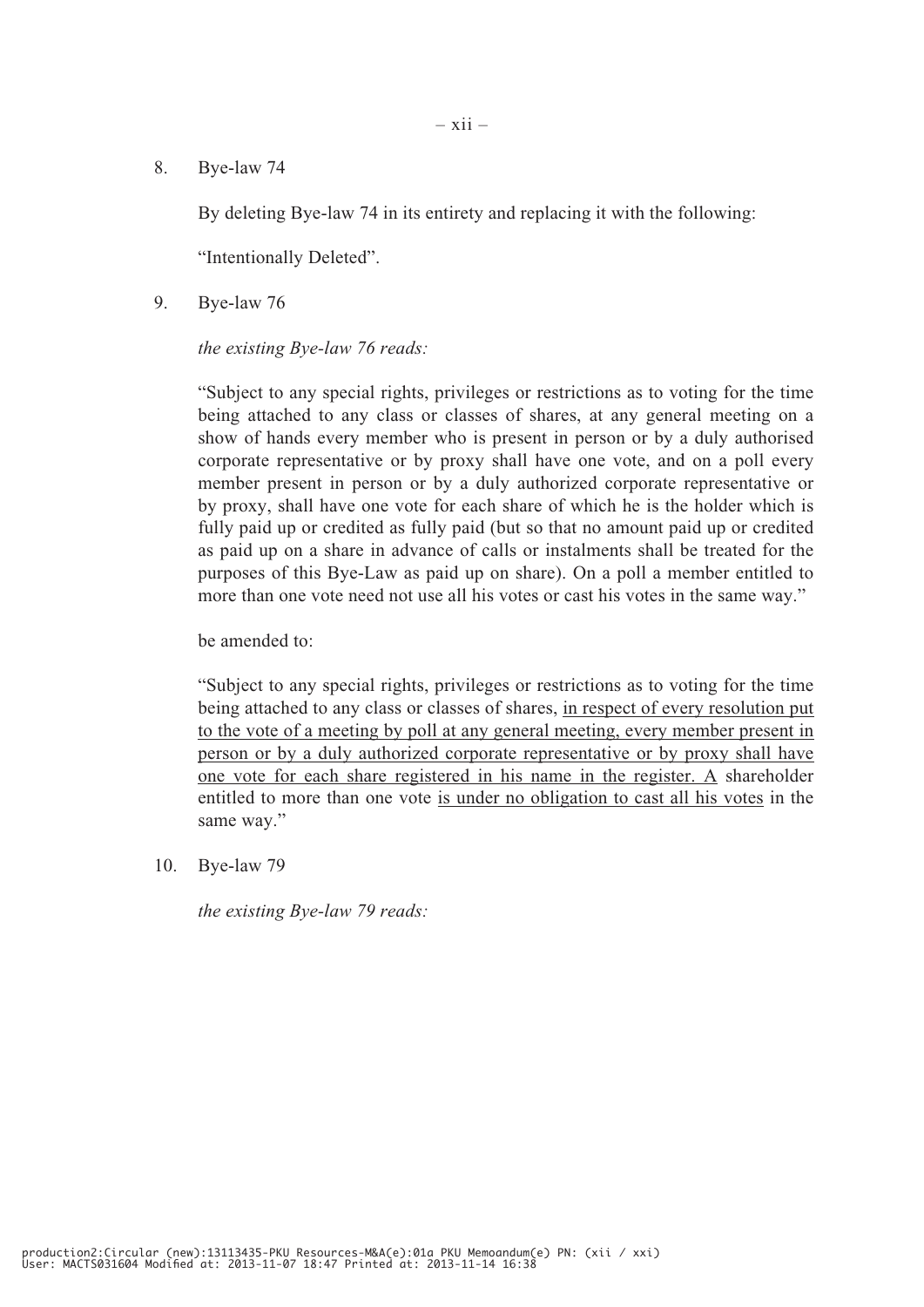8. Bye-law 74

   By deleting Bye-law 74 in its entirety and replacing it with the following:

   "Intentionally Deleted".

9. Bye-law 76

   *the existing Bye-law 76 reads:*

   "Subject to any special rights, privileges or restrictions as to voting for the time being attached to any class or classes of shares, at any general meeting on a show of hands every member who is present in person or by a duly authorised corporate representative or by proxy shall have one vote, and on a poll every member present in person or by a duly authorized corporate representative or by proxy, shall have one vote for each share of which he is the holder which is fully paid up or credited as fully paid (but so that no amount paid up or credited as paid up on a share in advance of calls or instalments shall be treated for the purposes of this Bye-Law as paid up on share). On a poll a member entitled to more than one vote need not use all his votes or cast his votes in the same way."

   be amended to:

   "Subject to any special rights, privileges or restrictions as to voting for the time being attached to any class or classes of shares, <u>in respect of every resolution put to the vote of a meeting by poll at any general meeting, every member present in person or by a duly authorized corporate representative or by proxy shall have one vote for each share registered in his name in the register. A</u> shareholder entitled to more than one vote <u>is under no obligation to cast all his votes</u> in the same way."

10. Bye-law 79

    *the existing Bye-law 79 reads:*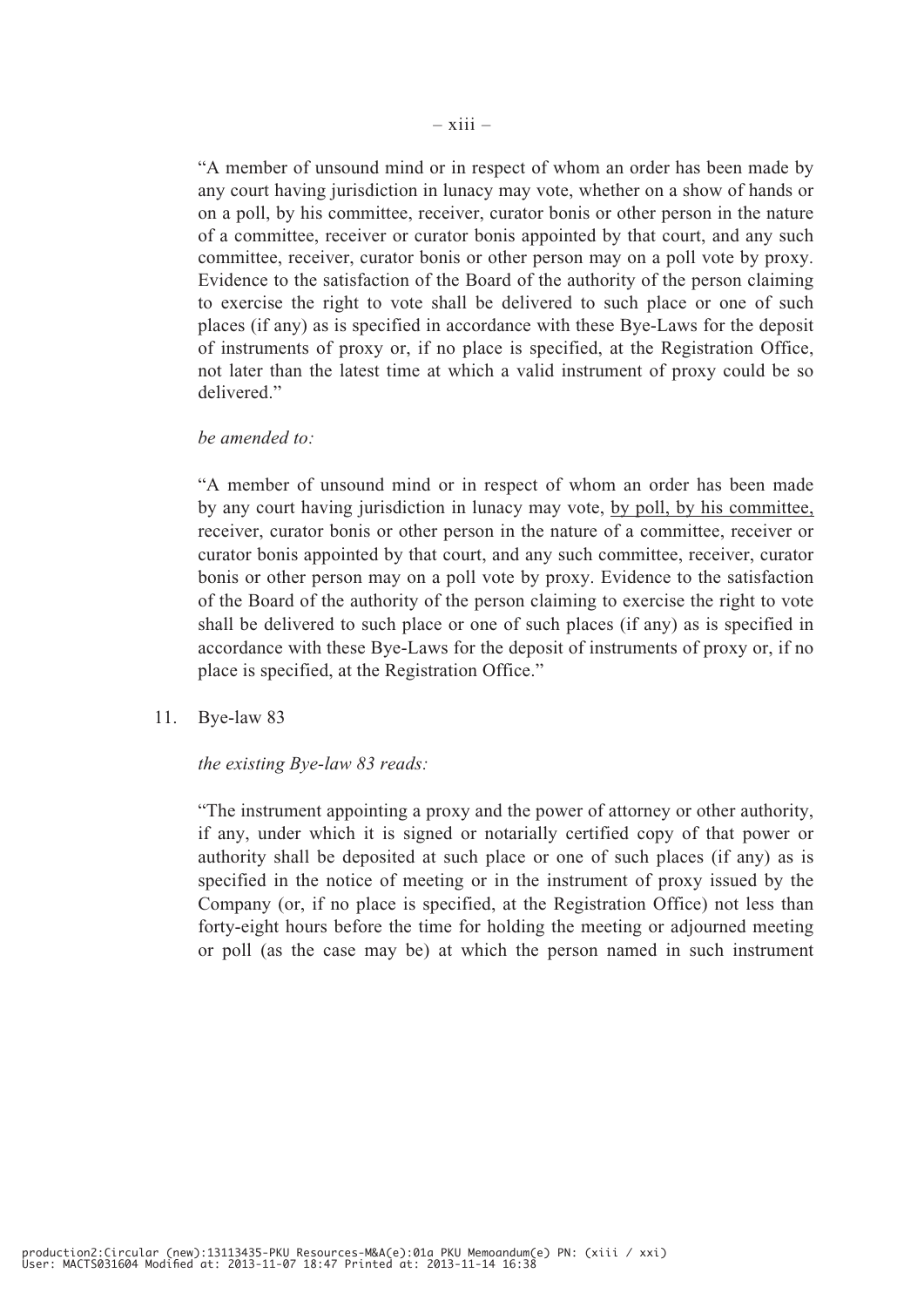"A member of unsound mind or in respect of whom an order has been made by any court having jurisdiction in lunacy may vote, whether on a show of hands or on a poll, by his committee, receiver, curator bonis or other person in the nature of a committee, receiver or curator bonis appointed by that court, and any such committee, receiver, curator bonis or other person may on a poll vote by proxy. Evidence to the satisfaction of the Board of the authority of the person claiming to exercise the right to vote shall be delivered to such place or one of such places (if any) as is specified in accordance with these Bye-Laws for the deposit of instruments of proxy or, if no place is specified, at the Registration Office, not later than the latest time at which a valid instrument of proxy could be so delivered."

*be amended to:*

"A member of unsound mind or in respect of whom an order has been made by any court having jurisdiction in lunacy may vote, <u>by poll, by his committee,</u> receiver, curator bonis or other person in the nature of a committee, receiver or curator bonis appointed by that court, and any such committee, receiver, curator bonis or other person may on a poll vote by proxy. Evidence to the satisfaction of the Board of the authority of the person claiming to exercise the right to vote shall be delivered to such place or one of such places (if any) as is specified in accordance with these Bye-Laws for the deposit of instruments of proxy or, if no place is specified, at the Registration Office."

11. Bye-law 83

*the existing Bye-law 83 reads:*

"The instrument appointing a proxy and the power of attorney or other authority, if any, under which it is signed or notarially certified copy of that power or authority shall be deposited at such place or one of such places (if any) as is specified in the notice of meeting or in the instrument of proxy issued by the Company (or, if no place is specified, at the Registration Office) not less than forty-eight hours before the time for holding the meeting or adjourned meeting or poll (as the case may be) at which the person named in such instrument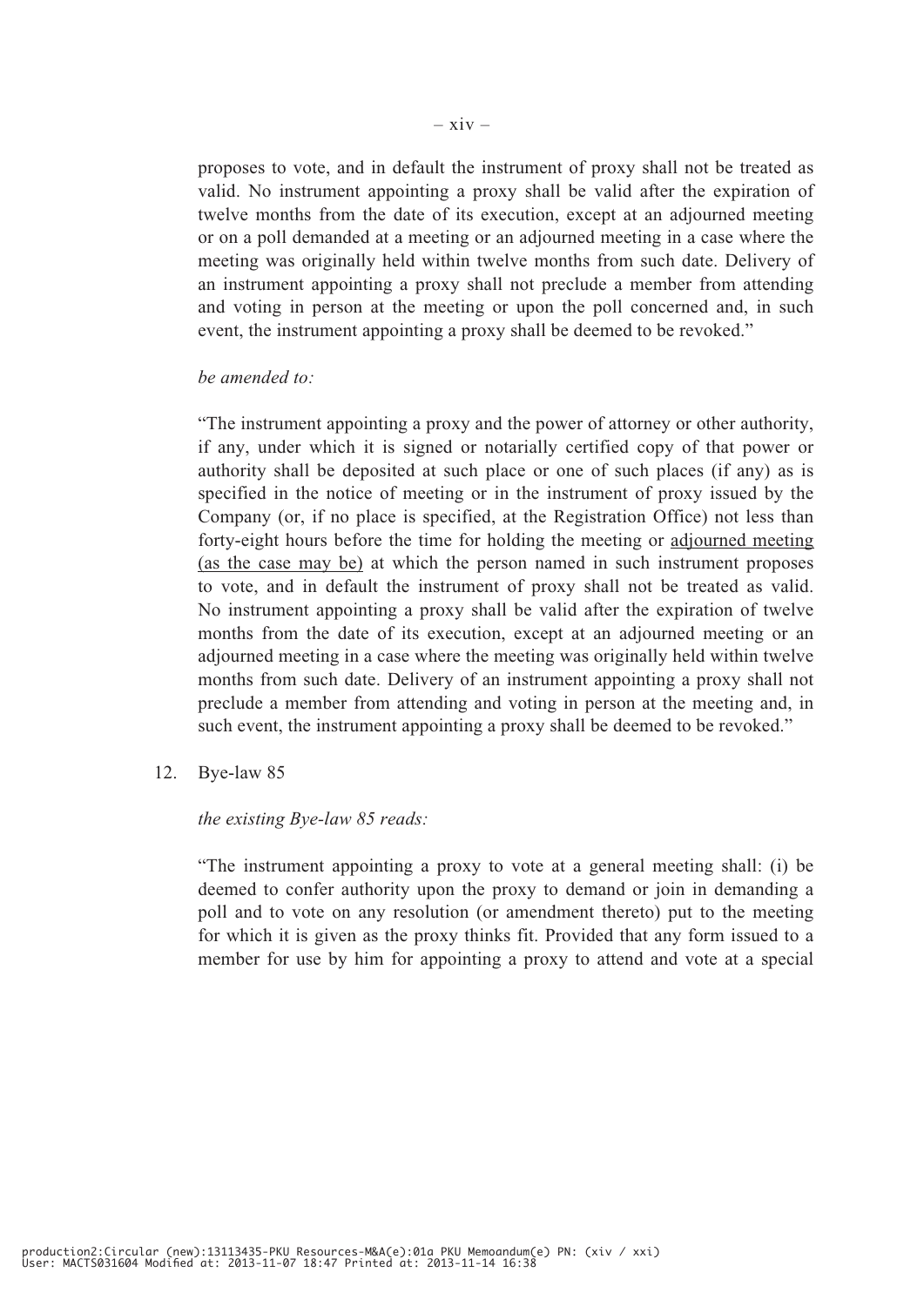proposes to vote, and in default the instrument of proxy shall not be treated as valid. No instrument appointing a proxy shall be valid after the expiration of twelve months from the date of its execution, except at an adjourned meeting or on a poll demanded at a meeting or an adjourned meeting in a case where the meeting was originally held within twelve months from such date. Delivery of an instrument appointing a proxy shall not preclude a member from attending and voting in person at the meeting or upon the poll concerned and, in such event, the instrument appointing a proxy shall be deemed to be revoked."

*be amended to:*

"The instrument appointing a proxy and the power of attorney or other authority, if any, under which it is signed or notarially certified copy of that power or authority shall be deposited at such place or one of such places (if any) as is specified in the notice of meeting or in the instrument of proxy issued by the Company (or, if no place is specified, at the Registration Office) not less than forty-eight hours before the time for holding the meeting or <u>adjourned meeting (as the case may be)</u> at which the person named in such instrument proposes to vote, and in default the instrument of proxy shall not be treated as valid. No instrument appointing a proxy shall be valid after the expiration of twelve months from the date of its execution, except at an adjourned meeting or an adjourned meeting in a case where the meeting was originally held within twelve months from such date. Delivery of an instrument appointing a proxy shall not preclude a member from attending and voting in person at the meeting and, in such event, the instrument appointing a proxy shall be deemed to be revoked."

12. Bye-law 85

*the existing Bye-law 85 reads:*

"The instrument appointing a proxy to vote at a general meeting shall: (i) be deemed to confer authority upon the proxy to demand or join in demanding a poll and to vote on any resolution (or amendment thereto) put to the meeting for which it is given as the proxy thinks fit. Provided that any form issued to a member for use by him for appointing a proxy to attend and vote at a special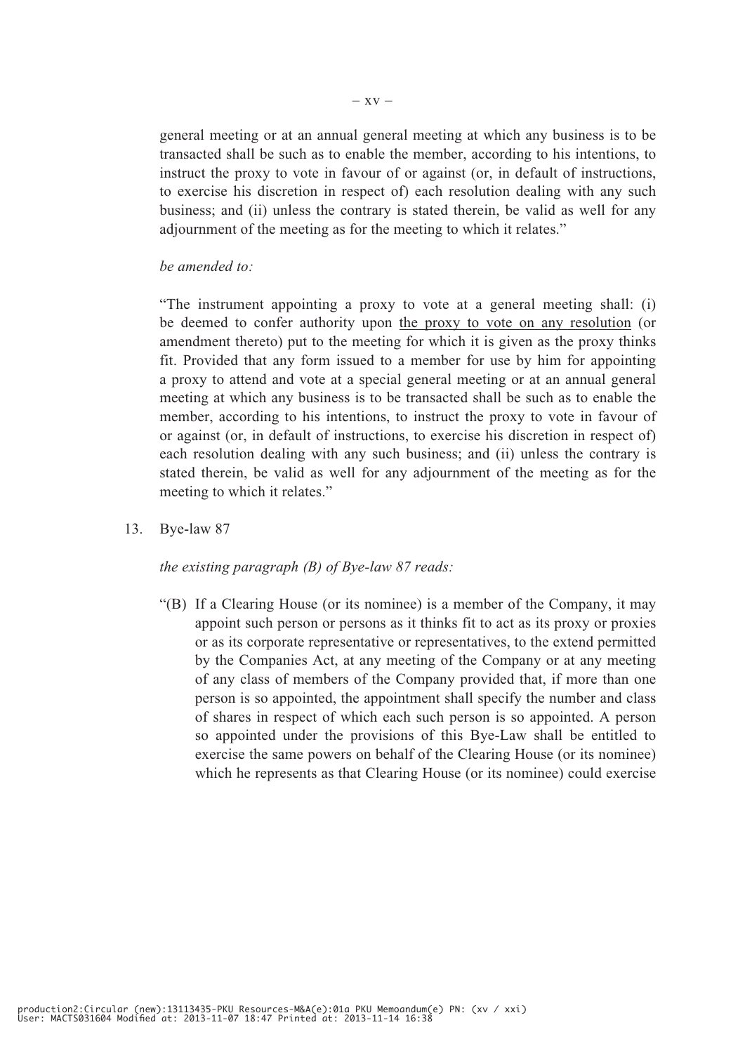general meeting or at an annual general meeting at which any business is to be transacted shall be such as to enable the member, according to his intentions, to instruct the proxy to vote in favour of or against (or, in default of instructions, to exercise his discretion in respect of) each resolution dealing with any such business; and (ii) unless the contrary is stated therein, be valid as well for any adjournment of the meeting as for the meeting to which it relates."

*be amended to:*

"The instrument appointing a proxy to vote at a general meeting shall: (i) be deemed to confer authority upon <u>the proxy to vote on any resolution</u> (or amendment thereto) put to the meeting for which it is given as the proxy thinks fit. Provided that any form issued to a member for use by him for appointing a proxy to attend and vote at a special general meeting or at an annual general meeting at which any business is to be transacted shall be such as to enable the member, according to his intentions, to instruct the proxy to vote in favour of or against (or, in default of instructions, to exercise his discretion in respect of) each resolution dealing with any such business; and (ii) unless the contrary is stated therein, be valid as well for any adjournment of the meeting as for the meeting to which it relates."

13. Bye-law 87

*the existing paragraph (B) of Bye-law 87 reads:*

"(B) If a Clearing House (or its nominee) is a member of the Company, it may appoint such person or persons as it thinks fit to act as its proxy or proxies or as its corporate representative or representatives, to the extend permitted by the Companies Act, at any meeting of the Company or at any meeting of any class of members of the Company provided that, if more than one person is so appointed, the appointment shall specify the number and class of shares in respect of which each such person is so appointed. A person so appointed under the provisions of this Bye-Law shall be entitled to exercise the same powers on behalf of the Clearing House (or its nominee) which he represents as that Clearing House (or its nominee) could exercise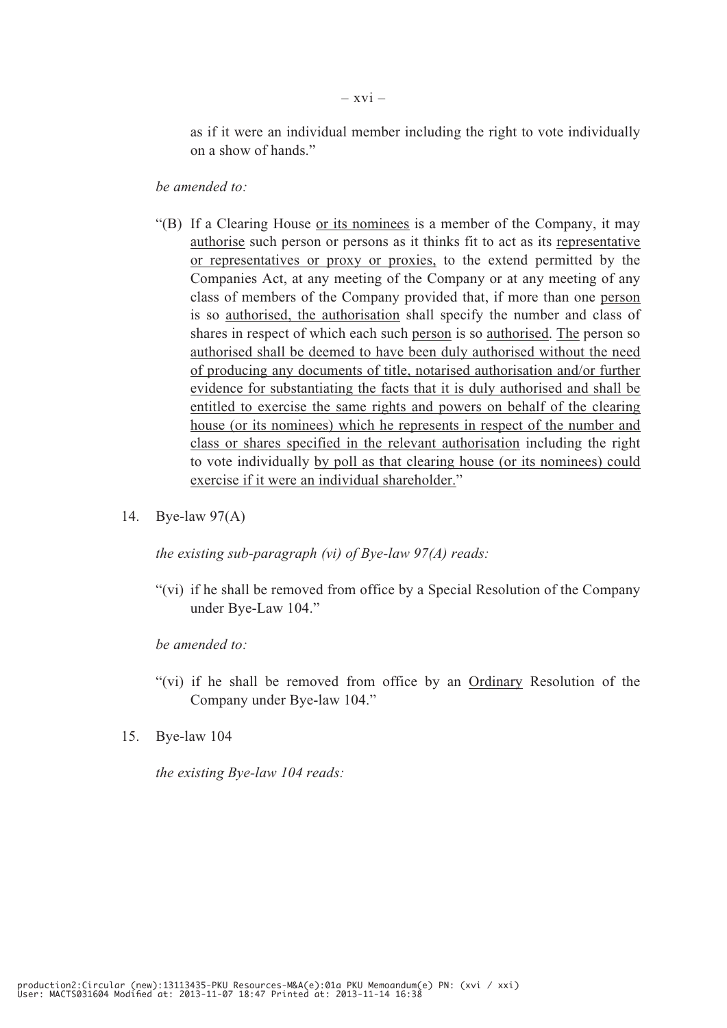as if it were an individual member including the right to vote individually on a show of hands."

*be amended to:*

"(B) If a Clearing House <u>or its nominees</u> is a member of the Company, it may <u>authorise</u> such person or persons as it thinks fit to act as its <u>representative or representatives or proxy or proxies,</u> to the extend permitted by the Companies Act, at any meeting of the Company or at any meeting of any class of members of the Company provided that, if more than one <u>person</u> is so <u>authorised, the authorisation</u> shall specify the number and class of shares in respect of which each such <u>person</u> is so <u>authorised</u>. <u>The</u> person so <u>authorised shall be deemed to have been duly authorised without the need of producing any documents of title, notarised authorisation and/or further evidence for substantiating the facts that it is duly authorised and shall be entitled to exercise the same rights and powers on behalf of the clearing house (or its nominees) which he represents in respect of the number and class or shares specified in the relevant authorisation</u> including the right to vote individually <u>by poll as that clearing house (or its nominees) could exercise if it were an individual shareholder.</u>"

14. Bye-law 97(A)

*the existing sub-paragraph (vi) of Bye-law 97(A) reads:*

"(vi) if he shall be removed from office by a Special Resolution of the Company under Bye-Law 104."

*be amended to:*

"(vi) if he shall be removed from office by an <u>Ordinary</u> Resolution of the Company under Bye-law 104."

15. Bye-law 104

*the existing Bye-law 104 reads:*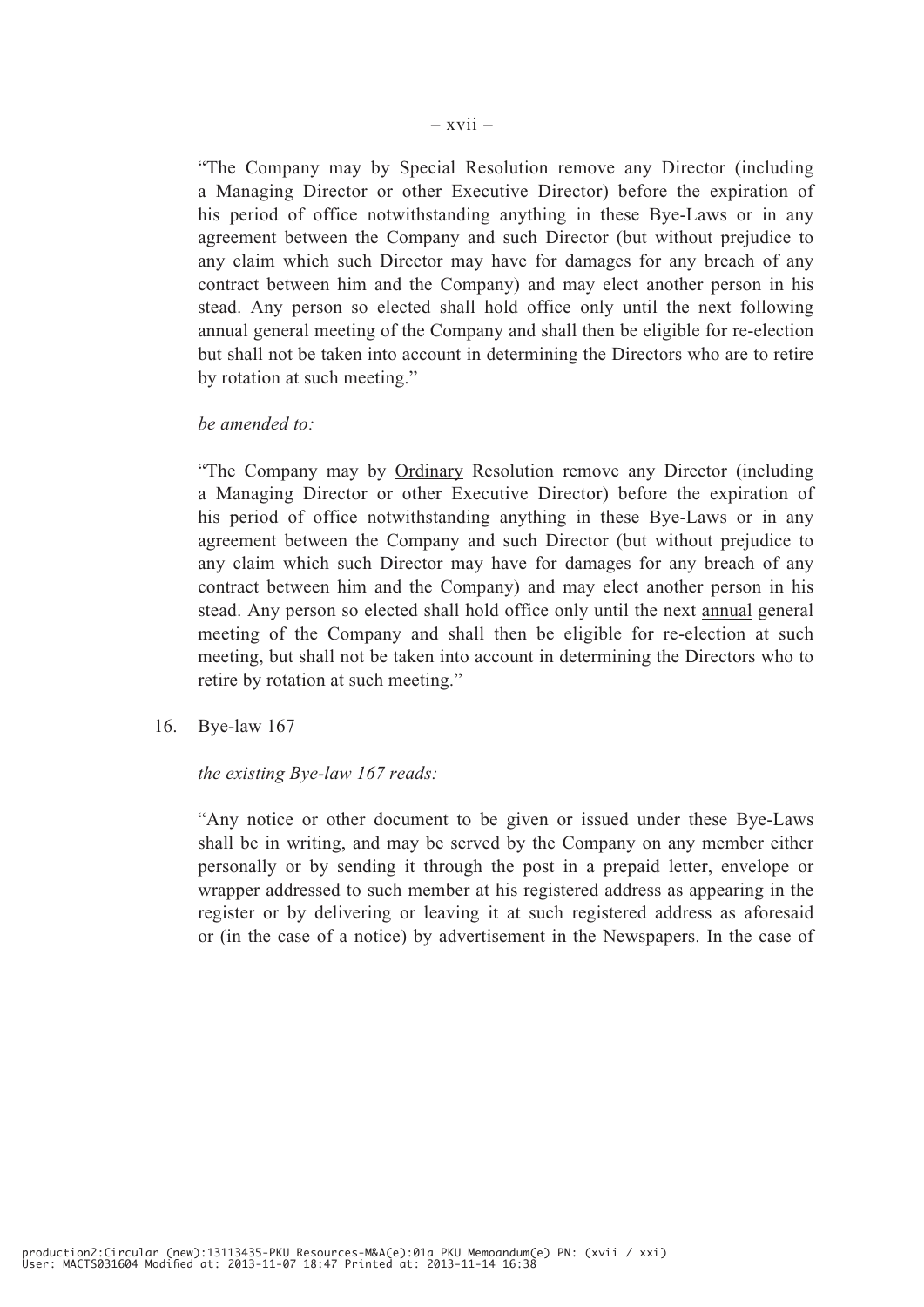"The Company may by Special Resolution remove any Director (including a Managing Director or other Executive Director) before the expiration of his period of office notwithstanding anything in these Bye-Laws or in any agreement between the Company and such Director (but without prejudice to any claim which such Director may have for damages for any breach of any contract between him and the Company) and may elect another person in his stead. Any person so elected shall hold office only until the next following annual general meeting of the Company and shall then be eligible for re-election but shall not be taken into account in determining the Directors who are to retire by rotation at such meeting."

*be amended to:*

"The Company may by <u>Ordinary</u> Resolution remove any Director (including a Managing Director or other Executive Director) before the expiration of his period of office notwithstanding anything in these Bye-Laws or in any agreement between the Company and such Director (but without prejudice to any claim which such Director may have for damages for any breach of any contract between him and the Company) and may elect another person in his stead. Any person so elected shall hold office only until the next <u>annual</u> general meeting of the Company and shall then be eligible for re-election at such meeting, but shall not be taken into account in determining the Directors who to retire by rotation at such meeting."

16. Bye-law 167

*the existing Bye-law 167 reads:*

"Any notice or other document to be given or issued under these Bye-Laws shall be in writing, and may be served by the Company on any member either personally or by sending it through the post in a prepaid letter, envelope or wrapper addressed to such member at his registered address as appearing in the register or by delivering or leaving it at such registered address as aforesaid or (in the case of a notice) by advertisement in the Newspapers. In the case of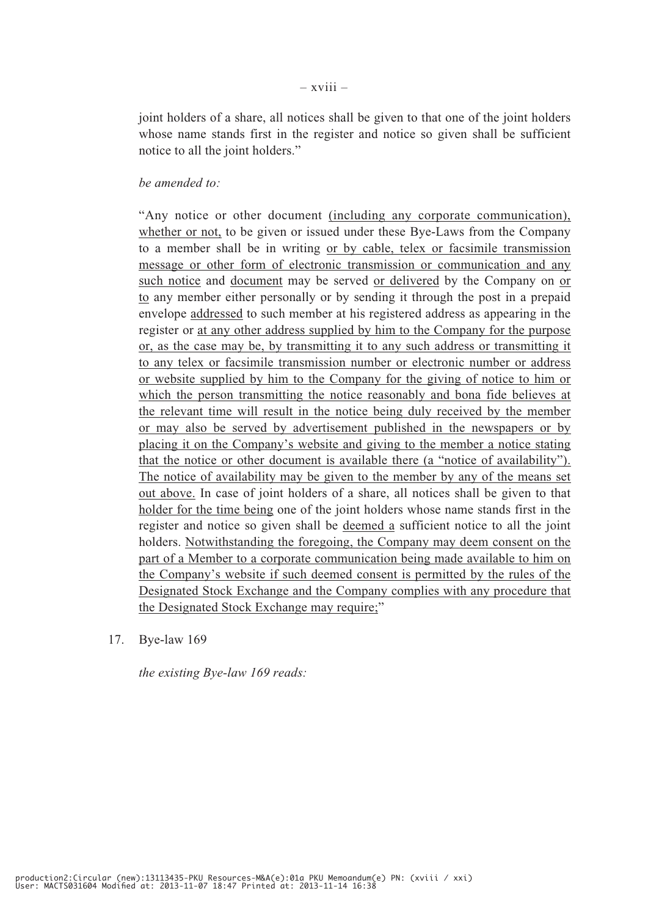joint holders of a share, all notices shall be given to that one of the joint holders whose name stands first in the register and notice so given shall be sufficient notice to all the joint holders."

*be amended to:*

"Any notice or other document <u>(including any corporate communication), whether or not,</u> to be given or issued under these Bye-Laws from the Company to a member shall be in writing <u>or by cable, telex or facsimile transmission message or other form of electronic transmission or communication and any such notice</u> and <u>document</u> may be served <u>or delivered</u> by the Company on <u>or to</u> any member either personally or by sending it through the post in a prepaid envelope <u>addressed</u> to such member at his registered address as appearing in the register or <u>at any other address supplied by him to the Company for the purpose or, as the case may be, by transmitting it to any such address or transmitting it to any telex or facsimile transmission number or electronic number or address or website supplied by him to the Company for the giving of notice to him or which the person transmitting the notice reasonably and bona fide believes at the relevant time will result in the notice being duly received by the member or may also be served by advertisement published in the newspapers or by placing it on the Company's website and giving to the member a notice stating that the notice or other document is available there (a "notice of availability"). The notice of availability may be given to the member by any of the means set out above.</u> In case of joint holders of a share, all notices shall be given to that <u>holder for the time being</u> one of the joint holders whose name stands first in the register and notice so given shall be <u>deemed a</u> sufficient notice to all the joint holders. <u>Notwithstanding the foregoing, the Company may deem consent on the part of a Member to a corporate communication being made available to him on the Company's website if such deemed consent is permitted by the rules of the Designated Stock Exchange and the Company complies with any procedure that the Designated Stock Exchange may require;</u>"

17. Bye-law 169

    *the existing Bye-law 169 reads:*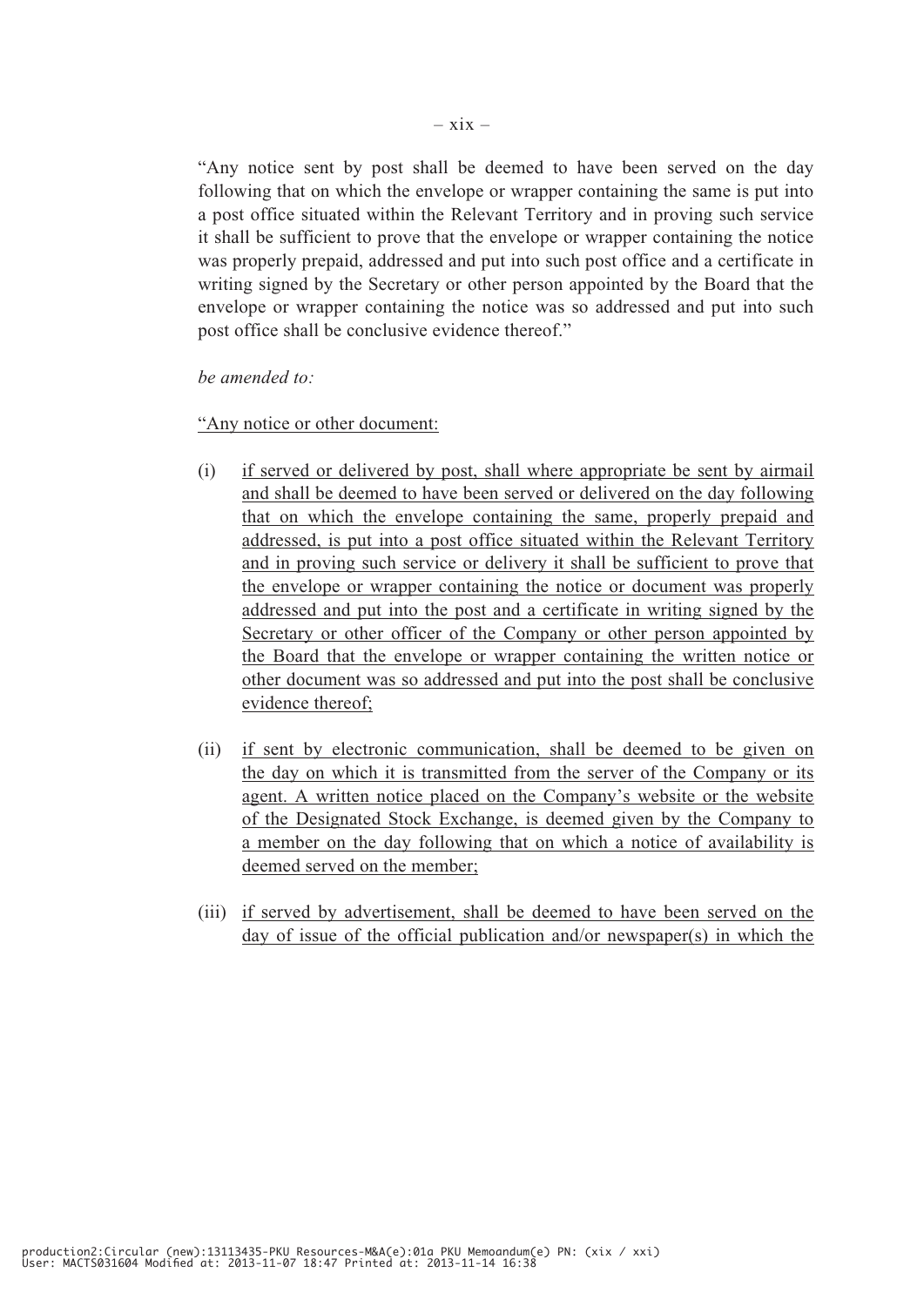"Any notice sent by post shall be deemed to have been served on the day following that on which the envelope or wrapper containing the same is put into a post office situated within the Relevant Territory and in proving such service it shall be sufficient to prove that the envelope or wrapper containing the notice was properly prepaid, addressed and put into such post office and a certificate in writing signed by the Secretary or other person appointed by the Board that the envelope or wrapper containing the notice was so addressed and put into such post office shall be conclusive evidence thereof."

*be amended to:*

<u>"Any notice or other document:</u>

(i) <u>if served or delivered by post, shall where appropriate be sent by airmail and shall be deemed to have been served or delivered on the day following that on which the envelope containing the same, properly prepaid and addressed, is put into a post office situated within the Relevant Territory and in proving such service or delivery it shall be sufficient to prove that the envelope or wrapper containing the notice or document was properly addressed and put into the post and a certificate in writing signed by the Secretary or other officer of the Company or other person appointed by the Board that the envelope or wrapper containing the written notice or other document was so addressed and put into the post shall be conclusive evidence thereof;</u>

(ii) <u>if sent by electronic communication, shall be deemed to be given on the day on which it is transmitted from the server of the Company or its agent. A written notice placed on the Company's website or the website of the Designated Stock Exchange, is deemed given by the Company to a member on the day following that on which a notice of availability is deemed served on the member;</u>

(iii) <u>if served by advertisement, shall be deemed to have been served on the day of issue of the official publication and/or newspaper(s) in which the</u>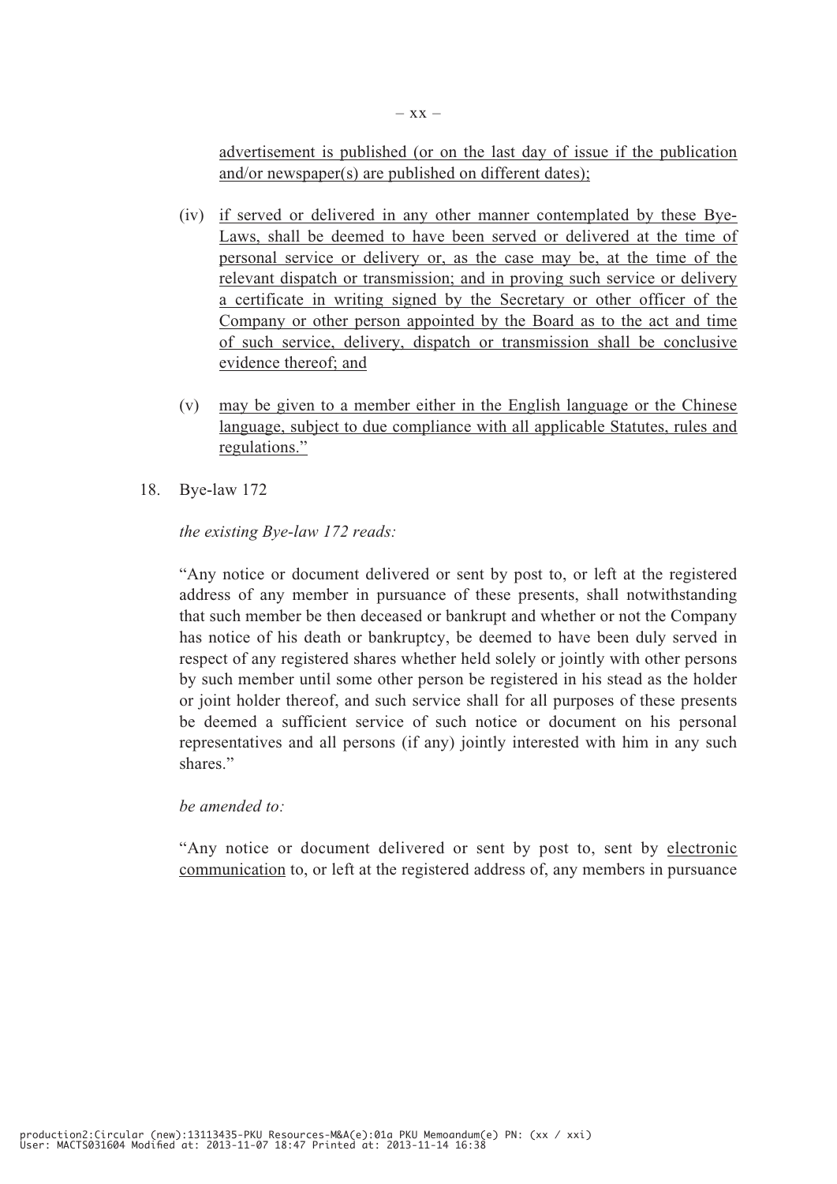<u>advertisement is published (or on the last day of issue if the publication and/or newspaper(s) are published on different dates);</u>

(iv) <u>if served or delivered in any other manner contemplated by these Bye-Laws, shall be deemed to have been served or delivered at the time of personal service or delivery or, as the case may be, at the time of the relevant dispatch or transmission; and in proving such service or delivery a certificate in writing signed by the Secretary or other officer of the Company or other person appointed by the Board as to the act and time of such service, delivery, dispatch or transmission shall be conclusive evidence thereof; and</u>

(v) <u>may be given to a member either in the English language or the Chinese language, subject to due compliance with all applicable Statutes, rules and regulations."</u>

18. Bye-law 172

*the existing Bye-law 172 reads:*

"Any notice or document delivered or sent by post to, or left at the registered address of any member in pursuance of these presents, shall notwithstanding that such member be then deceased or bankrupt and whether or not the Company has notice of his death or bankruptcy, be deemed to have been duly served in respect of any registered shares whether held solely or jointly with other persons by such member until some other person be registered in his stead as the holder or joint holder thereof, and such service shall for all purposes of these presents be deemed a sufficient service of such notice or document on his personal representatives and all persons (if any) jointly interested with him in any such shares."

*be amended to:*

"Any notice or document delivered or sent by post to, sent by <u>electronic communication</u> to, or left at the registered address of, any members in pursuance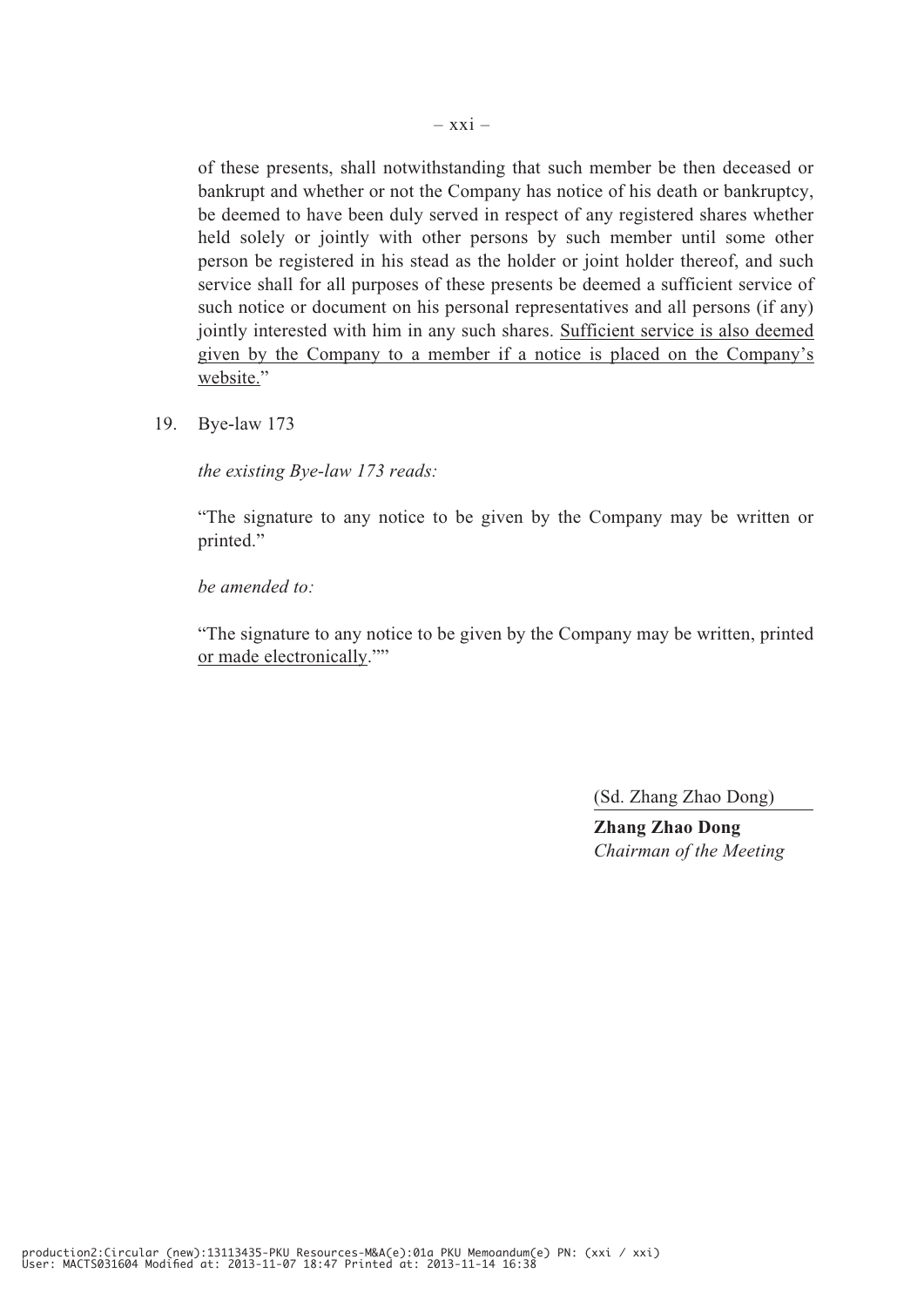of these presents, shall notwithstanding that such member be then deceased or bankrupt and whether or not the Company has notice of his death or bankruptcy, be deemed to have been duly served in respect of any registered shares whether held solely or jointly with other persons by such member until some other person be registered in his stead as the holder or joint holder thereof, and such service shall for all purposes of these presents be deemed a sufficient service of such notice or document on his personal representatives and all persons (if any) jointly interested with him in any such shares. <u>Sufficient service is also deemed given by the Company to a member if a notice is placed on the Company's website.</u>"

19. Bye-law 173

*the existing Bye-law 173 reads:*

"The signature to any notice to be given by the Company may be written or printed."

*be amended to:*

"The signature to any notice to be given by the Company may be written, printed <u>or made electronically</u>.""

(Sd. Zhang Zhao Dong)

**Zhang Zhao Dong**
*Chairman of the Meeting*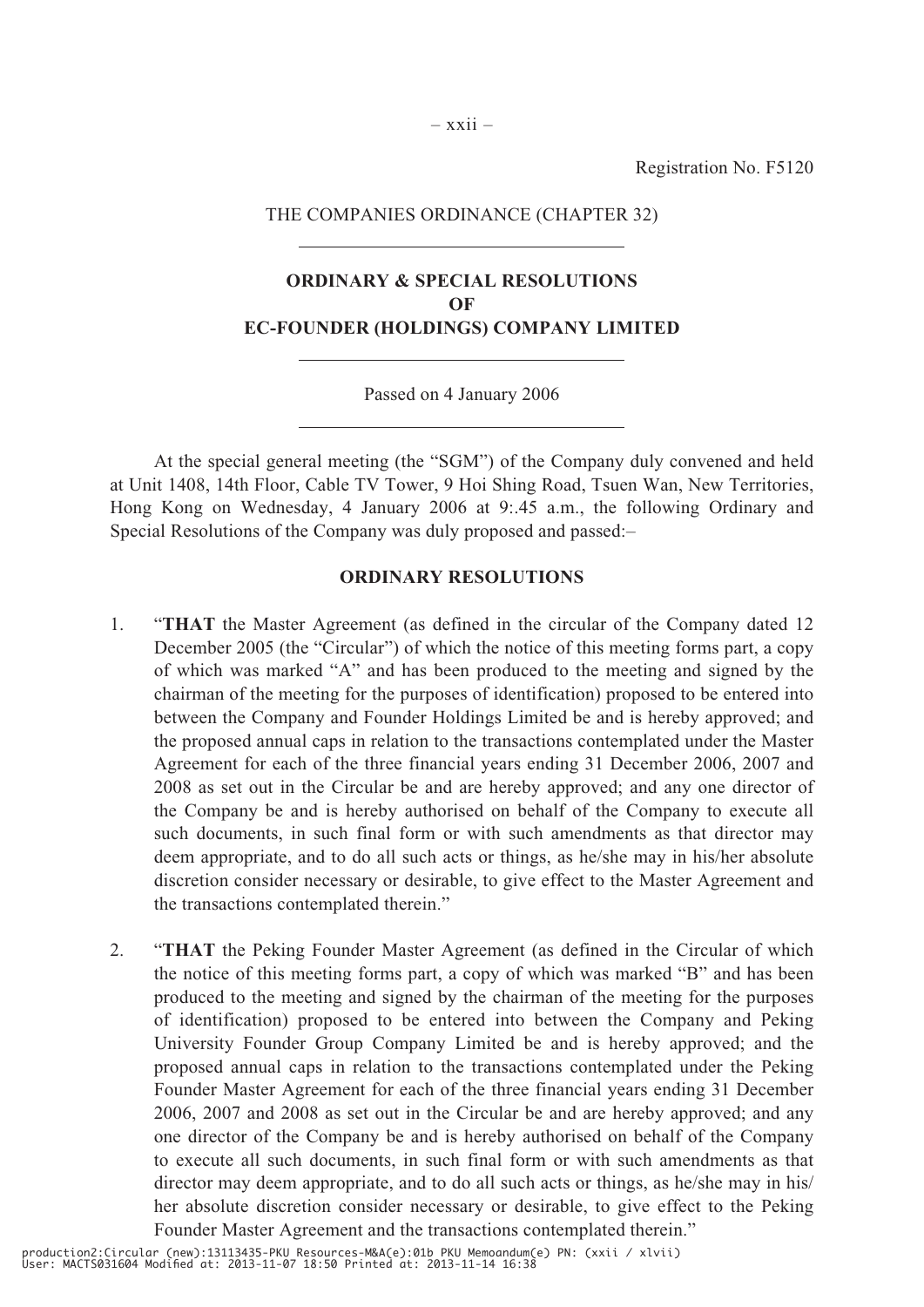Registration No. F5120

THE COMPANIES ORDINANCE (CHAPTER 32)

---

**ORDINARY & SPECIAL RESOLUTIONS**
**OF**
**EC-FOUNDER (HOLDINGS) COMPANY LIMITED**

---

Passed on 4 January 2006

---

At the special general meeting (the "SGM") of the Company duly convened and held at Unit 1408, 14th Floor, Cable TV Tower, 9 Hoi Shing Road, Tsuen Wan, New Territories, Hong Kong on Wednesday, 4 January 2006 at 9:.45 a.m., the following Ordinary and Special Resolutions of the Company was duly proposed and passed:–

## ORDINARY RESOLUTIONS

1. "**THAT** the Master Agreement (as defined in the circular of the Company dated 12 December 2005 (the "Circular") of which the notice of this meeting forms part, a copy of which was marked "A" and has been produced to the meeting and signed by the chairman of the meeting for the purposes of identification) proposed to be entered into between the Company and Founder Holdings Limited be and is hereby approved; and the proposed annual caps in relation to the transactions contemplated under the Master Agreement for each of the three financial years ending 31 December 2006, 2007 and 2008 as set out in the Circular be and are hereby approved; and any one director of the Company be and is hereby authorised on behalf of the Company to execute all such documents, in such final form or with such amendments as that director may deem appropriate, and to do all such acts or things, as he/she may in his/her absolute discretion consider necessary or desirable, to give effect to the Master Agreement and the transactions contemplated therein."

2. "**THAT** the Peking Founder Master Agreement (as defined in the Circular of which the notice of this meeting forms part, a copy of which was marked "B" and has been produced to the meeting and signed by the chairman of the meeting for the purposes of identification) proposed to be entered into between the Company and Peking University Founder Group Company Limited be and is hereby approved; and the proposed annual caps in relation to the transactions contemplated under the Peking Founder Master Agreement for each of the three financial years ending 31 December 2006, 2007 and 2008 as set out in the Circular be and are hereby approved; and any one director of the Company be and is hereby authorised on behalf of the Company to execute all such documents, in such final form or with such amendments as that director may deem appropriate, and to do all such acts or things, as he/she may in his/her absolute discretion consider necessary or desirable, to give effect to the Peking Founder Master Agreement and the transactions contemplated therein."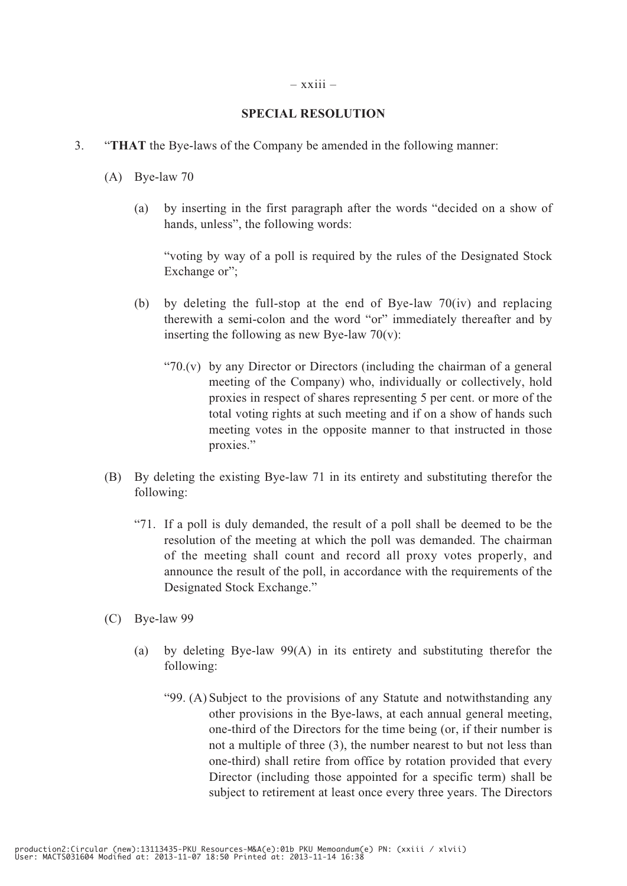**SPECIAL RESOLUTION**

3. "**THAT** the Bye-laws of the Company be amended in the following manner:

   (A) Bye-law 70

      (a) by inserting in the first paragraph after the words "decided on a show of hands, unless", the following words:

         "voting by way of a poll is required by the rules of the Designated Stock Exchange or";

      (b) by deleting the full-stop at the end of Bye-law 70(iv) and replacing therewith a semi-colon and the word "or" immediately thereafter and by inserting the following as new Bye-law 70(v):

         "70.(v) by any Director or Directors (including the chairman of a general meeting of the Company) who, individually or collectively, hold proxies in respect of shares representing 5 per cent. or more of the total voting rights at such meeting and if on a show of hands such meeting votes in the opposite manner to that instructed in those proxies."

   (B) By deleting the existing Bye-law 71 in its entirety and substituting therefor the following:

      "71. If a poll is duly demanded, the result of a poll shall be deemed to be the resolution of the meeting at which the poll was demanded. The chairman of the meeting shall count and record all proxy votes properly, and announce the result of the poll, in accordance with the requirements of the Designated Stock Exchange."

   (C) Bye-law 99

      (a) by deleting Bye-law 99(A) in its entirety and substituting therefor the following:

         "99. (A) Subject to the provisions of any Statute and notwithstanding any other provisions in the Bye-laws, at each annual general meeting, one-third of the Directors for the time being (or, if their number is not a multiple of three (3), the number nearest to but not less than one-third) shall retire from office by rotation provided that every Director (including those appointed for a specific term) shall be subject to retirement at least once every three years. The Directors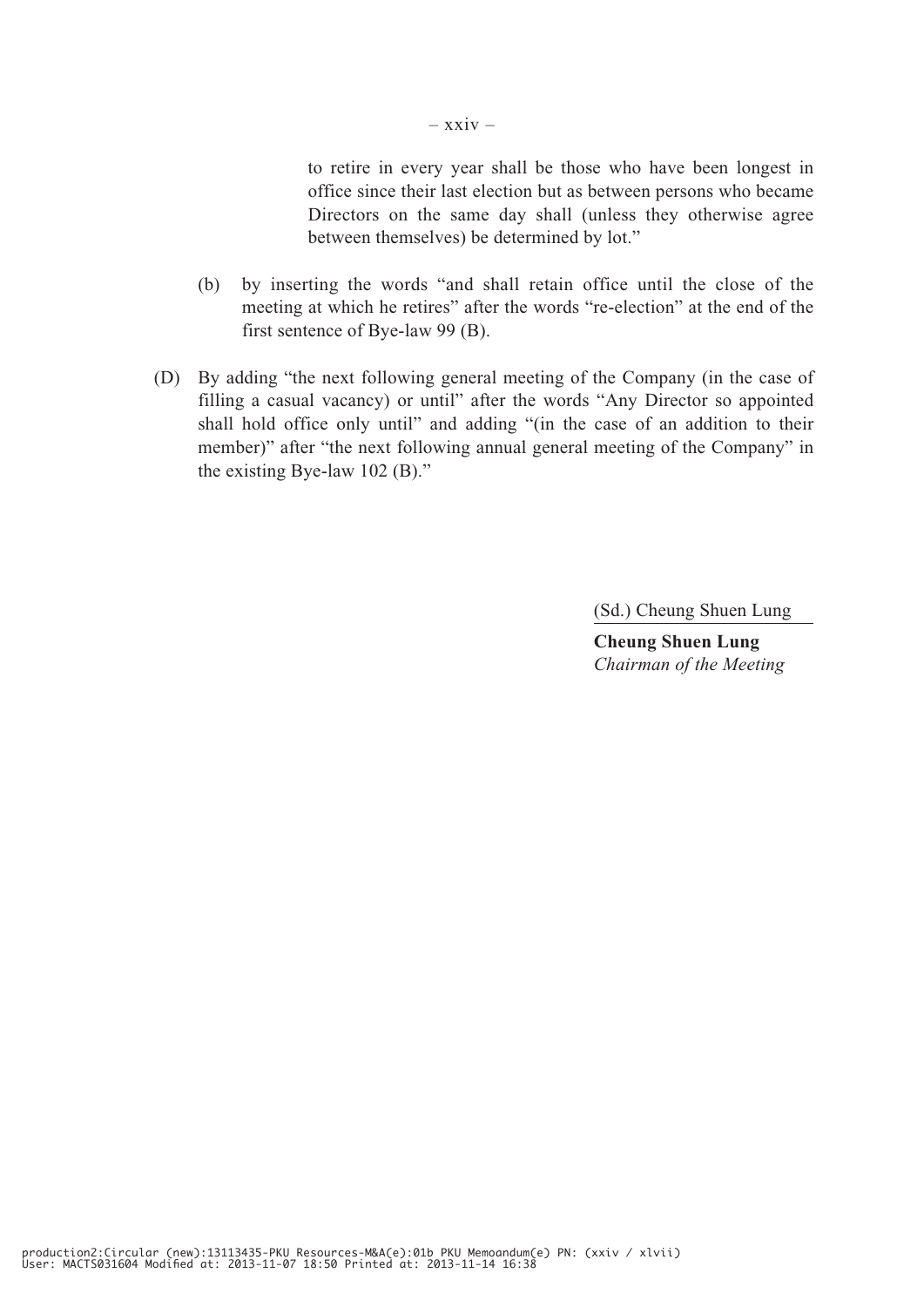to retire in every year shall be those who have been longest in office since their last election but as between persons who became Directors on the same day shall (unless they otherwise agree between themselves) be determined by lot."

(b) by inserting the words "and shall retain office until the close of the meeting at which he retires" after the words "re-election" at the end of the first sentence of Bye-law 99 (B).

(D) By adding "the next following general meeting of the Company (in the case of filling a casual vacancy) or until" after the words "Any Director so appointed shall hold office only until" and adding "(in the case of an addition to their member)" after "the next following annual general meeting of the Company" in the existing Bye-law 102 (B)."

(Sd.) Cheung Shuen Lung

**Cheung Shuen Lung**
*Chairman of the Meeting*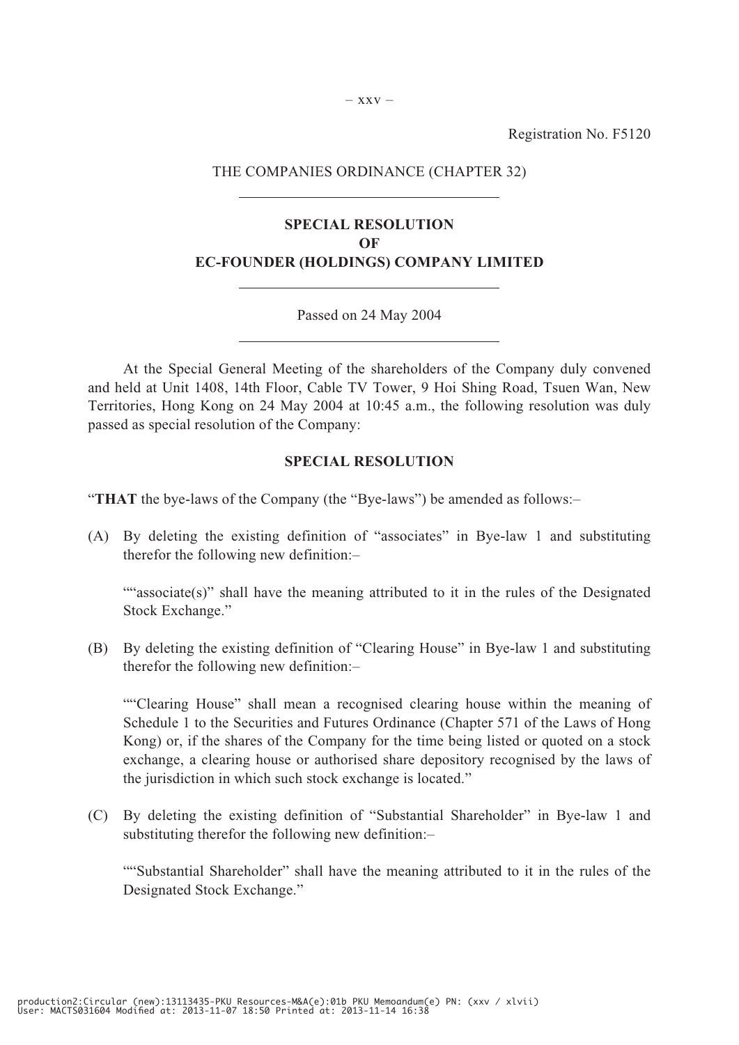Registration No. F5120

THE COMPANIES ORDINANCE (CHAPTER 32)

---

**SPECIAL RESOLUTION**
**OF**
**EC-FOUNDER (HOLDINGS) COMPANY LIMITED**

---

Passed on 24 May 2004

---

At the Special General Meeting of the shareholders of the Company duly convened and held at Unit 1408, 14th Floor, Cable TV Tower, 9 Hoi Shing Road, Tsuen Wan, New Territories, Hong Kong on 24 May 2004 at 10:45 a.m., the following resolution was duly passed as special resolution of the Company:

**SPECIAL RESOLUTION**

"**THAT** the bye-laws of the Company (the "Bye-laws") be amended as follows:–

(A) By deleting the existing definition of "associates" in Bye-law 1 and substituting therefor the following new definition:–

""associate(s)" shall have the meaning attributed to it in the rules of the Designated Stock Exchange."

(B) By deleting the existing definition of "Clearing House" in Bye-law 1 and substituting therefor the following new definition:–

""Clearing House" shall mean a recognised clearing house within the meaning of Schedule 1 to the Securities and Futures Ordinance (Chapter 571 of the Laws of Hong Kong) or, if the shares of the Company for the time being listed or quoted on a stock exchange, a clearing house or authorised share depository recognised by the laws of the jurisdiction in which such stock exchange is located."

(C) By deleting the existing definition of "Substantial Shareholder" in Bye-law 1 and substituting therefor the following new definition:–

""Substantial Shareholder" shall have the meaning attributed to it in the rules of the Designated Stock Exchange."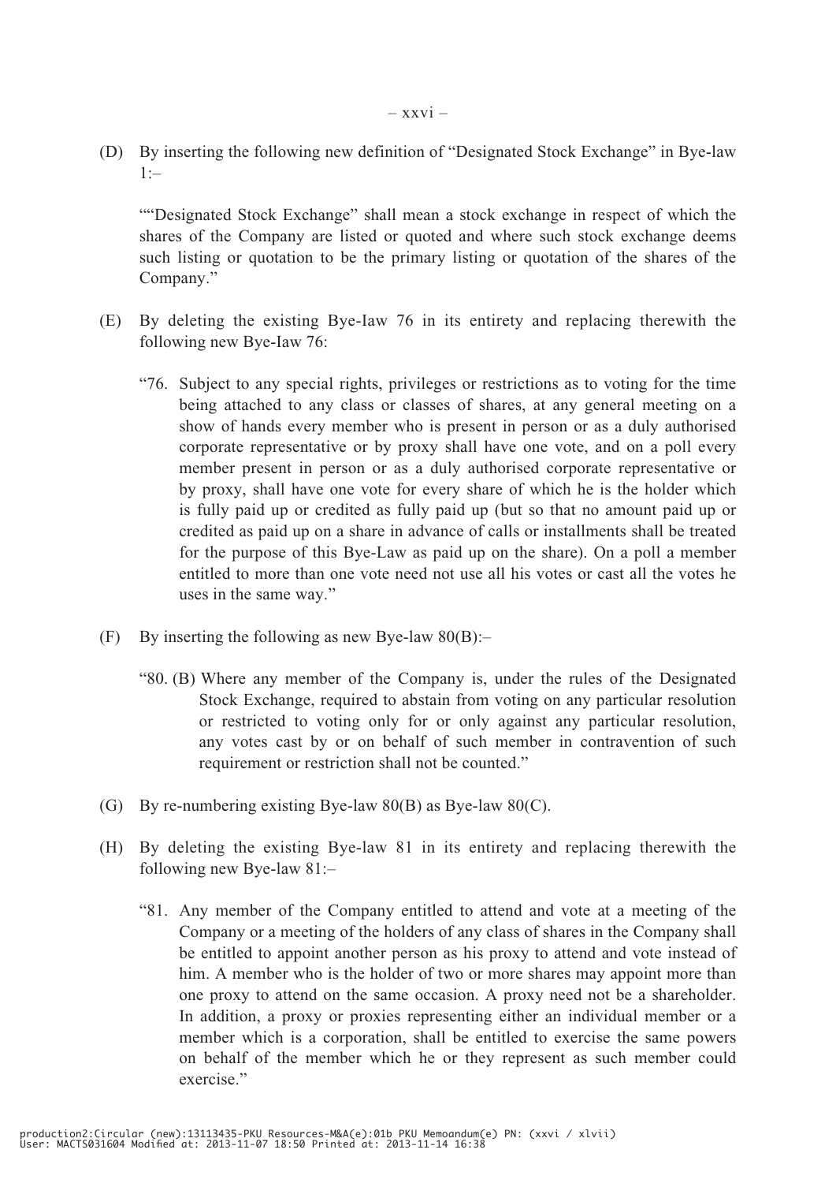(D) By inserting the following new definition of "Designated Stock Exchange" in Bye-law 1:–

""Designated Stock Exchange" shall mean a stock exchange in respect of which the shares of the Company are listed or quoted and where such stock exchange deems such listing or quotation to be the primary listing or quotation of the shares of the Company."

(E) By deleting the existing Bye-Iaw 76 in its entirety and replacing therewith the following new Bye-Iaw 76:

"76. Subject to any special rights, privileges or restrictions as to voting for the time being attached to any class or classes of shares, at any general meeting on a show of hands every member who is present in person or as a duly authorised corporate representative or by proxy shall have one vote, and on a poll every member present in person or as a duly authorised corporate representative or by proxy, shall have one vote for every share of which he is the holder which is fully paid up or credited as fully paid up (but so that no amount paid up or credited as paid up on a share in advance of calls or installments shall be treated for the purpose of this Bye-Law as paid up on the share). On a poll a member entitled to more than one vote need not use all his votes or cast all the votes he uses in the same way."

(F) By inserting the following as new Bye-law 80(B):–

"80. (B) Where any member of the Company is, under the rules of the Designated Stock Exchange, required to abstain from voting on any particular resolution or restricted to voting only for or only against any particular resolution, any votes cast by or on behalf of such member in contravention of such requirement or restriction shall not be counted."

(G) By re-numbering existing Bye-law 80(B) as Bye-law 80(C).

(H) By deleting the existing Bye-law 81 in its entirety and replacing therewith the following new Bye-law 81:–

"81. Any member of the Company entitled to attend and vote at a meeting of the Company or a meeting of the holders of any class of shares in the Company shall be entitled to appoint another person as his proxy to attend and vote instead of him. A member who is the holder of two or more shares may appoint more than one proxy to attend on the same occasion. A proxy need not be a shareholder. In addition, a proxy or proxies representing either an individual member or a member which is a corporation, shall be entitled to exercise the same powers on behalf of the member which he or they represent as such member could exercise."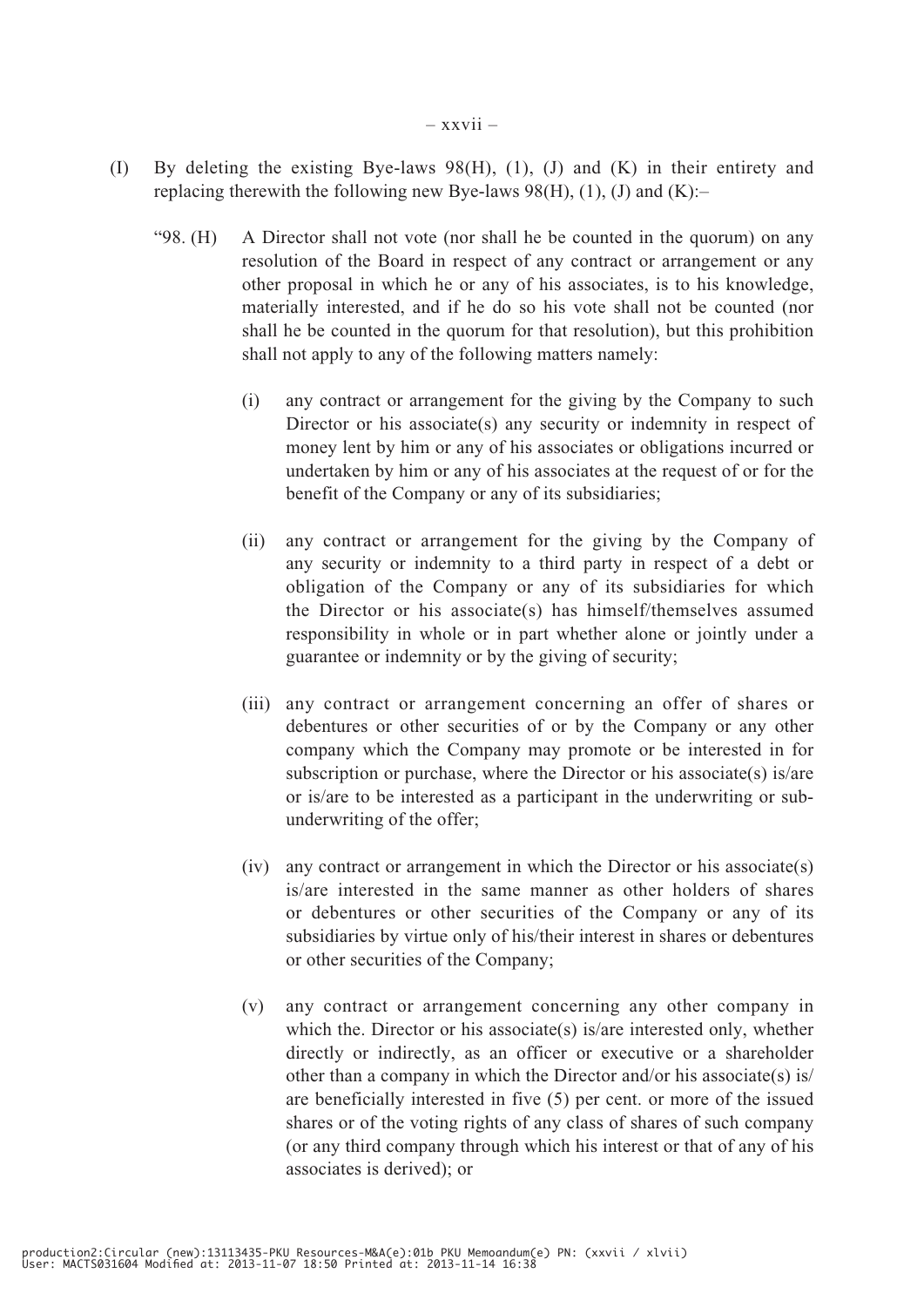(I) By deleting the existing Bye-laws 98(H), (1), (J) and (K) in their entirety and replacing therewith the following new Bye-laws 98(H), (1), (J) and (K):–

"98. (H) A Director shall not vote (nor shall he be counted in the quorum) on any resolution of the Board in respect of any contract or arrangement or any other proposal in which he or any of his associates, is to his knowledge, materially interested, and if he do so his vote shall not be counted (nor shall he be counted in the quorum for that resolution), but this prohibition shall not apply to any of the following matters namely:

(i) any contract or arrangement for the giving by the Company to such Director or his associate(s) any security or indemnity in respect of money lent by him or any of his associates or obligations incurred or undertaken by him or any of his associates at the request of or for the benefit of the Company or any of its subsidiaries;

(ii) any contract or arrangement for the giving by the Company of any security or indemnity to a third party in respect of a debt or obligation of the Company or any of its subsidiaries for which the Director or his associate(s) has himself/themselves assumed responsibility in whole or in part whether alone or jointly under a guarantee or indemnity or by the giving of security;

(iii) any contract or arrangement concerning an offer of shares or debentures or other securities of or by the Company or any other company which the Company may promote or be interested in for subscription or purchase, where the Director or his associate(s) is/are or is/are to be interested as a participant in the underwriting or sub-underwriting of the offer;

(iv) any contract or arrangement in which the Director or his associate(s) is/are interested in the same manner as other holders of shares or debentures or other securities of the Company or any of its subsidiaries by virtue only of his/their interest in shares or debentures or other securities of the Company;

(v) any contract or arrangement concerning any other company in which the. Director or his associate(s) is/are interested only, whether directly or indirectly, as an officer or executive or a shareholder other than a company in which the Director and/or his associate(s) is/are beneficially interested in five (5) per cent. or more of the issued shares or of the voting rights of any class of shares of such company (or any third company through which his interest or that of any of his associates is derived); or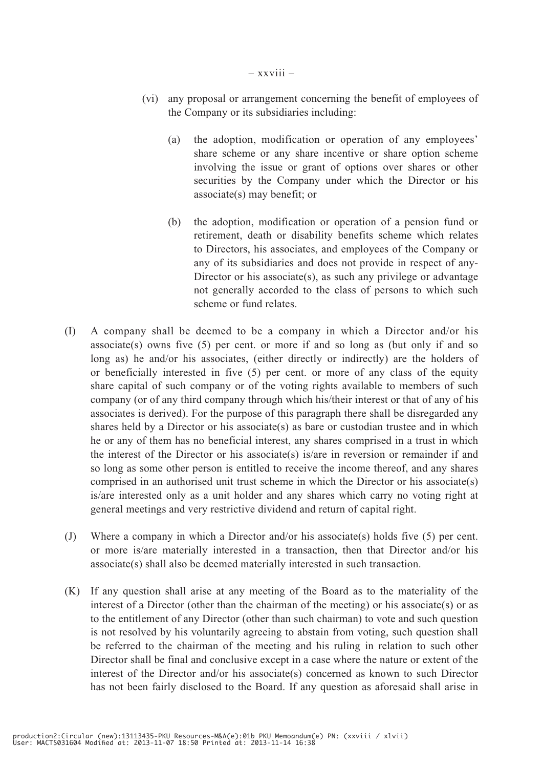(vi) any proposal or arrangement concerning the benefit of employees of the Company or its subsidiaries including:

   (a) the adoption, modification or operation of any employees' share scheme or any share incentive or share option scheme involving the issue or grant of options over shares or other securities by the Company under which the Director or his associate(s) may benefit; or

   (b) the adoption, modification or operation of a pension fund or retirement, death or disability benefits scheme which relates to Directors, his associates, and employees of the Company or any of its subsidiaries and does not provide in respect of any-Director or his associate(s), as such any privilege or advantage not generally accorded to the class of persons to which such scheme or fund relates.

(I) A company shall be deemed to be a company in which a Director and/or his associate(s) owns five (5) per cent. or more if and so long as (but only if and so long as) he and/or his associates, (either directly or indirectly) are the holders of or beneficially interested in five (5) per cent. or more of any class of the equity share capital of such company or of the voting rights available to members of such company (or of any third company through which his/their interest or that of any of his associates is derived). For the purpose of this paragraph there shall be disregarded any shares held by a Director or his associate(s) as bare or custodian trustee and in which he or any of them has no beneficial interest, any shares comprised in a trust in which the interest of the Director or his associate(s) is/are in reversion or remainder if and so long as some other person is entitled to receive the income thereof, and any shares comprised in an authorised unit trust scheme in which the Director or his associate(s) is/are interested only as a unit holder and any shares which carry no voting right at general meetings and very restrictive dividend and return of capital right.

(J) Where a company in which a Director and/or his associate(s) holds five (5) per cent. or more is/are materially interested in a transaction, then that Director and/or his associate(s) shall also be deemed materially interested in such transaction.

(K) If any question shall arise at any meeting of the Board as to the materiality of the interest of a Director (other than the chairman of the meeting) or his associate(s) or as to the entitlement of any Director (other than such chairman) to vote and such question is not resolved by his voluntarily agreeing to abstain from voting, such question shall be referred to the chairman of the meeting and his ruling in relation to such other Director shall be final and conclusive except in a case where the nature or extent of the interest of the Director and/or his associate(s) concerned as known to such Director has not been fairly disclosed to the Board. If any question as aforesaid shall arise in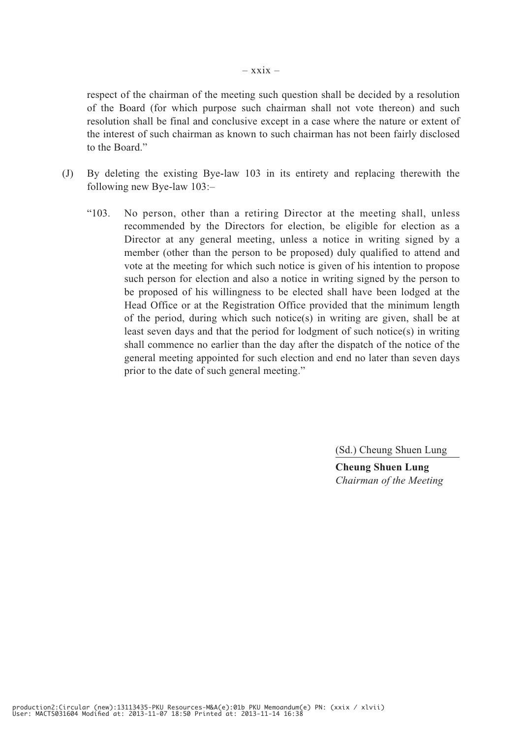respect of the chairman of the meeting such question shall be decided by a resolution of the Board (for which purpose such chairman shall not vote thereon) and such resolution shall be final and conclusive except in a case where the nature or extent of the interest of such chairman as known to such chairman has not been fairly disclosed to the Board."

(J) By deleting the existing Bye-law 103 in its entirety and replacing therewith the following new Bye-law 103:–

"103. No person, other than a retiring Director at the meeting shall, unless recommended by the Directors for election, be eligible for election as a Director at any general meeting, unless a notice in writing signed by a member (other than the person to be proposed) duly qualified to attend and vote at the meeting for which such notice is given of his intention to propose such person for election and also a notice in writing signed by the person to be proposed of his willingness to be elected shall have been lodged at the Head Office or at the Registration Office provided that the minimum length of the period, during which such notice(s) in writing are given, shall be at least seven days and that the period for lodgment of such notice(s) in writing shall commence no earlier than the day after the dispatch of the notice of the general meeting appointed for such election and end no later than seven days prior to the date of such general meeting."

(Sd.) Cheung Shuen Lung

**Cheung Shuen Lung**
*Chairman of the Meeting*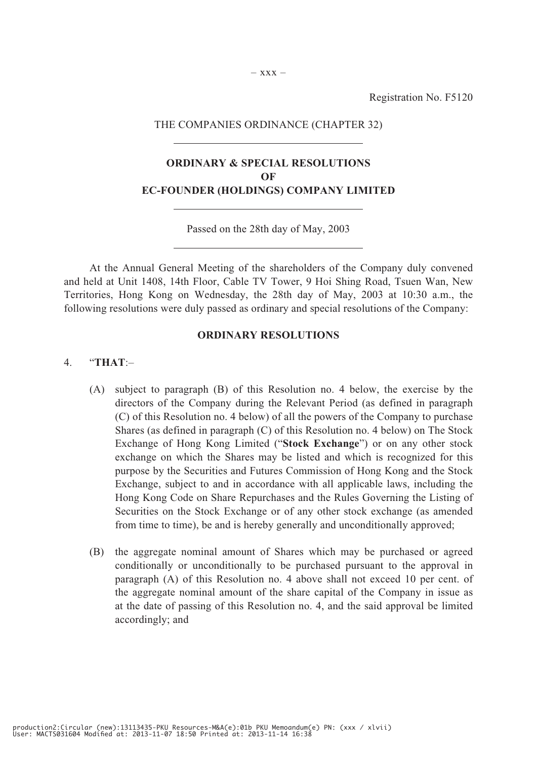Registration No. F5120

THE COMPANIES ORDINANCE (CHAPTER 32)

## ORDINARY & SPECIAL RESOLUTIONS
## OF
## EC-FOUNDER (HOLDINGS) COMPANY LIMITED

Passed on the 28th day of May, 2003

At the Annual General Meeting of the shareholders of the Company duly convened and held at Unit 1408, 14th Floor, Cable TV Tower, 9 Hoi Shing Road, Tsuen Wan, New Territories, Hong Kong on Wednesday, the 28th day of May, 2003 at 10:30 a.m., the following resolutions were duly passed as ordinary and special resolutions of the Company:

### ORDINARY RESOLUTIONS

4. "**THAT**:–

(A) subject to paragraph (B) of this Resolution no. 4 below, the exercise by the directors of the Company during the Relevant Period (as defined in paragraph (C) of this Resolution no. 4 below) of all the powers of the Company to purchase Shares (as defined in paragraph (C) of this Resolution no. 4 below) on The Stock Exchange of Hong Kong Limited ("**Stock Exchange**") or on any other stock exchange on which the Shares may be listed and which is recognized for this purpose by the Securities and Futures Commission of Hong Kong and the Stock Exchange, subject to and in accordance with all applicable laws, including the Hong Kong Code on Share Repurchases and the Rules Governing the Listing of Securities on the Stock Exchange or of any other stock exchange (as amended from time to time), be and is hereby generally and unconditionally approved;

(B) the aggregate nominal amount of Shares which may be purchased or agreed conditionally or unconditionally to be purchased pursuant to the approval in paragraph (A) of this Resolution no. 4 above shall not exceed 10 per cent. of the aggregate nominal amount of the share capital of the Company in issue as at the date of passing of this Resolution no. 4, and the said approval be limited accordingly; and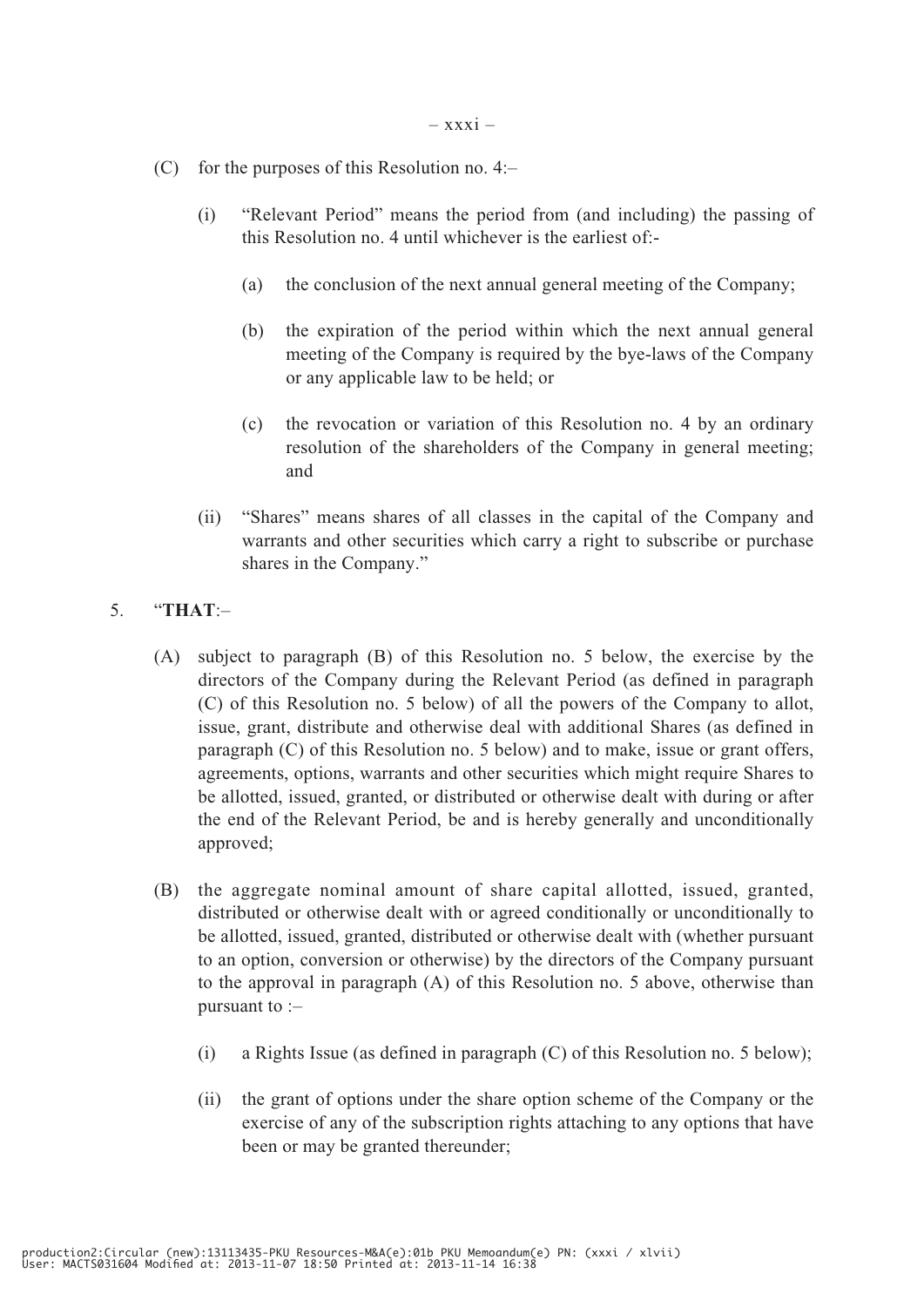(C) for the purposes of this Resolution no. 4:–

  (i) "Relevant Period" means the period from (and including) the passing of this Resolution no. 4 until whichever is the earliest of:-

    (a) the conclusion of the next annual general meeting of the Company;

    (b) the expiration of the period within which the next annual general meeting of the Company is required by the bye-laws of the Company or any applicable law to be held; or

    (c) the revocation or variation of this Resolution no. 4 by an ordinary resolution of the shareholders of the Company in general meeting; and

  (ii) "Shares" means shares of all classes in the capital of the Company and warrants and other securities which carry a right to subscribe or purchase shares in the Company."

5. "**THAT**:–

(A) subject to paragraph (B) of this Resolution no. 5 below, the exercise by the directors of the Company during the Relevant Period (as defined in paragraph (C) of this Resolution no. 5 below) of all the powers of the Company to allot, issue, grant, distribute and otherwise deal with additional Shares (as defined in paragraph (C) of this Resolution no. 5 below) and to make, issue or grant offers, agreements, options, warrants and other securities which might require Shares to be allotted, issued, granted, or distributed or otherwise dealt with during or after the end of the Relevant Period, be and is hereby generally and unconditionally approved;

(B) the aggregate nominal amount of share capital allotted, issued, granted, distributed or otherwise dealt with or agreed conditionally or unconditionally to be allotted, issued, granted, distributed or otherwise dealt with (whether pursuant to an option, conversion or otherwise) by the directors of the Company pursuant to the approval in paragraph (A) of this Resolution no. 5 above, otherwise than pursuant to :–

  (i) a Rights Issue (as defined in paragraph (C) of this Resolution no. 5 below);

  (ii) the grant of options under the share option scheme of the Company or the exercise of any of the subscription rights attaching to any options that have been or may be granted thereunder;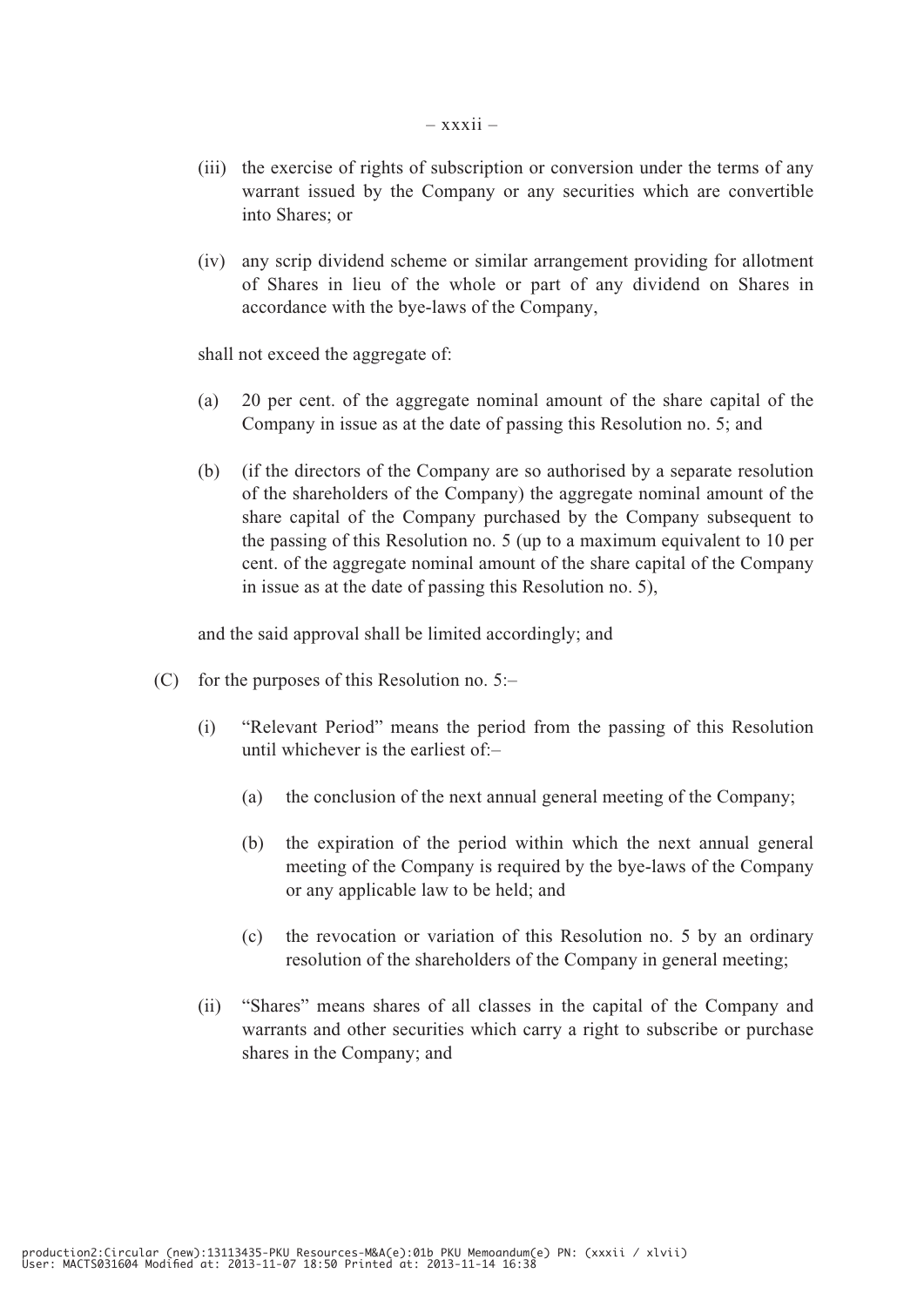(iii) the exercise of rights of subscription or conversion under the terms of any warrant issued by the Company or any securities which are convertible into Shares; or

(iv) any scrip dividend scheme or similar arrangement providing for allotment of Shares in lieu of the whole or part of any dividend on Shares in accordance with the bye-laws of the Company,

shall not exceed the aggregate of:

(a) 20 per cent. of the aggregate nominal amount of the share capital of the Company in issue as at the date of passing this Resolution no. 5; and

(b) (if the directors of the Company are so authorised by a separate resolution of the shareholders of the Company) the aggregate nominal amount of the share capital of the Company purchased by the Company subsequent to the passing of this Resolution no. 5 (up to a maximum equivalent to 10 per cent. of the aggregate nominal amount of the share capital of the Company in issue as at the date of passing this Resolution no. 5),

and the said approval shall be limited accordingly; and

(C) for the purposes of this Resolution no. 5:–

(i) "Relevant Period" means the period from the passing of this Resolution until whichever is the earliest of:–

(a) the conclusion of the next annual general meeting of the Company;

(b) the expiration of the period within which the next annual general meeting of the Company is required by the bye-laws of the Company or any applicable law to be held; and

(c) the revocation or variation of this Resolution no. 5 by an ordinary resolution of the shareholders of the Company in general meeting;

(ii) "Shares" means shares of all classes in the capital of the Company and warrants and other securities which carry a right to subscribe or purchase shares in the Company; and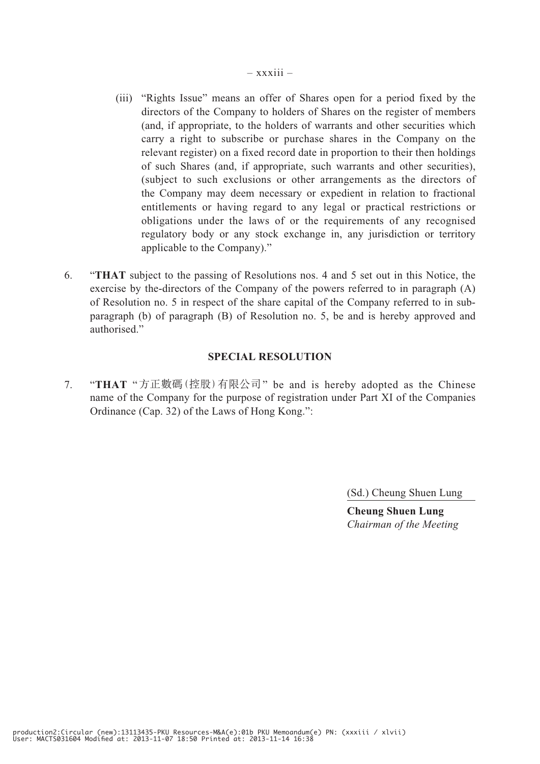(iii) "Rights Issue" means an offer of Shares open for a period fixed by the directors of the Company to holders of Shares on the register of members (and, if appropriate, to the holders of warrants and other securities which carry a right to subscribe or purchase shares in the Company on the relevant register) on a fixed record date in proportion to their then holdings of such Shares (and, if appropriate, such warrants and other securities), (subject to such exclusions or other arrangements as the directors of the Company may deem necessary or expedient in relation to fractional entitlements or having regard to any legal or practical restrictions or obligations under the laws of or the requirements of any recognised regulatory body or any stock exchange in, any jurisdiction or territory applicable to the Company)."

6. "**THAT** subject to the passing of Resolutions nos. 4 and 5 set out in this Notice, the exercise by the-directors of the Company of the powers referred to in paragraph (A) of Resolution no. 5 in respect of the share capital of the Company referred to in sub-paragraph (b) of paragraph (B) of Resolution no. 5, be and is hereby approved and authorised."

**SPECIAL RESOLUTION**

7. "**THAT** "方正數碼(控股)有限公司" be and is hereby adopted as the Chinese name of the Company for the purpose of registration under Part XI of the Companies Ordinance (Cap. 32) of the Laws of Hong Kong.":

(Sd.) Cheung Shuen Lung

**Cheung Shuen Lung**
*Chairman of the Meeting*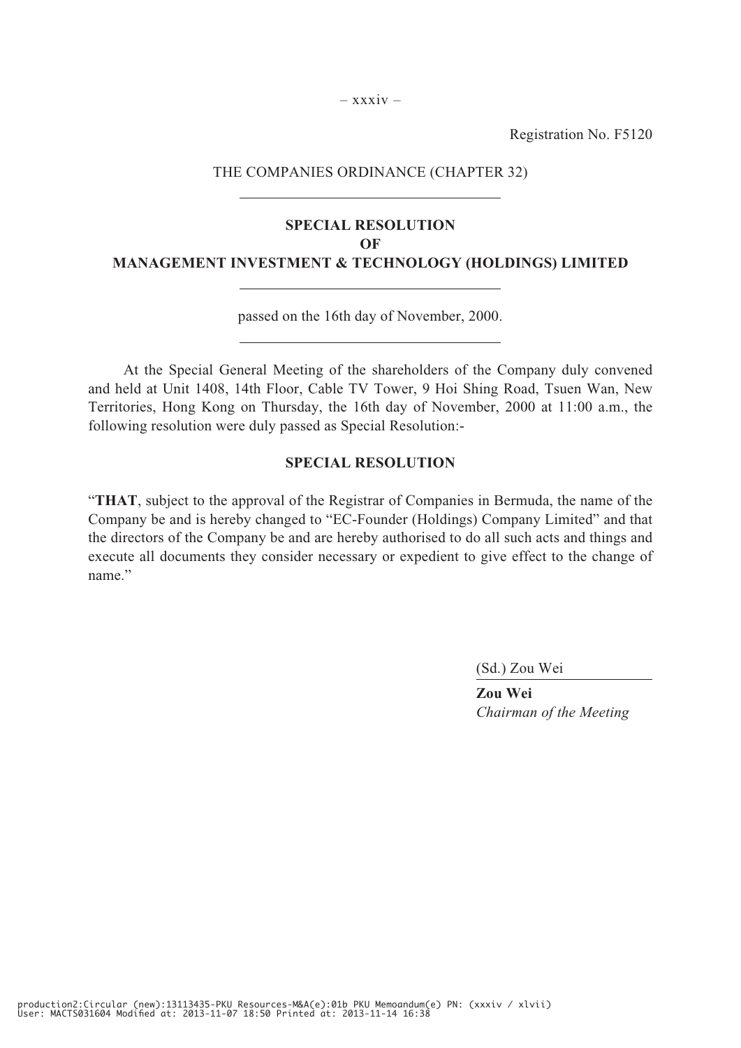Registration No. F5120

THE COMPANIES ORDINANCE (CHAPTER 32)

---

**SPECIAL RESOLUTION**
**OF**
**MANAGEMENT INVESTMENT & TECHNOLOGY (HOLDINGS) LIMITED**

---

passed on the 16th day of November, 2000.

---

At the Special General Meeting of the shareholders of the Company duly convened and held at Unit 1408, 14th Floor, Cable TV Tower, 9 Hoi Shing Road, Tsuen Wan, New Territories, Hong Kong on Thursday, the 16th day of November, 2000 at 11:00 a.m., the following resolution were duly passed as Special Resolution:-

**SPECIAL RESOLUTION**

"**THAT**, subject to the approval of the Registrar of Companies in Bermuda, the name of the Company be and is hereby changed to "EC-Founder (Holdings) Company Limited" and that the directors of the Company be and are hereby authorised to do all such acts and things and execute all documents they consider necessary or expedient to give effect to the change of name."

(Sd.) Zou Wei

**Zou Wei**
*Chairman of the Meeting*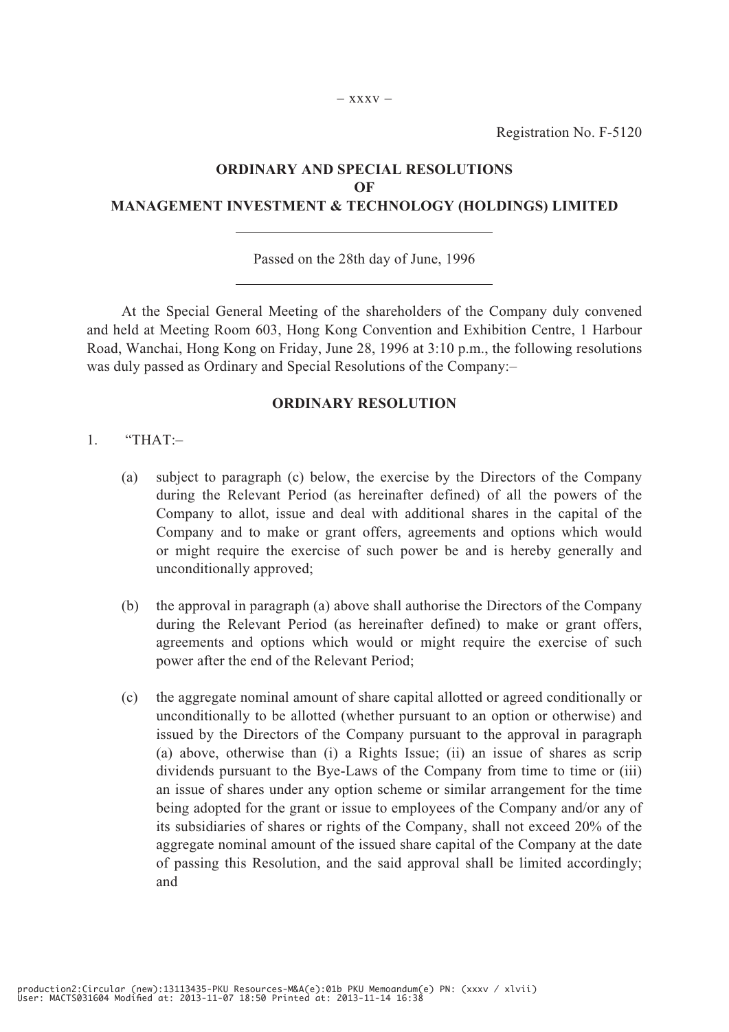Registration No. F-5120

**ORDINARY AND SPECIAL RESOLUTIONS**
**OF**
**MANAGEMENT INVESTMENT & TECHNOLOGY (HOLDINGS) LIMITED**

---

Passed on the 28th day of June, 1996

---

At the Special General Meeting of the shareholders of the Company duly convened and held at Meeting Room 603, Hong Kong Convention and Exhibition Centre, 1 Harbour Road, Wanchai, Hong Kong on Friday, June 28, 1996 at 3:10 p.m., the following resolutions was duly passed as Ordinary and Special Resolutions of the Company:–

## ORDINARY RESOLUTION

1. "THAT:–

   (a) subject to paragraph (c) below, the exercise by the Directors of the Company during the Relevant Period (as hereinafter defined) of all the powers of the Company to allot, issue and deal with additional shares in the capital of the Company and to make or grant offers, agreements and options which would or might require the exercise of such power be and is hereby generally and unconditionally approved;

   (b) the approval in paragraph (a) above shall authorise the Directors of the Company during the Relevant Period (as hereinafter defined) to make or grant offers, agreements and options which would or might require the exercise of such power after the end of the Relevant Period;

   (c) the aggregate nominal amount of share capital allotted or agreed conditionally or unconditionally to be allotted (whether pursuant to an option or otherwise) and issued by the Directors of the Company pursuant to the approval in paragraph (a) above, otherwise than (i) a Rights Issue; (ii) an issue of shares as scrip dividends pursuant to the Bye-Laws of the Company from time to time or (iii) an issue of shares under any option scheme or similar arrangement for the time being adopted for the grant or issue to employees of the Company and/or any of its subsidiaries of shares or rights of the Company, shall not exceed 20% of the aggregate nominal amount of the issued share capital of the Company at the date of passing this Resolution, and the said approval shall be limited accordingly; and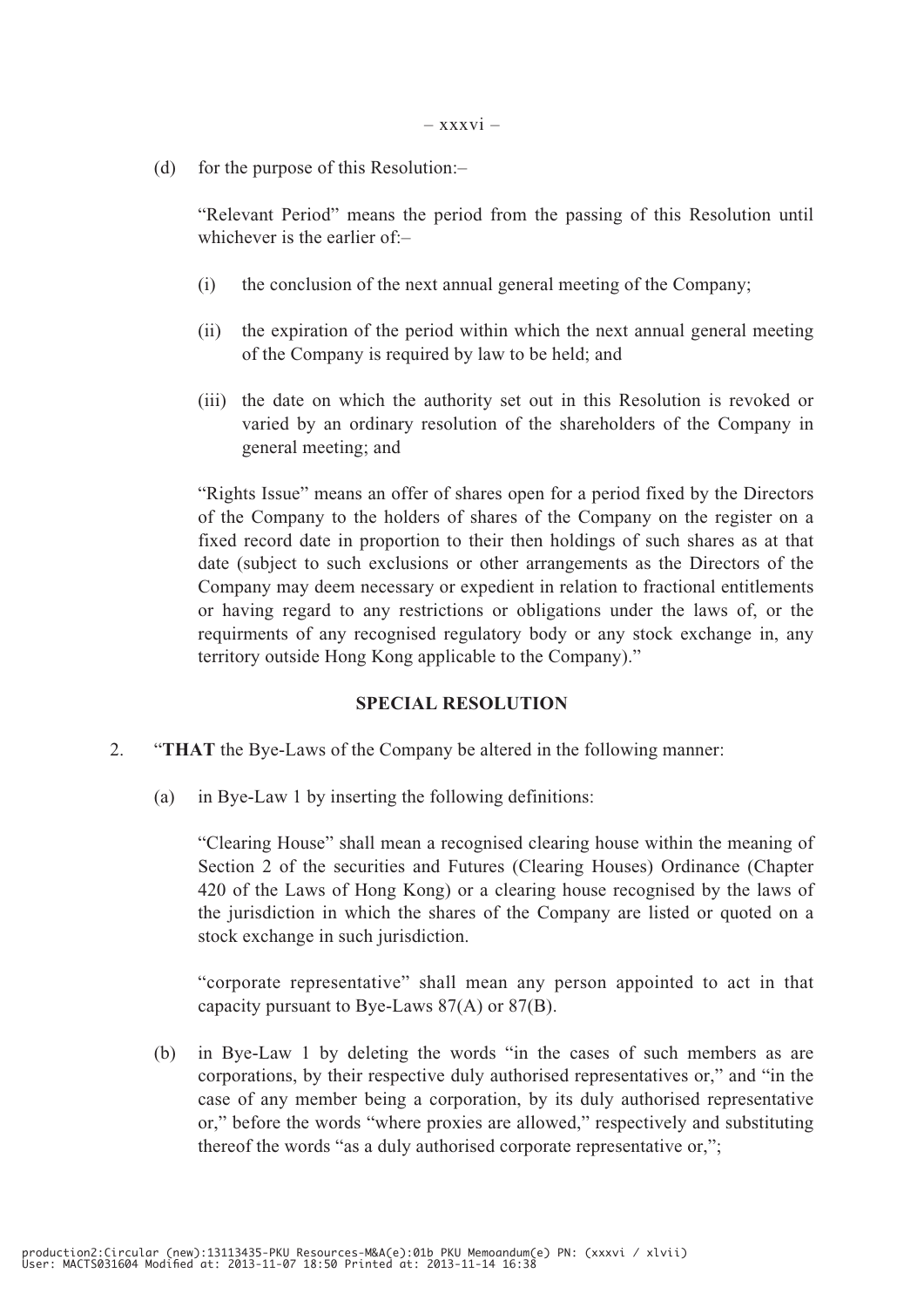(d) for the purpose of this Resolution:–

"Relevant Period" means the period from the passing of this Resolution until whichever is the earlier of:–

(i) the conclusion of the next annual general meeting of the Company;

(ii) the expiration of the period within which the next annual general meeting of the Company is required by law to be held; and

(iii) the date on which the authority set out in this Resolution is revoked or varied by an ordinary resolution of the shareholders of the Company in general meeting; and

"Rights Issue" means an offer of shares open for a period fixed by the Directors of the Company to the holders of shares of the Company on the register on a fixed record date in proportion to their then holdings of such shares as at that date (subject to such exclusions or other arrangements as the Directors of the Company may deem necessary or expedient in relation to fractional entitlements or having regard to any restrictions or obligations under the laws of, or the requirments of any recognised regulatory body or any stock exchange in, any territory outside Hong Kong applicable to the Company)."

**SPECIAL RESOLUTION**

2. "**THAT** the Bye-Laws of the Company be altered in the following manner:

(a) in Bye-Law 1 by inserting the following definitions:

"Clearing House" shall mean a recognised clearing house within the meaning of Section 2 of the securities and Futures (Clearing Houses) Ordinance (Chapter 420 of the Laws of Hong Kong) or a clearing house recognised by the laws of the jurisdiction in which the shares of the Company are listed or quoted on a stock exchange in such jurisdiction.

"corporate representative" shall mean any person appointed to act in that capacity pursuant to Bye-Laws 87(A) or 87(B).

(b) in Bye-Law 1 by deleting the words "in the cases of such members as are corporations, by their respective duly authorised representatives or," and "in the case of any member being a corporation, by its duly authorised representative or," before the words "where proxies are allowed," respectively and substituting thereof the words "as a duly authorised corporate representative or,";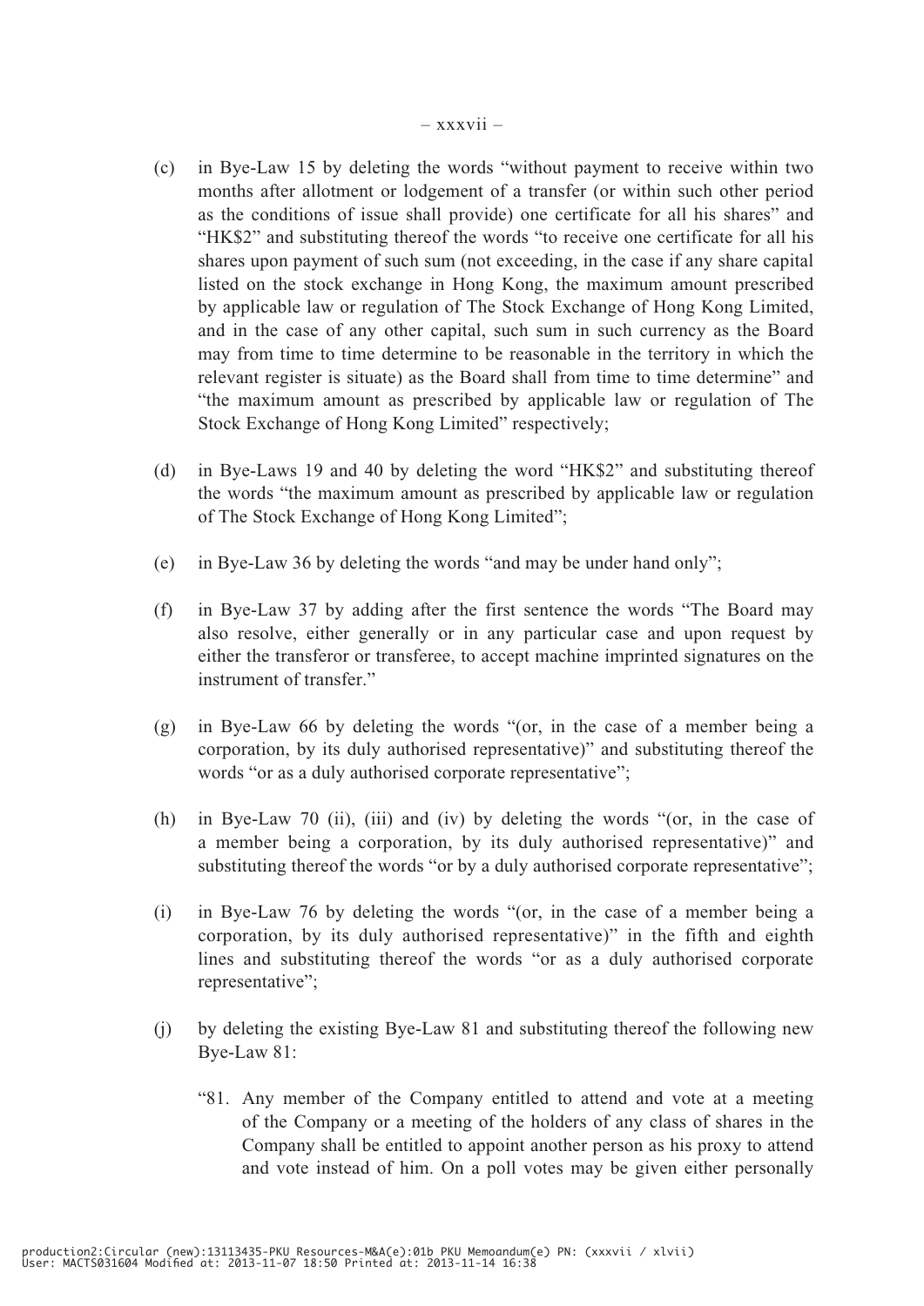(c) in Bye-Law 15 by deleting the words "without payment to receive within two months after allotment or lodgement of a transfer (or within such other period as the conditions of issue shall provide) one certificate for all his shares" and "HK$2" and substituting thereof the words "to receive one certificate for all his shares upon payment of such sum (not exceeding, in the case if any share capital listed on the stock exchange in Hong Kong, the maximum amount prescribed by applicable law or regulation of The Stock Exchange of Hong Kong Limited, and in the case of any other capital, such sum in such currency as the Board may from time to time determine to be reasonable in the territory in which the relevant register is situate) as the Board shall from time to time determine" and "the maximum amount as prescribed by applicable law or regulation of The Stock Exchange of Hong Kong Limited" respectively;

(d) in Bye-Laws 19 and 40 by deleting the word "HK$2" and substituting thereof the words "the maximum amount as prescribed by applicable law or regulation of The Stock Exchange of Hong Kong Limited";

(e) in Bye-Law 36 by deleting the words "and may be under hand only";

(f) in Bye-Law 37 by adding after the first sentence the words "The Board may also resolve, either generally or in any particular case and upon request by either the transferor or transferee, to accept machine imprinted signatures on the instrument of transfer."

(g) in Bye-Law 66 by deleting the words "(or, in the case of a member being a corporation, by its duly authorised representative)" and substituting thereof the words "or as a duly authorised corporate representative";

(h) in Bye-Law 70 (ii), (iii) and (iv) by deleting the words "(or, in the case of a member being a corporation, by its duly authorised representative)" and substituting thereof the words "or by a duly authorised corporate representative";

(i) in Bye-Law 76 by deleting the words "(or, in the case of a member being a corporation, by its duly authorised representative)" in the fifth and eighth lines and substituting thereof the words "or as a duly authorised corporate representative";

(j) by deleting the existing Bye-Law 81 and substituting thereof the following new Bye-Law 81:

"81. Any member of the Company entitled to attend and vote at a meeting of the Company or a meeting of the holders of any class of shares in the Company shall be entitled to appoint another person as his proxy to attend and vote instead of him. On a poll votes may be given either personally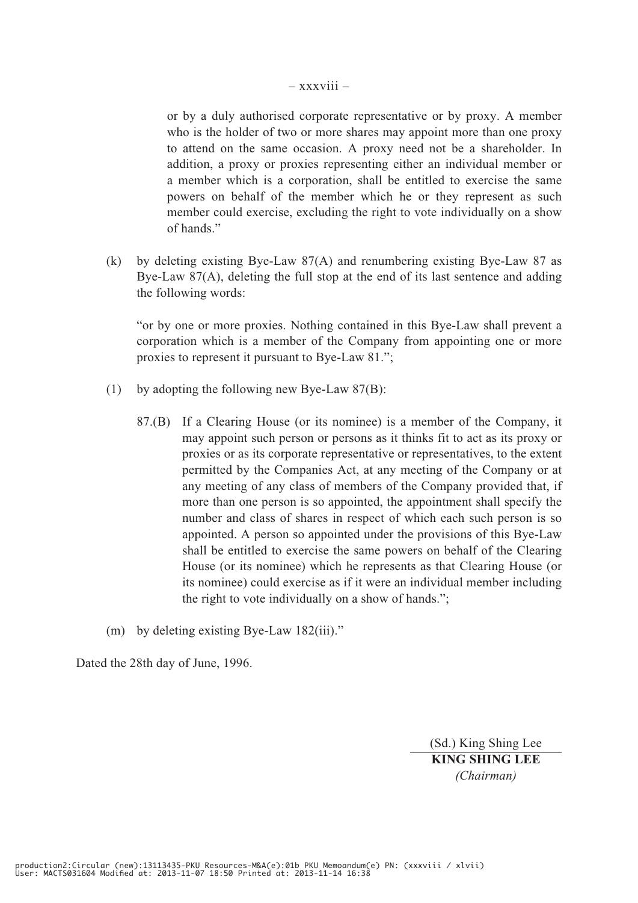or by a duly authorised corporate representative or by proxy. A member who is the holder of two or more shares may appoint more than one proxy to attend on the same occasion. A proxy need not be a shareholder. In addition, a proxy or proxies representing either an individual member or a member which is a corporation, shall be entitled to exercise the same powers on behalf of the member which he or they represent as such member could exercise, excluding the right to vote individually on a show of hands."

(k) by deleting existing Bye-Law 87(A) and renumbering existing Bye-Law 87 as Bye-Law 87(A), deleting the full stop at the end of its last sentence and adding the following words:

"or by one or more proxies. Nothing contained in this Bye-Law shall prevent a corporation which is a member of the Company from appointing one or more proxies to represent it pursuant to Bye-Law 81.";

(l) by adopting the following new Bye-Law 87(B):

87.(B) If a Clearing House (or its nominee) is a member of the Company, it may appoint such person or persons as it thinks fit to act as its proxy or proxies or as its corporate representative or representatives, to the extent permitted by the Companies Act, at any meeting of the Company or at any meeting of any class of members of the Company provided that, if more than one person is so appointed, the appointment shall specify the number and class of shares in respect of which each such person is so appointed. A person so appointed under the provisions of this Bye-Law shall be entitled to exercise the same powers on behalf of the Clearing House (or its nominee) which he represents as that Clearing House (or its nominee) could exercise as if it were an individual member including the right to vote individually on a show of hands.";

(m) by deleting existing Bye-Law 182(iii)."

Dated the 28th day of June, 1996.

(Sd.) King Shing Lee
**KING SHING LEE**
*(Chairman)*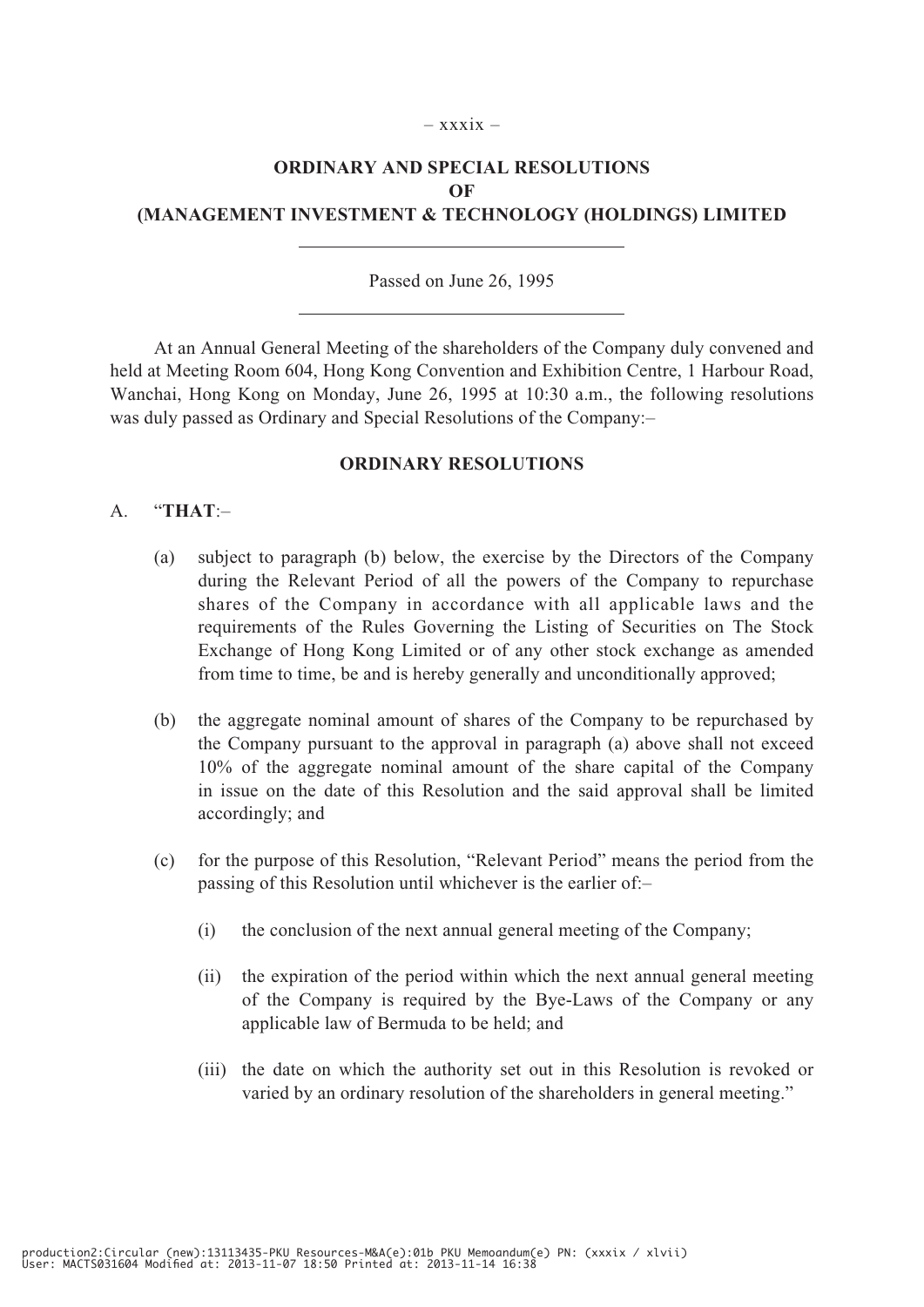**ORDINARY AND SPECIAL RESOLUTIONS**
**OF**
**(MANAGEMENT INVESTMENT & TECHNOLOGY (HOLDINGS) LIMITED**

---

Passed on June 26, 1995

---

At an Annual General Meeting of the shareholders of the Company duly convened and held at Meeting Room 604, Hong Kong Convention and Exhibition Centre, 1 Harbour Road, Wanchai, Hong Kong on Monday, June 26, 1995 at 10:30 a.m., the following resolutions was duly passed as Ordinary and Special Resolutions of the Company:–

**ORDINARY RESOLUTIONS**

A. "**THAT**:–

(a) subject to paragraph (b) below, the exercise by the Directors of the Company during the Relevant Period of all the powers of the Company to repurchase shares of the Company in accordance with all applicable laws and the requirements of the Rules Governing the Listing of Securities on The Stock Exchange of Hong Kong Limited or of any other stock exchange as amended from time to time, be and is hereby generally and unconditionally approved;

(b) the aggregate nominal amount of shares of the Company to be repurchased by the Company pursuant to the approval in paragraph (a) above shall not exceed 10% of the aggregate nominal amount of the share capital of the Company in issue on the date of this Resolution and the said approval shall be limited accordingly; and

(c) for the purpose of this Resolution, "Relevant Period" means the period from the passing of this Resolution until whichever is the earlier of:–

(i) the conclusion of the next annual general meeting of the Company;

(ii) the expiration of the period within which the next annual general meeting of the Company is required by the Bye-Laws of the Company or any applicable law of Bermuda to be held; and

(iii) the date on which the authority set out in this Resolution is revoked or varied by an ordinary resolution of the shareholders in general meeting."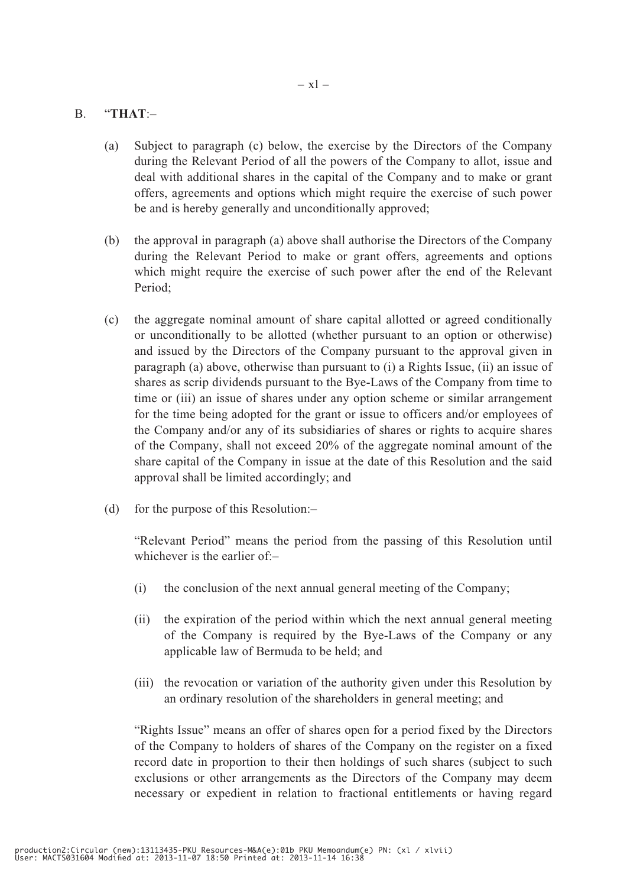B. "**THAT**:–

(a) Subject to paragraph (c) below, the exercise by the Directors of the Company during the Relevant Period of all the powers of the Company to allot, issue and deal with additional shares in the capital of the Company and to make or grant offers, agreements and options which might require the exercise of such power be and is hereby generally and unconditionally approved;

(b) the approval in paragraph (a) above shall authorise the Directors of the Company during the Relevant Period to make or grant offers, agreements and options which might require the exercise of such power after the end of the Relevant Period;

(c) the aggregate nominal amount of share capital allotted or agreed conditionally or unconditionally to be allotted (whether pursuant to an option or otherwise) and issued by the Directors of the Company pursuant to the approval given in paragraph (a) above, otherwise than pursuant to (i) a Rights Issue, (ii) an issue of shares as scrip dividends pursuant to the Bye-Laws of the Company from time to time or (iii) an issue of shares under any option scheme or similar arrangement for the time being adopted for the grant or issue to officers and/or employees of the Company and/or any of its subsidiaries of shares or rights to acquire shares of the Company, shall not exceed 20% of the aggregate nominal amount of the share capital of the Company in issue at the date of this Resolution and the said approval shall be limited accordingly; and

(d) for the purpose of this Resolution:–

"Relevant Period" means the period from the passing of this Resolution until whichever is the earlier of:–

(i) the conclusion of the next annual general meeting of the Company;

(ii) the expiration of the period within which the next annual general meeting of the Company is required by the Bye-Laws of the Company or any applicable law of Bermuda to be held; and

(iii) the revocation or variation of the authority given under this Resolution by an ordinary resolution of the shareholders in general meeting; and

"Rights Issue" means an offer of shares open for a period fixed by the Directors of the Company to holders of shares of the Company on the register on a fixed record date in proportion to their then holdings of such shares (subject to such exclusions or other arrangements as the Directors of the Company may deem necessary or expedient in relation to fractional entitlements or having regard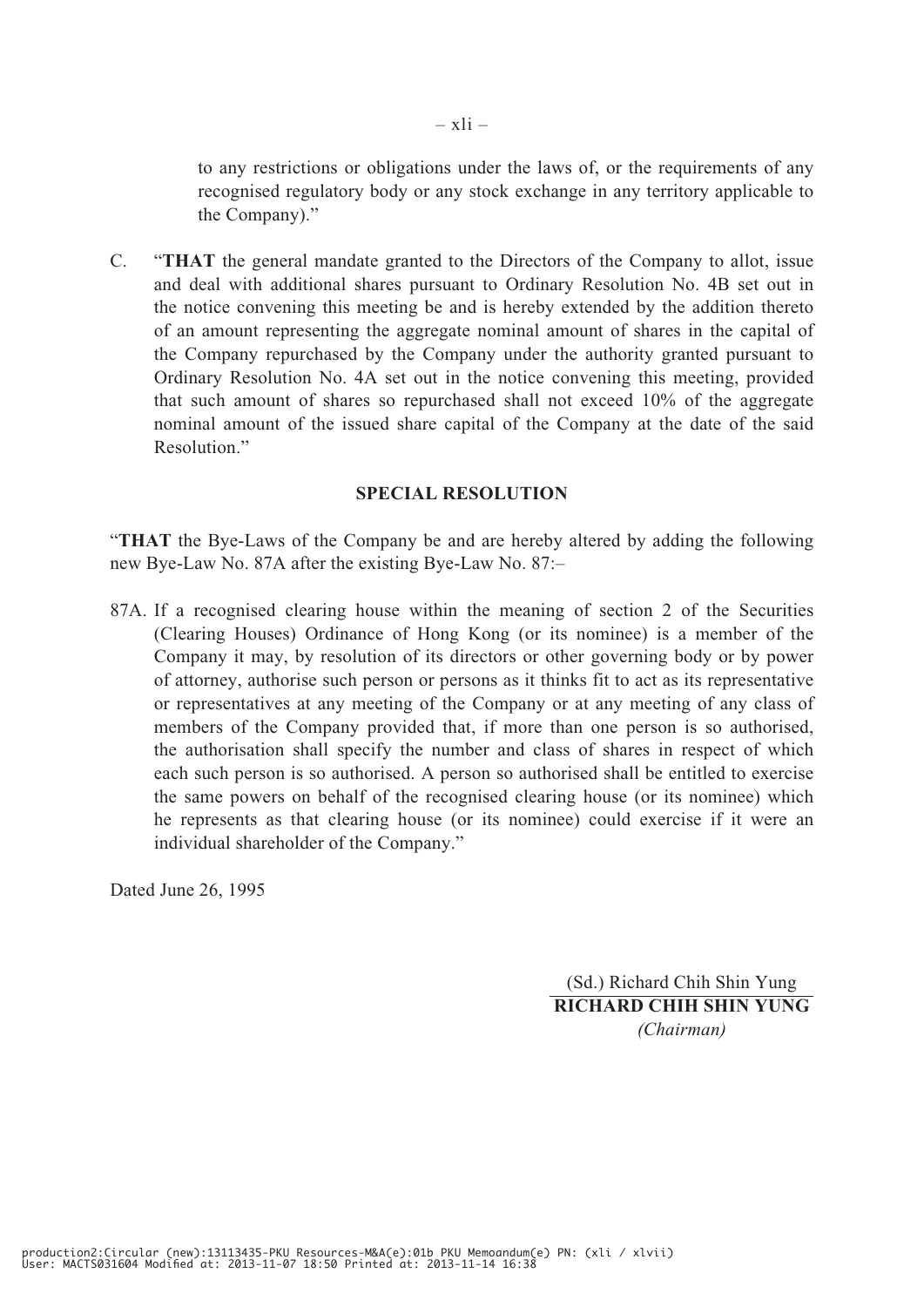to any restrictions or obligations under the laws of, or the requirements of any recognised regulatory body or any stock exchange in any territory applicable to the Company)."

C. "**THAT** the general mandate granted to the Directors of the Company to allot, issue and deal with additional shares pursuant to Ordinary Resolution No. 4B set out in the notice convening this meeting be and is hereby extended by the addition thereto of an amount representing the aggregate nominal amount of shares in the capital of the Company repurchased by the Company under the authority granted pursuant to Ordinary Resolution No. 4A set out in the notice convening this meeting, provided that such amount of shares so repurchased shall not exceed 10% of the aggregate nominal amount of the issued share capital of the Company at the date of the said Resolution."

**SPECIAL RESOLUTION**

"**THAT** the Bye-Laws of the Company be and are hereby altered by adding the following new Bye-Law No. 87A after the existing Bye-Law No. 87:–

87A. If a recognised clearing house within the meaning of section 2 of the Securities (Clearing Houses) Ordinance of Hong Kong (or its nominee) is a member of the Company it may, by resolution of its directors or other governing body or by power of attorney, authorise such person or persons as it thinks fit to act as its representative or representatives at any meeting of the Company or at any meeting of any class of members of the Company provided that, if more than one person is so authorised, the authorisation shall specify the number and class of shares in respect of which each such person is so authorised. A person so authorised shall be entitled to exercise the same powers on behalf of the recognised clearing house (or its nominee) which he represents as that clearing house (or its nominee) could exercise if it were an individual shareholder of the Company."

Dated June 26, 1995

(Sd.) Richard Chih Shin Yung
**RICHARD CHIH SHIN YUNG**
*(Chairman)*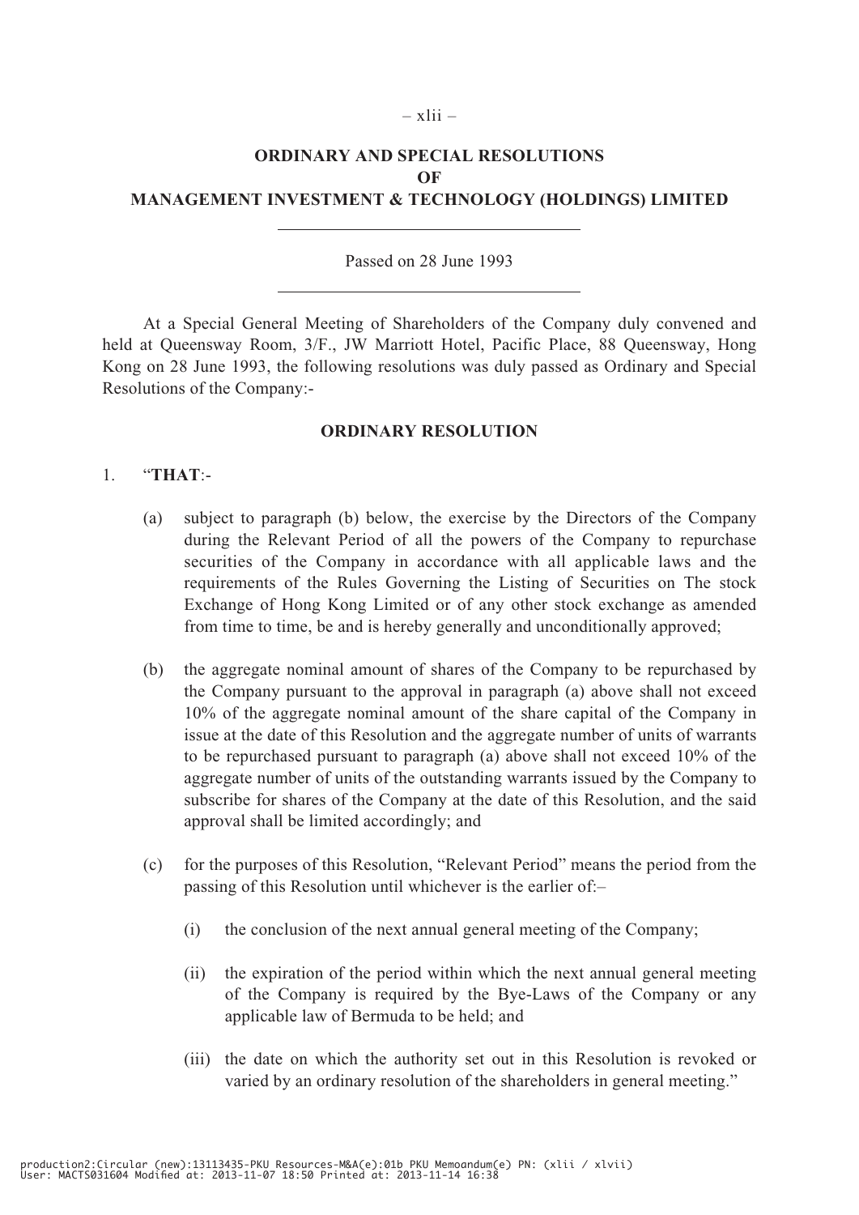# ORDINARY AND SPECIAL RESOLUTIONS OF MANAGEMENT INVESTMENT & TECHNOLOGY (HOLDINGS) LIMITED

Passed on 28 June 1993

At a Special General Meeting of Shareholders of the Company duly convened and held at Queensway Room, 3/F., JW Marriott Hotel, Pacific Place, 88 Queensway, Hong Kong on 28 June 1993, the following resolutions was duly passed as Ordinary and Special Resolutions of the Company:-

## ORDINARY RESOLUTION

1. "**THAT**:-

   (a) subject to paragraph (b) below, the exercise by the Directors of the Company during the Relevant Period of all the powers of the Company to repurchase securities of the Company in accordance with all applicable laws and the requirements of the Rules Governing the Listing of Securities on The stock Exchange of Hong Kong Limited or of any other stock exchange as amended from time to time, be and is hereby generally and unconditionally approved;

   (b) the aggregate nominal amount of shares of the Company to be repurchased by the Company pursuant to the approval in paragraph (a) above shall not exceed 10% of the aggregate nominal amount of the share capital of the Company in issue at the date of this Resolution and the aggregate number of units of warrants to be repurchased pursuant to paragraph (a) above shall not exceed 10% of the aggregate number of units of the outstanding warrants issued by the Company to subscribe for shares of the Company at the date of this Resolution, and the said approval shall be limited accordingly; and

   (c) for the purposes of this Resolution, "Relevant Period" means the period from the passing of this Resolution until whichever is the earlier of:–

      (i) the conclusion of the next annual general meeting of the Company;

      (ii) the expiration of the period within which the next annual general meeting of the Company is required by the Bye-Laws of the Company or any applicable law of Bermuda to be held; and

      (iii) the date on which the authority set out in this Resolution is revoked or varied by an ordinary resolution of the shareholders in general meeting."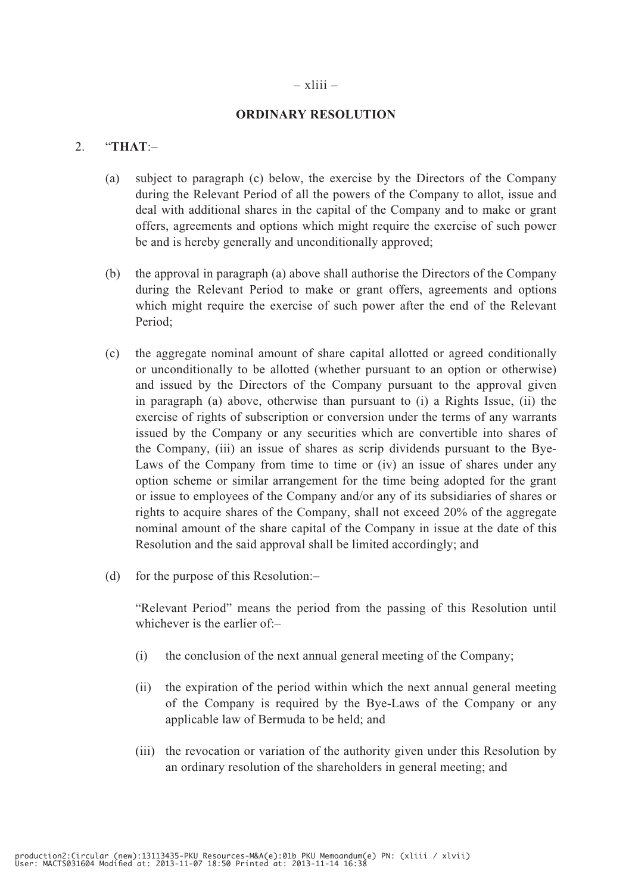## ORDINARY RESOLUTION

2. "**THAT**:–

   (a) subject to paragraph (c) below, the exercise by the Directors of the Company during the Relevant Period of all the powers of the Company to allot, issue and deal with additional shares in the capital of the Company and to make or grant offers, agreements and options which might require the exercise of such power be and is hereby generally and unconditionally approved;

   (b) the approval in paragraph (a) above shall authorise the Directors of the Company during the Relevant Period to make or grant offers, agreements and options which might require the exercise of such power after the end of the Relevant Period;

   (c) the aggregate nominal amount of share capital allotted or agreed conditionally or unconditionally to be allotted (whether pursuant to an option or otherwise) and issued by the Directors of the Company pursuant to the approval given in paragraph (a) above, otherwise than pursuant to (i) a Rights Issue, (ii) the exercise of rights of subscription or conversion under the terms of any warrants issued by the Company or any securities which are convertible into shares of the Company, (iii) an issue of shares as scrip dividends pursuant to the Bye-Laws of the Company from time to time or (iv) an issue of shares under any option scheme or similar arrangement for the time being adopted for the grant or issue to employees of the Company and/or any of its subsidiaries of shares or rights to acquire shares of the Company, shall not exceed 20% of the aggregate nominal amount of the share capital of the Company in issue at the date of this Resolution and the said approval shall be limited accordingly; and

   (d) for the purpose of this Resolution:–

      "Relevant Period" means the period from the passing of this Resolution until whichever is the earlier of:–

      (i) the conclusion of the next annual general meeting of the Company;

      (ii) the expiration of the period within which the next annual general meeting of the Company is required by the Bye-Laws of the Company or any applicable law of Bermuda to be held; and

      (iii) the revocation or variation of the authority given under this Resolution by an ordinary resolution of the shareholders in general meeting; and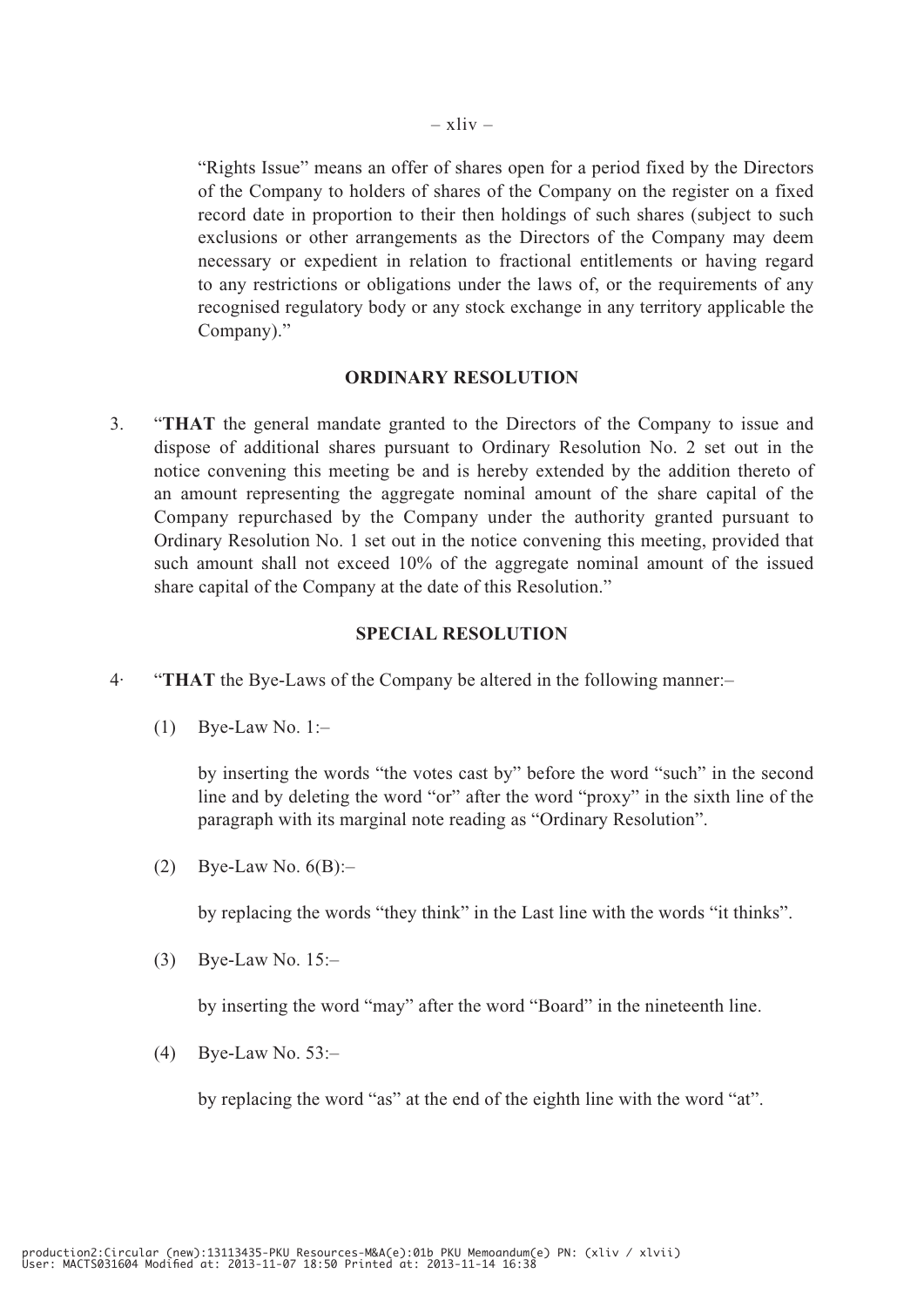"Rights Issue" means an offer of shares open for a period fixed by the Directors of the Company to holders of shares of the Company on the register on a fixed record date in proportion to their then holdings of such shares (subject to such exclusions or other arrangements as the Directors of the Company may deem necessary or expedient in relation to fractional entitlements or having regard to any restrictions or obligations under the laws of, or the requirements of any recognised regulatory body or any stock exchange in any territory applicable the Company)."

**ORDINARY RESOLUTION**

3. "**THAT** the general mandate granted to the Directors of the Company to issue and dispose of additional shares pursuant to Ordinary Resolution No. 2 set out in the notice convening this meeting be and is hereby extended by the addition thereto of an amount representing the aggregate nominal amount of the share capital of the Company repurchased by the Company under the authority granted pursuant to Ordinary Resolution No. 1 set out in the notice convening this meeting, provided that such amount shall not exceed 10% of the aggregate nominal amount of the issued share capital of the Company at the date of this Resolution."

**SPECIAL RESOLUTION**

4· "**THAT** the Bye-Laws of the Company be altered in the following manner:–

(1) Bye-Law No. 1:–

by inserting the words "the votes cast by" before the word "such" in the second line and by deleting the word "or" after the word "proxy" in the sixth line of the paragraph with its marginal note reading as "Ordinary Resolution".

(2) Bye-Law No. 6(B):–

by replacing the words "they think" in the Last line with the words "it thinks".

(3) Bye-Law No. 15:–

by inserting the word "may" after the word "Board" in the nineteenth line.

(4) Bye-Law No. 53:–

by replacing the word "as" at the end of the eighth line with the word "at".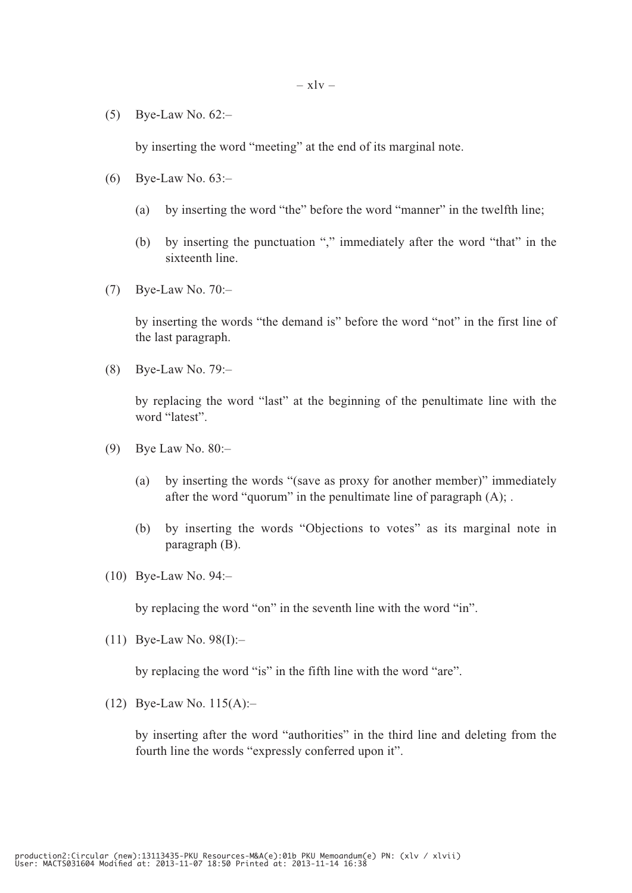(5) Bye-Law No. 62:–

by inserting the word “meeting” at the end of its marginal note.

(6) Bye-Law No. 63:–

(a) by inserting the word “the” before the word “manner” in the twelfth line;

(b) by inserting the punctuation “,” immediately after the word “that” in the sixteenth line.

(7) Bye-Law No. 70:–

by inserting the words “the demand is” before the word “not” in the first line of the last paragraph.

(8) Bye-Law No. 79:–

by replacing the word “last” at the beginning of the penultimate line with the word “latest”.

(9) Bye Law No. 80:–

(a) by inserting the words “(save as proxy for another member)” immediately after the word “quorum” in the penultimate line of paragraph (A); .

(b) by inserting the words “Objections to votes” as its marginal note in paragraph (B).

(10) Bye-Law No. 94:–

by replacing the word “on” in the seventh line with the word “in”.

(11) Bye-Law No. 98(I):–

by replacing the word “is” in the fifth line with the word “are”.

(12) Bye-Law No. 115(A):–

by inserting after the word “authorities” in the third line and deleting from the fourth line the words “expressly conferred upon it”.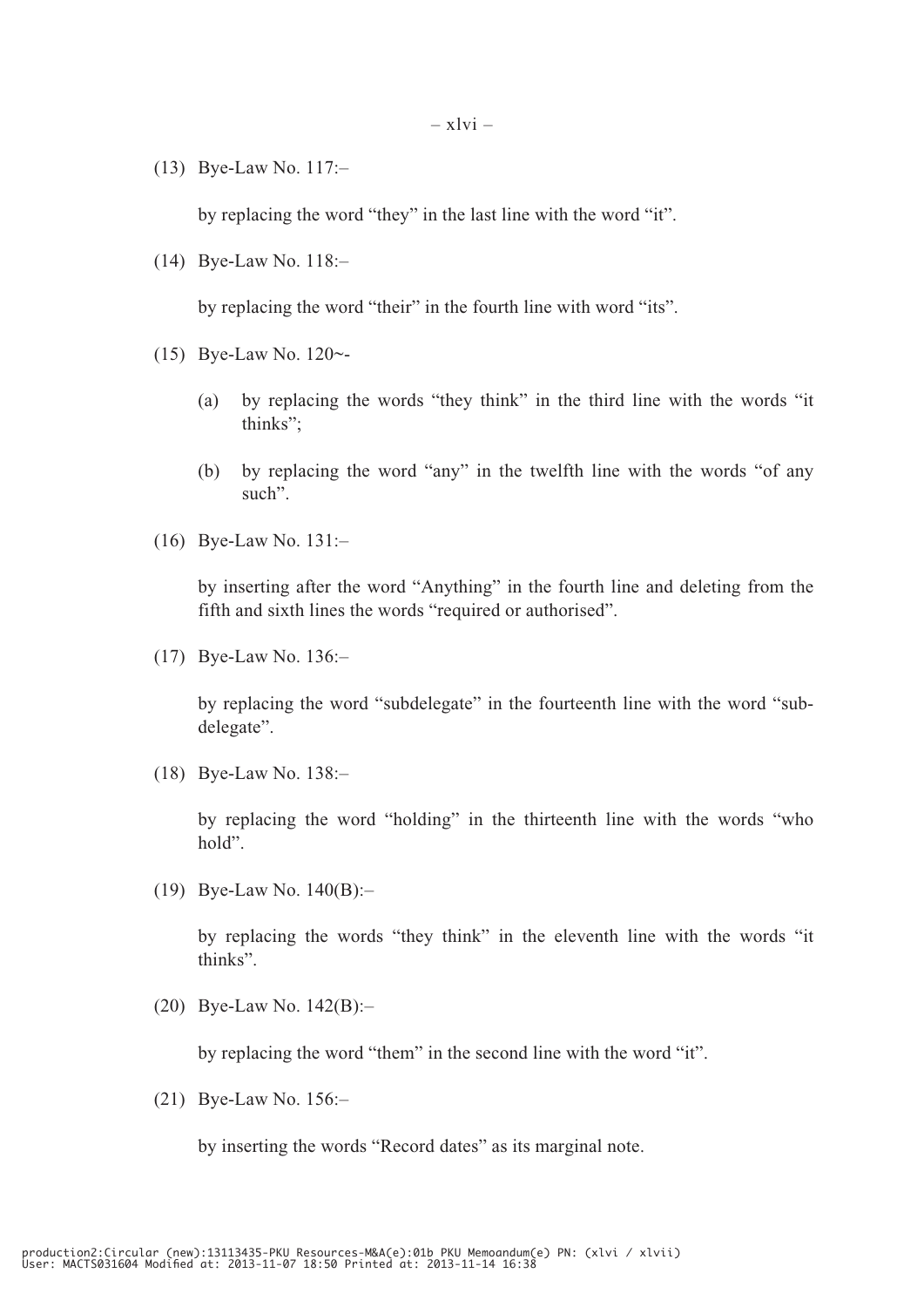(13) Bye-Law No. 117:–

by replacing the word “they” in the last line with the word “it”.

(14) Bye-Law No. 118:–

by replacing the word “their” in the fourth line with word “its”.

(15) Bye-Law No. 120~-

(a) by replacing the words “they think” in the third line with the words “it thinks”;

(b) by replacing the word “any” in the twelfth line with the words “of any such”.

(16) Bye-Law No. 131:–

by inserting after the word “Anything” in the fourth line and deleting from the fifth and sixth lines the words “required or authorised”.

(17) Bye-Law No. 136:–

by replacing the word “subdelegate” in the fourteenth line with the word “sub-delegate”.

(18) Bye-Law No. 138:–

by replacing the word “holding” in the thirteenth line with the words “who hold”.

(19) Bye-Law No. 140(B):–

by replacing the words “they think” in the eleventh line with the words “it thinks”.

(20) Bye-Law No. 142(B):–

by replacing the word “them” in the second line with the word “it”.

(21) Bye-Law No. 156:–

by inserting the words “Record dates” as its marginal note.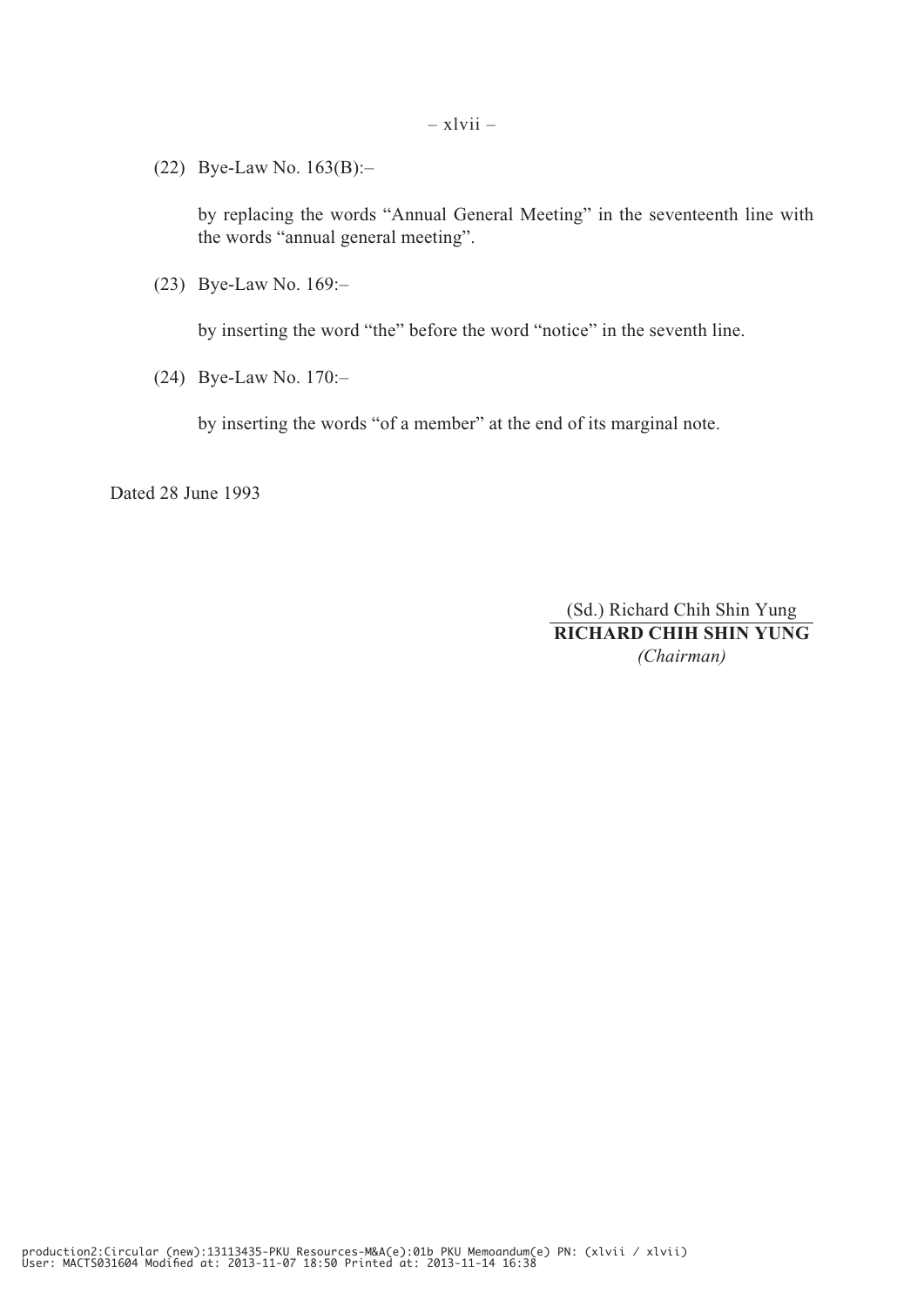(22) Bye-Law No. 163(B):–

by replacing the words “Annual General Meeting” in the seventeenth line with the words “annual general meeting”.

(23) Bye-Law No. 169:–

by inserting the word “the” before the word “notice” in the seventh line.

(24) Bye-Law No. 170:–

by inserting the words “of a member” at the end of its marginal note.

Dated 28 June 1993

(Sd.) Richard Chih Shin Yung
**RICHARD CHIH SHIN YUNG**
*(Chairman)*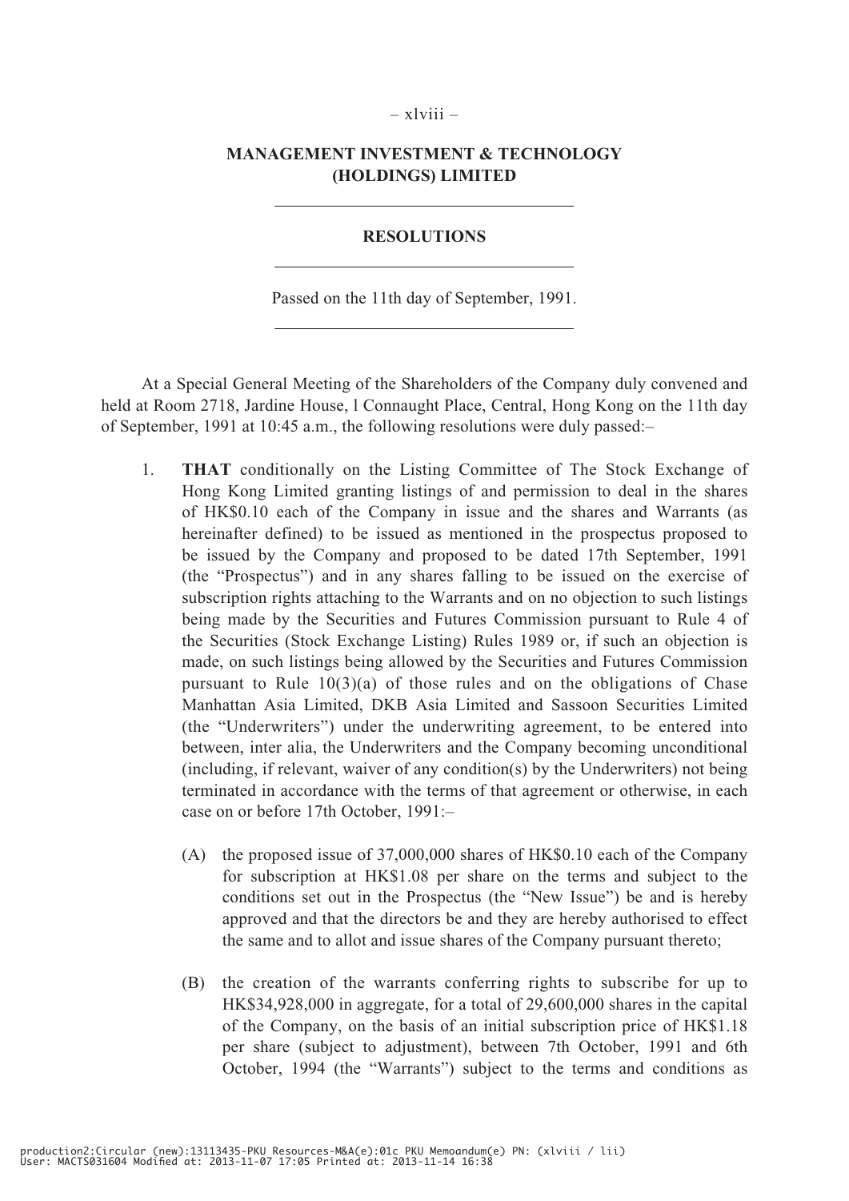**MANAGEMENT INVESTMENT & TECHNOLOGY (HOLDINGS) LIMITED**

---

**RESOLUTIONS**

---

Passed on the 11th day of September, 1991.

---

At a Special General Meeting of the Shareholders of the Company duly convened and held at Room 2718, Jardine House, l Connaught Place, Central, Hong Kong on the 11th day of September, 1991 at 10:45 a.m., the following resolutions were duly passed:–

1. **THAT** conditionally on the Listing Committee of The Stock Exchange of Hong Kong Limited granting listings of and permission to deal in the shares of HK$0.10 each of the Company in issue and the shares and Warrants (as hereinafter defined) to be issued as mentioned in the prospectus proposed to be issued by the Company and proposed to be dated 17th September, 1991 (the "Prospectus") and in any shares falling to be issued on the exercise of subscription rights attaching to the Warrants and on no objection to such listings being made by the Securities and Futures Commission pursuant to Rule 4 of the Securities (Stock Exchange Listing) Rules 1989 or, if such an objection is made, on such listings being allowed by the Securities and Futures Commission pursuant to Rule 10(3)(a) of those rules and on the obligations of Chase Manhattan Asia Limited, DKB Asia Limited and Sassoon Securities Limited (the "Underwriters") under the underwriting agreement, to be entered into between, inter alia, the Underwriters and the Company becoming unconditional (including, if relevant, waiver of any condition(s) by the Underwriters) not being terminated in accordance with the terms of that agreement or otherwise, in each case on or before 17th October, 1991:–

   (A) the proposed issue of 37,000,000 shares of HK$0.10 each of the Company for subscription at HK$1.08 per share on the terms and subject to the conditions set out in the Prospectus (the "New Issue") be and is hereby approved and that the directors be and they are hereby authorised to effect the same and to allot and issue shares of the Company pursuant thereto;

   (B) the creation of the warrants conferring rights to subscribe for up to HK$34,928,000 in aggregate, for a total of 29,600,000 shares in the capital of the Company, on the basis of an initial subscription price of HK$1.18 per share (subject to adjustment), between 7th October, 1991 and 6th October, 1994 (the "Warrants") subject to the terms and conditions as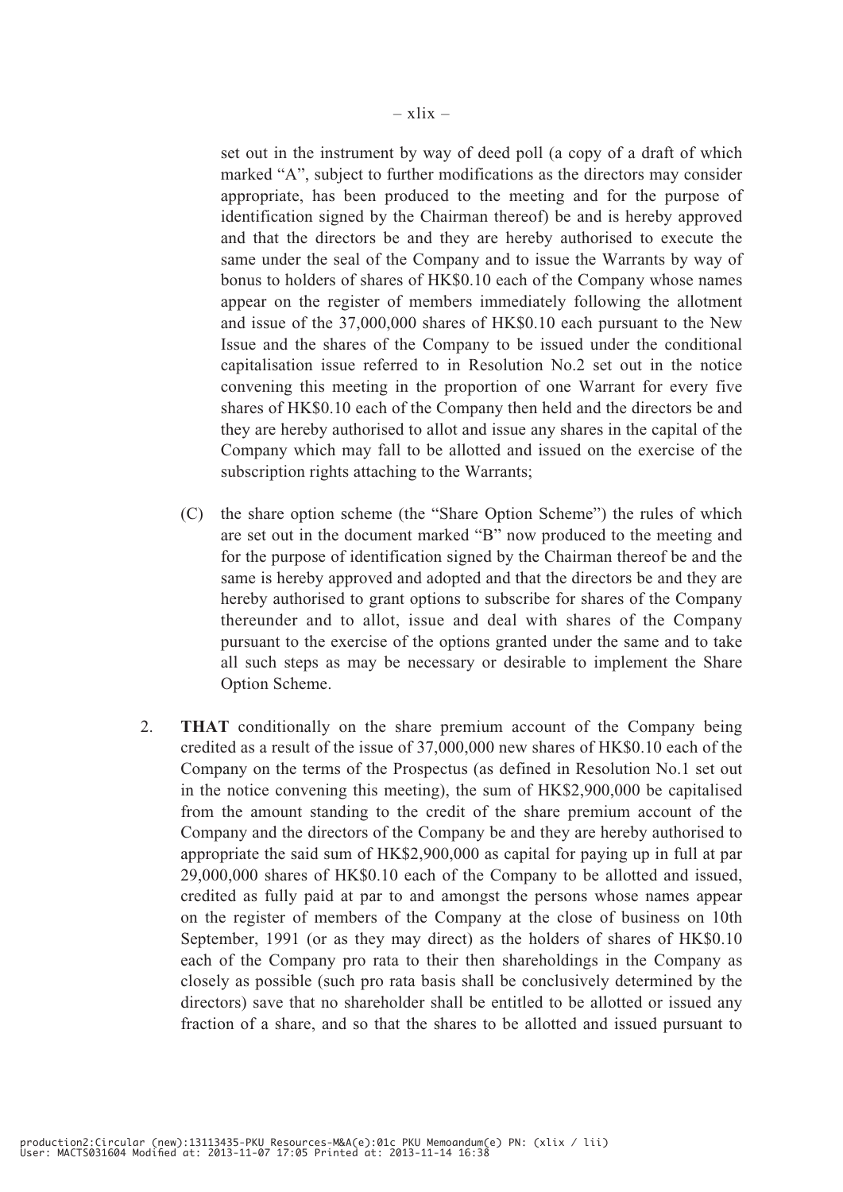set out in the instrument by way of deed poll (a copy of a draft of which marked "A", subject to further modifications as the directors may consider appropriate, has been produced to the meeting and for the purpose of identification signed by the Chairman thereof) be and is hereby approved and that the directors be and they are hereby authorised to execute the same under the seal of the Company and to issue the Warrants by way of bonus to holders of shares of HK$0.10 each of the Company whose names appear on the register of members immediately following the allotment and issue of the 37,000,000 shares of HK$0.10 each pursuant to the New Issue and the shares of the Company to be issued under the conditional capitalisation issue referred to in Resolution No.2 set out in the notice convening this meeting in the proportion of one Warrant for every five shares of HK$0.10 each of the Company then held and the directors be and they are hereby authorised to allot and issue any shares in the capital of the Company which may fall to be allotted and issued on the exercise of the subscription rights attaching to the Warrants;

(C) the share option scheme (the "Share Option Scheme") the rules of which are set out in the document marked "B" now produced to the meeting and for the purpose of identification signed by the Chairman thereof be and the same is hereby approved and adopted and that the directors be and they are hereby authorised to grant options to subscribe for shares of the Company thereunder and to allot, issue and deal with shares of the Company pursuant to the exercise of the options granted under the same and to take all such steps as may be necessary or desirable to implement the Share Option Scheme.

2. **THAT** conditionally on the share premium account of the Company being credited as a result of the issue of 37,000,000 new shares of HK$0.10 each of the Company on the terms of the Prospectus (as defined in Resolution No.1 set out in the notice convening this meeting), the sum of HK$2,900,000 be capitalised from the amount standing to the credit of the share premium account of the Company and the directors of the Company be and they are hereby authorised to appropriate the said sum of HK$2,900,000 as capital for paying up in full at par 29,000,000 shares of HK$0.10 each of the Company to be allotted and issued, credited as fully paid at par to and amongst the persons whose names appear on the register of members of the Company at the close of business on 10th September, 1991 (or as they may direct) as the holders of shares of HK$0.10 each of the Company pro rata to their then shareholdings in the Company as closely as possible (such pro rata basis shall be conclusively determined by the directors) save that no shareholder shall be entitled to be allotted or issued any fraction of a share, and so that the shares to be allotted and issued pursuant to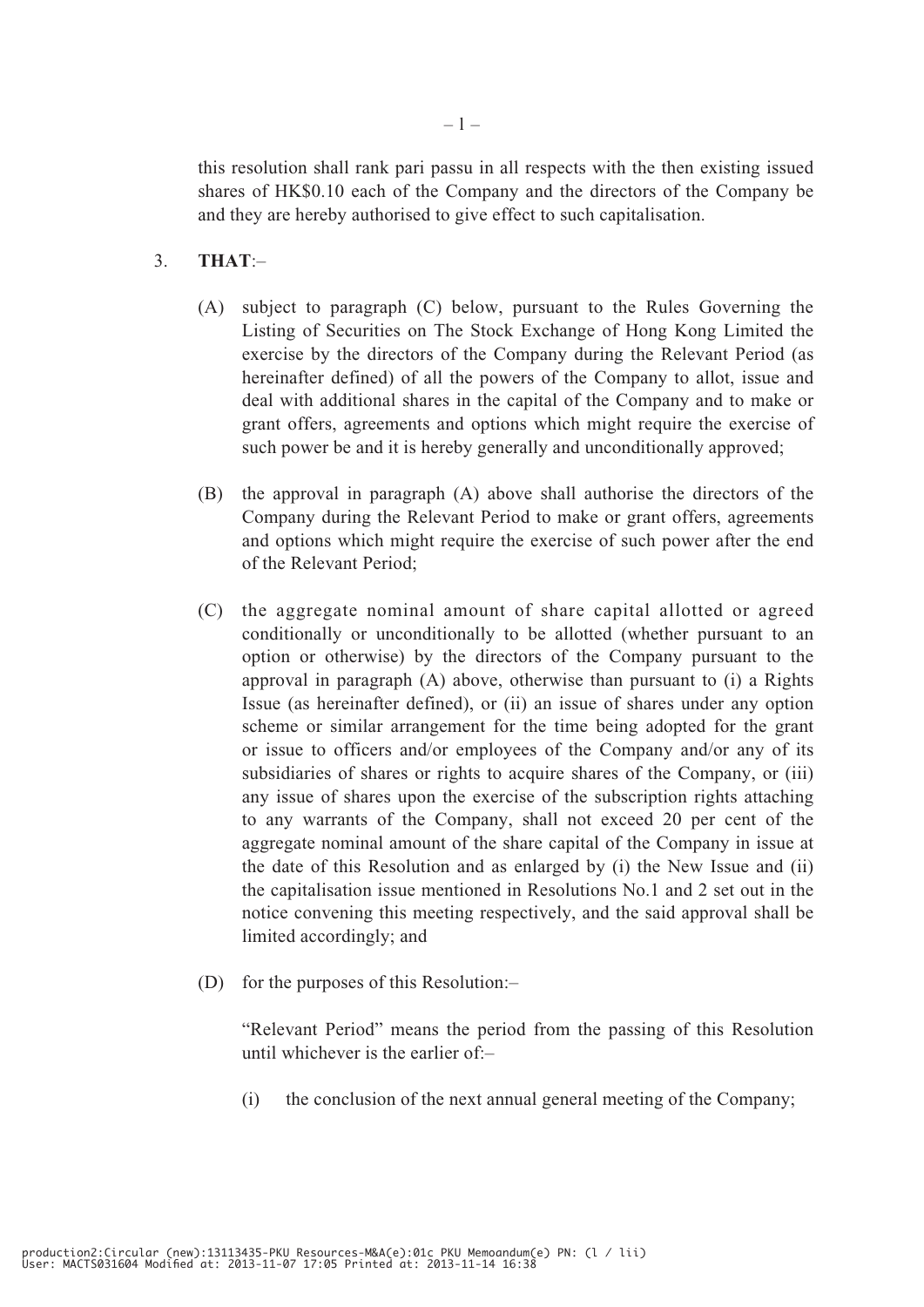this resolution shall rank pari passu in all respects with the then existing issued shares of HK$0.10 each of the Company and the directors of the Company be and they are hereby authorised to give effect to such capitalisation.

3. **THAT**:–

(A) subject to paragraph (C) below, pursuant to the Rules Governing the Listing of Securities on The Stock Exchange of Hong Kong Limited the exercise by the directors of the Company during the Relevant Period (as hereinafter defined) of all the powers of the Company to allot, issue and deal with additional shares in the capital of the Company and to make or grant offers, agreements and options which might require the exercise of such power be and it is hereby generally and unconditionally approved;

(B) the approval in paragraph (A) above shall authorise the directors of the Company during the Relevant Period to make or grant offers, agreements and options which might require the exercise of such power after the end of the Relevant Period;

(C) the aggregate nominal amount of share capital allotted or agreed conditionally or unconditionally to be allotted (whether pursuant to an option or otherwise) by the directors of the Company pursuant to the approval in paragraph (A) above, otherwise than pursuant to (i) a Rights Issue (as hereinafter defined), or (ii) an issue of shares under any option scheme or similar arrangement for the time being adopted for the grant or issue to officers and/or employees of the Company and/or any of its subsidiaries of shares or rights to acquire shares of the Company, or (iii) any issue of shares upon the exercise of the subscription rights attaching to any warrants of the Company, shall not exceed 20 per cent of the aggregate nominal amount of the share capital of the Company in issue at the date of this Resolution and as enlarged by (i) the New Issue and (ii) the capitalisation issue mentioned in Resolutions No.1 and 2 set out in the notice convening this meeting respectively, and the said approval shall be limited accordingly; and

(D) for the purposes of this Resolution:–

"Relevant Period" means the period from the passing of this Resolution until whichever is the earlier of:–

(i) the conclusion of the next annual general meeting of the Company;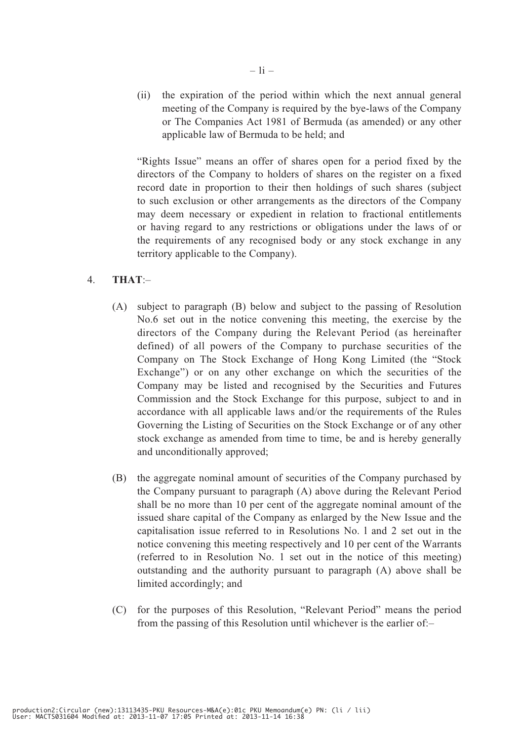(ii) the expiration of the period within which the next annual general meeting of the Company is required by the bye-laws of the Company or The Companies Act 1981 of Bermuda (as amended) or any other applicable law of Bermuda to be held; and

"Rights Issue" means an offer of shares open for a period fixed by the directors of the Company to holders of shares on the register on a fixed record date in proportion to their then holdings of such shares (subject to such exclusion or other arrangements as the directors of the Company may deem necessary or expedient in relation to fractional entitlements or having regard to any restrictions or obligations under the laws of or the requirements of any recognised body or any stock exchange in any territory applicable to the Company).

4. **THAT**:–

(A) subject to paragraph (B) below and subject to the passing of Resolution No.6 set out in the notice convening this meeting, the exercise by the directors of the Company during the Relevant Period (as hereinafter defined) of all powers of the Company to purchase securities of the Company on The Stock Exchange of Hong Kong Limited (the "Stock Exchange") or on any other exchange on which the securities of the Company may be listed and recognised by the Securities and Futures Commission and the Stock Exchange for this purpose, subject to and in accordance with all applicable laws and/or the requirements of the Rules Governing the Listing of Securities on the Stock Exchange or of any other stock exchange as amended from time to time, be and is hereby generally and unconditionally approved;

(B) the aggregate nominal amount of securities of the Company purchased by the Company pursuant to paragraph (A) above during the Relevant Period shall be no more than 10 per cent of the aggregate nominal amount of the issued share capital of the Company as enlarged by the New Issue and the capitalisation issue referred to in Resolutions No. 1 and 2 set out in the notice convening this meeting respectively and 10 per cent of the Warrants (referred to in Resolution No. 1 set out in the notice of this meeting) outstanding and the authority pursuant to paragraph (A) above shall be limited accordingly; and

(C) for the purposes of this Resolution, "Relevant Period" means the period from the passing of this Resolution until whichever is the earlier of:–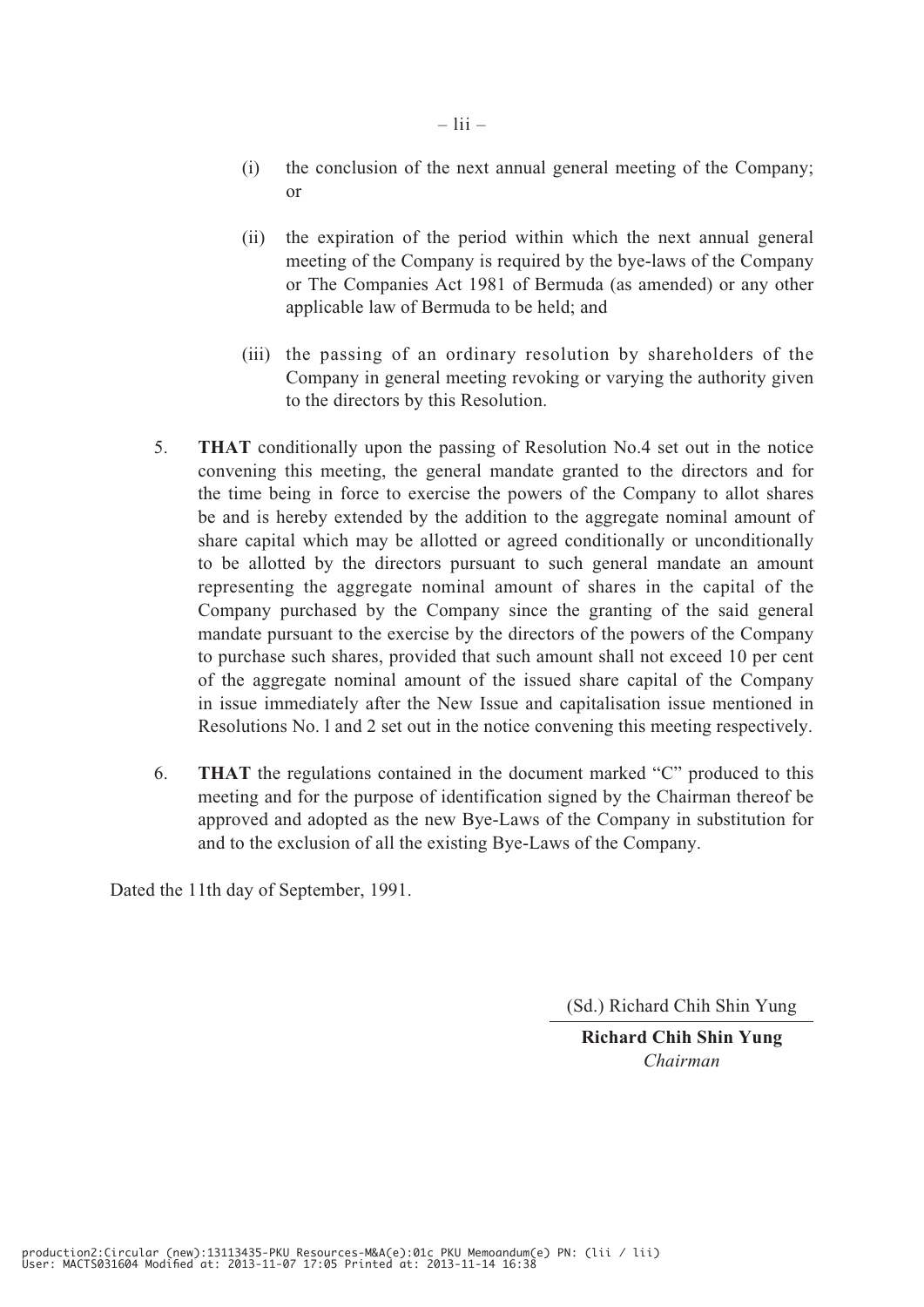(i) the conclusion of the next annual general meeting of the Company; or

(ii) the expiration of the period within which the next annual general meeting of the Company is required by the bye-laws of the Company or The Companies Act 1981 of Bermuda (as amended) or any other applicable law of Bermuda to be held; and

(iii) the passing of an ordinary resolution by shareholders of the Company in general meeting revoking or varying the authority given to the directors by this Resolution.

5. **THAT** conditionally upon the passing of Resolution No.4 set out in the notice convening this meeting, the general mandate granted to the directors and for the time being in force to exercise the powers of the Company to allot shares be and is hereby extended by the addition to the aggregate nominal amount of share capital which may be allotted or agreed conditionally or unconditionally to be allotted by the directors pursuant to such general mandate an amount representing the aggregate nominal amount of shares in the capital of the Company purchased by the Company since the granting of the said general mandate pursuant to the exercise by the directors of the powers of the Company to purchase such shares, provided that such amount shall not exceed 10 per cent of the aggregate nominal amount of the issued share capital of the Company in issue immediately after the New Issue and capitalisation issue mentioned in Resolutions No. l and 2 set out in the notice convening this meeting respectively.

6. **THAT** the regulations contained in the document marked "C" produced to this meeting and for the purpose of identification signed by the Chairman thereof be approved and adopted as the new Bye-Laws of the Company in substitution for and to the exclusion of all the existing Bye-Laws of the Company.

Dated the 11th day of September, 1991.

(Sd.) Richard Chih Shin Yung

**Richard Chih Shin Yung**
*Chairman*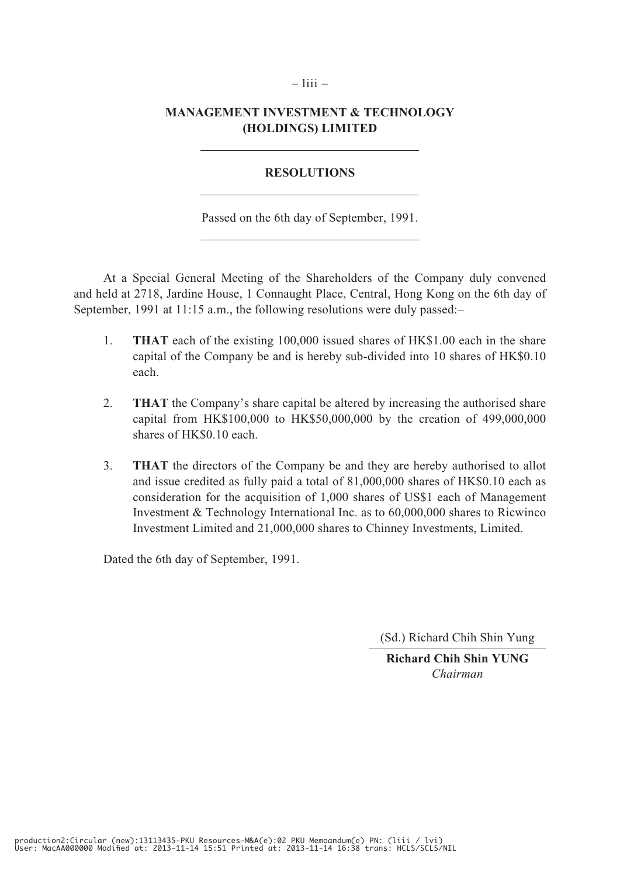**MANAGEMENT INVESTMENT & TECHNOLOGY (HOLDINGS) LIMITED**

---

**RESOLUTIONS**

---

Passed on the 6th day of September, 1991.

---

At a Special General Meeting of the Shareholders of the Company duly convened and held at 2718, Jardine House, 1 Connaught Place, Central, Hong Kong on the 6th day of September, 1991 at 11:15 a.m., the following resolutions were duly passed:–

1. **THAT** each of the existing 100,000 issued shares of HK$1.00 each in the share capital of the Company be and is hereby sub-divided into 10 shares of HK$0.10 each.

2. **THAT** the Company's share capital be altered by increasing the authorised share capital from HK$100,000 to HK$50,000,000 by the creation of 499,000,000 shares of HK$0.10 each.

3. **THAT** the directors of the Company be and they are hereby authorised to allot and issue credited as fully paid a total of 81,000,000 shares of HK$0.10 each as consideration for the acquisition of 1,000 shares of US$1 each of Management Investment & Technology International Inc. as to 60,000,000 shares to Ricwinco Investment Limited and 21,000,000 shares to Chinney Investments, Limited.

Dated the 6th day of September, 1991.

(Sd.) Richard Chih Shin Yung

**Richard Chih Shin YUNG**
*Chairman*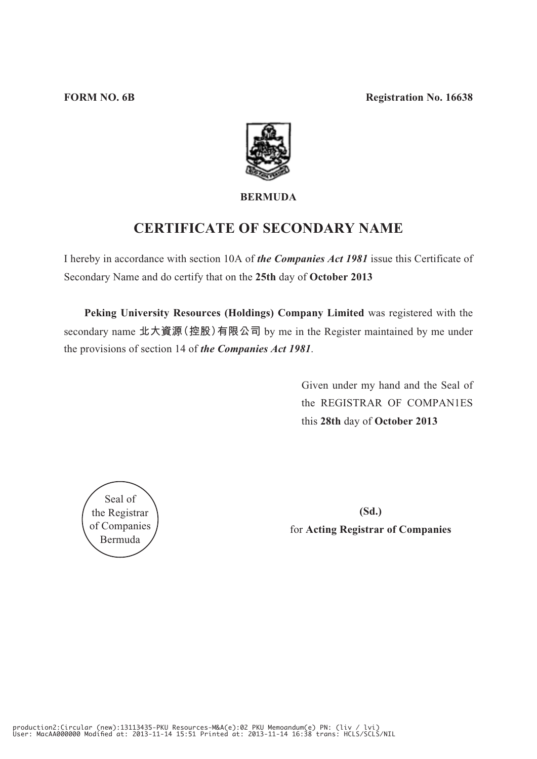**FORM NO. 6B** **Registration No. 16638**

**BERMUDA**

# CERTIFICATE OF SECONDARY NAME

I hereby in accordance with section 10A of ***the Companies Act 1981*** issue this Certificate of Secondary Name and do certify that on the **25th** day of **October 2013**

**Peking University Resources (Holdings) Company Limited** was registered with the secondary name **北大資源(控股)有限公司** by me in the Register maintained by me under the provisions of section 14 of ***the Companies Act 1981***.

Given under my hand and the Seal of the REGISTRAR OF COMPAN1ES this **28th** day of **October 2013**

Seal of the Registrar of Companies Bermuda

**(Sd.)**

for **Acting Registrar of Companies**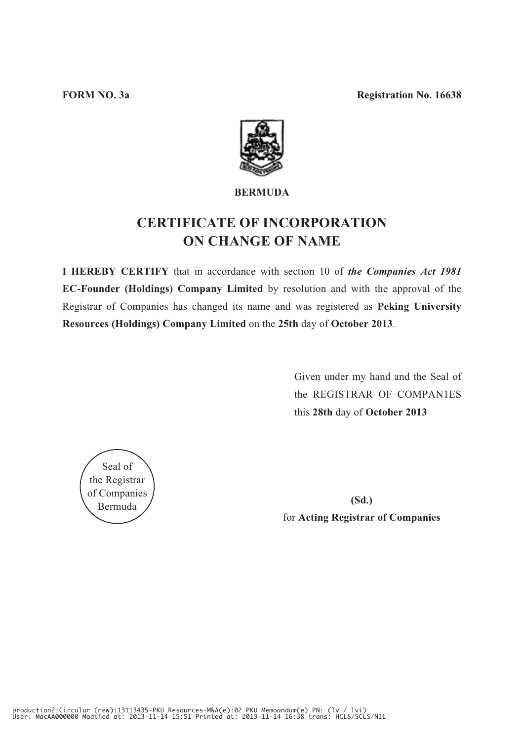**FORM NO. 3a** **Registration No. 16638**

**BERMUDA**

# CERTIFICATE OF INCORPORATION ON CHANGE OF NAME

**I HEREBY CERTIFY** that in accordance with section 10 of ***the Companies Act 1981*** **EC-Founder (Holdings) Company Limited** by resolution and with the approval of the Registrar of Companies has changed its name and was registered as **Peking University Resources (Holdings) Company Limited** on the **25th** day of **October 2013**.

Given under my hand and the Seal of the REGISTRAR OF COMPAN1ES this **28th** day of **October 2013**

Seal of the Registrar of Companies Bermuda

**(Sd.)**

for **Acting Registrar of Companies**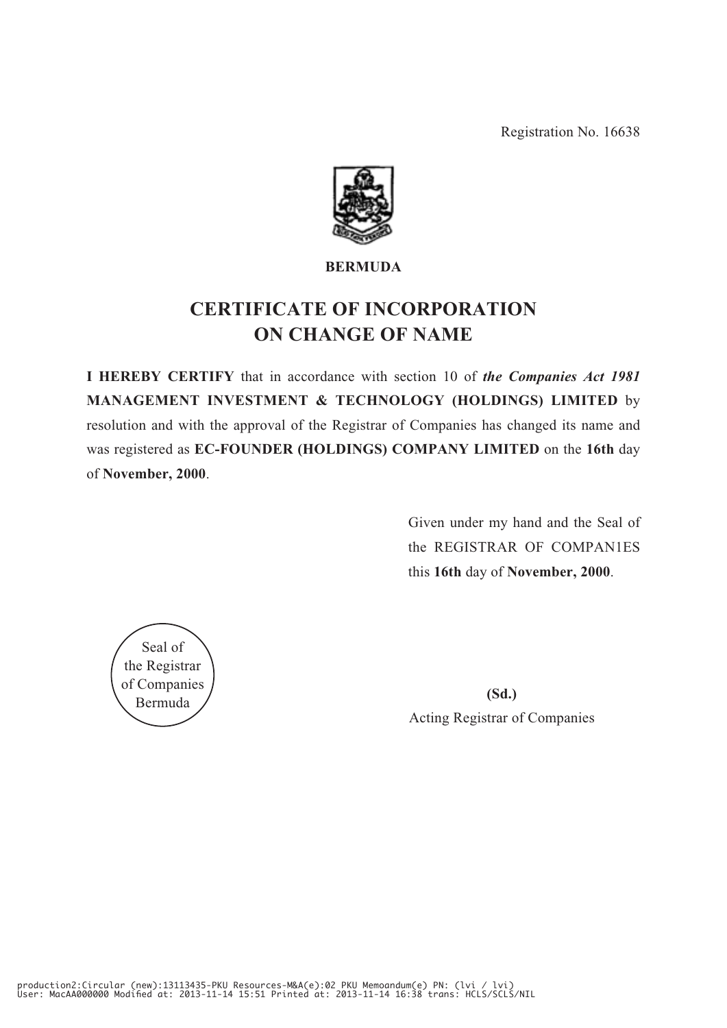Registration No. 16638

**BERMUDA**

# CERTIFICATE OF INCORPORATION ON CHANGE OF NAME

**I HEREBY CERTIFY** that in accordance with section 10 of ***the Companies Act 1981*** **MANAGEMENT INVESTMENT & TECHNOLOGY (HOLDINGS) LIMITED** by resolution and with the approval of the Registrar of Companies has changed its name and was registered as **EC-FOUNDER (HOLDINGS) COMPANY LIMITED** on the **16th** day of **November, 2000**.

Given under my hand and the Seal of the REGISTRAR OF COMPAN1ES this **16th** day of **November, 2000**.

Seal of the Registrar of Companies Bermuda

**(Sd.)**

Acting Registrar of Companies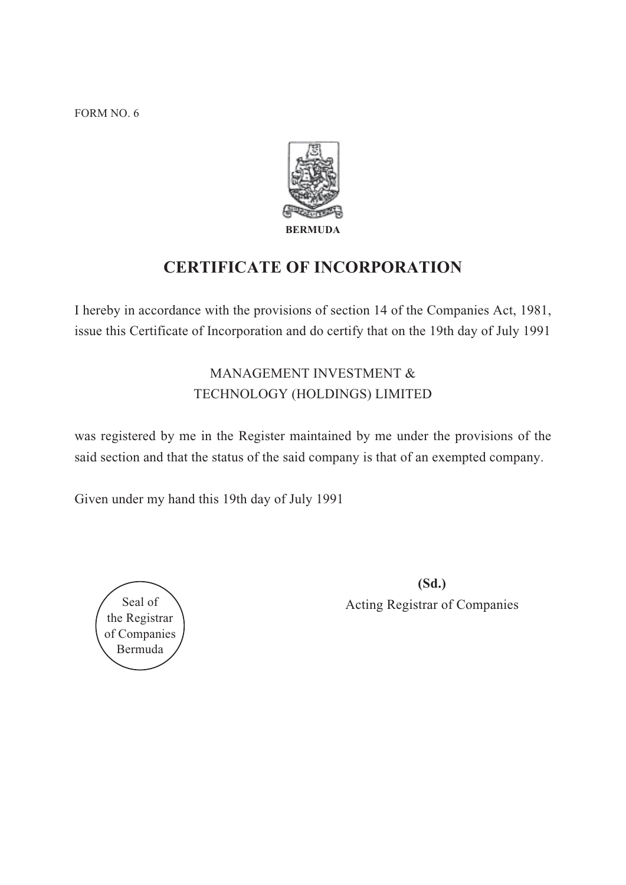FORM NO. 6

BERMUDA

# CERTIFICATE OF INCORPORATION

I hereby in accordance with the provisions of section 14 of the Companies Act, 1981, issue this Certificate of Incorporation and do certify that on the 19th day of July 1991

MANAGEMENT INVESTMENT &
TECHNOLOGY (HOLDINGS) LIMITED

was registered by me in the Register maintained by me under the provisions of the said section and that the status of the said company is that of an exempted company.

Given under my hand this 19th day of July 1991

Seal of
the Registrar
of Companies
Bermuda

**(Sd.)**
Acting Registrar of Companies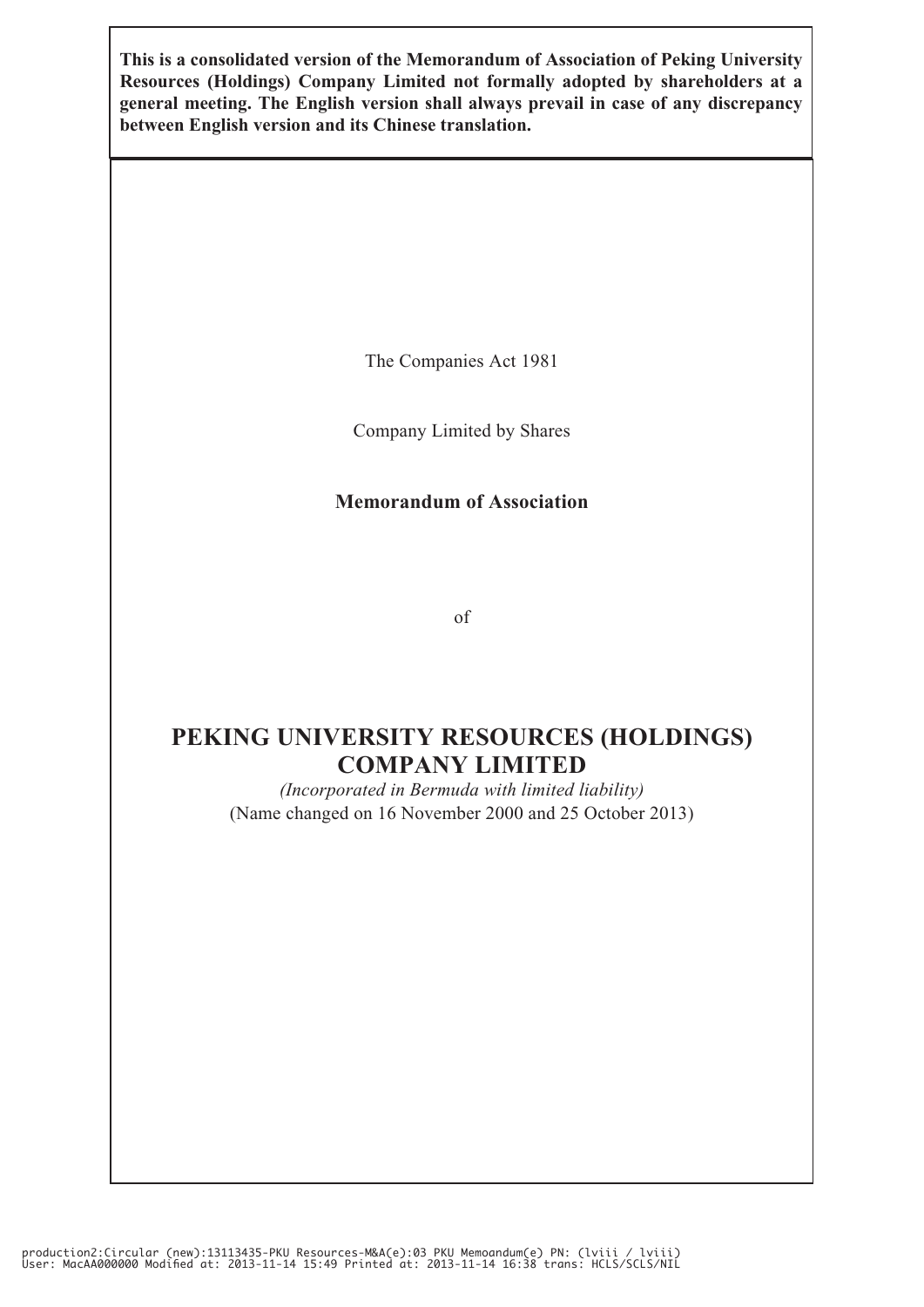**This is a consolidated version of the Memorandum of Association of Peking University Resources (Holdings) Company Limited not formally adopted by shareholders at a general meeting. The English version shall always prevail in case of any discrepancy between English version and its Chinese translation.**

The Companies Act 1981

Company Limited by Shares

**Memorandum of Association**

of

# PEKING UNIVERSITY RESOURCES (HOLDINGS) COMPANY LIMITED

*(Incorporated in Bermuda with limited liability)*

(Name changed on 16 November 2000 and 25 October 2013)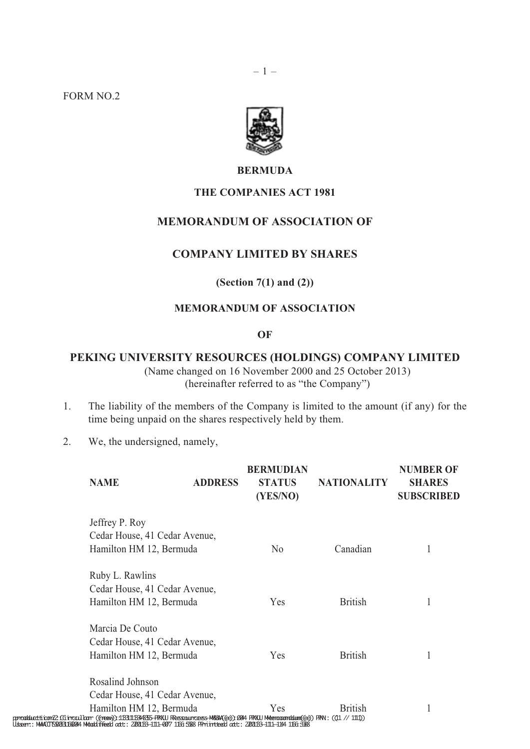FORM NO.2

**BERMUDA**

**THE COMPANIES ACT 1981**

## MEMORANDUM OF ASSOCIATION OF

## COMPANY LIMITED BY SHARES

**(Section 7(1) and (2))**

**MEMORANDUM OF ASSOCIATION**

**OF**

## PEKING UNIVERSITY RESOURCES (HOLDINGS) COMPANY LIMITED

(Name changed on 16 November 2000 and 25 October 2013)
(hereinafter referred to as "the Company")

1. The liability of the members of the Company is limited to the amount (if any) for the time being unpaid on the shares respectively held by them.

2. We, the undersigned, namely,

| NAME | ADDRESS | BERMUDIAN STATUS (YES/NO) | NATIONALITY | NUMBER OF SHARES SUBSCRIBED |
|---|---|---|---|---|
| Jeffrey P. Roy | Cedar House, 41 Cedar Avenue, Hamilton HM 12, Bermuda | No | Canadian | 1 |
| Ruby L. Rawlins | Cedar House, 41 Cedar Avenue, Hamilton HM 12, Bermuda | Yes | British | 1 |
| Marcia De Couto | Cedar House, 41 Cedar Avenue, Hamilton HM 12, Bermuda | Yes | British | 1 |
| Rosalind Johnson | Cedar House, 41 Cedar Avenue, Hamilton HM 12, Bermuda | Yes | British | 1 |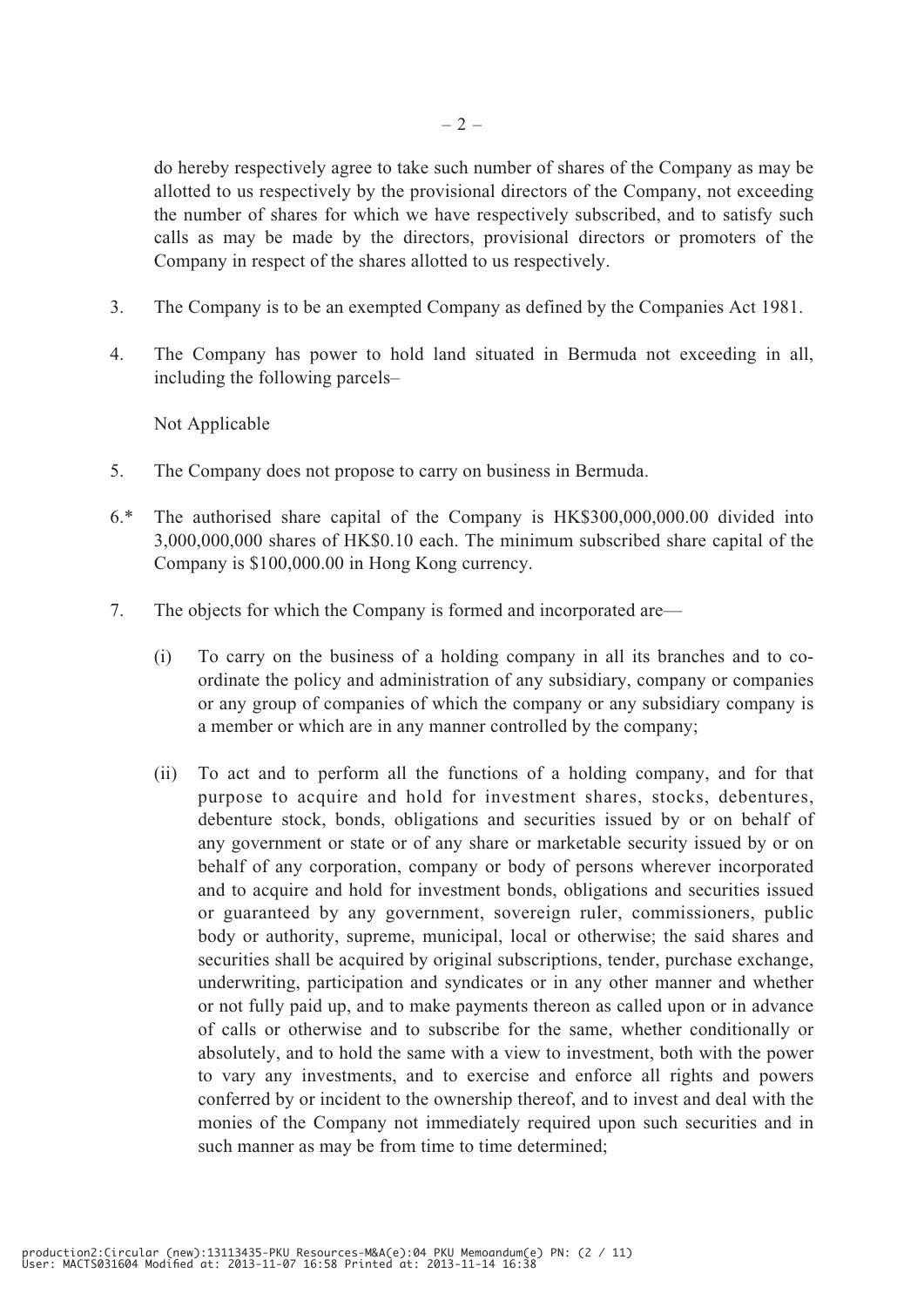do hereby respectively agree to take such number of shares of the Company as may be allotted to us respectively by the provisional directors of the Company, not exceeding the number of shares for which we have respectively subscribed, and to satisfy such calls as may be made by the directors, provisional directors or promoters of the Company in respect of the shares allotted to us respectively.

3. The Company is to be an exempted Company as defined by the Companies Act 1981.

4. The Company has power to hold land situated in Bermuda not exceeding in all, including the following parcels–

   Not Applicable

5. The Company does not propose to carry on business in Bermuda.

6.* The authorised share capital of the Company is HK$300,000,000.00 divided into 3,000,000,000 shares of HK$0.10 each. The minimum subscribed share capital of the Company is $100,000.00 in Hong Kong currency.

7. The objects for which the Company is formed and incorporated are—

   (i) To carry on the business of a holding company in all its branches and to co-ordinate the policy and administration of any subsidiary, company or companies or any group of companies of which the company or any subsidiary company is a member or which are in any manner controlled by the company;

   (ii) To act and to perform all the functions of a holding company, and for that purpose to acquire and hold for investment shares, stocks, debentures, debenture stock, bonds, obligations and securities issued by or on behalf of any government or state or of any share or marketable security issued by or on behalf of any corporation, company or body of persons wherever incorporated and to acquire and hold for investment bonds, obligations and securities issued or guaranteed by any government, sovereign ruler, commissioners, public body or authority, supreme, municipal, local or otherwise; the said shares and securities shall be acquired by original subscriptions, tender, purchase exchange, underwriting, participation and syndicates or in any other manner and whether or not fully paid up, and to make payments thereon as called upon or in advance of calls or otherwise and to subscribe for the same, whether conditionally or absolutely, and to hold the same with a view to investment, both with the power to vary any investments, and to exercise and enforce all rights and powers conferred by or incident to the ownership thereof, and to invest and deal with the monies of the Company not immediately required upon such securities and in such manner as may be from time to time determined;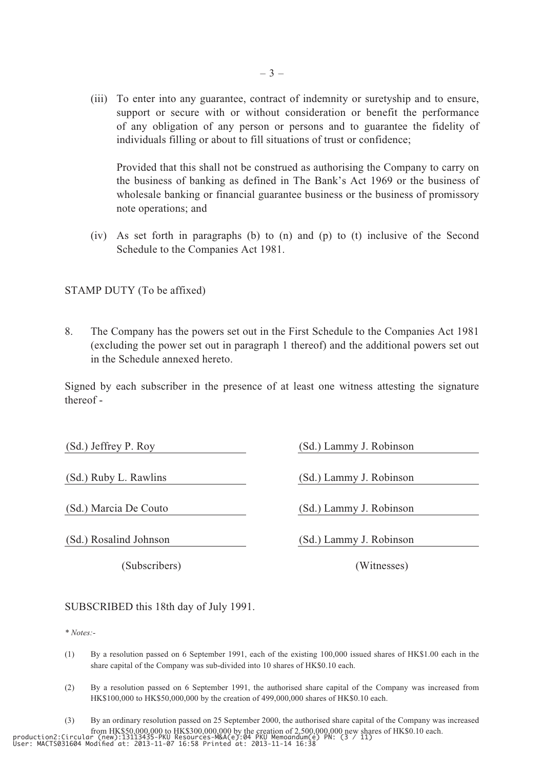(iii) To enter into any guarantee, contract of indemnity or suretyship and to ensure, support or secure with or without consideration or benefit the performance of any obligation of any person or persons and to guarantee the fidelity of individuals filling or about to fill situations of trust or confidence;

Provided that this shall not be construed as authorising the Company to carry on the business of banking as defined in The Bank's Act 1969 or the business of wholesale banking or financial guarantee business or the business of promissory note operations; and

(iv) As set forth in paragraphs (b) to (n) and (p) to (t) inclusive of the Second Schedule to the Companies Act 1981.

STAMP DUTY (To be affixed)

8. The Company has the powers set out in the First Schedule to the Companies Act 1981 (excluding the power set out in paragraph 1 thereof) and the additional powers set out in the Schedule annexed hereto.

Signed by each subscriber in the presence of at least one witness attesting the signature thereof -

| (Subscribers) | (Witnesses) |
|---|---|
| (Sd.) Jeffrey P. Roy | (Sd.) Lammy J. Robinson |
| (Sd.) Ruby L. Rawlins | (Sd.) Lammy J. Robinson |
| (Sd.) Marcia De Couto | (Sd.) Lammy J. Robinson |
| (Sd.) Rosalind Johnson | (Sd.) Lammy J. Robinson |

SUBSCRIBED this 18th day of July 1991.

*\* Notes:-*

(1) By a resolution passed on 6 September 1991, each of the existing 100,000 issued shares of HK$1.00 each in the share capital of the Company was sub-divided into 10 shares of HK$0.10 each.

(2) By a resolution passed on 6 September 1991, the authorised share capital of the Company was increased from HK$100,000 to HK$50,000,000 by the creation of 499,000,000 shares of HK$0.10 each.

(3) By an ordinary resolution passed on 25 September 2000, the authorised share capital of the Company was increased from HK$50,000,000 to HK$300,000,000 by the creation of 2,500,000,000 new shares of HK$0.10 each.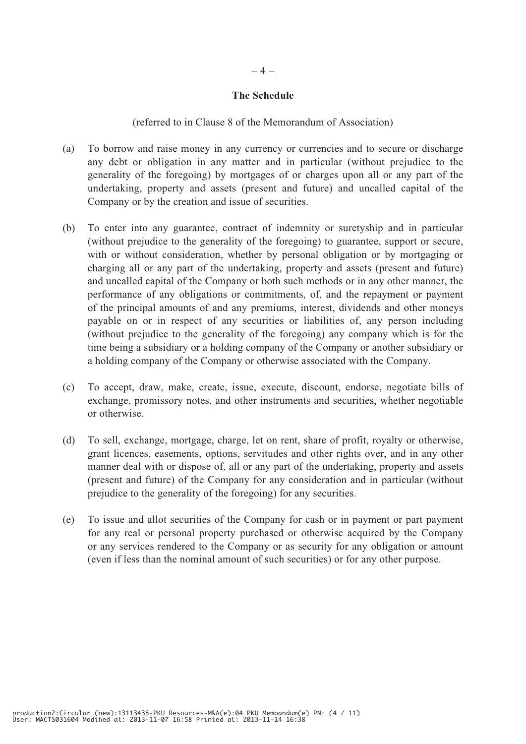## The Schedule

(referred to in Clause 8 of the Memorandum of Association)

(a) To borrow and raise money in any currency or currencies and to secure or discharge any debt or obligation in any matter and in particular (without prejudice to the generality of the foregoing) by mortgages of or charges upon all or any part of the undertaking, property and assets (present and future) and uncalled capital of the Company or by the creation and issue of securities.

(b) To enter into any guarantee, contract of indemnity or suretyship and in particular (without prejudice to the generality of the foregoing) to guarantee, support or secure, with or without consideration, whether by personal obligation or by mortgaging or charging all or any part of the undertaking, property and assets (present and future) and uncalled capital of the Company or both such methods or in any other manner, the performance of any obligations or commitments, of, and the repayment or payment of the principal amounts of and any premiums, interest, dividends and other moneys payable on or in respect of any securities or liabilities of, any person including (without prejudice to the generality of the foregoing) any company which is for the time being a subsidiary or a holding company of the Company or another subsidiary or a holding company of the Company or otherwise associated with the Company.

(c) To accept, draw, make, create, issue, execute, discount, endorse, negotiate bills of exchange, promissory notes, and other instruments and securities, whether negotiable or otherwise.

(d) To sell, exchange, mortgage, charge, let on rent, share of profit, royalty or otherwise, grant licences, easements, options, servitudes and other rights over, and in any other manner deal with or dispose of, all or any part of the undertaking, property and assets (present and future) of the Company for any consideration and in particular (without prejudice to the generality of the foregoing) for any securities.

(e) To issue and allot securities of the Company for cash or in payment or part payment for any real or personal property purchased or otherwise acquired by the Company or any services rendered to the Company or as security for any obligation or amount (even if less than the nominal amount of such securities) or for any other purpose.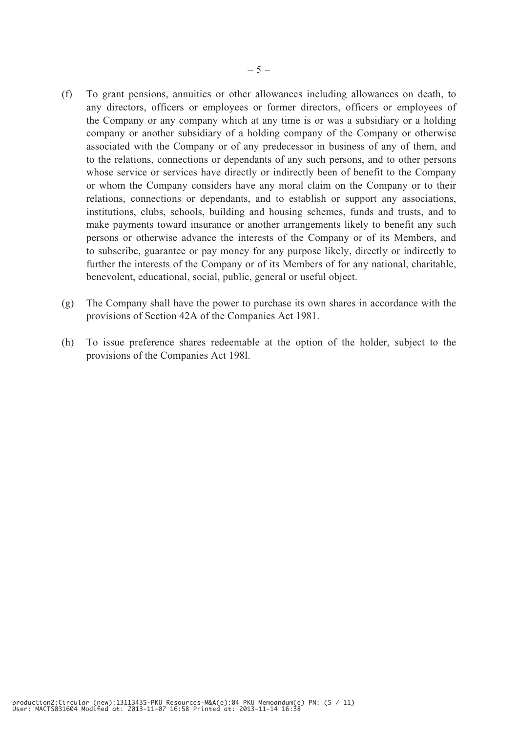(f) To grant pensions, annuities or other allowances including allowances on death, to any directors, officers or employees or former directors, officers or employees of the Company or any company which at any time is or was a subsidiary or a holding company or another subsidiary of a holding company of the Company or otherwise associated with the Company or of any predecessor in business of any of them, and to the relations, connections or dependants of any such persons, and to other persons whose service or services have directly or indirectly been of benefit to the Company or whom the Company considers have any moral claim on the Company or to their relations, connections or dependants, and to establish or support any associations, institutions, clubs, schools, building and housing schemes, funds and trusts, and to make payments toward insurance or another arrangements likely to benefit any such persons or otherwise advance the interests of the Company or of its Members, and to subscribe, guarantee or pay money for any purpose likely, directly or indirectly to further the interests of the Company or of its Members of for any national, charitable, benevolent, educational, social, public, general or useful object.

(g) The Company shall have the power to purchase its own shares in accordance with the provisions of Section 42A of the Companies Act 1981.

(h) To issue preference shares redeemable at the option of the holder, subject to the provisions of the Companies Act 198l.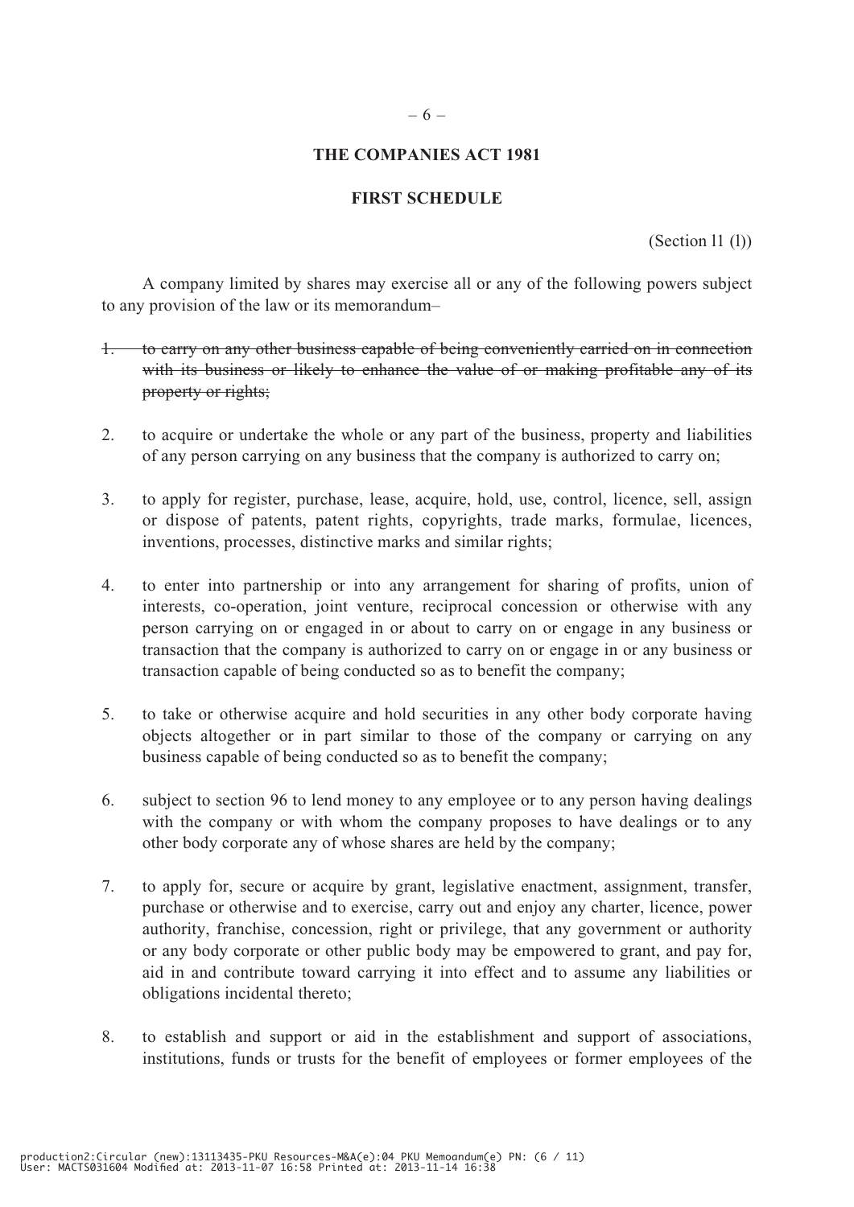## THE COMPANIES ACT 1981

## FIRST SCHEDULE

(Section 11 (l))

A company limited by shares may exercise all or any of the following powers subject to any provision of the law or its memorandum–

1. ~~to carry on any other business capable of being conveniently carried on in connection with its business or likely to enhance the value of or making profitable any of its property or rights;~~

2. to acquire or undertake the whole or any part of the business, property and liabilities of any person carrying on any business that the company is authorized to carry on;

3. to apply for register, purchase, lease, acquire, hold, use, control, licence, sell, assign or dispose of patents, patent rights, copyrights, trade marks, formulae, licences, inventions, processes, distinctive marks and similar rights;

4. to enter into partnership or into any arrangement for sharing of profits, union of interests, co-operation, joint venture, reciprocal concession or otherwise with any person carrying on or engaged in or about to carry on or engage in any business or transaction that the company is authorized to carry on or engage in or any business or transaction capable of being conducted so as to benefit the company;

5. to take or otherwise acquire and hold securities in any other body corporate having objects altogether or in part similar to those of the company or carrying on any business capable of being conducted so as to benefit the company;

6. subject to section 96 to lend money to any employee or to any person having dealings with the company or with whom the company proposes to have dealings or to any other body corporate any of whose shares are held by the company;

7. to apply for, secure or acquire by grant, legislative enactment, assignment, transfer, purchase or otherwise and to exercise, carry out and enjoy any charter, licence, power authority, franchise, concession, right or privilege, that any government or authority or any body corporate or other public body may be empowered to grant, and pay for, aid in and contribute toward carrying it into effect and to assume any liabilities or obligations incidental thereto;

8. to establish and support or aid in the establishment and support of associations, institutions, funds or trusts for the benefit of employees or former employees of the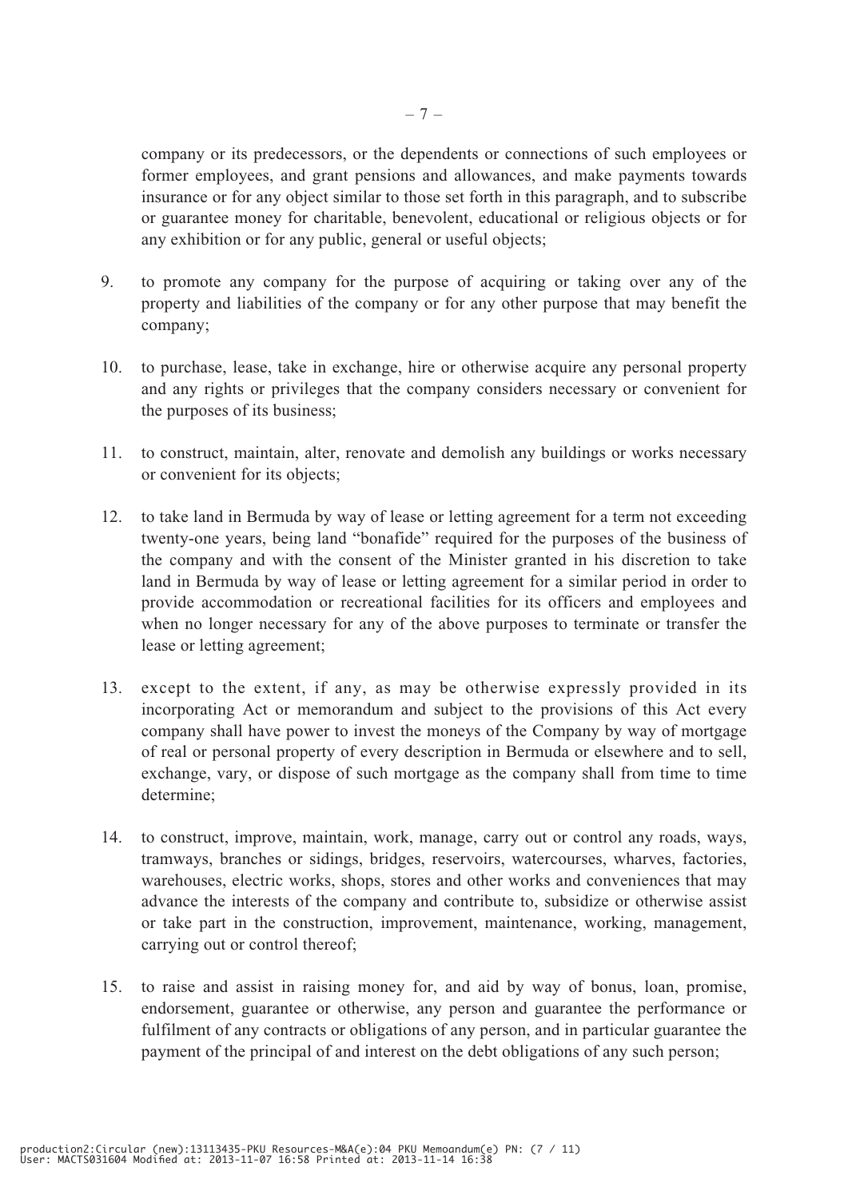company or its predecessors, or the dependents or connections of such employees or former employees, and grant pensions and allowances, and make payments towards insurance or for any object similar to those set forth in this paragraph, and to subscribe or guarantee money for charitable, benevolent, educational or religious objects or for any exhibition or for any public, general or useful objects;

9. to promote any company for the purpose of acquiring or taking over any of the property and liabilities of the company or for any other purpose that may benefit the company;

10. to purchase, lease, take in exchange, hire or otherwise acquire any personal property and any rights or privileges that the company considers necessary or convenient for the purposes of its business;

11. to construct, maintain, alter, renovate and demolish any buildings or works necessary or convenient for its objects;

12. to take land in Bermuda by way of lease or letting agreement for a term not exceeding twenty-one years, being land "bonafide" required for the purposes of the business of the company and with the consent of the Minister granted in his discretion to take land in Bermuda by way of lease or letting agreement for a similar period in order to provide accommodation or recreational facilities for its officers and employees and when no longer necessary for any of the above purposes to terminate or transfer the lease or letting agreement;

13. except to the extent, if any, as may be otherwise expressly provided in its incorporating Act or memorandum and subject to the provisions of this Act every company shall have power to invest the moneys of the Company by way of mortgage of real or personal property of every description in Bermuda or elsewhere and to sell, exchange, vary, or dispose of such mortgage as the company shall from time to time determine;

14. to construct, improve, maintain, work, manage, carry out or control any roads, ways, tramways, branches or sidings, bridges, reservoirs, watercourses, wharves, factories, warehouses, electric works, shops, stores and other works and conveniences that may advance the interests of the company and contribute to, subsidize or otherwise assist or take part in the construction, improvement, maintenance, working, management, carrying out or control thereof;

15. to raise and assist in raising money for, and aid by way of bonus, loan, promise, endorsement, guarantee or otherwise, any person and guarantee the performance or fulfilment of any contracts or obligations of any person, and in particular guarantee the payment of the principal of and interest on the debt obligations of any such person;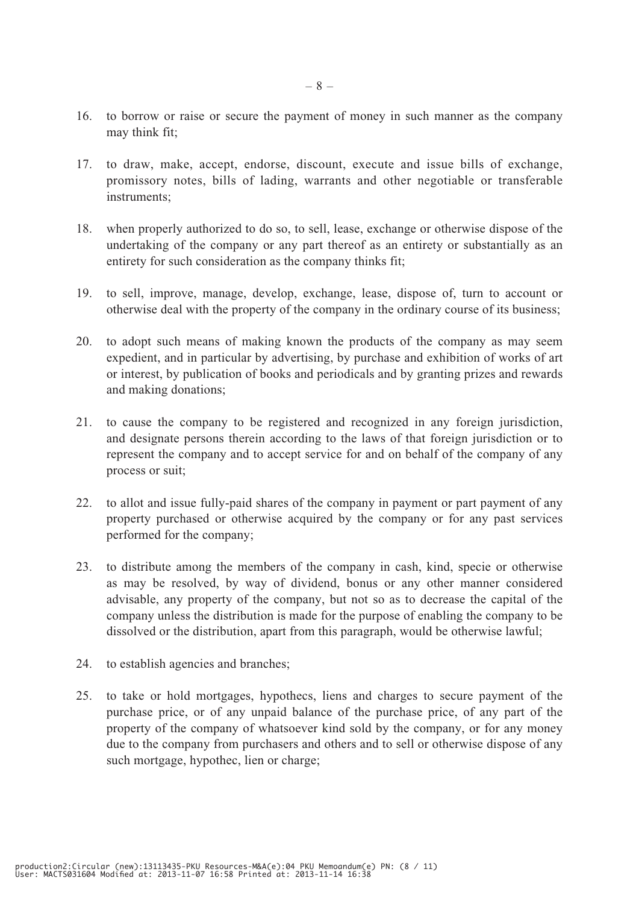16. to borrow or raise or secure the payment of money in such manner as the company may think fit;

17. to draw, make, accept, endorse, discount, execute and issue bills of exchange, promissory notes, bills of lading, warrants and other negotiable or transferable instruments;

18. when properly authorized to do so, to sell, lease, exchange or otherwise dispose of the undertaking of the company or any part thereof as an entirety or substantially as an entirety for such consideration as the company thinks fit;

19. to sell, improve, manage, develop, exchange, lease, dispose of, turn to account or otherwise deal with the property of the company in the ordinary course of its business;

20. to adopt such means of making known the products of the company as may seem expedient, and in particular by advertising, by purchase and exhibition of works of art or interest, by publication of books and periodicals and by granting prizes and rewards and making donations;

21. to cause the company to be registered and recognized in any foreign jurisdiction, and designate persons therein according to the laws of that foreign jurisdiction or to represent the company and to accept service for and on behalf of the company of any process or suit;

22. to allot and issue fully-paid shares of the company in payment or part payment of any property purchased or otherwise acquired by the company or for any past services performed for the company;

23. to distribute among the members of the company in cash, kind, specie or otherwise as may be resolved, by way of dividend, bonus or any other manner considered advisable, any property of the company, but not so as to decrease the capital of the company unless the distribution is made for the purpose of enabling the company to be dissolved or the distribution, apart from this paragraph, would be otherwise lawful;

24. to establish agencies and branches;

25. to take or hold mortgages, hypothecs, liens and charges to secure payment of the purchase price, or of any unpaid balance of the purchase price, of any part of the property of the company of whatsoever kind sold by the company, or for any money due to the company from purchasers and others and to sell or otherwise dispose of any such mortgage, hypothec, lien or charge;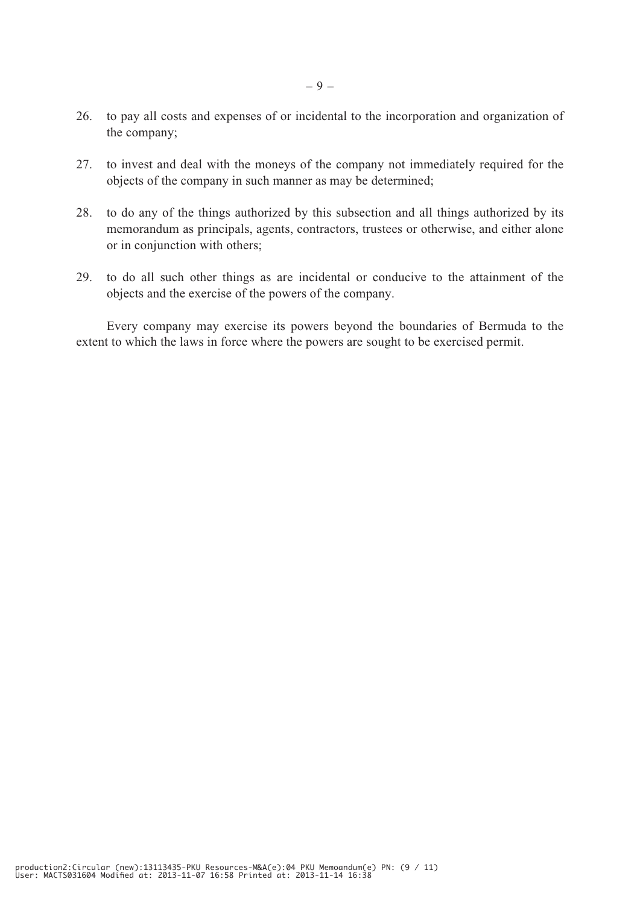26. to pay all costs and expenses of or incidental to the incorporation and organization of the company;

27. to invest and deal with the moneys of the company not immediately required for the objects of the company in such manner as may be determined;

28. to do any of the things authorized by this subsection and all things authorized by its memorandum as principals, agents, contractors, trustees or otherwise, and either alone or in conjunction with others;

29. to do all such other things as are incidental or conducive to the attainment of the objects and the exercise of the powers of the company.

Every company may exercise its powers beyond the boundaries of Bermuda to the extent to which the laws in force where the powers are sought to be exercised permit.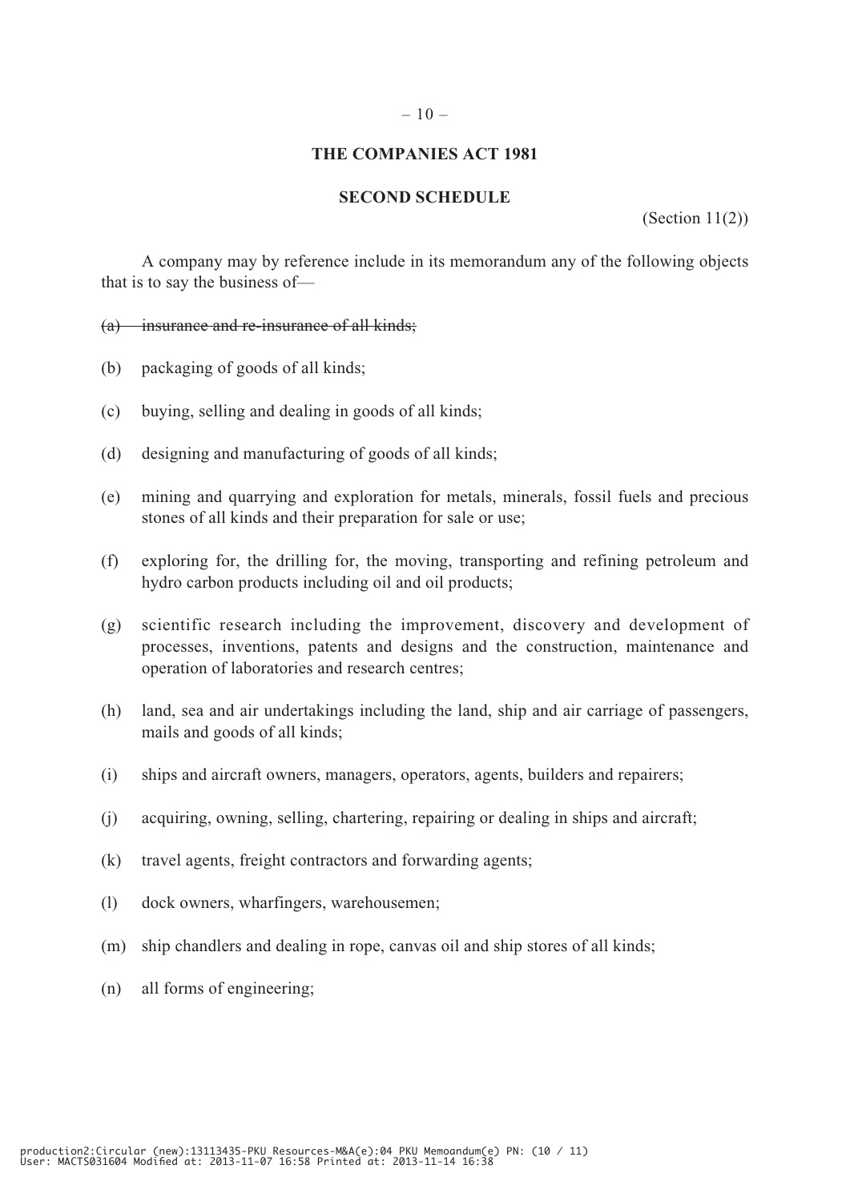## THE COMPANIES ACT 1981

### SECOND SCHEDULE

(Section 11(2))

A company may by reference include in its memorandum any of the following objects that is to say the business of—

(a) ~~insurance and re-insurance of all kinds;~~

(b) packaging of goods of all kinds;

(c) buying, selling and dealing in goods of all kinds;

(d) designing and manufacturing of goods of all kinds;

(e) mining and quarrying and exploration for metals, minerals, fossil fuels and precious stones of all kinds and their preparation for sale or use;

(f) exploring for, the drilling for, the moving, transporting and refining petroleum and hydro carbon products including oil and oil products;

(g) scientific research including the improvement, discovery and development of processes, inventions, patents and designs and the construction, maintenance and operation of laboratories and research centres;

(h) land, sea and air undertakings including the land, ship and air carriage of passengers, mails and goods of all kinds;

(i) ships and aircraft owners, managers, operators, agents, builders and repairers;

(j) acquiring, owning, selling, chartering, repairing or dealing in ships and aircraft;

(k) travel agents, freight contractors and forwarding agents;

(l) dock owners, wharfingers, warehousemen;

(m) ship chandlers and dealing in rope, canvas oil and ship stores of all kinds;

(n) all forms of engineering;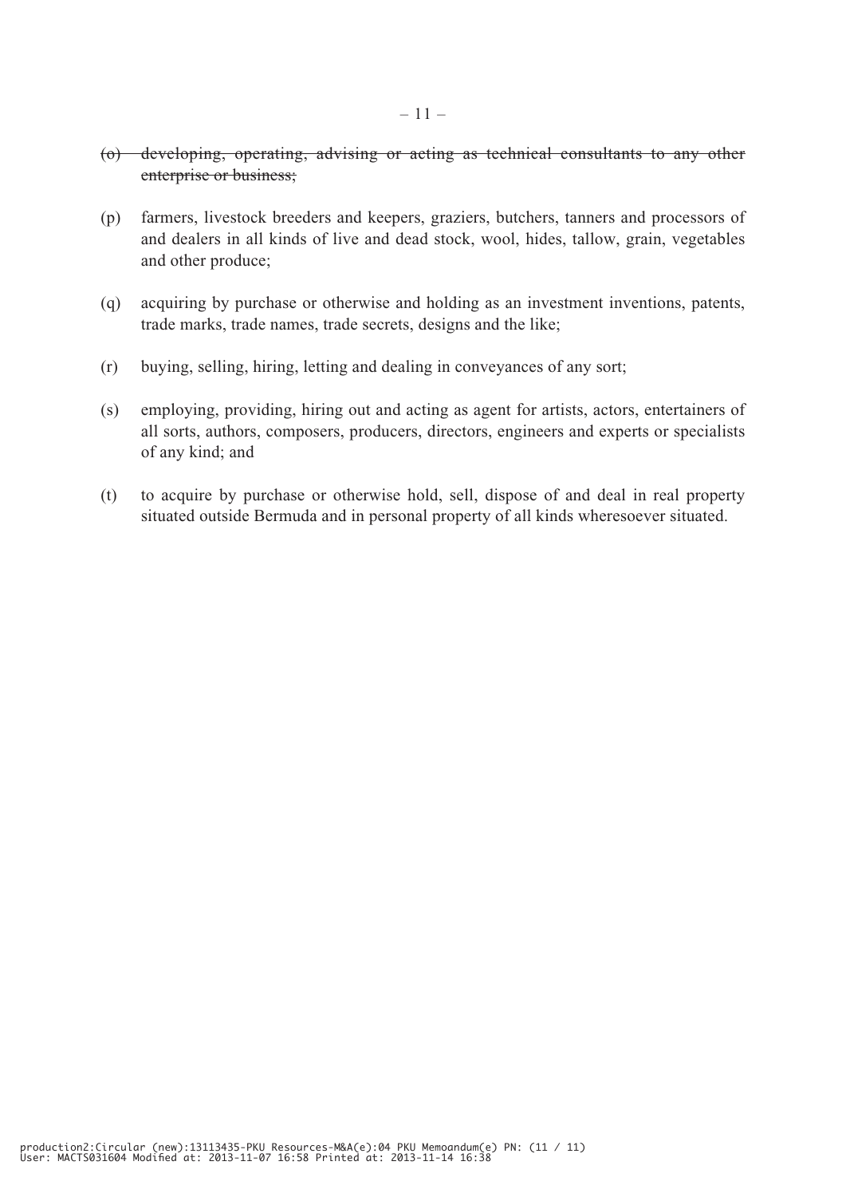~~(o) developing, operating, advising or acting as technical consultants to any other enterprise or business;~~

(p) farmers, livestock breeders and keepers, graziers, butchers, tanners and processors of and dealers in all kinds of live and dead stock, wool, hides, tallow, grain, vegetables and other produce;

(q) acquiring by purchase or otherwise and holding as an investment inventions, patents, trade marks, trade names, trade secrets, designs and the like;

(r) buying, selling, hiring, letting and dealing in conveyances of any sort;

(s) employing, providing, hiring out and acting as agent for artists, actors, entertainers of all sorts, authors, composers, producers, directors, engineers and experts or specialists of any kind; and

(t) to acquire by purchase or otherwise hold, sell, dispose of and deal in real property situated outside Bermuda and in personal property of all kinds wheresoever situated.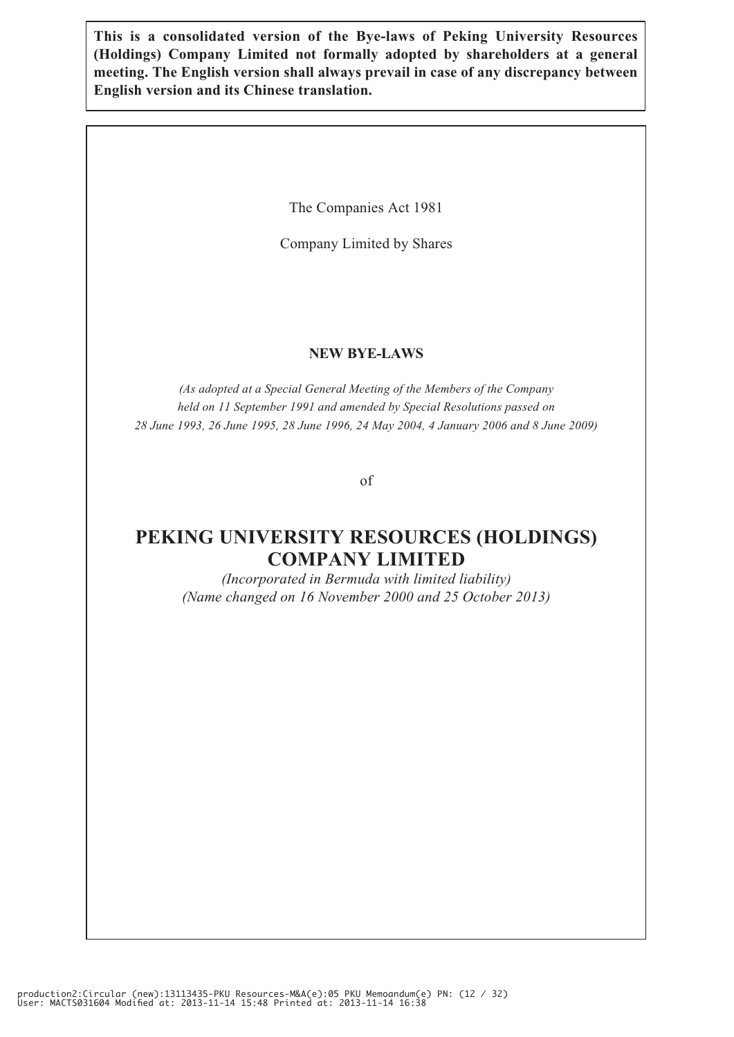**This is a consolidated version of the Bye-laws of Peking University Resources (Holdings) Company Limited not formally adopted by shareholders at a general meeting. The English version shall always prevail in case of any discrepancy between English version and its Chinese translation.**

The Companies Act 1981

Company Limited by Shares

**NEW BYE-LAWS**

*(As adopted at a Special General Meeting of the Members of the Company held on 11 September 1991 and amended by Special Resolutions passed on 28 June 1993, 26 June 1995, 28 June 1996, 24 May 2004, 4 January 2006 and 8 June 2009)*

of

# PEKING UNIVERSITY RESOURCES (HOLDINGS) COMPANY LIMITED

*(Incorporated in Bermuda with limited liability)*
*(Name changed on 16 November 2000 and 25 October 2013)*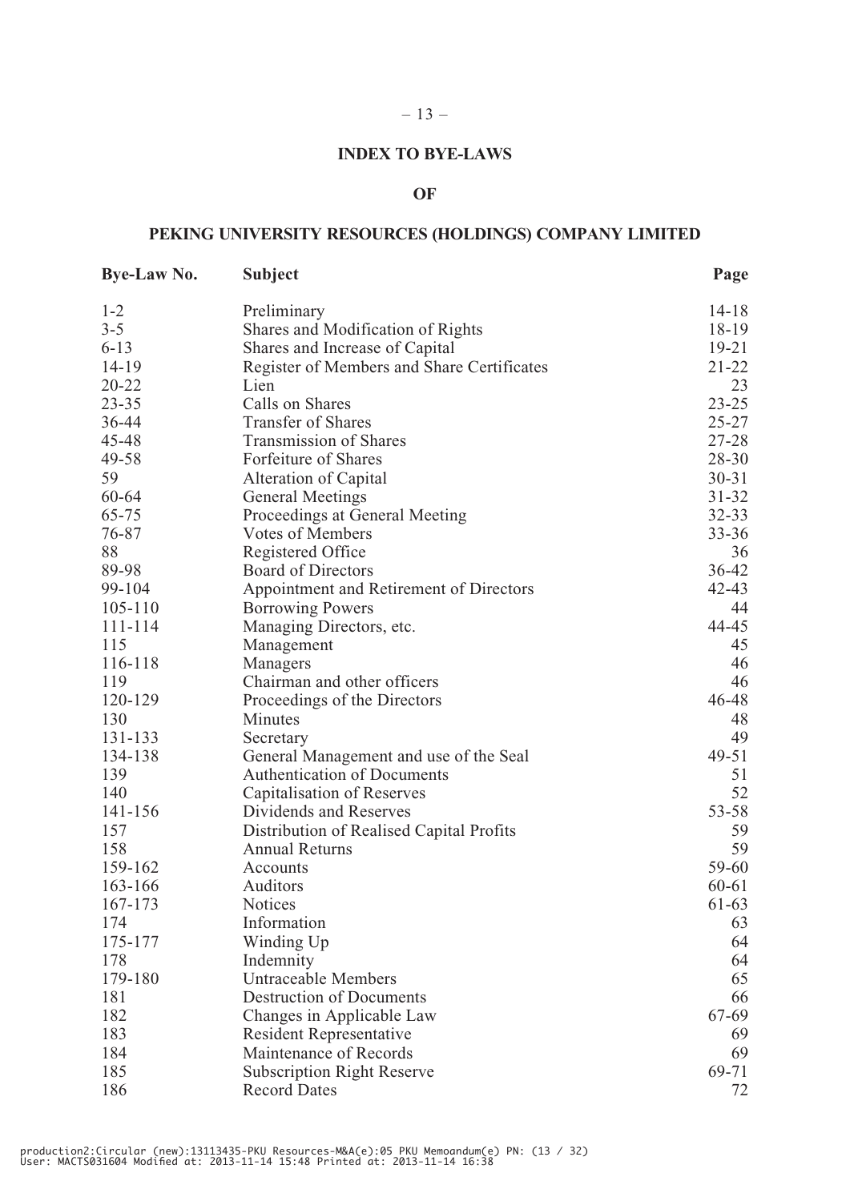# INDEX TO BYE-LAWS

## OF

## PEKING UNIVERSITY RESOURCES (HOLDINGS) COMPANY LIMITED

| Bye-Law No. | Subject | Page |
|---|---|---|
| 1-2 | Preliminary | 14-18 |
| 3-5 | Shares and Modification of Rights | 18-19 |
| 6-13 | Shares and Increase of Capital | 19-21 |
| 14-19 | Register of Members and Share Certificates | 21-22 |
| 20-22 | Lien | 23 |
| 23-35 | Calls on Shares | 23-25 |
| 36-44 | Transfer of Shares | 25-27 |
| 45-48 | Transmission of Shares | 27-28 |
| 49-58 | Forfeiture of Shares | 28-30 |
| 59 | Alteration of Capital | 30-31 |
| 60-64 | General Meetings | 31-32 |
| 65-75 | Proceedings at General Meeting | 32-33 |
| 76-87 | Votes of Members | 33-36 |
| 88 | Registered Office | 36 |
| 89-98 | Board of Directors | 36-42 |
| 99-104 | Appointment and Retirement of Directors | 42-43 |
| 105-110 | Borrowing Powers | 44 |
| 111-114 | Managing Directors, etc. | 44-45 |
| 115 | Management | 45 |
| 116-118 | Managers | 46 |
| 119 | Chairman and other officers | 46 |
| 120-129 | Proceedings of the Directors | 46-48 |
| 130 | Minutes | 48 |
| 131-133 | Secretary | 49 |
| 134-138 | General Management and use of the Seal | 49-51 |
| 139 | Authentication of Documents | 51 |
| 140 | Capitalisation of Reserves | 52 |
| 141-156 | Dividends and Reserves | 53-58 |
| 157 | Distribution of Realised Capital Profits | 59 |
| 158 | Annual Returns | 59 |
| 159-162 | Accounts | 59-60 |
| 163-166 | Auditors | 60-61 |
| 167-173 | Notices | 61-63 |
| 174 | Information | 63 |
| 175-177 | Winding Up | 64 |
| 178 | Indemnity | 64 |
| 179-180 | Untraceable Members | 65 |
| 181 | Destruction of Documents | 66 |
| 182 | Changes in Applicable Law | 67-69 |
| 183 | Resident Representative | 69 |
| 184 | Maintenance of Records | 69 |
| 185 | Subscription Right Reserve | 69-71 |
| 186 | Record Dates | 72 |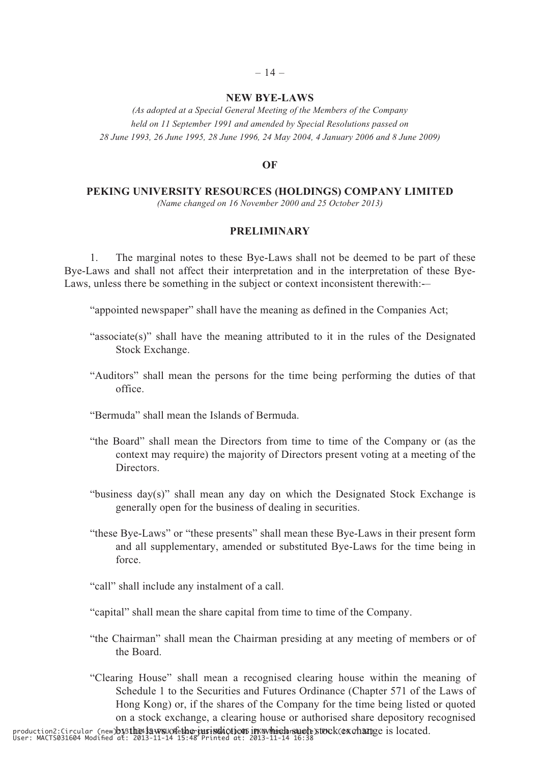## NEW BYE-LAWS

*(As adopted at a Special General Meeting of the Members of the Company held on 11 September 1991 and amended by Special Resolutions passed on 28 June 1993, 26 June 1995, 28 June 1996, 24 May 2004, 4 January 2006 and 8 June 2009)*

## OF

## PEKING UNIVERSITY RESOURCES (HOLDINGS) COMPANY LIMITED

*(Name changed on 16 November 2000 and 25 October 2013)*

### PRELIMINARY

1. The marginal notes to these Bye-Laws shall not be deemed to be part of these Bye-Laws and shall not affect their interpretation and in the interpretation of these Bye-Laws, unless there be something in the subject or context inconsistent therewith:-–

"appointed newspaper" shall have the meaning as defined in the Companies Act;

"associate(s)" shall have the meaning attributed to it in the rules of the Designated Stock Exchange.

"Auditors" shall mean the persons for the time being performing the duties of that office.

"Bermuda" shall mean the Islands of Bermuda.

"the Board" shall mean the Directors from time to time of the Company or (as the context may require) the majority of Directors present voting at a meeting of the Directors.

"business day(s)" shall mean any day on which the Designated Stock Exchange is generally open for the business of dealing in securities.

"these Bye-Laws" or "these presents" shall mean these Bye-Laws in their present form and all supplementary, amended or substituted Bye-Laws for the time being in force.

"call" shall include any instalment of a call.

"capital" shall mean the share capital from time to time of the Company.

"the Chairman" shall mean the Chairman presiding at any meeting of members or of the Board.

"Clearing House" shall mean a recognised clearing house within the meaning of Schedule 1 to the Securities and Futures Ordinance (Chapter 571 of the Laws of Hong Kong) or, if the shares of the Company for the time being listed or quoted on a stock exchange, a clearing house or authorised share depository recognised by the laws of the jurisdiction in which such stock exchange is located.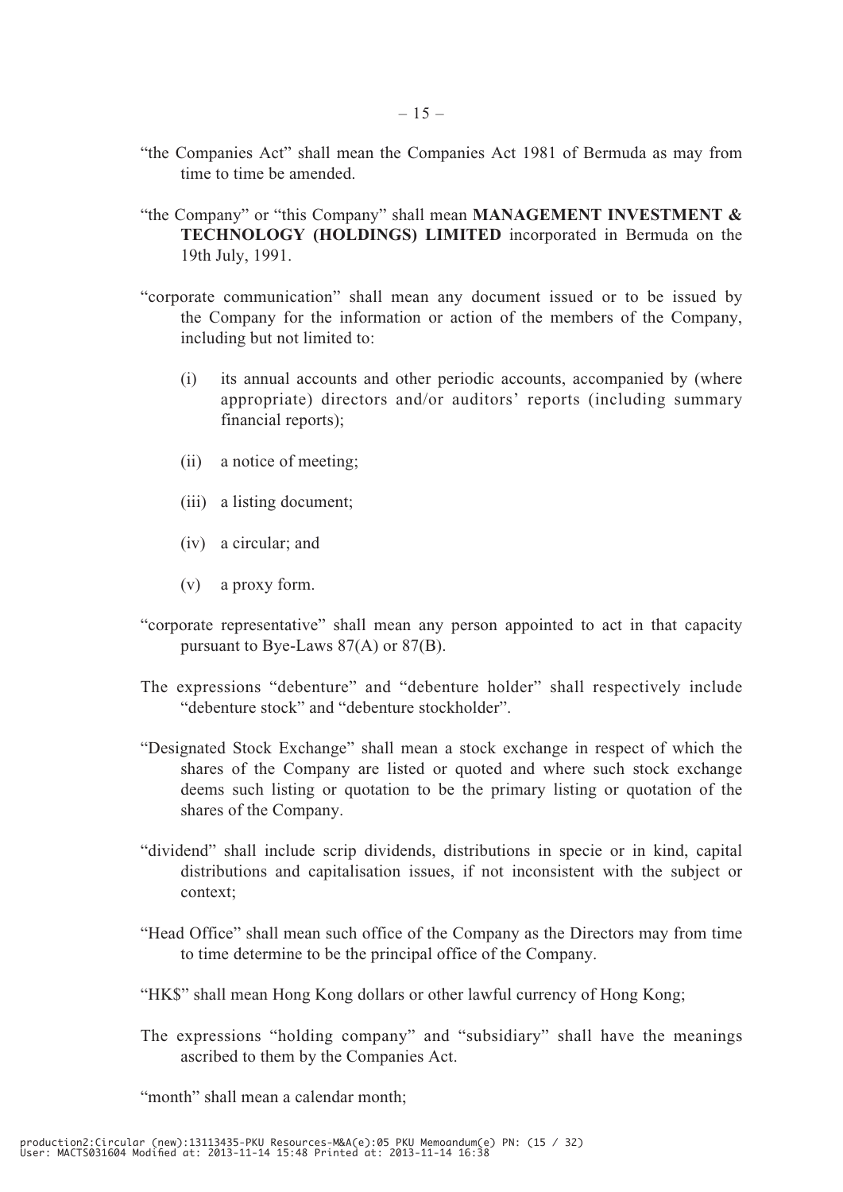"the Companies Act" shall mean the Companies Act 1981 of Bermuda as may from time to time be amended.

"the Company" or "this Company" shall mean **MANAGEMENT INVESTMENT & TECHNOLOGY (HOLDINGS) LIMITED** incorporated in Bermuda on the 19th July, 1991.

"corporate communication" shall mean any document issued or to be issued by the Company for the information or action of the members of the Company, including but not limited to:

(i) its annual accounts and other periodic accounts, accompanied by (where appropriate) directors and/or auditors' reports (including summary financial reports);

(ii) a notice of meeting;

(iii) a listing document;

(iv) a circular; and

(v) a proxy form.

"corporate representative" shall mean any person appointed to act in that capacity pursuant to Bye-Laws 87(A) or 87(B).

The expressions "debenture" and "debenture holder" shall respectively include "debenture stock" and "debenture stockholder".

"Designated Stock Exchange" shall mean a stock exchange in respect of which the shares of the Company are listed or quoted and where such stock exchange deems such listing or quotation to be the primary listing or quotation of the shares of the Company.

"dividend" shall include scrip dividends, distributions in specie or in kind, capital distributions and capitalisation issues, if not inconsistent with the subject or context;

"Head Office" shall mean such office of the Company as the Directors may from time to time determine to be the principal office of the Company.

"HK$" shall mean Hong Kong dollars or other lawful currency of Hong Kong;

The expressions "holding company" and "subsidiary" shall have the meanings ascribed to them by the Companies Act.

"month" shall mean a calendar month;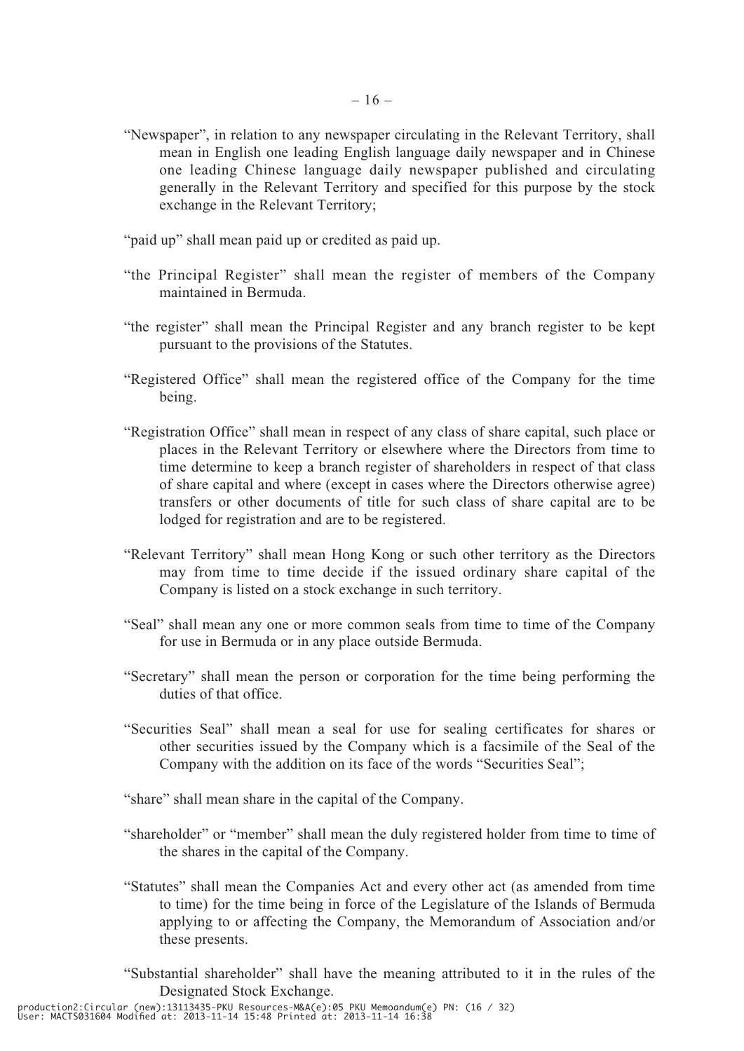"Newspaper", in relation to any newspaper circulating in the Relevant Territory, shall mean in English one leading English language daily newspaper and in Chinese one leading Chinese language daily newspaper published and circulating generally in the Relevant Territory and specified for this purpose by the stock exchange in the Relevant Territory;

"paid up" shall mean paid up or credited as paid up.

"the Principal Register" shall mean the register of members of the Company maintained in Bermuda.

"the register" shall mean the Principal Register and any branch register to be kept pursuant to the provisions of the Statutes.

"Registered Office" shall mean the registered office of the Company for the time being.

"Registration Office" shall mean in respect of any class of share capital, such place or places in the Relevant Territory or elsewhere where the Directors from time to time determine to keep a branch register of shareholders in respect of that class of share capital and where (except in cases where the Directors otherwise agree) transfers or other documents of title for such class of share capital are to be lodged for registration and are to be registered.

"Relevant Territory" shall mean Hong Kong or such other territory as the Directors may from time to time decide if the issued ordinary share capital of the Company is listed on a stock exchange in such territory.

"Seal" shall mean any one or more common seals from time to time of the Company for use in Bermuda or in any place outside Bermuda.

"Secretary" shall mean the person or corporation for the time being performing the duties of that office.

"Securities Seal" shall mean a seal for use for sealing certificates for shares or other securities issued by the Company which is a facsimile of the Seal of the Company with the addition on its face of the words "Securities Seal";

"share" shall mean share in the capital of the Company.

"shareholder" or "member" shall mean the duly registered holder from time to time of the shares in the capital of the Company.

"Statutes" shall mean the Companies Act and every other act (as amended from time to time) for the time being in force of the Legislature of the Islands of Bermuda applying to or affecting the Company, the Memorandum of Association and/or these presents.

"Substantial shareholder" shall have the meaning attributed to it in the rules of the Designated Stock Exchange.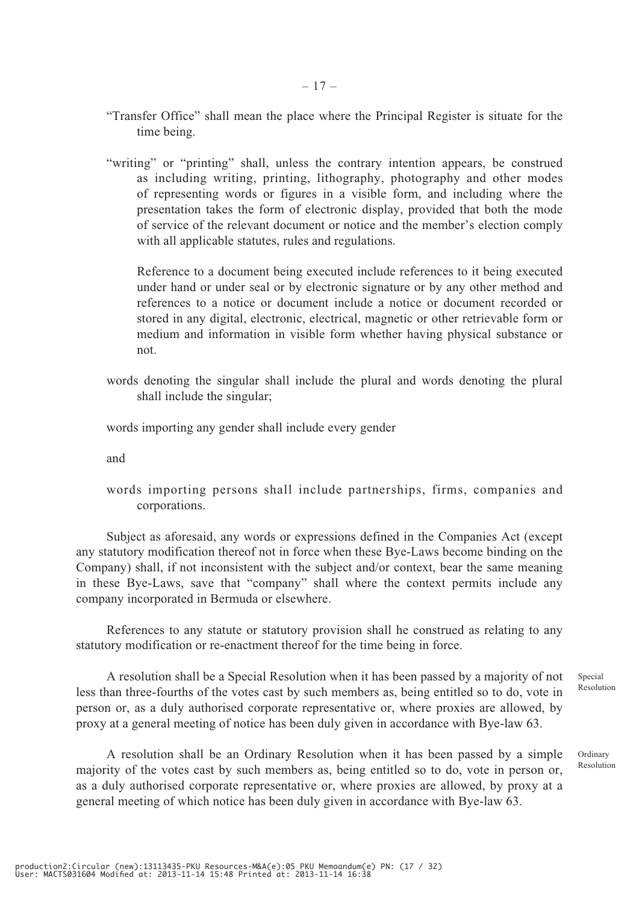"Transfer Office" shall mean the place where the Principal Register is situate for the time being.

"writing" or "printing" shall, unless the contrary intention appears, be construed as including writing, printing, lithography, photography and other modes of representing words or figures in a visible form, and including where the presentation takes the form of electronic display, provided that both the mode of service of the relevant document or notice and the member's election comply with all applicable statutes, rules and regulations.

Reference to a document being executed include references to it being executed under hand or under seal or by electronic signature or by any other method and references to a notice or document include a notice or document recorded or stored in any digital, electronic, electrical, magnetic or other retrievable form or medium and information in visible form whether having physical substance or not.

words denoting the singular shall include the plural and words denoting the plural shall include the singular;

words importing any gender shall include every gender

and

words importing persons shall include partnerships, firms, companies and corporations.

Subject as aforesaid, any words or expressions defined in the Companies Act (except any statutory modification thereof not in force when these Bye-Laws become binding on the Company) shall, if not inconsistent with the subject and/or context, bear the same meaning in these Bye-Laws, save that "company" shall where the context permits include any company incorporated in Bermuda or elsewhere.

References to any statute or statutory provision shall he construed as relating to any statutory modification or re-enactment thereof for the time being in force.

Special Resolution

A resolution shall be a Special Resolution when it has been passed by a majority of not less than three-fourths of the votes cast by such members as, being entitled so to do, vote in person or, as a duly authorised corporate representative or, where proxies are allowed, by proxy at a general meeting of notice has been duly given in accordance with Bye-law 63.

Ordinary Resolution

A resolution shall be an Ordinary Resolution when it has been passed by a simple majority of the votes cast by such members as, being entitled so to do, vote in person or, as a duly authorised corporate representative or, where proxies are allowed, by proxy at a general meeting of which notice has been duly given in accordance with Bye-law 63.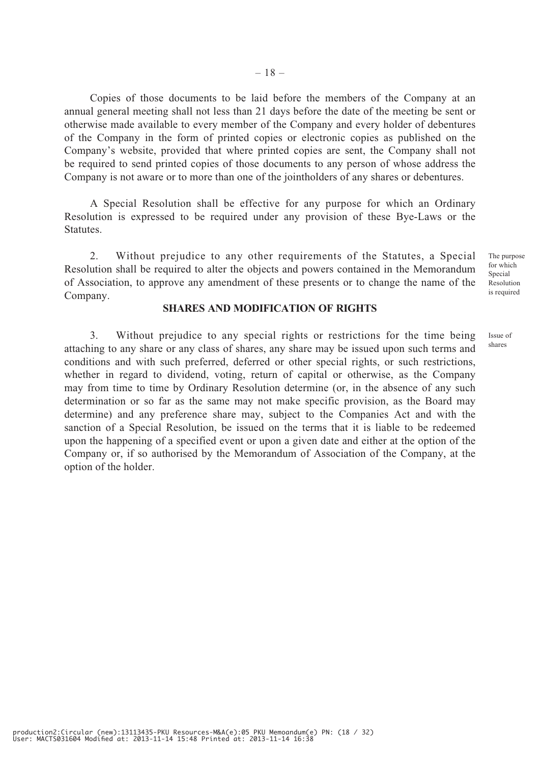Copies of those documents to be laid before the members of the Company at an annual general meeting shall not less than 21 days before the date of the meeting be sent or otherwise made available to every member of the Company and every holder of debentures of the Company in the form of printed copies or electronic copies as published on the Company's website, provided that where printed copies are sent, the Company shall not be required to send printed copies of those documents to any person of whose address the Company is not aware or to more than one of the jointholders of any shares or debentures.

A Special Resolution shall be effective for any purpose for which an Ordinary Resolution is expressed to be required under any provision of these Bye-Laws or the Statutes.

*The purpose for which Special Resolution is required*

2. Without prejudice to any other requirements of the Statutes, a Special Resolution shall be required to alter the objects and powers contained in the Memorandum of Association, to approve any amendment of these presents or to change the name of the Company.

## SHARES AND MODIFICATION OF RIGHTS

*Issue of shares*

3. Without prejudice to any special rights or restrictions for the time being attaching to any share or any class of shares, any share may be issued upon such terms and conditions and with such preferred, deferred or other special rights, or such restrictions, whether in regard to dividend, voting, return of capital or otherwise, as the Company may from time to time by Ordinary Resolution determine (or, in the absence of any such determination or so far as the same may not make specific provision, as the Board may determine) and any preference share may, subject to the Companies Act and with the sanction of a Special Resolution, be issued on the terms that it is liable to be redeemed upon the happening of a specified event or upon a given date and either at the option of the Company or, if so authorised by the Memorandum of Association of the Company, at the option of the holder.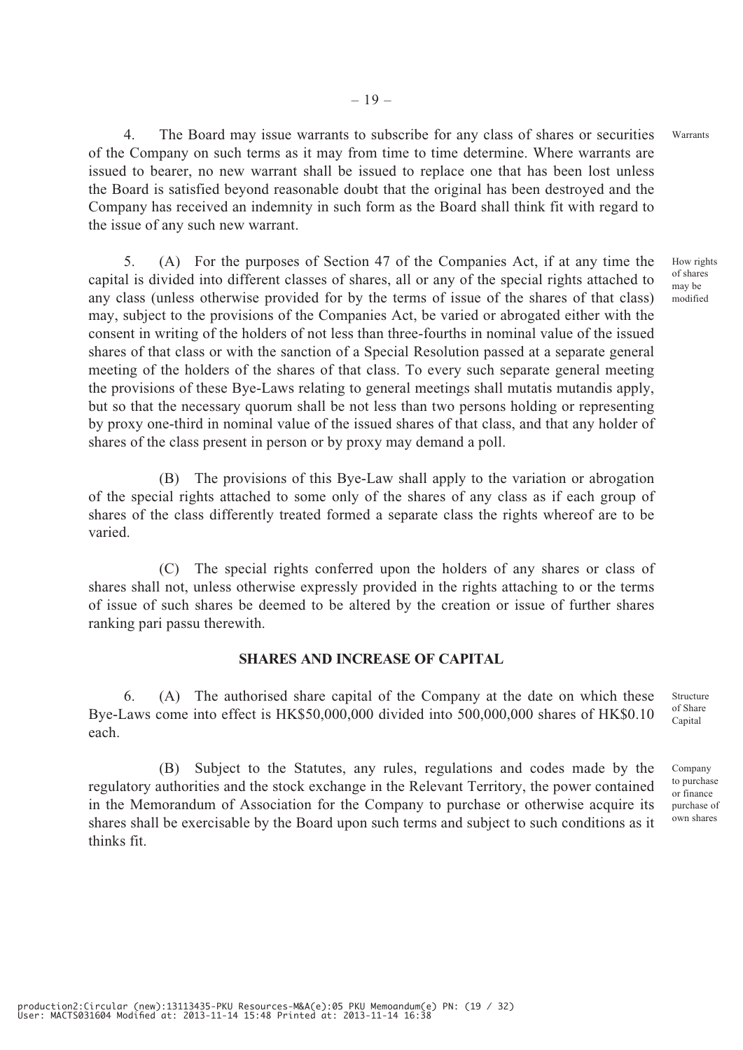4. The Board may issue warrants to subscribe for any class of shares or securities of the Company on such terms as it may from time to time determine. Where warrants are issued to bearer, no new warrant shall be issued to replace one that has been lost unless the Board is satisfied beyond reasonable doubt that the original has been destroyed and the Company has received an indemnity in such form as the Board shall think fit with regard to the issue of any such new warrant.

Warrants

5. (A) For the purposes of Section 47 of the Companies Act, if at any time the capital is divided into different classes of shares, all or any of the special rights attached to any class (unless otherwise provided for by the terms of issue of the shares of that class) may, subject to the provisions of the Companies Act, be varied or abrogated either with the consent in writing of the holders of not less than three-fourths in nominal value of the issued shares of that class or with the sanction of a Special Resolution passed at a separate general meeting of the holders of the shares of that class. To every such separate general meeting the provisions of these Bye-Laws relating to general meetings shall mutatis mutandis apply, but so that the necessary quorum shall be not less than two persons holding or representing by proxy one-third in nominal value of the issued shares of that class, and that any holder of shares of the class present in person or by proxy may demand a poll.

How rights of shares may be modified

(B) The provisions of this Bye-Law shall apply to the variation or abrogation of the special rights attached to some only of the shares of any class as if each group of shares of the class differently treated formed a separate class the rights whereof are to be varied.

(C) The special rights conferred upon the holders of any shares or class of shares shall not, unless otherwise expressly provided in the rights attaching to or the terms of issue of such shares be deemed to be altered by the creation or issue of further shares ranking pari passu therewith.

## SHARES AND INCREASE OF CAPITAL

6. (A) The authorised share capital of the Company at the date on which these Bye-Laws come into effect is HK$50,000,000 divided into 500,000,000 shares of HK$0.10 each.

Structure of Share Capital

(B) Subject to the Statutes, any rules, regulations and codes made by the regulatory authorities and the stock exchange in the Relevant Territory, the power contained in the Memorandum of Association for the Company to purchase or otherwise acquire its shares shall be exercisable by the Board upon such terms and subject to such conditions as it thinks fit.

Company to purchase or finance purchase of own shares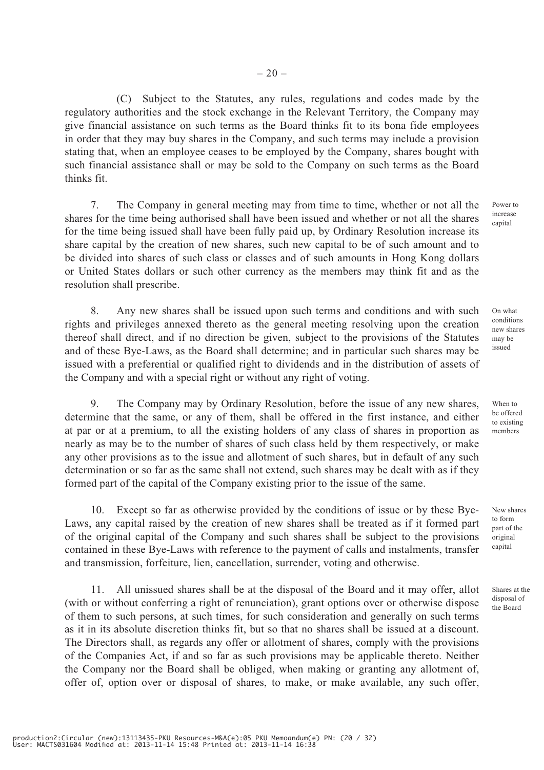(C) Subject to the Statutes, any rules, regulations and codes made by the regulatory authorities and the stock exchange in the Relevant Territory, the Company may give financial assistance on such terms as the Board thinks fit to its bona fide employees in order that they may buy shares in the Company, and such terms may include a provision stating that, when an employee ceases to be employed by the Company, shares bought with such financial assistance shall or may be sold to the Company on such terms as the Board thinks fit.

*Power to increase capital*

7. The Company in general meeting may from time to time, whether or not all the shares for the time being authorised shall have been issued and whether or not all the shares for the time being issued shall have been fully paid up, by Ordinary Resolution increase its share capital by the creation of new shares, such new capital to be of such amount and to be divided into shares of such class or classes and of such amounts in Hong Kong dollars or United States dollars or such other currency as the members may think fit and as the resolution shall prescribe.

*On what conditions new shares may be issued*

8. Any new shares shall be issued upon such terms and conditions and with such rights and privileges annexed thereto as the general meeting resolving upon the creation thereof shall direct, and if no direction be given, subject to the provisions of the Statutes and of these Bye-Laws, as the Board shall determine; and in particular such shares may be issued with a preferential or qualified right to dividends and in the distribution of assets of the Company and with a special right or without any right of voting.

*When to be offered to existing members*

9. The Company may by Ordinary Resolution, before the issue of any new shares, determine that the same, or any of them, shall be offered in the first instance, and either at par or at a premium, to all the existing holders of any class of shares in proportion as nearly as may be to the number of shares of such class held by them respectively, or make any other provisions as to the issue and allotment of such shares, but in default of any such determination or so far as the same shall not extend, such shares may be dealt with as if they formed part of the capital of the Company existing prior to the issue of the same.

*New shares to form part of the original capital*

10. Except so far as otherwise provided by the conditions of issue or by these Bye-Laws, any capital raised by the creation of new shares shall be treated as if it formed part of the original capital of the Company and such shares shall be subject to the provisions contained in these Bye-Laws with reference to the payment of calls and instalments, transfer and transmission, forfeiture, lien, cancellation, surrender, voting and otherwise.

*Shares at the disposal of the Board*

11. All unissued shares shall be at the disposal of the Board and it may offer, allot (with or without conferring a right of renunciation), grant options over or otherwise dispose of them to such persons, at such times, for such consideration and generally on such terms as it in its absolute discretion thinks fit, but so that no shares shall be issued at a discount. The Directors shall, as regards any offer or allotment of shares, comply with the provisions of the Companies Act, if and so far as such provisions may be applicable thereto. Neither the Company nor the Board shall be obliged, when making or granting any allotment of, offer of, option over or disposal of shares, to make, or make available, any such offer,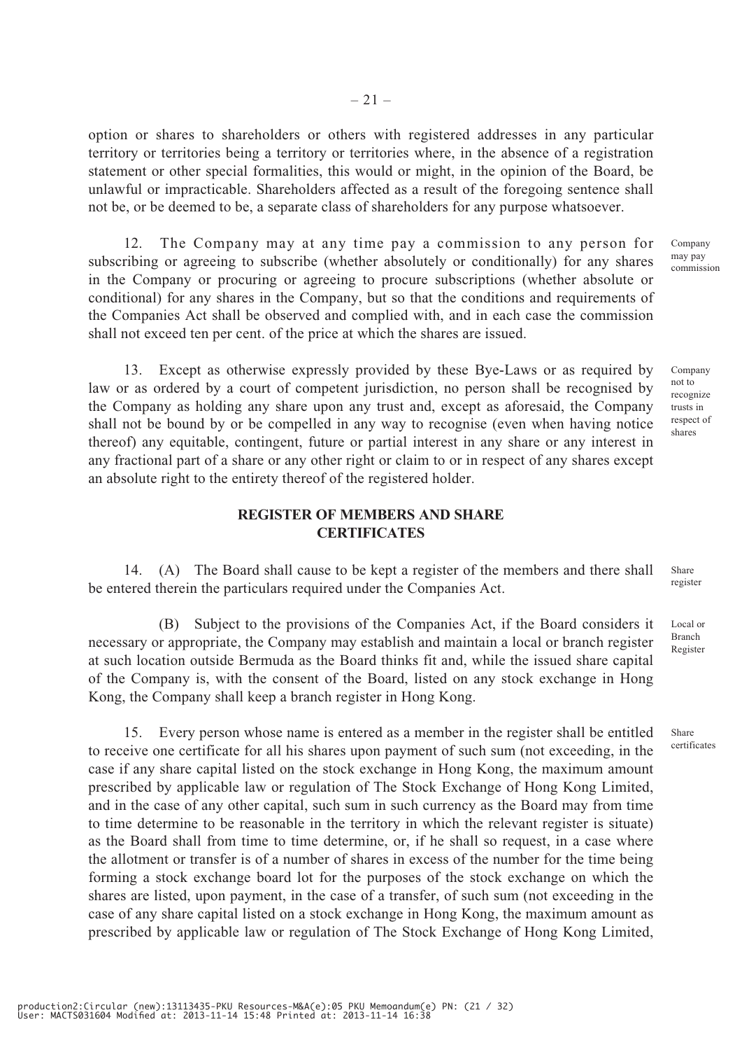option or shares to shareholders or others with registered addresses in any particular territory or territories being a territory or territories where, in the absence of a registration statement or other special formalities, this would or might, in the opinion of the Board, be unlawful or impracticable. Shareholders affected as a result of the foregoing sentence shall not be, or be deemed to be, a separate class of shareholders for any purpose whatsoever.

Company may pay commission

12. The Company may at any time pay a commission to any person for subscribing or agreeing to subscribe (whether absolutely or conditionally) for any shares in the Company or procuring or agreeing to procure subscriptions (whether absolute or conditional) for any shares in the Company, but so that the conditions and requirements of the Companies Act shall be observed and complied with, and in each case the commission shall not exceed ten per cent. of the price at which the shares are issued.

Company not to recognize trusts in respect of shares

13. Except as otherwise expressly provided by these Bye-Laws or as required by law or as ordered by a court of competent jurisdiction, no person shall be recognised by the Company as holding any share upon any trust and, except as aforesaid, the Company shall not be bound by or be compelled in any way to recognise (even when having notice thereof) any equitable, contingent, future or partial interest in any share or any interest in any fractional part of a share or any other right or claim to or in respect of any shares except an absolute right to the entirety thereof of the registered holder.

## REGISTER OF MEMBERS AND SHARE CERTIFICATES

Share register

14. (A) The Board shall cause to be kept a register of the members and there shall be entered therein the particulars required under the Companies Act.

Local or Branch Register

(B) Subject to the provisions of the Companies Act, if the Board considers it necessary or appropriate, the Company may establish and maintain a local or branch register at such location outside Bermuda as the Board thinks fit and, while the issued share capital of the Company is, with the consent of the Board, listed on any stock exchange in Hong Kong, the Company shall keep a branch register in Hong Kong.

Share certificates

15. Every person whose name is entered as a member in the register shall be entitled to receive one certificate for all his shares upon payment of such sum (not exceeding, in the case if any share capital listed on the stock exchange in Hong Kong, the maximum amount prescribed by applicable law or regulation of The Stock Exchange of Hong Kong Limited, and in the case of any other capital, such sum in such currency as the Board may from time to time determine to be reasonable in the territory in which the relevant register is situate) as the Board shall from time to time determine, or, if he shall so request, in a case where the allotment or transfer is of a number of shares in excess of the number for the time being forming a stock exchange board lot for the purposes of the stock exchange on which the shares are listed, upon payment, in the case of a transfer, of such sum (not exceeding in the case of any share capital listed on a stock exchange in Hong Kong, the maximum amount as prescribed by applicable law or regulation of The Stock Exchange of Hong Kong Limited,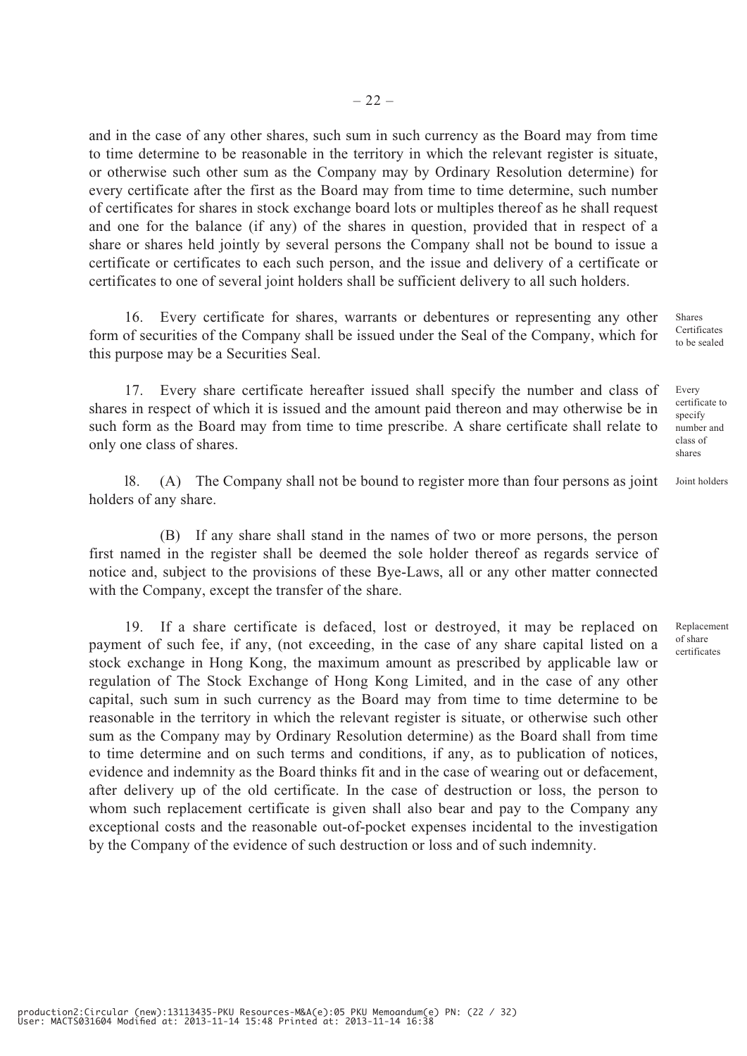and in the case of any other shares, such sum in such currency as the Board may from time to time determine to be reasonable in the territory in which the relevant register is situate, or otherwise such other sum as the Company may by Ordinary Resolution determine) for every certificate after the first as the Board may from time to time determine, such number of certificates for shares in stock exchange board lots or multiples thereof as he shall request and one for the balance (if any) of the shares in question, provided that in respect of a share or shares held jointly by several persons the Company shall not be bound to issue a certificate or certificates to each such person, and the issue and delivery of a certificate or certificates to one of several joint holders shall be sufficient delivery to all such holders.

*Shares Certificates to be sealed*

16. Every certificate for shares, warrants or debentures or representing any other form of securities of the Company shall be issued under the Seal of the Company, which for this purpose may be a Securities Seal.

*Every certificate to specify number and class of shares*

17. Every share certificate hereafter issued shall specify the number and class of shares in respect of which it is issued and the amount paid thereon and may otherwise be in such form as the Board may from time to time prescribe. A share certificate shall relate to only one class of shares.

*Joint holders*

l8. (A) The Company shall not be bound to register more than four persons as joint holders of any share.

(B) If any share shall stand in the names of two or more persons, the person first named in the register shall be deemed the sole holder thereof as regards service of notice and, subject to the provisions of these Bye-Laws, all or any other matter connected with the Company, except the transfer of the share.

*Replacement of share certificates*

19. If a share certificate is defaced, lost or destroyed, it may be replaced on payment of such fee, if any, (not exceeding, in the case of any share capital listed on a stock exchange in Hong Kong, the maximum amount as prescribed by applicable law or regulation of The Stock Exchange of Hong Kong Limited, and in the case of any other capital, such sum in such currency as the Board may from time to time determine to be reasonable in the territory in which the relevant register is situate, or otherwise such other sum as the Company may by Ordinary Resolution determine) as the Board shall from time to time determine and on such terms and conditions, if any, as to publication of notices, evidence and indemnity as the Board thinks fit and in the case of wearing out or defacement, after delivery up of the old certificate. In the case of destruction or loss, the person to whom such replacement certificate is given shall also bear and pay to the Company any exceptional costs and the reasonable out-of-pocket expenses incidental to the investigation by the Company of the evidence of such destruction or loss and of such indemnity.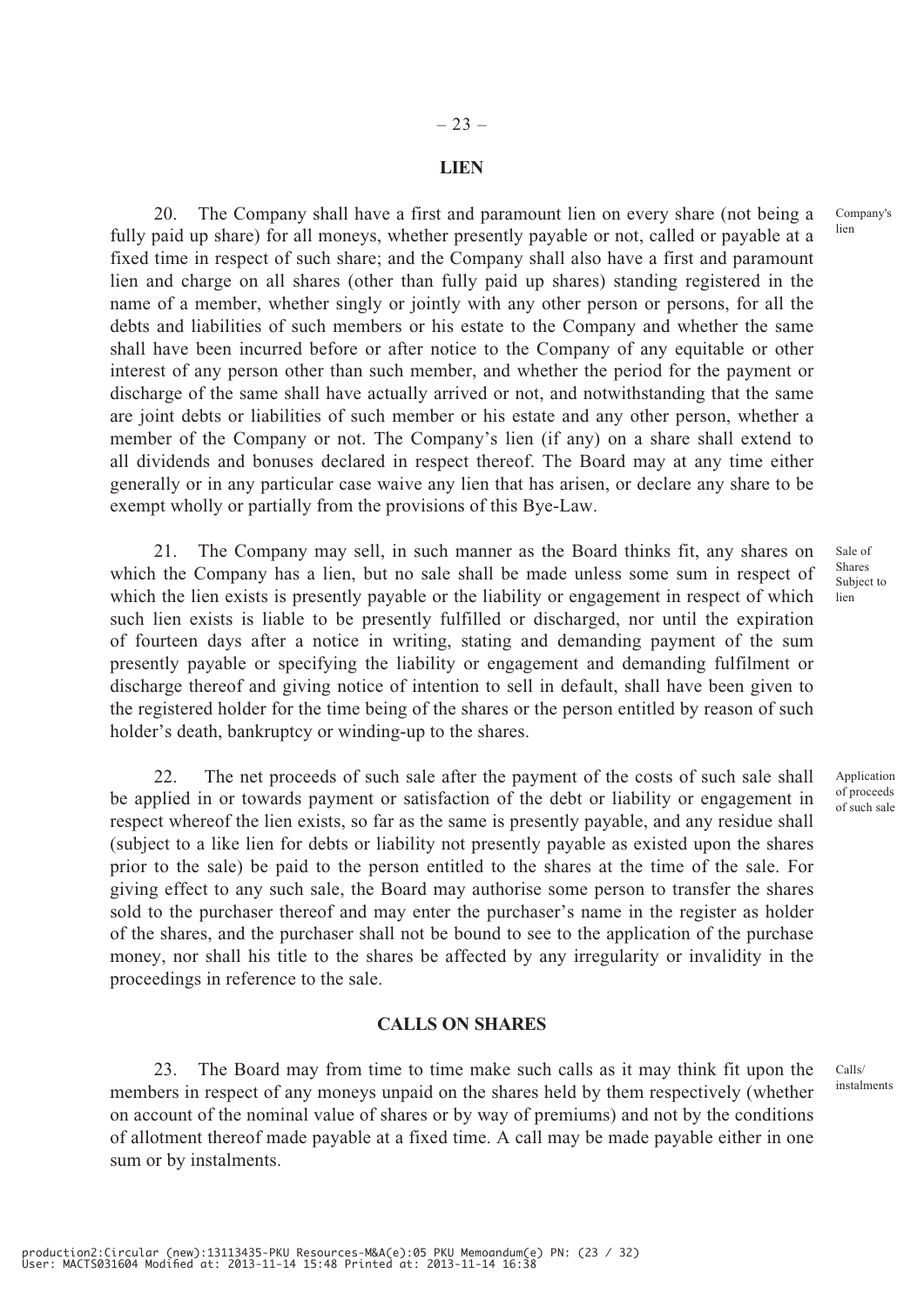## LIEN

20. The Company shall have a first and paramount lien on every share (not being a fully paid up share) for all moneys, whether presently payable or not, called or payable at a fixed time in respect of such share; and the Company shall also have a first and paramount lien and charge on all shares (other than fully paid up shares) standing registered in the name of a member, whether singly or jointly with any other person or persons, for all the debts and liabilities of such members or his estate to the Company and whether the same shall have been incurred before or after notice to the Company of any equitable or other interest of any person other than such member, and whether the period for the payment or discharge of the same shall have actually arrived or not, and notwithstanding that the same are joint debts or liabilities of such member or his estate and any other person, whether a member of the Company or not. The Company's lien (if any) on a share shall extend to all dividends and bonuses declared in respect thereof. The Board may at any time either generally or in any particular case waive any lien that has arisen, or declare any share to be exempt wholly or partially from the provisions of this Bye-Law.

Company's lien

21. The Company may sell, in such manner as the Board thinks fit, any shares on which the Company has a lien, but no sale shall be made unless some sum in respect of which the lien exists is presently payable or the liability or engagement in respect of which such lien exists is liable to be presently fulfilled or discharged, nor until the expiration of fourteen days after a notice in writing, stating and demanding payment of the sum presently payable or specifying the liability or engagement and demanding fulfilment or discharge thereof and giving notice of intention to sell in default, shall have been given to the registered holder for the time being of the shares or the person entitled by reason of such holder's death, bankruptcy or winding-up to the shares.

Sale of Shares Subject to lien

22. The net proceeds of such sale after the payment of the costs of such sale shall be applied in or towards payment or satisfaction of the debt or liability or engagement in respect whereof the lien exists, so far as the same is presently payable, and any residue shall (subject to a like lien for debts or liability not presently payable as existed upon the shares prior to the sale) be paid to the person entitled to the shares at the time of the sale. For giving effect to any such sale, the Board may authorise some person to transfer the shares sold to the purchaser thereof and may enter the purchaser's name in the register as holder of the shares, and the purchaser shall not be bound to see to the application of the purchase money, nor shall his title to the shares be affected by any irregularity or invalidity in the proceedings in reference to the sale.

Application of proceeds of such sale

## CALLS ON SHARES

23. The Board may from time to time make such calls as it may think fit upon the members in respect of any moneys unpaid on the shares held by them respectively (whether on account of the nominal value of shares or by way of premiums) and not by the conditions of allotment thereof made payable at a fixed time. A call may be made payable either in one sum or by instalments.

Calls/ instalments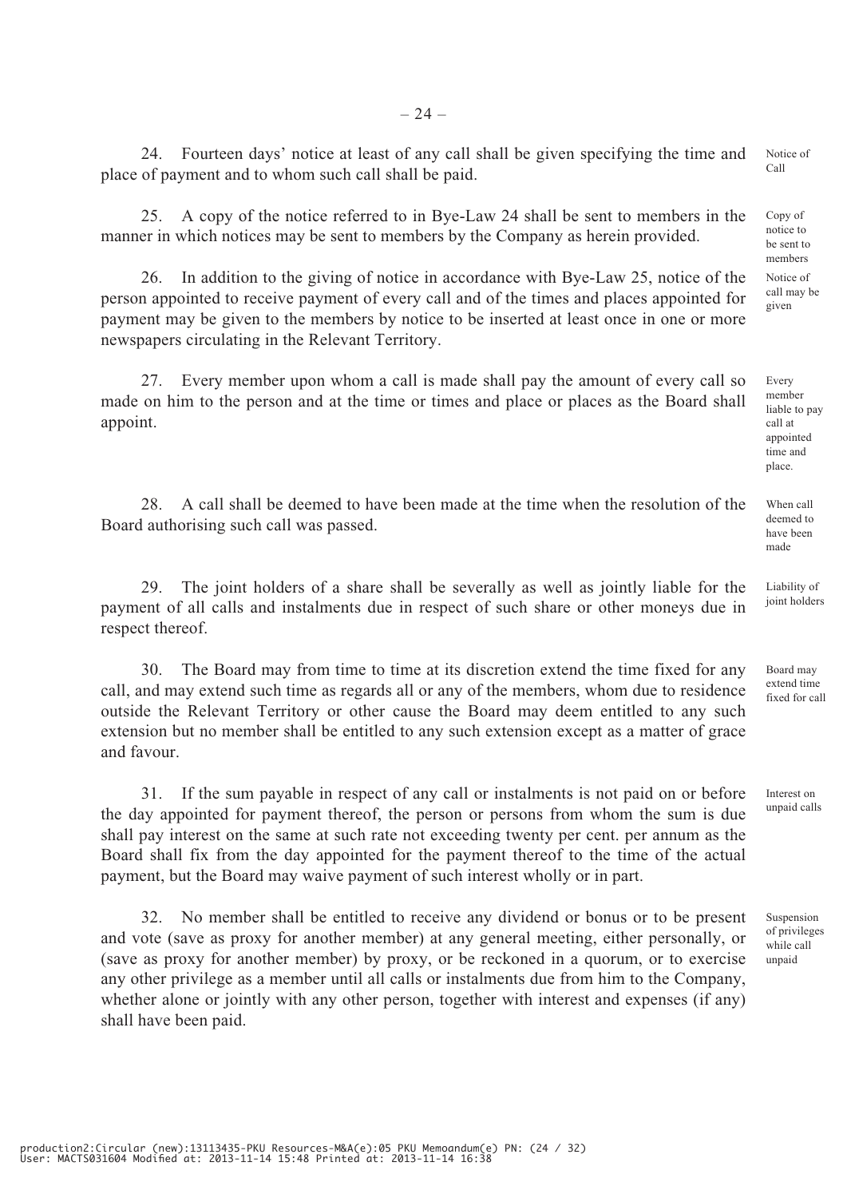24. Fourteen days' notice at least of any call shall be given specifying the time and place of payment and to whom such call shall be paid. *Notice of Call*

25. A copy of the notice referred to in Bye-Law 24 shall be sent to members in the manner in which notices may be sent to members by the Company as herein provided. *Copy of notice to be sent to members*

26. In addition to the giving of notice in accordance with Bye-Law 25, notice of the person appointed to receive payment of every call and of the times and places appointed for payment may be given to the members by notice to be inserted at least once in one or more newspapers circulating in the Relevant Territory. *Notice of call may be given*

27. Every member upon whom a call is made shall pay the amount of every call so made on him to the person and at the time or times and place or places as the Board shall appoint. *Every member liable to pay call at appointed time and place.*

28. A call shall be deemed to have been made at the time when the resolution of the Board authorising such call was passed. *When call deemed to have been made*

29. The joint holders of a share shall be severally as well as jointly liable for the payment of all calls and instalments due in respect of such share or other moneys due in respect thereof. *Liability of joint holders*

30. The Board may from time to time at its discretion extend the time fixed for any call, and may extend such time as regards all or any of the members, whom due to residence outside the Relevant Territory or other cause the Board may deem entitled to any such extension but no member shall be entitled to any such extension except as a matter of grace and favour. *Board may extend time fixed for call*

31. If the sum payable in respect of any call or instalments is not paid on or before the day appointed for payment thereof, the person or persons from whom the sum is due shall pay interest on the same at such rate not exceeding twenty per cent. per annum as the Board shall fix from the day appointed for the payment thereof to the time of the actual payment, but the Board may waive payment of such interest wholly or in part. *Interest on unpaid calls*

32. No member shall be entitled to receive any dividend or bonus or to be present and vote (save as proxy for another member) at any general meeting, either personally, or (save as proxy for another member) by proxy, or be reckoned in a quorum, or to exercise any other privilege as a member until all calls or instalments due from him to the Company, whether alone or jointly with any other person, together with interest and expenses (if any) shall have been paid. *Suspension of privileges while call unpaid*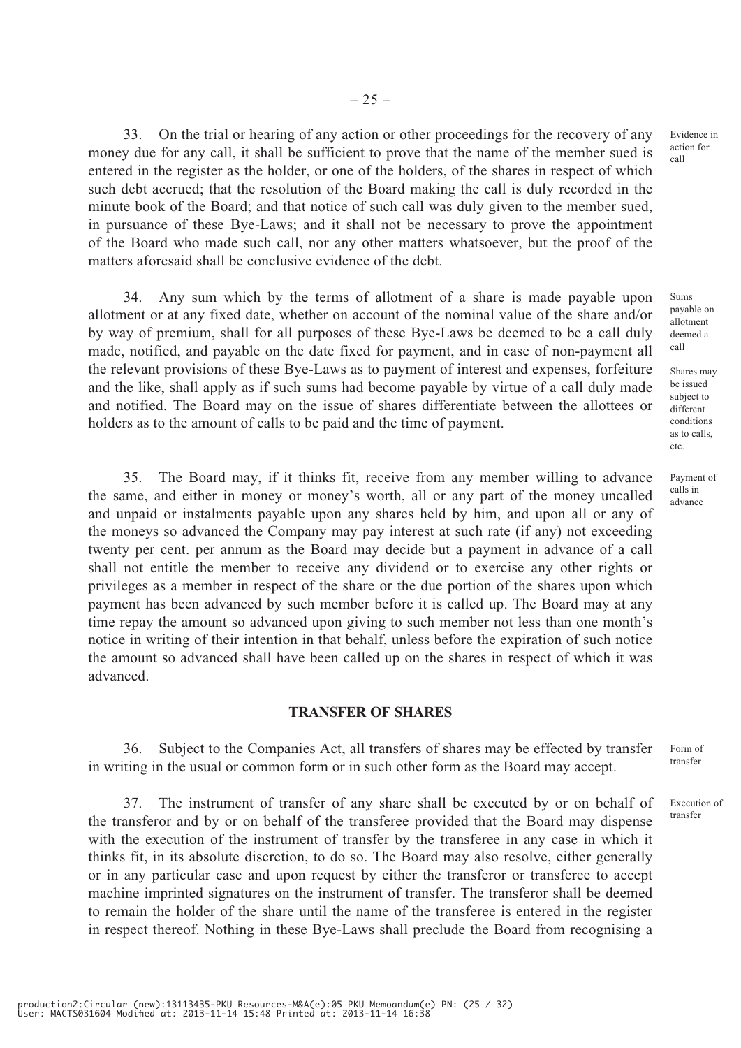33. On the trial or hearing of any action or other proceedings for the recovery of any money due for any call, it shall be sufficient to prove that the name of the member sued is entered in the register as the holder, or one of the holders, of the shares in respect of which such debt accrued; that the resolution of the Board making the call is duly recorded in the minute book of the Board; and that notice of such call was duly given to the member sued, in pursuance of these Bye-Laws; and it shall not be necessary to prove the appointment of the Board who made such call, nor any other matters whatsoever, but the proof of the matters aforesaid shall be conclusive evidence of the debt.

Evidence in action for call

34. Any sum which by the terms of allotment of a share is made payable upon allotment or at any fixed date, whether on account of the nominal value of the share and/or by way of premium, shall for all purposes of these Bye-Laws be deemed to be a call duly made, notified, and payable on the date fixed for payment, and in case of non-payment all the relevant provisions of these Bye-Laws as to payment of interest and expenses, forfeiture and the like, shall apply as if such sums had become payable by virtue of a call duly made and notified. The Board may on the issue of shares differentiate between the allottees or holders as to the amount of calls to be paid and the time of payment.

Sums payable on allotment deemed a call

Shares may be issued subject to different conditions as to calls, etc.

35. The Board may, if it thinks fit, receive from any member willing to advance the same, and either in money or money's worth, all or any part of the money uncalled and unpaid or instalments payable upon any shares held by him, and upon all or any of the moneys so advanced the Company may pay interest at such rate (if any) not exceeding twenty per cent. per annum as the Board may decide but a payment in advance of a call shall not entitle the member to receive any dividend or to exercise any other rights or privileges as a member in respect of the share or the due portion of the shares upon which payment has been advanced by such member before it is called up. The Board may at any time repay the amount so advanced upon giving to such member not less than one month's notice in writing of their intention in that behalf, unless before the expiration of such notice the amount so advanced shall have been called up on the shares in respect of which it was advanced.

Payment of calls in advance

## TRANSFER OF SHARES

36. Subject to the Companies Act, all transfers of shares may be effected by transfer in writing in the usual or common form or in such other form as the Board may accept.

Form of transfer

37. The instrument of transfer of any share shall be executed by or on behalf of the transferor and by or on behalf of the transferee provided that the Board may dispense with the execution of the instrument of transfer by the transferee in any case in which it thinks fit, in its absolute discretion, to do so. The Board may also resolve, either generally or in any particular case and upon request by either the transferor or transferee to accept machine imprinted signatures on the instrument of transfer. The transferor shall be deemed to remain the holder of the share until the name of the transferee is entered in the register in respect thereof. Nothing in these Bye-Laws shall preclude the Board from recognising a

Execution of transfer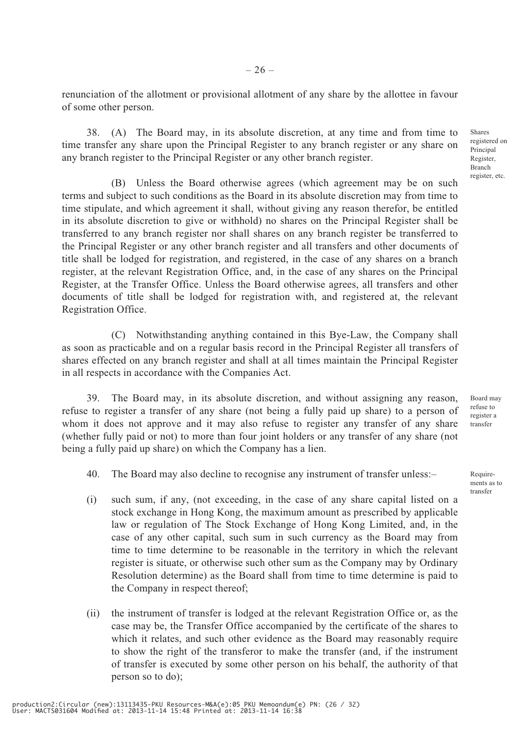renunciation of the allotment or provisional allotment of any share by the allottee in favour of some other person.

38. (A) The Board may, in its absolute discretion, at any time and from time to time transfer any share upon the Principal Register to any branch register or any share on any branch register to the Principal Register or any other branch register.

Shares registered on Principal Register, Branch register, etc.

(B) Unless the Board otherwise agrees (which agreement may be on such terms and subject to such conditions as the Board in its absolute discretion may from time to time stipulate, and which agreement it shall, without giving any reason therefor, be entitled in its absolute discretion to give or withhold) no shares on the Principal Register shall be transferred to any branch register nor shall shares on any branch register be transferred to the Principal Register or any other branch register and all transfers and other documents of title shall be lodged for registration, and registered, in the case of any shares on a branch register, at the relevant Registration Office, and, in the case of any shares on the Principal Register, at the Transfer Office. Unless the Board otherwise agrees, all transfers and other documents of title shall be lodged for registration with, and registered at, the relevant Registration Office.

(C) Notwithstanding anything contained in this Bye-Law, the Company shall as soon as practicable and on a regular basis record in the Principal Register all transfers of shares effected on any branch register and shall at all times maintain the Principal Register in all respects in accordance with the Companies Act.

39. The Board may, in its absolute discretion, and without assigning any reason, refuse to register a transfer of any share (not being a fully paid up share) to a person of whom it does not approve and it may also refuse to register any transfer of any share (whether fully paid or not) to more than four joint holders or any transfer of any share (not being a fully paid up share) on which the Company has a lien.

Board may refuse to register a transfer

40. The Board may also decline to recognise any instrument of transfer unless:–

Requirements as to transfer

(i) such sum, if any, (not exceeding, in the case of any share capital listed on a stock exchange in Hong Kong, the maximum amount as prescribed by applicable law or regulation of The Stock Exchange of Hong Kong Limited, and, in the case of any other capital, such sum in such currency as the Board may from time to time determine to be reasonable in the territory in which the relevant register is situate, or otherwise such other sum as the Company may by Ordinary Resolution determine) as the Board shall from time to time determine is paid to the Company in respect thereof;

(ii) the instrument of transfer is lodged at the relevant Registration Office or, as the case may be, the Transfer Office accompanied by the certificate of the shares to which it relates, and such other evidence as the Board may reasonably require to show the right of the transferor to make the transfer (and, if the instrument of transfer is executed by some other person on his behalf, the authority of that person so to do);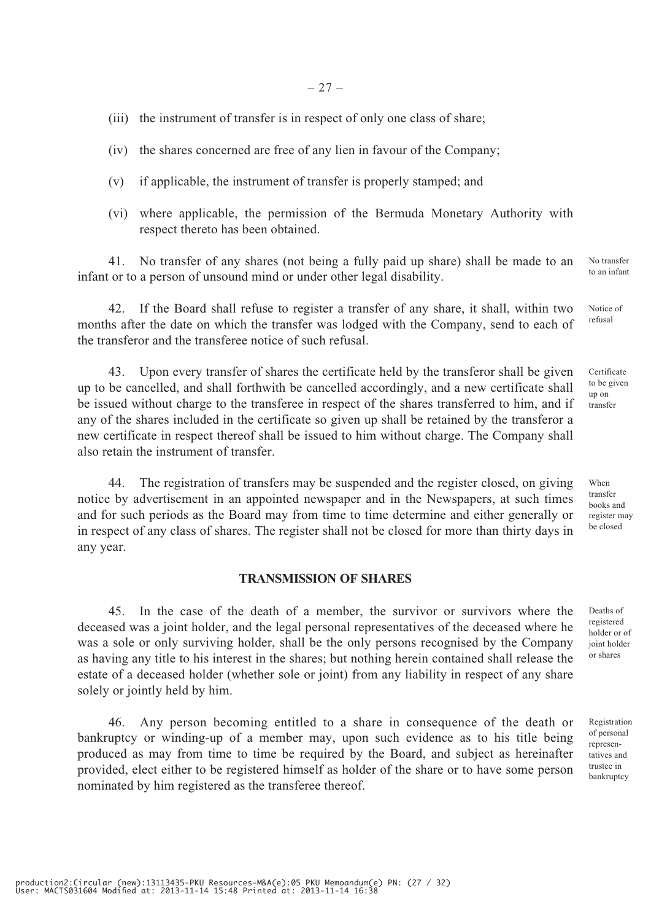(iii) the instrument of transfer is in respect of only one class of share;

(iv) the shares concerned are free of any lien in favour of the Company;

(v) if applicable, the instrument of transfer is properly stamped; and

(vi) where applicable, the permission of the Bermuda Monetary Authority with respect thereto has been obtained.

41. No transfer of any shares (not being a fully paid up share) shall be made to an infant or to a person of unsound mind or under other legal disability.

No transfer to an infant

42. If the Board shall refuse to register a transfer of any share, it shall, within two months after the date on which the transfer was lodged with the Company, send to each of the transferor and the transferee notice of such refusal.

Notice of refusal

43. Upon every transfer of shares the certificate held by the transferor shall be given up to be cancelled, and shall forthwith be cancelled accordingly, and a new certificate shall be issued without charge to the transferee in respect of the shares transferred to him, and if any of the shares included in the certificate so given up shall be retained by the transferor a new certificate in respect thereof shall be issued to him without charge. The Company shall also retain the instrument of transfer.

Certificate to be given up on transfer

44. The registration of transfers may be suspended and the register closed, on giving notice by advertisement in an appointed newspaper and in the Newspapers, at such times and for such periods as the Board may from time to time determine and either generally or in respect of any class of shares. The register shall not be closed for more than thirty days in any year.

When transfer books and register may be closed

## TRANSMISSION OF SHARES

45. In the case of the death of a member, the survivor or survivors where the deceased was a joint holder, and the legal personal representatives of the deceased where he was a sole or only surviving holder, shall be the only persons recognised by the Company as having any title to his interest in the shares; but nothing herein contained shall release the estate of a deceased holder (whether sole or joint) from any liability in respect of any share solely or jointly held by him.

Deaths of registered holder or of joint holder or shares

46. Any person becoming entitled to a share in consequence of the death or bankruptcy or winding-up of a member may, upon such evidence as to his title being produced as may from time to time be required by the Board, and subject as hereinafter provided, elect either to be registered himself as holder of the share or to have some person nominated by him registered as the transferee thereof.

Registration of personal representatives and trustee in bankruptcy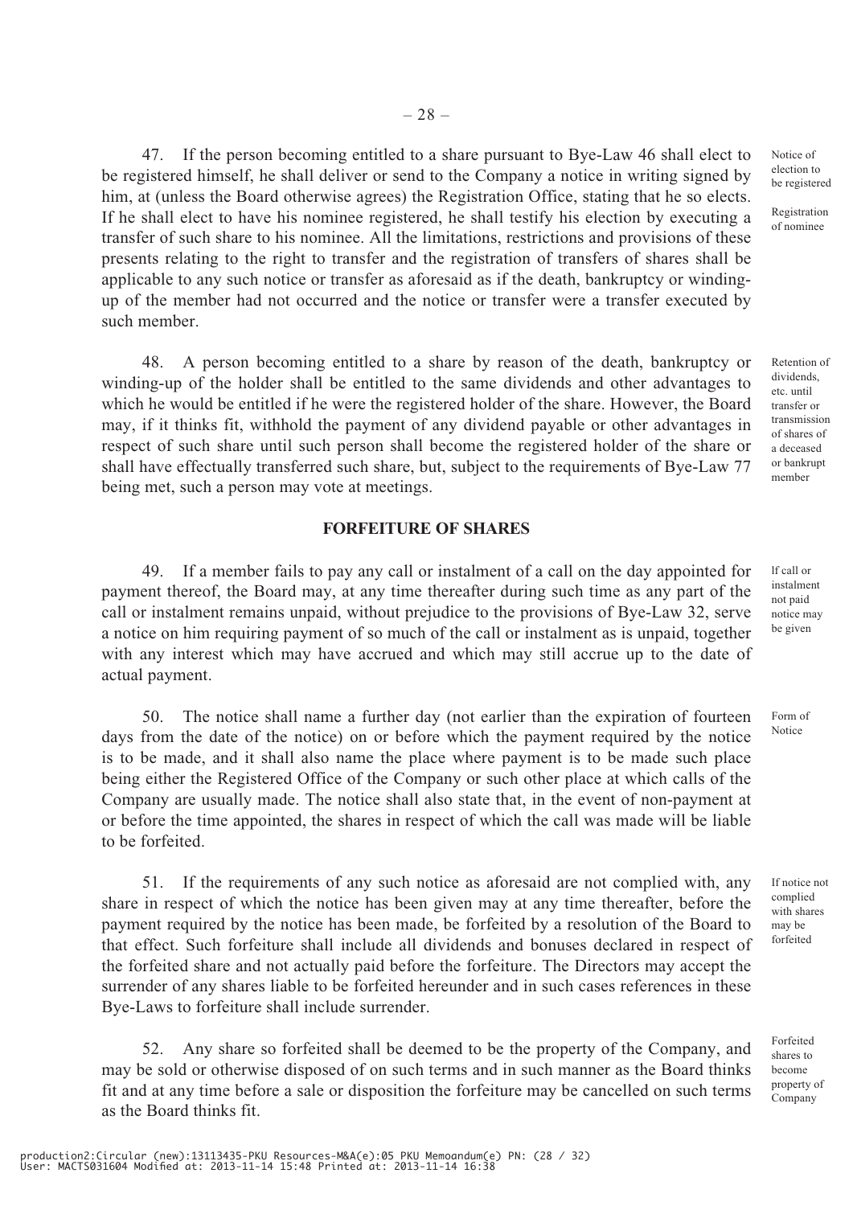47. If the person becoming entitled to a share pursuant to Bye-Law 46 shall elect to be registered himself, he shall deliver or send to the Company a notice in writing signed by him, at (unless the Board otherwise agrees) the Registration Office, stating that he so elects. If he shall elect to have his nominee registered, he shall testify his election by executing a transfer of such share to his nominee. All the limitations, restrictions and provisions of these presents relating to the right to transfer and the registration of transfers of shares shall be applicable to any such notice or transfer as aforesaid as if the death, bankruptcy or winding-up of the member had not occurred and the notice or transfer were a transfer executed by such member.

*Notice of election to be registered*

*Registration of nominee*

48. A person becoming entitled to a share by reason of the death, bankruptcy or winding-up of the holder shall be entitled to the same dividends and other advantages to which he would be entitled if he were the registered holder of the share. However, the Board may, if it thinks fit, withhold the payment of any dividend payable or other advantages in respect of such share until such person shall become the registered holder of the share or shall have effectually transferred such share, but, subject to the requirements of Bye-Law 77 being met, such a person may vote at meetings.

*Retention of dividends, etc. until transfer or transmission of shares of a deceased or bankrupt member*

## FORFEITURE OF SHARES

49. If a member fails to pay any call or instalment of a call on the day appointed for payment thereof, the Board may, at any time thereafter during such time as any part of the call or instalment remains unpaid, without prejudice to the provisions of Bye-Law 32, serve a notice on him requiring payment of so much of the call or instalment as is unpaid, together with any interest which may have accrued and which may still accrue up to the date of actual payment.

*If call or instalment not paid notice may be given*

50. The notice shall name a further day (not earlier than the expiration of fourteen days from the date of the notice) on or before which the payment required by the notice is to be made, and it shall also name the place where payment is to be made such place being either the Registered Office of the Company or such other place at which calls of the Company are usually made. The notice shall also state that, in the event of non-payment at or before the time appointed, the shares in respect of which the call was made will be liable to be forfeited.

*Form of Notice*

51. If the requirements of any such notice as aforesaid are not complied with, any share in respect of which the notice has been given may at any time thereafter, before the payment required by the notice has been made, be forfeited by a resolution of the Board to that effect. Such forfeiture shall include all dividends and bonuses declared in respect of the forfeited share and not actually paid before the forfeiture. The Directors may accept the surrender of any shares liable to be forfeited hereunder and in such cases references in these Bye-Laws to forfeiture shall include surrender.

*If notice not complied with shares may be forfeited*

52. Any share so forfeited shall be deemed to be the property of the Company, and may be sold or otherwise disposed of on such terms and in such manner as the Board thinks fit and at any time before a sale or disposition the forfeiture may be cancelled on such terms as the Board thinks fit.

*Forfeited shares to become property of Company*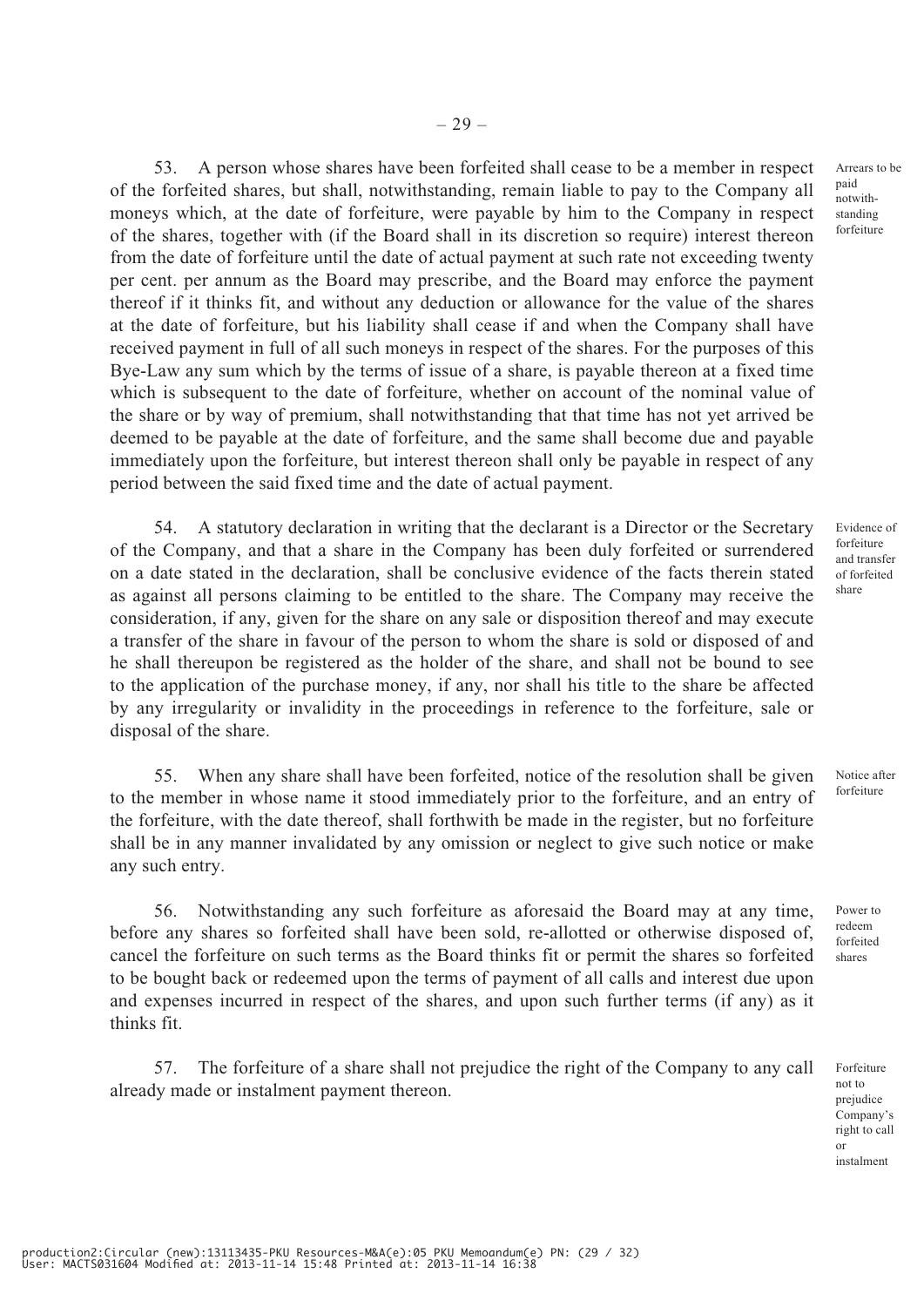53. A person whose shares have been forfeited shall cease to be a member in respect of the forfeited shares, but shall, notwithstanding, remain liable to pay to the Company all moneys which, at the date of forfeiture, were payable by him to the Company in respect of the shares, together with (if the Board shall in its discretion so require) interest thereon from the date of forfeiture until the date of actual payment at such rate not exceeding twenty per cent. per annum as the Board may prescribe, and the Board may enforce the payment thereof if it thinks fit, and without any deduction or allowance for the value of the shares at the date of forfeiture, but his liability shall cease if and when the Company shall have received payment in full of all such moneys in respect of the shares. For the purposes of this Bye-Law any sum which by the terms of issue of a share, is payable thereon at a fixed time which is subsequent to the date of forfeiture, whether on account of the nominal value of the share or by way of premium, shall notwithstanding that that time has not yet arrived be deemed to be payable at the date of forfeiture, and the same shall become due and payable immediately upon the forfeiture, but interest thereon shall only be payable in respect of any period between the said fixed time and the date of actual payment.

*Arrears to be paid notwithstanding forfeiture*

54. A statutory declaration in writing that the declarant is a Director or the Secretary of the Company, and that a share in the Company has been duly forfeited or surrendered on a date stated in the declaration, shall be conclusive evidence of the facts therein stated as against all persons claiming to be entitled to the share. The Company may receive the consideration, if any, given for the share on any sale or disposition thereof and may execute a transfer of the share in favour of the person to whom the share is sold or disposed of and he shall thereupon be registered as the holder of the share, and shall not be bound to see to the application of the purchase money, if any, nor shall his title to the share be affected by any irregularity or invalidity in the proceedings in reference to the forfeiture, sale or disposal of the share.

*Evidence of forfeiture and transfer of forfeited share*

55. When any share shall have been forfeited, notice of the resolution shall be given to the member in whose name it stood immediately prior to the forfeiture, and an entry of the forfeiture, with the date thereof, shall forthwith be made in the register, but no forfeiture shall be in any manner invalidated by any omission or neglect to give such notice or make any such entry.

*Notice after forfeiture*

56. Notwithstanding any such forfeiture as aforesaid the Board may at any time, before any shares so forfeited shall have been sold, re-allotted or otherwise disposed of, cancel the forfeiture on such terms as the Board thinks fit or permit the shares so forfeited to be bought back or redeemed upon the terms of payment of all calls and interest due upon and expenses incurred in respect of the shares, and upon such further terms (if any) as it thinks fit.

*Power to redeem forfeited shares*

57. The forfeiture of a share shall not prejudice the right of the Company to any call already made or instalment payment thereon.

*Forfeiture not to prejudice Company's right to call or instalment*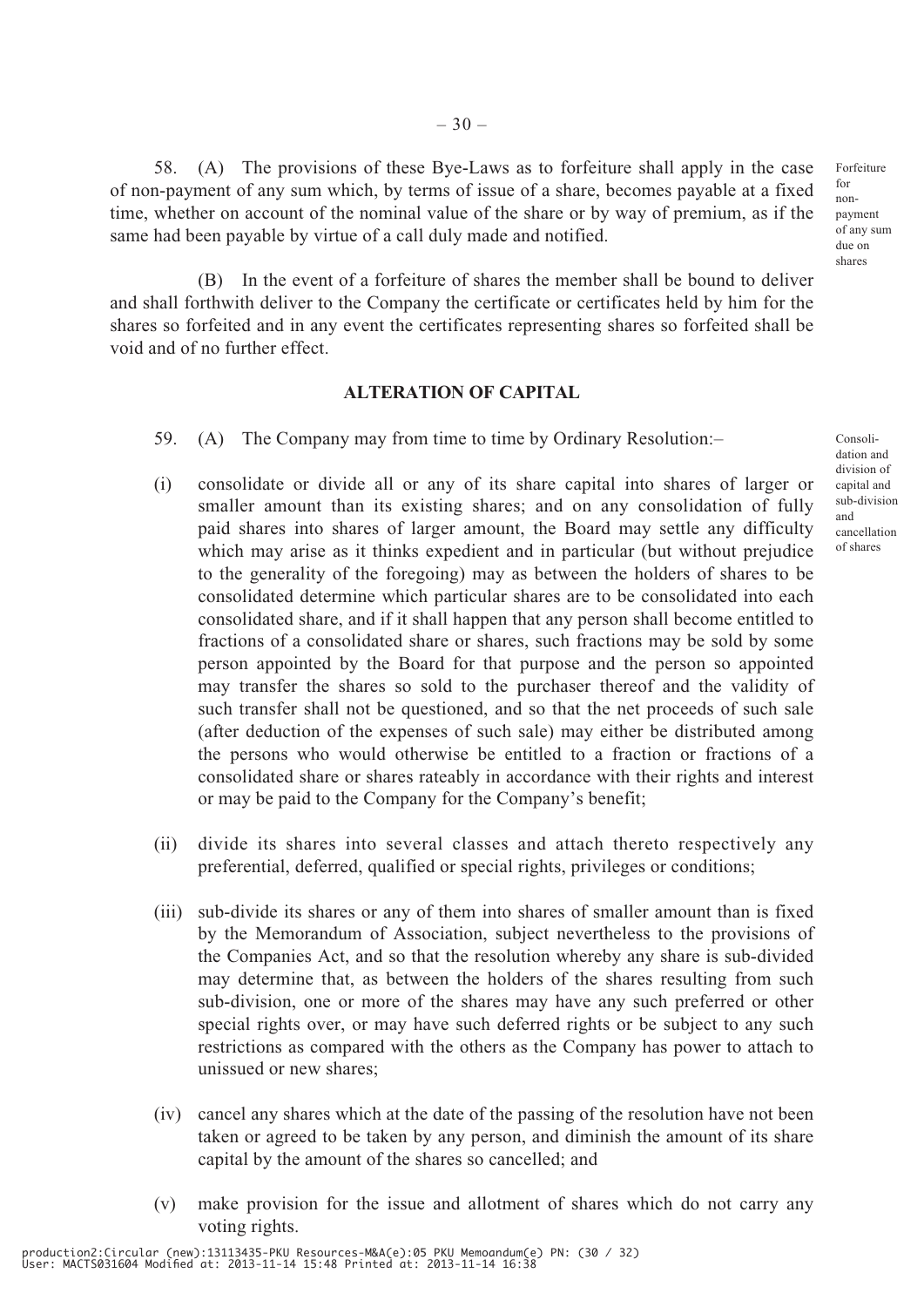58. (A) The provisions of these Bye-Laws as to forfeiture shall apply in the case of non-payment of any sum which, by terms of issue of a share, becomes payable at a fixed time, whether on account of the nominal value of the share or by way of premium, as if the same had been payable by virtue of a call duly made and notified.

Forfeiture for non-payment of any sum due on shares

(B) In the event of a forfeiture of shares the member shall be bound to deliver and shall forthwith deliver to the Company the certificate or certificates held by him for the shares so forfeited and in any event the certificates representing shares so forfeited shall be void and of no further effect.

## ALTERATION OF CAPITAL

59. (A) The Company may from time to time by Ordinary Resolution:–

Consolidation and division of capital and sub-division and cancellation of shares

(i) consolidate or divide all or any of its share capital into shares of larger or smaller amount than its existing shares; and on any consolidation of fully paid shares into shares of larger amount, the Board may settle any difficulty which may arise as it thinks expedient and in particular (but without prejudice to the generality of the foregoing) may as between the holders of shares to be consolidated determine which particular shares are to be consolidated into each consolidated share, and if it shall happen that any person shall become entitled to fractions of a consolidated share or shares, such fractions may be sold by some person appointed by the Board for that purpose and the person so appointed may transfer the shares so sold to the purchaser thereof and the validity of such transfer shall not be questioned, and so that the net proceeds of such sale (after deduction of the expenses of such sale) may either be distributed among the persons who would otherwise be entitled to a fraction or fractions of a consolidated share or shares rateably in accordance with their rights and interest or may be paid to the Company for the Company's benefit;

(ii) divide its shares into several classes and attach thereto respectively any preferential, deferred, qualified or special rights, privileges or conditions;

(iii) sub-divide its shares or any of them into shares of smaller amount than is fixed by the Memorandum of Association, subject nevertheless to the provisions of the Companies Act, and so that the resolution whereby any share is sub-divided may determine that, as between the holders of the shares resulting from such sub-division, one or more of the shares may have any such preferred or other special rights over, or may have such deferred rights or be subject to any such restrictions as compared with the others as the Company has power to attach to unissued or new shares;

(iv) cancel any shares which at the date of the passing of the resolution have not been taken or agreed to be taken by any person, and diminish the amount of its share capital by the amount of the shares so cancelled; and

(v) make provision for the issue and allotment of shares which do not carry any voting rights.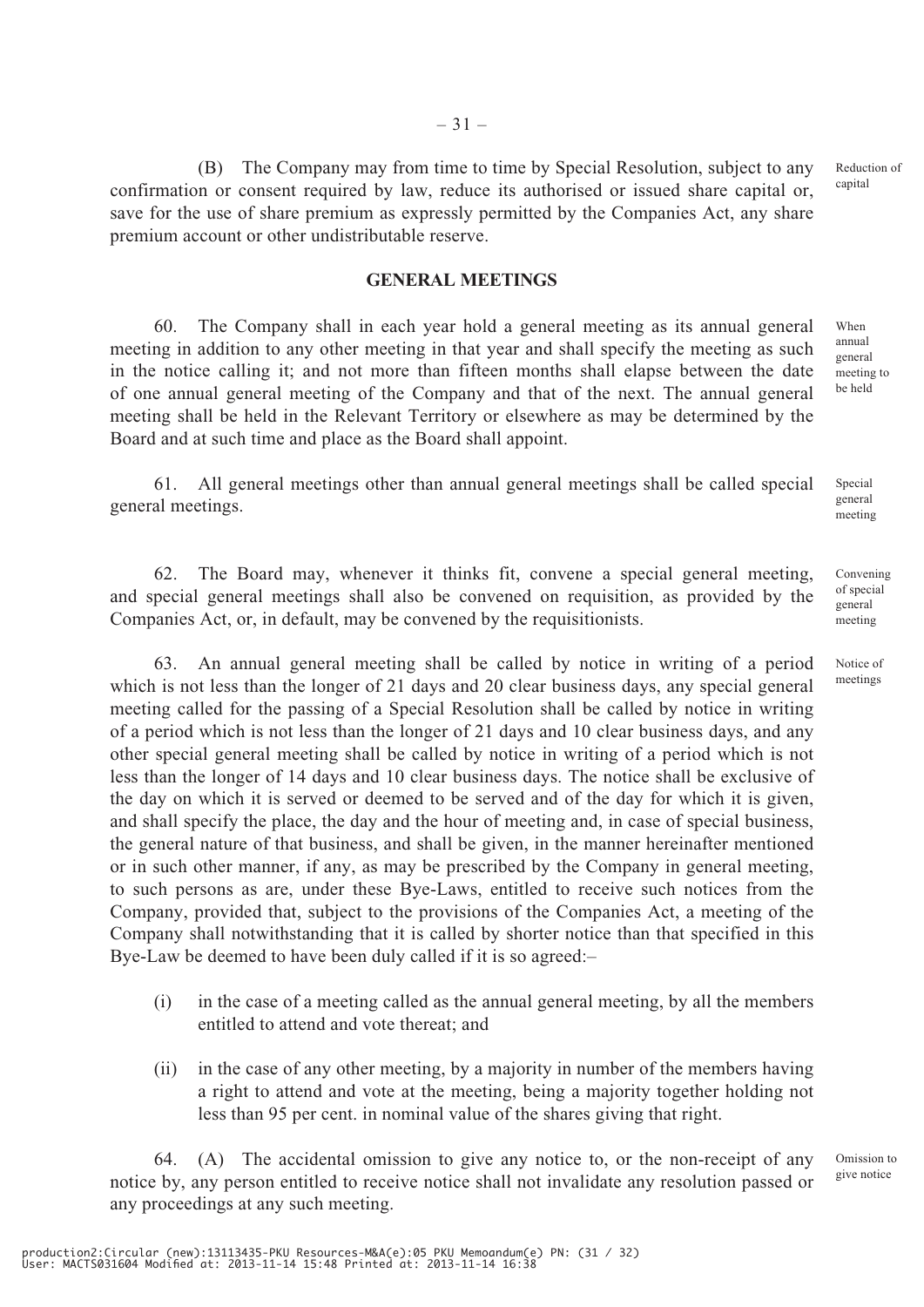(B) The Company may from time to time by Special Resolution, subject to any confirmation or consent required by law, reduce its authorised or issued share capital or, save for the use of share premium as expressly permitted by the Companies Act, any share premium account or other undistributable reserve.

Reduction of capital

## GENERAL MEETINGS

60. The Company shall in each year hold a general meeting as its annual general meeting in addition to any other meeting in that year and shall specify the meeting as such in the notice calling it; and not more than fifteen months shall elapse between the date of one annual general meeting of the Company and that of the next. The annual general meeting shall be held in the Relevant Territory or elsewhere as may be determined by the Board and at such time and place as the Board shall appoint.

When annual general meeting to be held

61. All general meetings other than annual general meetings shall be called special general meetings.

Special general meeting

62. The Board may, whenever it thinks fit, convene a special general meeting, and special general meetings shall also be convened on requisition, as provided by the Companies Act, or, in default, may be convened by the requisitionists.

Convening of special general meeting

63. An annual general meeting shall be called by notice in writing of a period which is not less than the longer of 21 days and 20 clear business days, any special general meeting called for the passing of a Special Resolution shall be called by notice in writing of a period which is not less than the longer of 21 days and 10 clear business days, and any other special general meeting shall be called by notice in writing of a period which is not less than the longer of 14 days and 10 clear business days. The notice shall be exclusive of the day on which it is served or deemed to be served and of the day for which it is given, and shall specify the place, the day and the hour of meeting and, in case of special business, the general nature of that business, and shall be given, in the manner hereinafter mentioned or in such other manner, if any, as may be prescribed by the Company in general meeting, to such persons as are, under these Bye-Laws, entitled to receive such notices from the Company, provided that, subject to the provisions of the Companies Act, a meeting of the Company shall notwithstanding that it is called by shorter notice than that specified in this Bye-Law be deemed to have been duly called if it is so agreed:–

Notice of meetings

(i) in the case of a meeting called as the annual general meeting, by all the members entitled to attend and vote thereat; and

(ii) in the case of any other meeting, by a majority in number of the members having a right to attend and vote at the meeting, being a majority together holding not less than 95 per cent. in nominal value of the shares giving that right.

64. (A) The accidental omission to give any notice to, or the non-receipt of any notice by, any person entitled to receive notice shall not invalidate any resolution passed or any proceedings at any such meeting.

Omission to give notice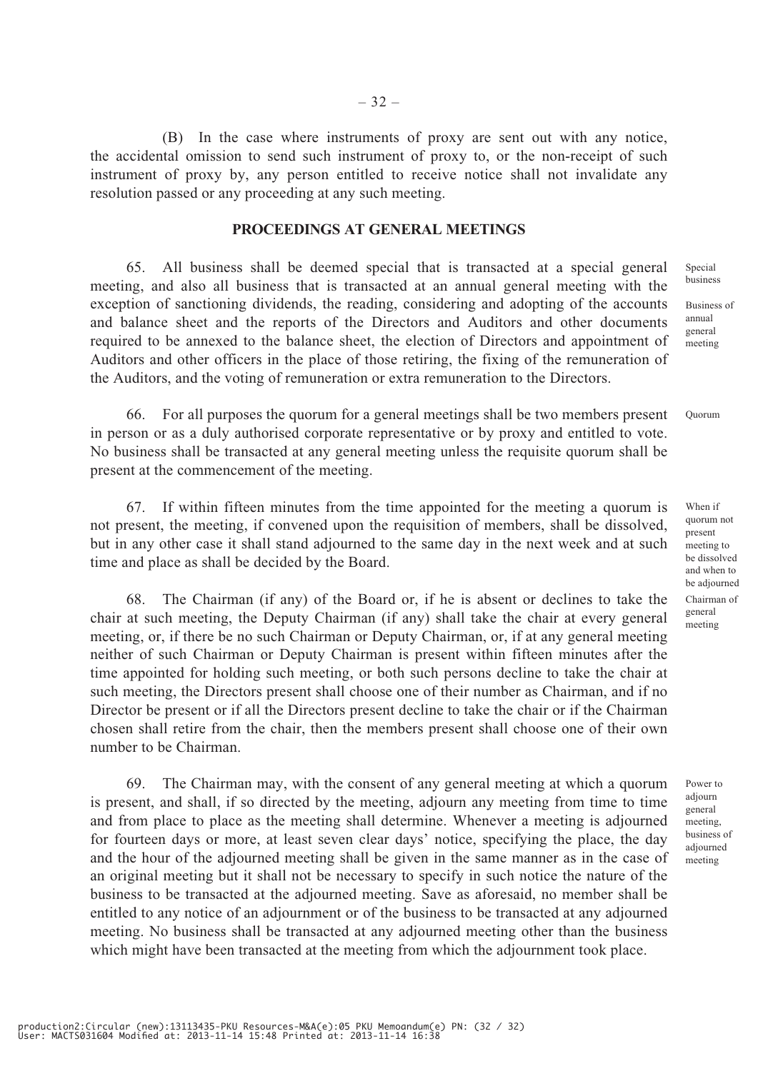(B) In the case where instruments of proxy are sent out with any notice, the accidental omission to send such instrument of proxy to, or the non-receipt of such instrument of proxy by, any person entitled to receive notice shall not invalidate any resolution passed or any proceeding at any such meeting.

## PROCEEDINGS AT GENERAL MEETINGS

*Special business*

*Business of annual general meeting*

65. All business shall be deemed special that is transacted at a special general meeting, and also all business that is transacted at an annual general meeting with the exception of sanctioning dividends, the reading, considering and adopting of the accounts and balance sheet and the reports of the Directors and Auditors and other documents required to be annexed to the balance sheet, the election of Directors and appointment of Auditors and other officers in the place of those retiring, the fixing of the remuneration of the Auditors, and the voting of remuneration or extra remuneration to the Directors.

*Quorum*

66. For all purposes the quorum for a general meetings shall be two members present in person or as a duly authorised corporate representative or by proxy and entitled to vote. No business shall be transacted at any general meeting unless the requisite quorum shall be present at the commencement of the meeting.

*When if quorum not present meeting to be dissolved and when to be adjourned*

67. If within fifteen minutes from the time appointed for the meeting a quorum is not present, the meeting, if convened upon the requisition of members, shall be dissolved, but in any other case it shall stand adjourned to the same day in the next week and at such time and place as shall be decided by the Board.

*Chairman of general meeting*

68. The Chairman (if any) of the Board or, if he is absent or declines to take the chair at such meeting, the Deputy Chairman (if any) shall take the chair at every general meeting, or, if there be no such Chairman or Deputy Chairman, or, if at any general meeting neither of such Chairman or Deputy Chairman is present within fifteen minutes after the time appointed for holding such meeting, or both such persons decline to take the chair at such meeting, the Directors present shall choose one of their number as Chairman, and if no Director be present or if all the Directors present decline to take the chair or if the Chairman chosen shall retire from the chair, then the members present shall choose one of their own number to be Chairman.

*Power to adjourn general meeting, business of adjourned meeting*

69. The Chairman may, with the consent of any general meeting at which a quorum is present, and shall, if so directed by the meeting, adjourn any meeting from time to time and from place to place as the meeting shall determine. Whenever a meeting is adjourned for fourteen days or more, at least seven clear days' notice, specifying the place, the day and the hour of the adjourned meeting shall be given in the same manner as in the case of an original meeting but it shall not be necessary to specify in such notice the nature of the business to be transacted at the adjourned meeting. Save as aforesaid, no member shall be entitled to any notice of an adjournment or of the business to be transacted at any adjourned meeting. No business shall be transacted at any adjourned meeting other than the business which might have been transacted at the meeting from which the adjournment took place.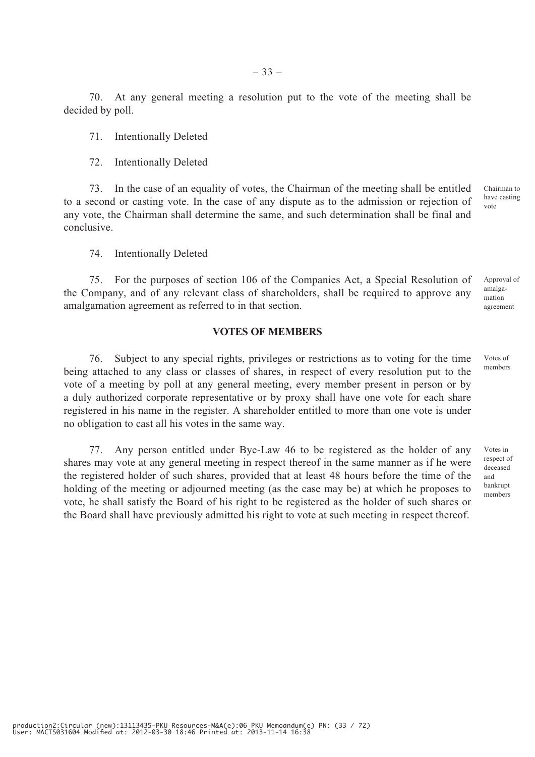70. At any general meeting a resolution put to the vote of the meeting shall be decided by poll.

71. Intentionally Deleted

72. Intentionally Deleted

73. In the case of an equality of votes, the Chairman of the meeting shall be entitled to a second or casting vote. In the case of any dispute as to the admission or rejection of any vote, the Chairman shall determine the same, and such determination shall be final and conclusive.

Chairman to have casting vote

74. Intentionally Deleted

75. For the purposes of section 106 of the Companies Act, a Special Resolution of the Company, and of any relevant class of shareholders, shall be required to approve any amalgamation agreement as referred to in that section.

Approval of amalgamation agreement

## VOTES OF MEMBERS

76. Subject to any special rights, privileges or restrictions as to voting for the time being attached to any class or classes of shares, in respect of every resolution put to the vote of a meeting by poll at any general meeting, every member present in person or by a duly authorized corporate representative or by proxy shall have one vote for each share registered in his name in the register. A shareholder entitled to more than one vote is under no obligation to cast all his votes in the same way.

Votes of members

77. Any person entitled under Bye-Law 46 to be registered as the holder of any shares may vote at any general meeting in respect thereof in the same manner as if he were the registered holder of such shares, provided that at least 48 hours before the time of the holding of the meeting or adjourned meeting (as the case may be) at which he proposes to vote, he shall satisfy the Board of his right to be registered as the holder of such shares or the Board shall have previously admitted his right to vote at such meeting in respect thereof.

Votes in respect of deceased and bankrupt members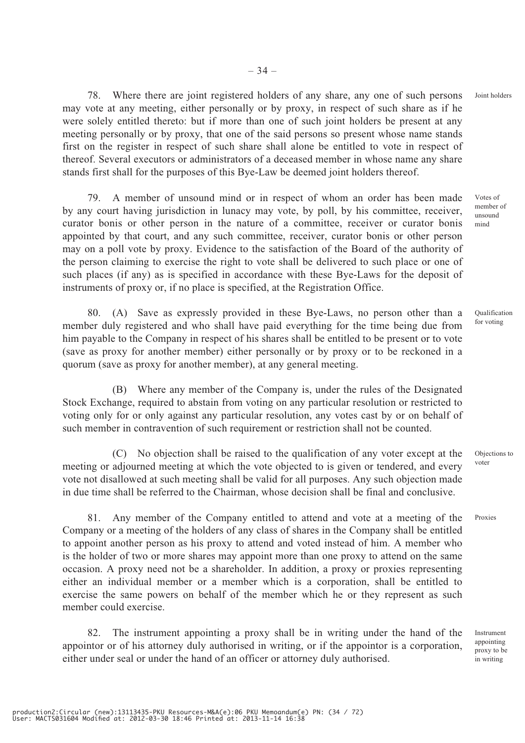78. Where there are joint registered holders of any share, any one of such persons may vote at any meeting, either personally or by proxy, in respect of such share as if he were solely entitled thereto: but if more than one of such joint holders be present at any meeting personally or by proxy, that one of the said persons so present whose name stands first on the register in respect of such share shall alone be entitled to vote in respect of thereof. Several executors or administrators of a deceased member in whose name any share stands first shall for the purposes of this Bye-Law be deemed joint holders thereof.

*Joint holders*

79. A member of unsound mind or in respect of whom an order has been made by any court having jurisdiction in lunacy may vote, by poll, by his committee, receiver, curator bonis or other person in the nature of a committee, receiver or curator bonis appointed by that court, and any such committee, receiver, curator bonis or other person may on a poll vote by proxy. Evidence to the satisfaction of the Board of the authority of the person claiming to exercise the right to vote shall be delivered to such place or one of such places (if any) as is specified in accordance with these Bye-Laws for the deposit of instruments of proxy or, if no place is specified, at the Registration Office.

*Votes of member of unsound mind*

80. (A) Save as expressly provided in these Bye-Laws, no person other than a member duly registered and who shall have paid everything for the time being due from him payable to the Company in respect of his shares shall be entitled to be present or to vote (save as proxy for another member) either personally or by proxy or to be reckoned in a quorum (save as proxy for another member), at any general meeting.

*Qualification for voting*

(B) Where any member of the Company is, under the rules of the Designated Stock Exchange, required to abstain from voting on any particular resolution or restricted to voting only for or only against any particular resolution, any votes cast by or on behalf of such member in contravention of such requirement or restriction shall not be counted.

(C) No objection shall be raised to the qualification of any voter except at the meeting or adjourned meeting at which the vote objected to is given or tendered, and every vote not disallowed at such meeting shall be valid for all purposes. Any such objection made in due time shall be referred to the Chairman, whose decision shall be final and conclusive.

*Objections to voter*

81. Any member of the Company entitled to attend and vote at a meeting of the Company or a meeting of the holders of any class of shares in the Company shall be entitled to appoint another person as his proxy to attend and voted instead of him. A member who is the holder of two or more shares may appoint more than one proxy to attend on the same occasion. A proxy need not be a shareholder. In addition, a proxy or proxies representing either an individual member or a member which is a corporation, shall be entitled to exercise the same powers on behalf of the member which he or they represent as such member could exercise.

*Proxies*

82. The instrument appointing a proxy shall be in writing under the hand of the appointor or of his attorney duly authorised in writing, or if the appointor is a corporation, either under seal or under the hand of an officer or attorney duly authorised.

*Instrument appointing proxy to be in writing*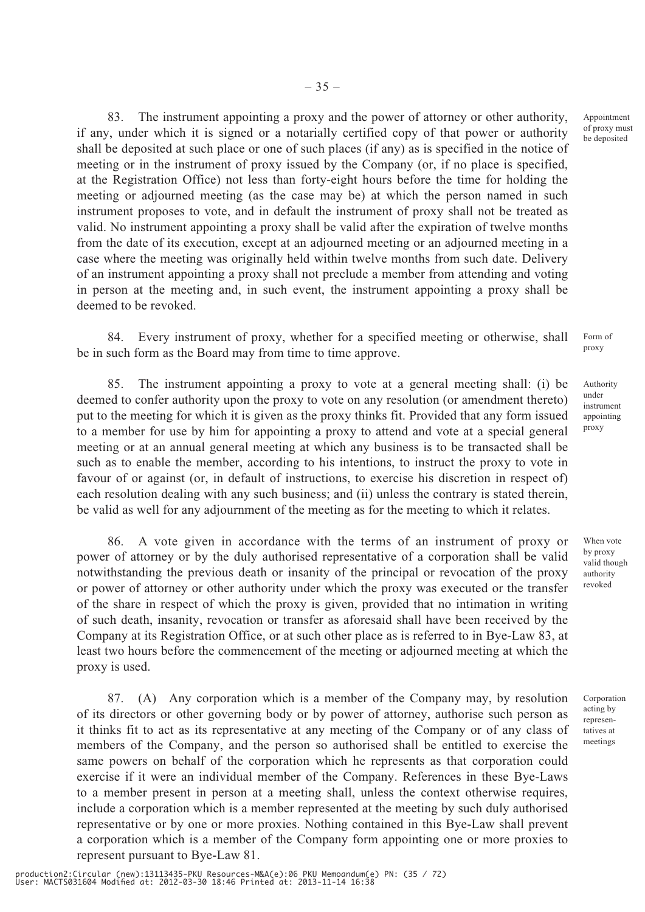83. The instrument appointing a proxy and the power of attorney or other authority, if any, under which it is signed or a notarially certified copy of that power or authority shall be deposited at such place or one of such places (if any) as is specified in the notice of meeting or in the instrument of proxy issued by the Company (or, if no place is specified, at the Registration Office) not less than forty-eight hours before the time for holding the meeting or adjourned meeting (as the case may be) at which the person named in such instrument proposes to vote, and in default the instrument of proxy shall not be treated as valid. No instrument appointing a proxy shall be valid after the expiration of twelve months from the date of its execution, except at an adjourned meeting or an adjourned meeting in a case where the meeting was originally held within twelve months from such date. Delivery of an instrument appointing a proxy shall not preclude a member from attending and voting in person at the meeting and, in such event, the instrument appointing a proxy shall be deemed to be revoked.

*Appointment of proxy must be deposited*

84. Every instrument of proxy, whether for a specified meeting or otherwise, shall be in such form as the Board may from time to time approve.

*Form of proxy*

85. The instrument appointing a proxy to vote at a general meeting shall: (i) be deemed to confer authority upon the proxy to vote on any resolution (or amendment thereto) put to the meeting for which it is given as the proxy thinks fit. Provided that any form issued to a member for use by him for appointing a proxy to attend and vote at a special general meeting or at an annual general meeting at which any business is to be transacted shall be such as to enable the member, according to his intentions, to instruct the proxy to vote in favour of or against (or, in default of instructions, to exercise his discretion in respect of) each resolution dealing with any such business; and (ii) unless the contrary is stated therein, be valid as well for any adjournment of the meeting as for the meeting to which it relates.

*Authority under instrument appointing proxy*

86. A vote given in accordance with the terms of an instrument of proxy or power of attorney or by the duly authorised representative of a corporation shall be valid notwithstanding the previous death or insanity of the principal or revocation of the proxy or power of attorney or other authority under which the proxy was executed or the transfer of the share in respect of which the proxy is given, provided that no intimation in writing of such death, insanity, revocation or transfer as aforesaid shall have been received by the Company at its Registration Office, or at such other place as is referred to in Bye-Law 83, at least two hours before the commencement of the meeting or adjourned meeting at which the proxy is used.

*When vote by proxy valid though authority revoked*

87. (A) Any corporation which is a member of the Company may, by resolution of its directors or other governing body or by power of attorney, authorise such person as it thinks fit to act as its representative at any meeting of the Company or of any class of members of the Company, and the person so authorised shall be entitled to exercise the same powers on behalf of the corporation which he represents as that corporation could exercise if it were an individual member of the Company. References in these Bye-Laws to a member present in person at a meeting shall, unless the context otherwise requires, include a corporation which is a member represented at the meeting by such duly authorised representative or by one or more proxies. Nothing contained in this Bye-Law shall prevent a corporation which is a member of the Company form appointing one or more proxies to represent pursuant to Bye-Law 81.

*Corporation acting by representatives at meetings*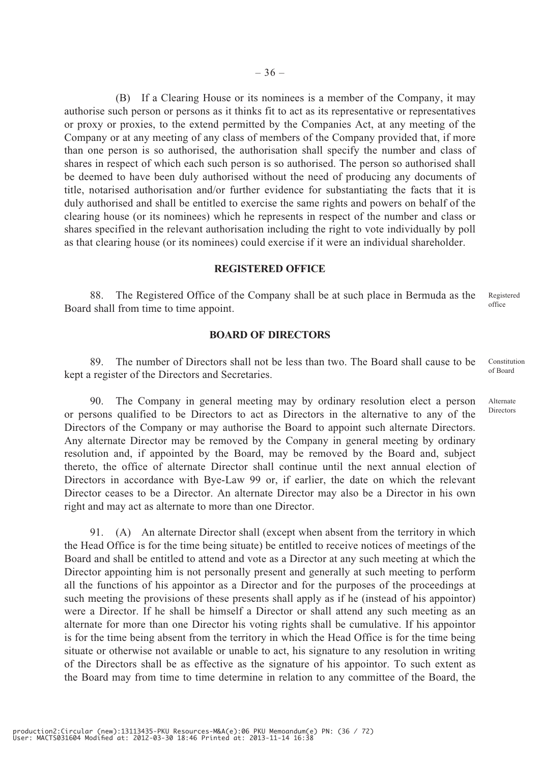(B) If a Clearing House or its nominees is a member of the Company, it may authorise such person or persons as it thinks fit to act as its representative or representatives or proxy or proxies, to the extend permitted by the Companies Act, at any meeting of the Company or at any meeting of any class of members of the Company provided that, if more than one person is so authorised, the authorisation shall specify the number and class of shares in respect of which each such person is so authorised. The person so authorised shall be deemed to have been duly authorised without the need of producing any documents of title, notarised authorisation and/or further evidence for substantiating the facts that it is duly authorised and shall be entitled to exercise the same rights and powers on behalf of the clearing house (or its nominees) which he represents in respect of the number and class or shares specified in the relevant authorisation including the right to vote individually by poll as that clearing house (or its nominees) could exercise if it were an individual shareholder.

## REGISTERED OFFICE

*Registered office*

88. The Registered Office of the Company shall be at such place in Bermuda as the Board shall from time to time appoint.

## BOARD OF DIRECTORS

*Constitution of Board*

89. The number of Directors shall not be less than two. The Board shall cause to be kept a register of the Directors and Secretaries.

*Alternate Directors*

90. The Company in general meeting may by ordinary resolution elect a person or persons qualified to be Directors to act as Directors in the alternative to any of the Directors of the Company or may authorise the Board to appoint such alternate Directors. Any alternate Director may be removed by the Company in general meeting by ordinary resolution and, if appointed by the Board, may be removed by the Board and, subject thereto, the office of alternate Director shall continue until the next annual election of Directors in accordance with Bye-Law 99 or, if earlier, the date on which the relevant Director ceases to be a Director. An alternate Director may also be a Director in his own right and may act as alternate to more than one Director.

91. (A) An alternate Director shall (except when absent from the territory in which the Head Office is for the time being situate) be entitled to receive notices of meetings of the Board and shall be entitled to attend and vote as a Director at any such meeting at which the Director appointing him is not personally present and generally at such meeting to perform all the functions of his appointor as a Director and for the purposes of the proceedings at such meeting the provisions of these presents shall apply as if he (instead of his appointor) were a Director. If he shall be himself a Director or shall attend any such meeting as an alternate for more than one Director his voting rights shall be cumulative. If his appointor is for the time being absent from the territory in which the Head Office is for the time being situate or otherwise not available or unable to act, his signature to any resolution in writing of the Directors shall be as effective as the signature of his appointor. To such extent as the Board may from time to time determine in relation to any committee of the Board, the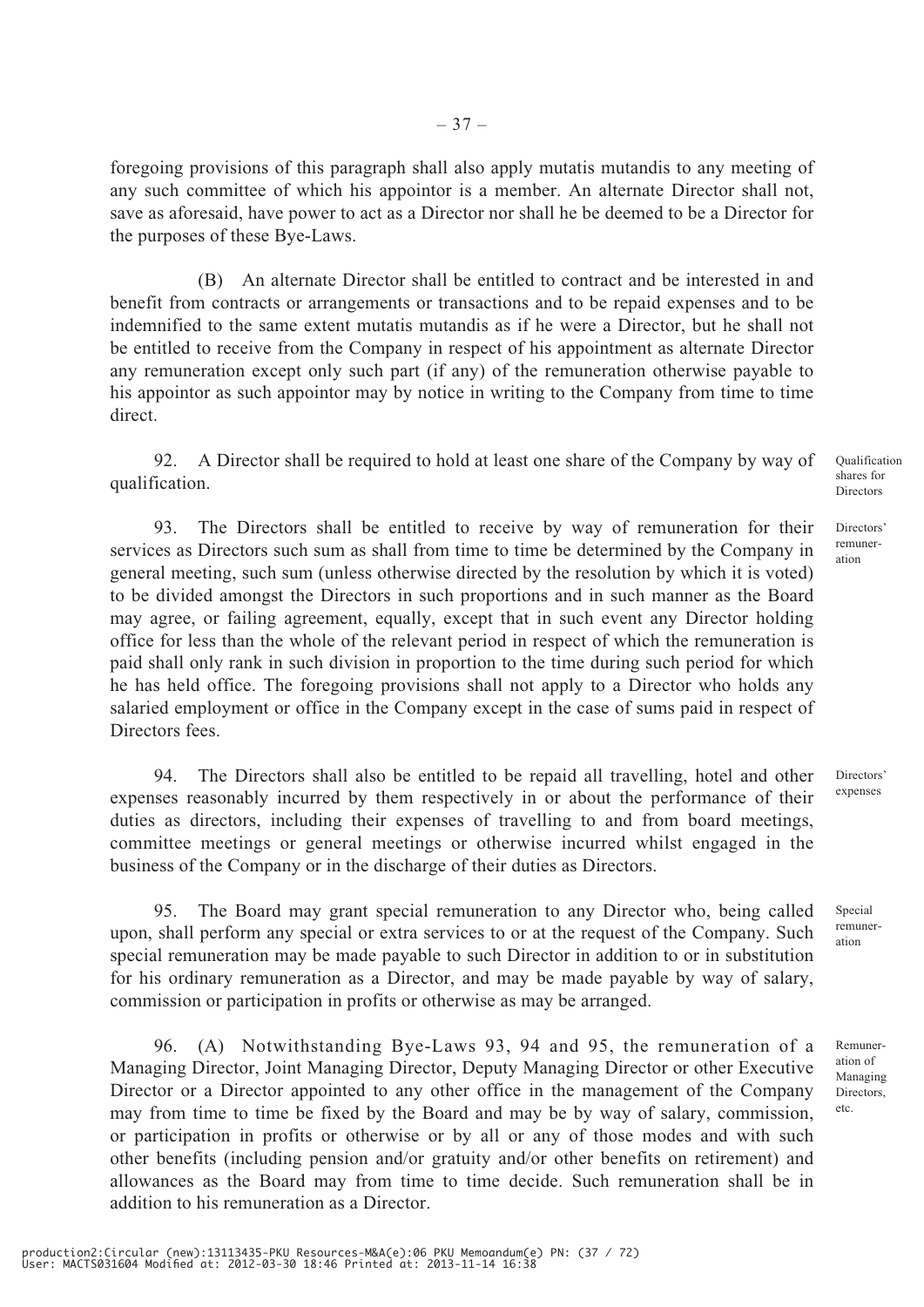foregoing provisions of this paragraph shall also apply mutatis mutandis to any meeting of any such committee of which his appointor is a member. An alternate Director shall not, save as aforesaid, have power to act as a Director nor shall he be deemed to be a Director for the purposes of these Bye-Laws.

(B) An alternate Director shall be entitled to contract and be interested in and benefit from contracts or arrangements or transactions and to be repaid expenses and to be indemnified to the same extent mutatis mutandis as if he were a Director, but he shall not be entitled to receive from the Company in respect of his appointment as alternate Director any remuneration except only such part (if any) of the remuneration otherwise payable to his appointor as such appointor may by notice in writing to the Company from time to time direct.

*Qualification shares for Directors*

92. A Director shall be required to hold at least one share of the Company by way of qualification.

*Directors' remuneration*

93. The Directors shall be entitled to receive by way of remuneration for their services as Directors such sum as shall from time to time be determined by the Company in general meeting, such sum (unless otherwise directed by the resolution by which it is voted) to be divided amongst the Directors in such proportions and in such manner as the Board may agree, or failing agreement, equally, except that in such event any Director holding office for less than the whole of the relevant period in respect of which the remuneration is paid shall only rank in such division in proportion to the time during such period for which he has held office. The foregoing provisions shall not apply to a Director who holds any salaried employment or office in the Company except in the case of sums paid in respect of Directors fees.

*Directors' expenses*

94. The Directors shall also be entitled to be repaid all travelling, hotel and other expenses reasonably incurred by them respectively in or about the performance of their duties as directors, including their expenses of travelling to and from board meetings, committee meetings or general meetings or otherwise incurred whilst engaged in the business of the Company or in the discharge of their duties as Directors.

*Special remuneration*

95. The Board may grant special remuneration to any Director who, being called upon, shall perform any special or extra services to or at the request of the Company. Such special remuneration may be made payable to such Director in addition to or in substitution for his ordinary remuneration as a Director, and may be made payable by way of salary, commission or participation in profits or otherwise as may be arranged.

*Remuneration of Managing Directors, etc.*

96. (A) Notwithstanding Bye-Laws 93, 94 and 95, the remuneration of a Managing Director, Joint Managing Director, Deputy Managing Director or other Executive Director or a Director appointed to any other office in the management of the Company may from time to time be fixed by the Board and may be by way of salary, commission, or participation in profits or otherwise or by all or any of those modes and with such other benefits (including pension and/or gratuity and/or other benefits on retirement) and allowances as the Board may from time to time decide. Such remuneration shall be in addition to his remuneration as a Director.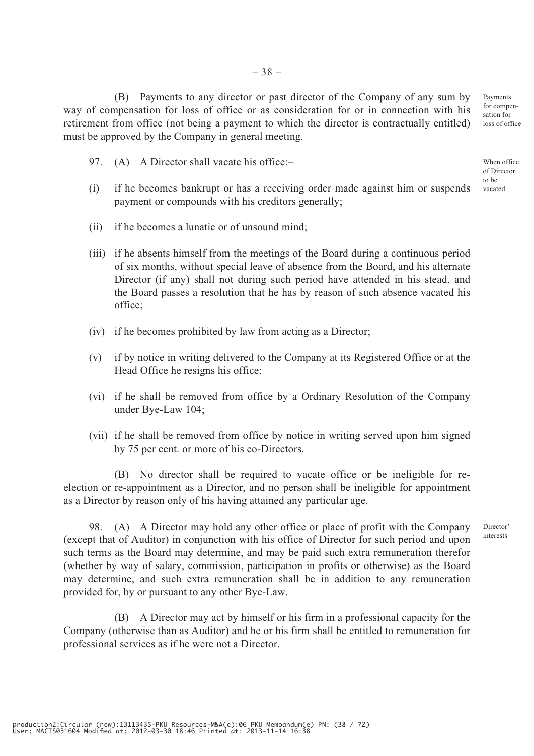(B) Payments to any director or past director of the Company of any sum by way of compensation for loss of office or as consideration for or in connection with his retirement from office (not being a payment to which the director is contractually entitled) must be approved by the Company in general meeting.

*Payments for compensation for loss of office*

97. (A) A Director shall vacate his office:–

*When office of Director to be vacated*

(i) if he becomes bankrupt or has a receiving order made against him or suspends payment or compounds with his creditors generally;

(ii) if he becomes a lunatic or of unsound mind;

(iii) if he absents himself from the meetings of the Board during a continuous period of six months, without special leave of absence from the Board, and his alternate Director (if any) shall not during such period have attended in his stead, and the Board passes a resolution that he has by reason of such absence vacated his office;

(iv) if he becomes prohibited by law from acting as a Director;

(v) if by notice in writing delivered to the Company at its Registered Office or at the Head Office he resigns his office;

(vi) if he shall be removed from office by a Ordinary Resolution of the Company under Bye-Law 104;

(vii) if he shall be removed from office by notice in writing served upon him signed by 75 per cent. or more of his co-Directors.

(B) No director shall be required to vacate office or be ineligible for re-election or re-appointment as a Director, and no person shall be ineligible for appointment as a Director by reason only of his having attained any particular age.

98. (A) A Director may hold any other office or place of profit with the Company (except that of Auditor) in conjunction with his office of Director for such period and upon such terms as the Board may determine, and may be paid such extra remuneration therefor (whether by way of salary, commission, participation in profits or otherwise) as the Board may determine, and such extra remuneration shall be in addition to any remuneration provided for, by or pursuant to any other Bye-Law.

*Director' interests*

(B) A Director may act by himself or his firm in a professional capacity for the Company (otherwise than as Auditor) and he or his firm shall be entitled to remuneration for professional services as if he were not a Director.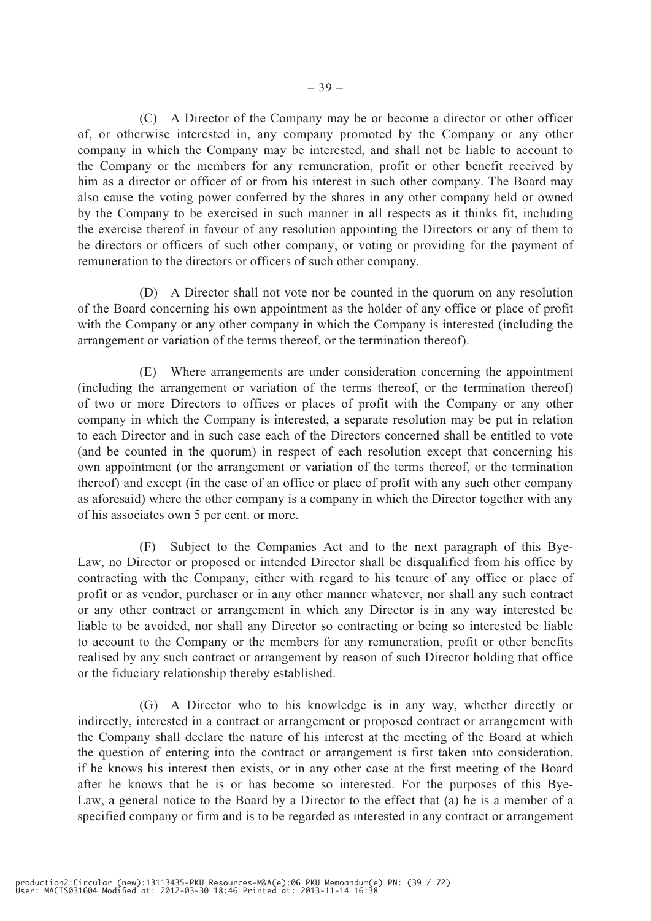(C) A Director of the Company may be or become a director or other officer of, or otherwise interested in, any company promoted by the Company or any other company in which the Company may be interested, and shall not be liable to account to the Company or the members for any remuneration, profit or other benefit received by him as a director or officer of or from his interest in such other company. The Board may also cause the voting power conferred by the shares in any other company held or owned by the Company to be exercised in such manner in all respects as it thinks fit, including the exercise thereof in favour of any resolution appointing the Directors or any of them to be directors or officers of such other company, or voting or providing for the payment of remuneration to the directors or officers of such other company.

(D) A Director shall not vote nor be counted in the quorum on any resolution of the Board concerning his own appointment as the holder of any office or place of profit with the Company or any other company in which the Company is interested (including the arrangement or variation of the terms thereof, or the termination thereof).

(E) Where arrangements are under consideration concerning the appointment (including the arrangement or variation of the terms thereof, or the termination thereof) of two or more Directors to offices or places of profit with the Company or any other company in which the Company is interested, a separate resolution may be put in relation to each Director and in such case each of the Directors concerned shall be entitled to vote (and be counted in the quorum) in respect of each resolution except that concerning his own appointment (or the arrangement or variation of the terms thereof, or the termination thereof) and except (in the case of an office or place of profit with any such other company as aforesaid) where the other company is a company in which the Director together with any of his associates own 5 per cent. or more.

(F) Subject to the Companies Act and to the next paragraph of this Bye-Law, no Director or proposed or intended Director shall be disqualified from his office by contracting with the Company, either with regard to his tenure of any office or place of profit or as vendor, purchaser or in any other manner whatever, nor shall any such contract or any other contract or arrangement in which any Director is in any way interested be liable to be avoided, nor shall any Director so contracting or being so interested be liable to account to the Company or the members for any remuneration, profit or other benefits realised by any such contract or arrangement by reason of such Director holding that office or the fiduciary relationship thereby established.

(G) A Director who to his knowledge is in any way, whether directly or indirectly, interested in a contract or arrangement or proposed contract or arrangement with the Company shall declare the nature of his interest at the meeting of the Board at which the question of entering into the contract or arrangement is first taken into consideration, if he knows his interest then exists, or in any other case at the first meeting of the Board after he knows that he is or has become so interested. For the purposes of this Bye-Law, a general notice to the Board by a Director to the effect that (a) he is a member of a specified company or firm and is to be regarded as interested in any contract or arrangement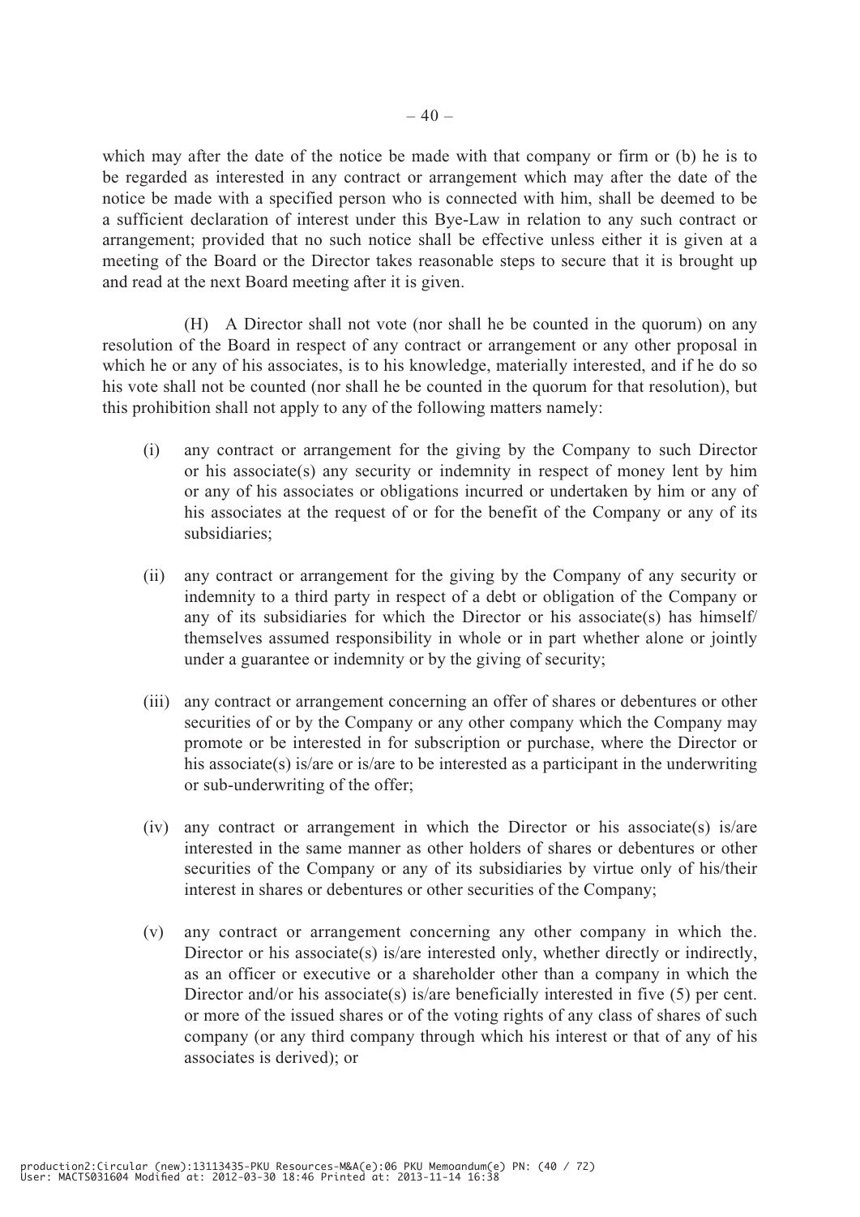which may after the date of the notice be made with that company or firm or (b) he is to be regarded as interested in any contract or arrangement which may after the date of the notice be made with a specified person who is connected with him, shall be deemed to be a sufficient declaration of interest under this Bye-Law in relation to any such contract or arrangement; provided that no such notice shall be effective unless either it is given at a meeting of the Board or the Director takes reasonable steps to secure that it is brought up and read at the next Board meeting after it is given.

(H) A Director shall not vote (nor shall he be counted in the quorum) on any resolution of the Board in respect of any contract or arrangement or any other proposal in which he or any of his associates, is to his knowledge, materially interested, and if he do so his vote shall not be counted (nor shall he be counted in the quorum for that resolution), but this prohibition shall not apply to any of the following matters namely:

(i) any contract or arrangement for the giving by the Company to such Director or his associate(s) any security or indemnity in respect of money lent by him or any of his associates or obligations incurred or undertaken by him or any of his associates at the request of or for the benefit of the Company or any of its subsidiaries;

(ii) any contract or arrangement for the giving by the Company of any security or indemnity to a third party in respect of a debt or obligation of the Company or any of its subsidiaries for which the Director or his associate(s) has himself/ themselves assumed responsibility in whole or in part whether alone or jointly under a guarantee or indemnity or by the giving of security;

(iii) any contract or arrangement concerning an offer of shares or debentures or other securities of or by the Company or any other company which the Company may promote or be interested in for subscription or purchase, where the Director or his associate(s) is/are or is/are to be interested as a participant in the underwriting or sub-underwriting of the offer;

(iv) any contract or arrangement in which the Director or his associate(s) is/are interested in the same manner as other holders of shares or debentures or other securities of the Company or any of its subsidiaries by virtue only of his/their interest in shares or debentures or other securities of the Company;

(v) any contract or arrangement concerning any other company in which the. Director or his associate(s) is/are interested only, whether directly or indirectly, as an officer or executive or a shareholder other than a company in which the Director and/or his associate(s) is/are beneficially interested in five (5) per cent. or more of the issued shares or of the voting rights of any class of shares of such company (or any third company through which his interest or that of any of his associates is derived); or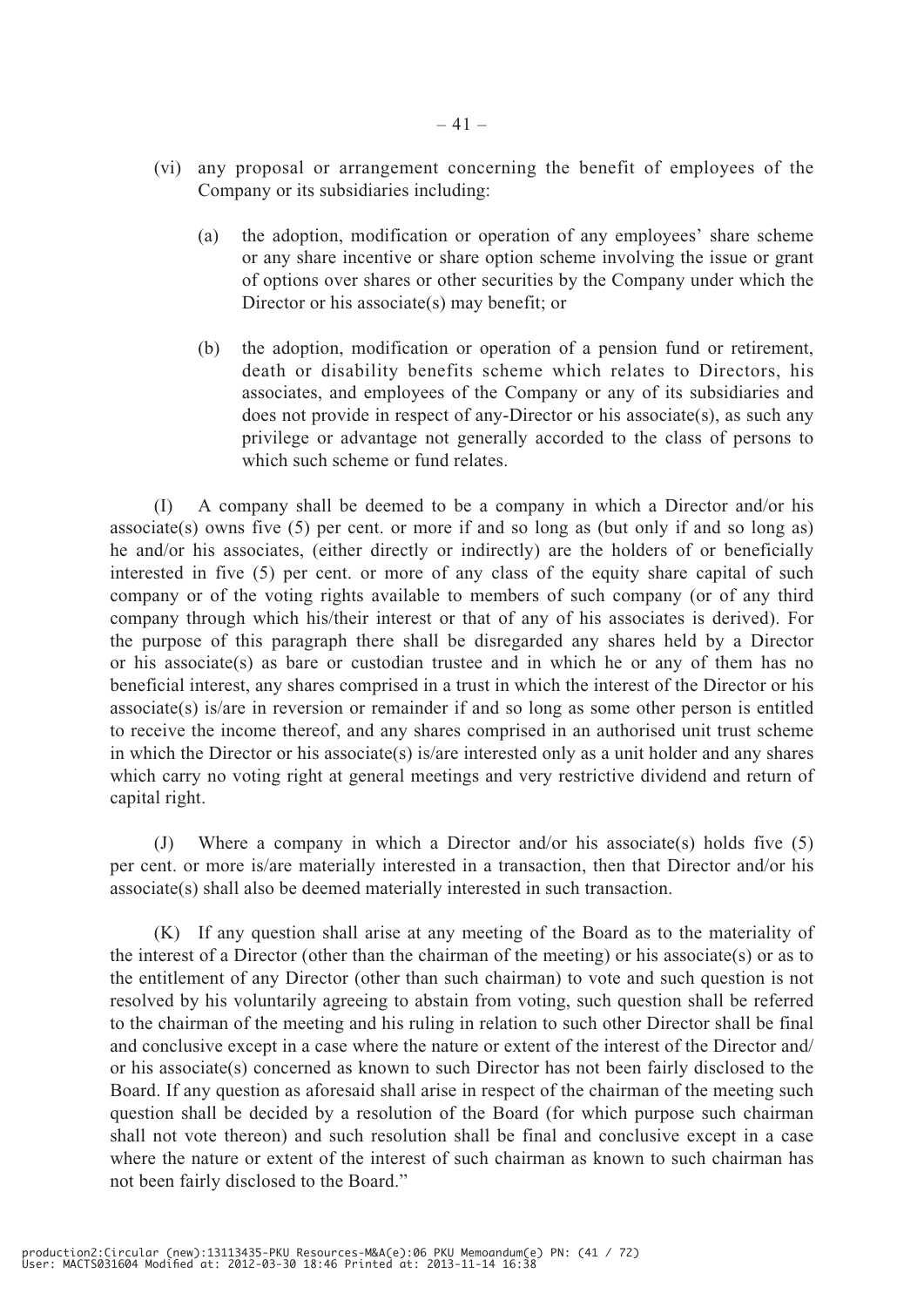(vi) any proposal or arrangement concerning the benefit of employees of the Company or its subsidiaries including:

(a) the adoption, modification or operation of any employees' share scheme or any share incentive or share option scheme involving the issue or grant of options over shares or other securities by the Company under which the Director or his associate(s) may benefit; or

(b) the adoption, modification or operation of a pension fund or retirement, death or disability benefits scheme which relates to Directors, his associates, and employees of the Company or any of its subsidiaries and does not provide in respect of any-Director or his associate(s), as such any privilege or advantage not generally accorded to the class of persons to which such scheme or fund relates.

(I) A company shall be deemed to be a company in which a Director and/or his associate(s) owns five (5) per cent. or more if and so long as (but only if and so long as) he and/or his associates, (either directly or indirectly) are the holders of or beneficially interested in five (5) per cent. or more of any class of the equity share capital of such company or of the voting rights available to members of such company (or of any third company through which his/their interest or that of any of his associates is derived). For the purpose of this paragraph there shall be disregarded any shares held by a Director or his associate(s) as bare or custodian trustee and in which he or any of them has no beneficial interest, any shares comprised in a trust in which the interest of the Director or his associate(s) is/are in reversion or remainder if and so long as some other person is entitled to receive the income thereof, and any shares comprised in an authorised unit trust scheme in which the Director or his associate(s) is/are interested only as a unit holder and any shares which carry no voting right at general meetings and very restrictive dividend and return of capital right.

(J) Where a company in which a Director and/or his associate(s) holds five (5) per cent. or more is/are materially interested in a transaction, then that Director and/or his associate(s) shall also be deemed materially interested in such transaction.

(K) If any question shall arise at any meeting of the Board as to the materiality of the interest of a Director (other than the chairman of the meeting) or his associate(s) or as to the entitlement of any Director (other than such chairman) to vote and such question is not resolved by his voluntarily agreeing to abstain from voting, such question shall be referred to the chairman of the meeting and his ruling in relation to such other Director shall be final and conclusive except in a case where the nature or extent of the interest of the Director and/or his associate(s) concerned as known to such Director has not been fairly disclosed to the Board. If any question as aforesaid shall arise in respect of the chairman of the meeting such question shall be decided by a resolution of the Board (for which purpose such chairman shall not vote thereon) and such resolution shall be final and conclusive except in a case where the nature or extent of the interest of such chairman as known to such chairman has not been fairly disclosed to the Board."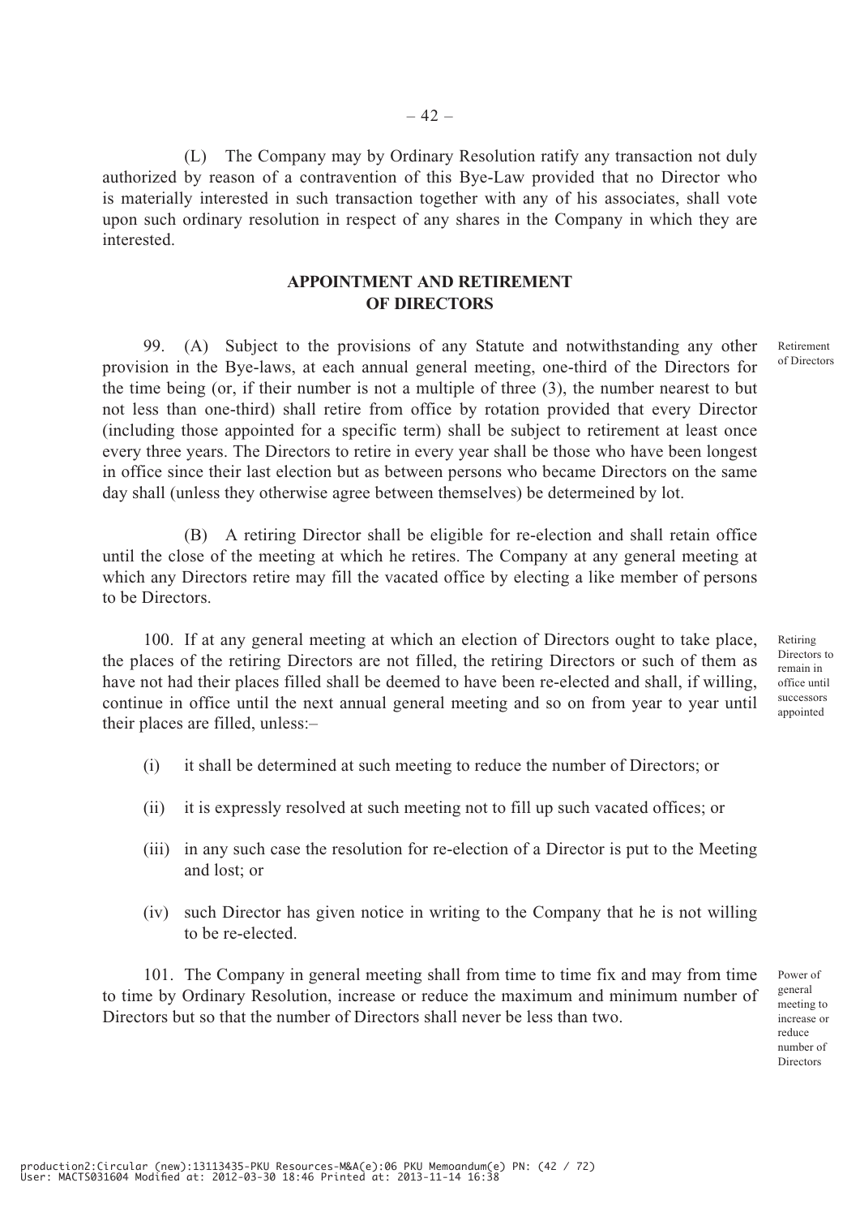(L) The Company may by Ordinary Resolution ratify any transaction not duly authorized by reason of a contravention of this Bye-Law provided that no Director who is materially interested in such transaction together with any of his associates, shall vote upon such ordinary resolution in respect of any shares in the Company in which they are interested.

## APPOINTMENT AND RETIREMENT OF DIRECTORS

*Retirement of Directors*

99. (A) Subject to the provisions of any Statute and notwithstanding any other provision in the Bye-laws, at each annual general meeting, one-third of the Directors for the time being (or, if their number is not a multiple of three (3), the number nearest to but not less than one-third) shall retire from office by rotation provided that every Director (including those appointed for a specific term) shall be subject to retirement at least once every three years. The Directors to retire in every year shall be those who have been longest in office since their last election but as between persons who became Directors on the same day shall (unless they otherwise agree between themselves) be determeined by lot.

(B) A retiring Director shall be eligible for re-election and shall retain office until the close of the meeting at which he retires. The Company at any general meeting at which any Directors retire may fill the vacated office by electing a like member of persons to be Directors.

*Retiring Directors to remain in office until successors appointed*

100. If at any general meeting at which an election of Directors ought to take place, the places of the retiring Directors are not filled, the retiring Directors or such of them as have not had their places filled shall be deemed to have been re-elected and shall, if willing, continue in office until the next annual general meeting and so on from year to year until their places are filled, unless:–

(i) it shall be determined at such meeting to reduce the number of Directors; or

(ii) it is expressly resolved at such meeting not to fill up such vacated offices; or

(iii) in any such case the resolution for re-election of a Director is put to the Meeting and lost; or

(iv) such Director has given notice in writing to the Company that he is not willing to be re-elected.

*Power of general meeting to increase or reduce number of Directors*

101. The Company in general meeting shall from time to time fix and may from time to time by Ordinary Resolution, increase or reduce the maximum and minimum number of Directors but so that the number of Directors shall never be less than two.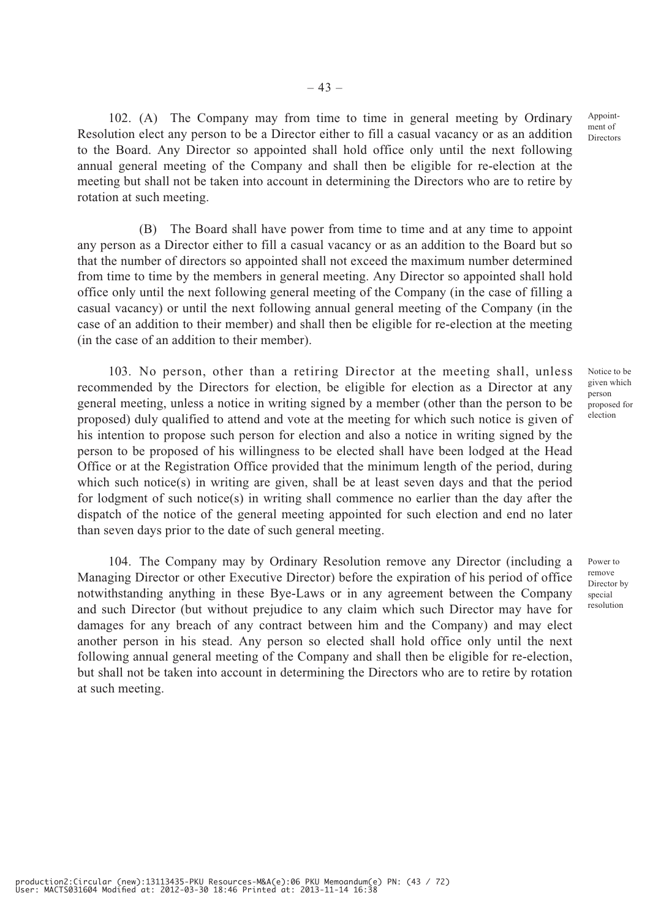102. (A) The Company may from time to time in general meeting by Ordinary Resolution elect any person to be a Director either to fill a casual vacancy or as an addition to the Board. Any Director so appointed shall hold office only until the next following annual general meeting of the Company and shall then be eligible for re-election at the meeting but shall not be taken into account in determining the Directors who are to retire by rotation at such meeting.

*Appointment of Directors*

(B) The Board shall have power from time to time and at any time to appoint any person as a Director either to fill a casual vacancy or as an addition to the Board but so that the number of directors so appointed shall not exceed the maximum number determined from time to time by the members in general meeting. Any Director so appointed shall hold office only until the next following general meeting of the Company (in the case of filling a casual vacancy) or until the next following annual general meeting of the Company (in the case of an addition to their member) and shall then be eligible for re-election at the meeting (in the case of an addition to their member).

103. No person, other than a retiring Director at the meeting shall, unless recommended by the Directors for election, be eligible for election as a Director at any general meeting, unless a notice in writing signed by a member (other than the person to be proposed) duly qualified to attend and vote at the meeting for which such notice is given of his intention to propose such person for election and also a notice in writing signed by the person to be proposed of his willingness to be elected shall have been lodged at the Head Office or at the Registration Office provided that the minimum length of the period, during which such notice(s) in writing are given, shall be at least seven days and that the period for lodgment of such notice(s) in writing shall commence no earlier than the day after the dispatch of the notice of the general meeting appointed for such election and end no later than seven days prior to the date of such general meeting.

*Notice to be given which person proposed for election*

104. The Company may by Ordinary Resolution remove any Director (including a Managing Director or other Executive Director) before the expiration of his period of office notwithstanding anything in these Bye-Laws or in any agreement between the Company and such Director (but without prejudice to any claim which such Director may have for damages for any breach of any contract between him and the Company) and may elect another person in his stead. Any person so elected shall hold office only until the next following annual general meeting of the Company and shall then be eligible for re-election, but shall not be taken into account in determining the Directors who are to retire by rotation at such meeting.

*Power to remove Director by special resolution*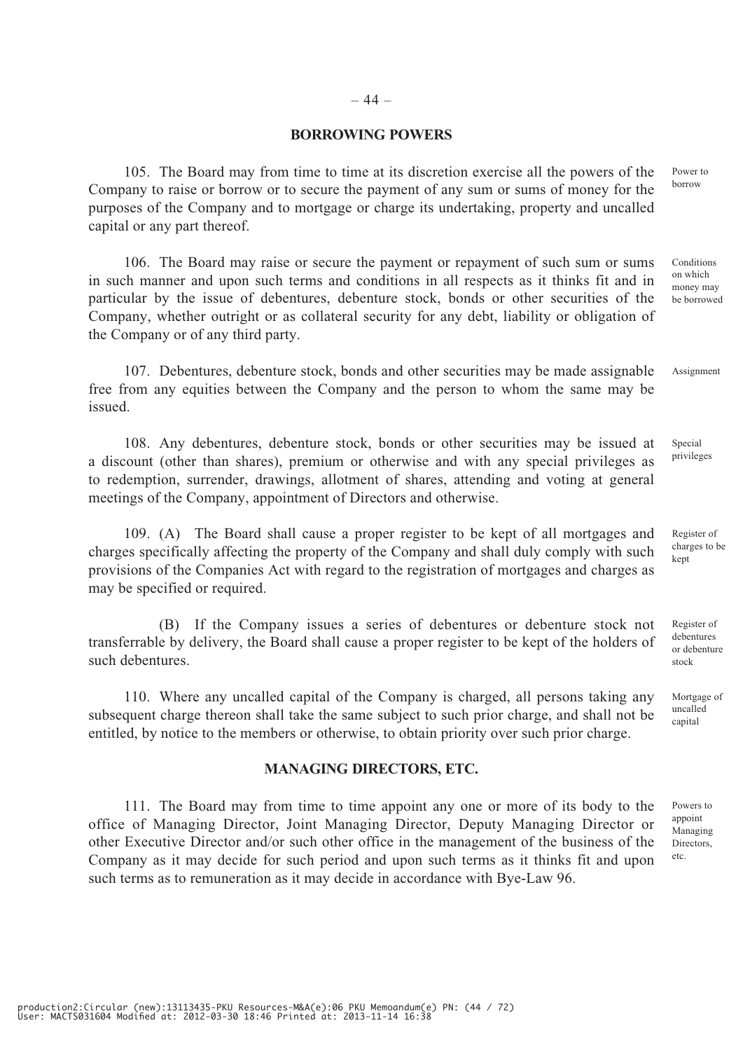## BORROWING POWERS

105. The Board may from time to time at its discretion exercise all the powers of the Company to raise or borrow or to secure the payment of any sum or sums of money for the purposes of the Company and to mortgage or charge its undertaking, property and uncalled capital or any part thereof.

Power to borrow

106. The Board may raise or secure the payment or repayment of such sum or sums in such manner and upon such terms and conditions in all respects as it thinks fit and in particular by the issue of debentures, debenture stock, bonds or other securities of the Company, whether outright or as collateral security for any debt, liability or obligation of the Company or of any third party.

Conditions on which money may be borrowed

107. Debentures, debenture stock, bonds and other securities may be made assignable free from any equities between the Company and the person to whom the same may be issued.

Assignment

108. Any debentures, debenture stock, bonds or other securities may be issued at a discount (other than shares), premium or otherwise and with any special privileges as to redemption, surrender, drawings, allotment of shares, attending and voting at general meetings of the Company, appointment of Directors and otherwise.

Special privileges

109. (A) The Board shall cause a proper register to be kept of all mortgages and charges specifically affecting the property of the Company and shall duly comply with such provisions of the Companies Act with regard to the registration of mortgages and charges as may be specified or required.

Register of charges to be kept

(B) If the Company issues a series of debentures or debenture stock not transferrable by delivery, the Board shall cause a proper register to be kept of the holders of such debentures.

Register of debentures or debenture stock

110. Where any uncalled capital of the Company is charged, all persons taking any subsequent charge thereon shall take the same subject to such prior charge, and shall not be entitled, by notice to the members or otherwise, to obtain priority over such prior charge.

Mortgage of uncalled capital

## MANAGING DIRECTORS, ETC.

111. The Board may from time to time appoint any one or more of its body to the office of Managing Director, Joint Managing Director, Deputy Managing Director or other Executive Director and/or such other office in the management of the business of the Company as it may decide for such period and upon such terms as it thinks fit and upon such terms as to remuneration as it may decide in accordance with Bye-Law 96.

Powers to appoint Managing Directors, etc.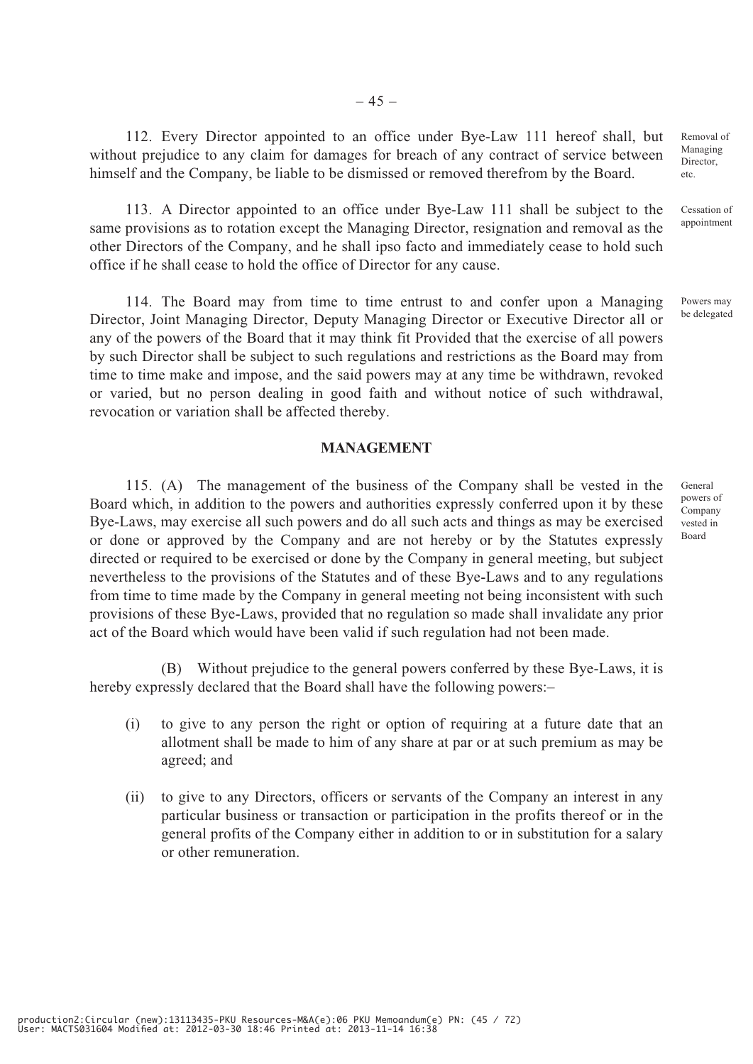112. Every Director appointed to an office under Bye-Law 111 hereof shall, but without prejudice to any claim for damages for breach of any contract of service between himself and the Company, be liable to be dismissed or removed therefrom by the Board.

Removal of Managing Director, etc.

113. A Director appointed to an office under Bye-Law 111 shall be subject to the same provisions as to rotation except the Managing Director, resignation and removal as the other Directors of the Company, and he shall ipso facto and immediately cease to hold such office if he shall cease to hold the office of Director for any cause.

Cessation of appointment

114. The Board may from time to time entrust to and confer upon a Managing Director, Joint Managing Director, Deputy Managing Director or Executive Director all or any of the powers of the Board that it may think fit Provided that the exercise of all powers by such Director shall be subject to such regulations and restrictions as the Board may from time to time make and impose, and the said powers may at any time be withdrawn, revoked or varied, but no person dealing in good faith and without notice of such withdrawal, revocation or variation shall be affected thereby.

Powers may be delegated

## MANAGEMENT

115. (A) The management of the business of the Company shall be vested in the Board which, in addition to the powers and authorities expressly conferred upon it by these Bye-Laws, may exercise all such powers and do all such acts and things as may be exercised or done or approved by the Company and are not hereby or by the Statutes expressly directed or required to be exercised or done by the Company in general meeting, but subject nevertheless to the provisions of the Statutes and of these Bye-Laws and to any regulations from time to time made by the Company in general meeting not being inconsistent with such provisions of these Bye-Laws, provided that no regulation so made shall invalidate any prior act of the Board which would have been valid if such regulation had not been made.

General powers of Company vested in Board

(B) Without prejudice to the general powers conferred by these Bye-Laws, it is hereby expressly declared that the Board shall have the following powers:–

(i) to give to any person the right or option of requiring at a future date that an allotment shall be made to him of any share at par or at such premium as may be agreed; and

(ii) to give to any Directors, officers or servants of the Company an interest in any particular business or transaction or participation in the profits thereof or in the general profits of the Company either in addition to or in substitution for a salary or other remuneration.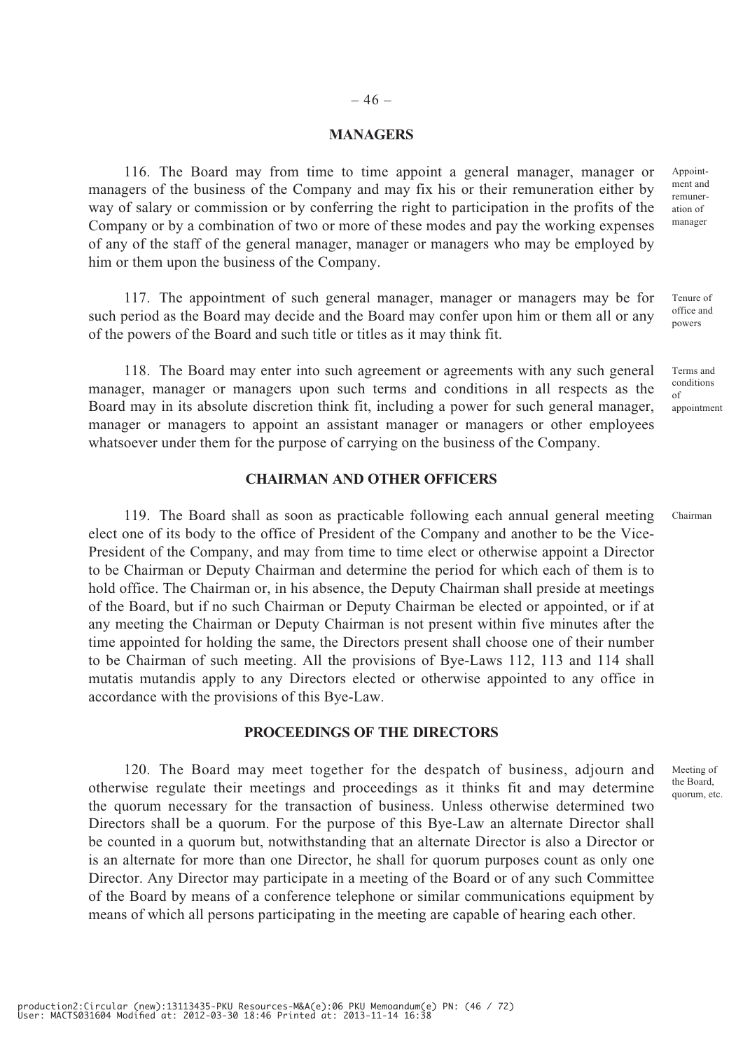## MANAGERS

116. The Board may from time to time appoint a general manager, manager or managers of the business of the Company and may fix his or their remuneration either by way of salary or commission or by conferring the right to participation in the profits of the Company or by a combination of two or more of these modes and pay the working expenses of any of the staff of the general manager, manager or managers who may be employed by him or them upon the business of the Company.

Appointment and remuneration of manager

117. The appointment of such general manager, manager or managers may be for such period as the Board may decide and the Board may confer upon him or them all or any of the powers of the Board and such title or titles as it may think fit.

Tenure of office and powers

118. The Board may enter into such agreement or agreements with any such general manager, manager or managers upon such terms and conditions in all respects as the Board may in its absolute discretion think fit, including a power for such general manager, manager or managers to appoint an assistant manager or managers or other employees whatsoever under them for the purpose of carrying on the business of the Company.

Terms and conditions of appointment

## CHAIRMAN AND OTHER OFFICERS

119. The Board shall as soon as practicable following each annual general meeting elect one of its body to the office of President of the Company and another to be the Vice-President of the Company, and may from time to time elect or otherwise appoint a Director to be Chairman or Deputy Chairman and determine the period for which each of them is to hold office. The Chairman or, in his absence, the Deputy Chairman shall preside at meetings of the Board, but if no such Chairman or Deputy Chairman be elected or appointed, or if at any meeting the Chairman or Deputy Chairman is not present within five minutes after the time appointed for holding the same, the Directors present shall choose one of their number to be Chairman of such meeting. All the provisions of Bye-Laws 112, 113 and 114 shall mutatis mutandis apply to any Directors elected or otherwise appointed to any office in accordance with the provisions of this Bye-Law.

Chairman

## PROCEEDINGS OF THE DIRECTORS

120. The Board may meet together for the despatch of business, adjourn and otherwise regulate their meetings and proceedings as it thinks fit and may determine the quorum necessary for the transaction of business. Unless otherwise determined two Directors shall be a quorum. For the purpose of this Bye-Law an alternate Director shall be counted in a quorum but, notwithstanding that an alternate Director is also a Director or is an alternate for more than one Director, he shall for quorum purposes count as only one Director. Any Director may participate in a meeting of the Board or of any such Committee of the Board by means of a conference telephone or similar communications equipment by means of which all persons participating in the meeting are capable of hearing each other.

Meeting of the Board, quorum, etc.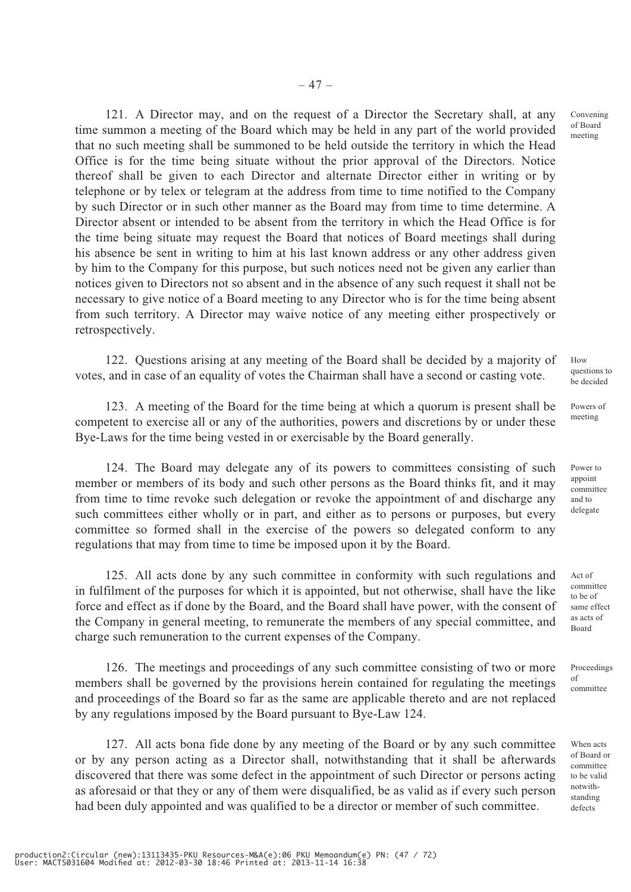121. A Director may, and on the request of a Director the Secretary shall, at any time summon a meeting of the Board which may be held in any part of the world provided that no such meeting shall be summoned to be held outside the territory in which the Head Office is for the time being situate without the prior approval of the Directors. Notice thereof shall be given to each Director and alternate Director either in writing or by telephone or by telex or telegram at the address from time to time notified to the Company by such Director or in such other manner as the Board may from time to time determine. A Director absent or intended to be absent from the territory in which the Head Office is for the time being situate may request the Board that notices of Board meetings shall during his absence be sent in writing to him at his last known address or any other address given by him to the Company for this purpose, but such notices need not be given any earlier than notices given to Directors not so absent and in the absence of any such request it shall not be necessary to give notice of a Board meeting to any Director who is for the time being absent from such territory. A Director may waive notice of any meeting either prospectively or retrospectively.

*Convening of Board meeting*

122. Questions arising at any meeting of the Board shall be decided by a majority of votes, and in case of an equality of votes the Chairman shall have a second or casting vote.

*How questions to be decided*

123. A meeting of the Board for the time being at which a quorum is present shall be competent to exercise all or any of the authorities, powers and discretions by or under these Bye-Laws for the time being vested in or exercisable by the Board generally.

*Powers of meeting*

124. The Board may delegate any of its powers to committees consisting of such member or members of its body and such other persons as the Board thinks fit, and it may from time to time revoke such delegation or revoke the appointment of and discharge any such committees either wholly or in part, and either as to persons or purposes, but every committee so formed shall in the exercise of the powers so delegated conform to any regulations that may from time to time be imposed upon it by the Board.

*Power to appoint committee and to delegate*

125. All acts done by any such committee in conformity with such regulations and in fulfilment of the purposes for which it is appointed, but not otherwise, shall have the like force and effect as if done by the Board, and the Board shall have power, with the consent of the Company in general meeting, to remunerate the members of any special committee, and charge such remuneration to the current expenses of the Company.

*Act of committee to be of same effect as acts of Board*

126. The meetings and proceedings of any such committee consisting of two or more members shall be governed by the provisions herein contained for regulating the meetings and proceedings of the Board so far as the same are applicable thereto and are not replaced by any regulations imposed by the Board pursuant to Bye-Law 124.

*Proceedings of committee*

127. All acts bona fide done by any meeting of the Board or by any such committee or by any person acting as a Director shall, notwithstanding that it shall be afterwards discovered that there was some defect in the appointment of such Director or persons acting as aforesaid or that they or any of them were disqualified, be as valid as if every such person had been duly appointed and was qualified to be a director or member of such committee.

*When acts of Board or committee to be valid notwithstanding defects*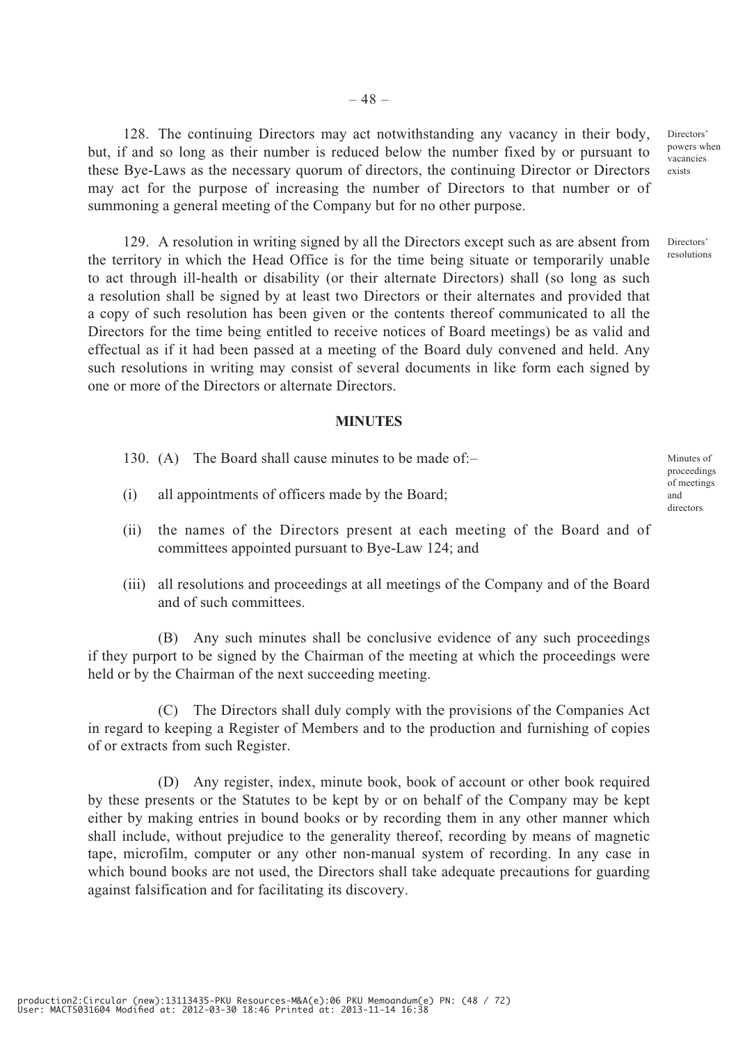128. The continuing Directors may act notwithstanding any vacancy in their body, but, if and so long as their number is reduced below the number fixed by or pursuant to these Bye-Laws as the necessary quorum of directors, the continuing Director or Directors may act for the purpose of increasing the number of Directors to that number or of summoning a general meeting of the Company but for no other purpose.

Directors' powers when vacancies exists

129. A resolution in writing signed by all the Directors except such as are absent from the territory in which the Head Office is for the time being situate or temporarily unable to act through ill-health or disability (or their alternate Directors) shall (so long as such a resolution shall be signed by at least two Directors or their alternates and provided that a copy of such resolution has been given or the contents thereof communicated to all the Directors for the time being entitled to receive notices of Board meetings) be as valid and effectual as if it had been passed at a meeting of the Board duly convened and held. Any such resolutions in writing may consist of several documents in like form each signed by one or more of the Directors or alternate Directors.

Directors' resolutions

## MINUTES

130. (A) The Board shall cause minutes to be made of:–

Minutes of proceedings of meetings and directors

(i) all appointments of officers made by the Board;

(ii) the names of the Directors present at each meeting of the Board and of committees appointed pursuant to Bye-Law 124; and

(iii) all resolutions and proceedings at all meetings of the Company and of the Board and of such committees.

(B) Any such minutes shall be conclusive evidence of any such proceedings if they purport to be signed by the Chairman of the meeting at which the proceedings were held or by the Chairman of the next succeeding meeting.

(C) The Directors shall duly comply with the provisions of the Companies Act in regard to keeping a Register of Members and to the production and furnishing of copies of or extracts from such Register.

(D) Any register, index, minute book, book of account or other book required by these presents or the Statutes to be kept by or on behalf of the Company may be kept either by making entries in bound books or by recording them in any other manner which shall include, without prejudice to the generality thereof, recording by means of magnetic tape, microfilm, computer or any other non-manual system of recording. In any case in which bound books are not used, the Directors shall take adequate precautions for guarding against falsification and for facilitating its discovery.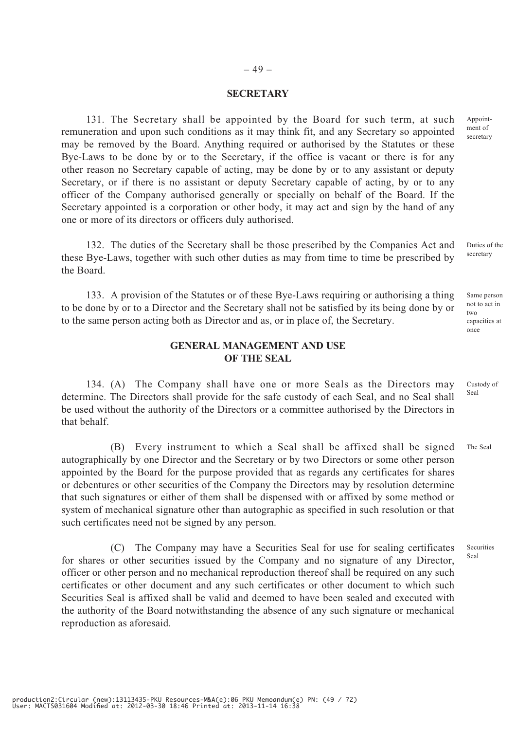## SECRETARY

131. The Secretary shall be appointed by the Board for such term, at such remuneration and upon such conditions as it may think fit, and any Secretary so appointed may be removed by the Board. Anything required or authorised by the Statutes or these Bye-Laws to be done by or to the Secretary, if the office is vacant or there is for any other reason no Secretary capable of acting, may be done by or to any assistant or deputy Secretary, or if there is no assistant or deputy Secretary capable of acting, by or to any officer of the Company authorised generally or specially on behalf of the Board. If the Secretary appointed is a corporation or other body, it may act and sign by the hand of any one or more of its directors or officers duly authorised.

*Appointment of secretary*

132. The duties of the Secretary shall be those prescribed by the Companies Act and these Bye-Laws, together with such other duties as may from time to time be prescribed by the Board.

*Duties of the secretary*

133. A provision of the Statutes or of these Bye-Laws requiring or authorising a thing to be done by or to a Director and the Secretary shall not be satisfied by its being done by or to the same person acting both as Director and as, or in place of, the Secretary.

*Same person not to act in two capacities at once*

## GENERAL MANAGEMENT AND USE OF THE SEAL

134. (A) The Company shall have one or more Seals as the Directors may determine. The Directors shall provide for the safe custody of each Seal, and no Seal shall be used without the authority of the Directors or a committee authorised by the Directors in that behalf.

*Custody of Seal*

(B) Every instrument to which a Seal shall be affixed shall be signed autographically by one Director and the Secretary or by two Directors or some other person appointed by the Board for the purpose provided that as regards any certificates for shares or debentures or other securities of the Company the Directors may by resolution determine that such signatures or either of them shall be dispensed with or affixed by some method or system of mechanical signature other than autographic as specified in such resolution or that such certificates need not be signed by any person.

*The Seal*

(C) The Company may have a Securities Seal for use for sealing certificates for shares or other securities issued by the Company and no signature of any Director, officer or other person and no mechanical reproduction thereof shall be required on any such certificates or other document and any such certificates or other document to which such Securities Seal is affixed shall be valid and deemed to have been sealed and executed with the authority of the Board notwithstanding the absence of any such signature or mechanical reproduction as aforesaid.

*Securities Seal*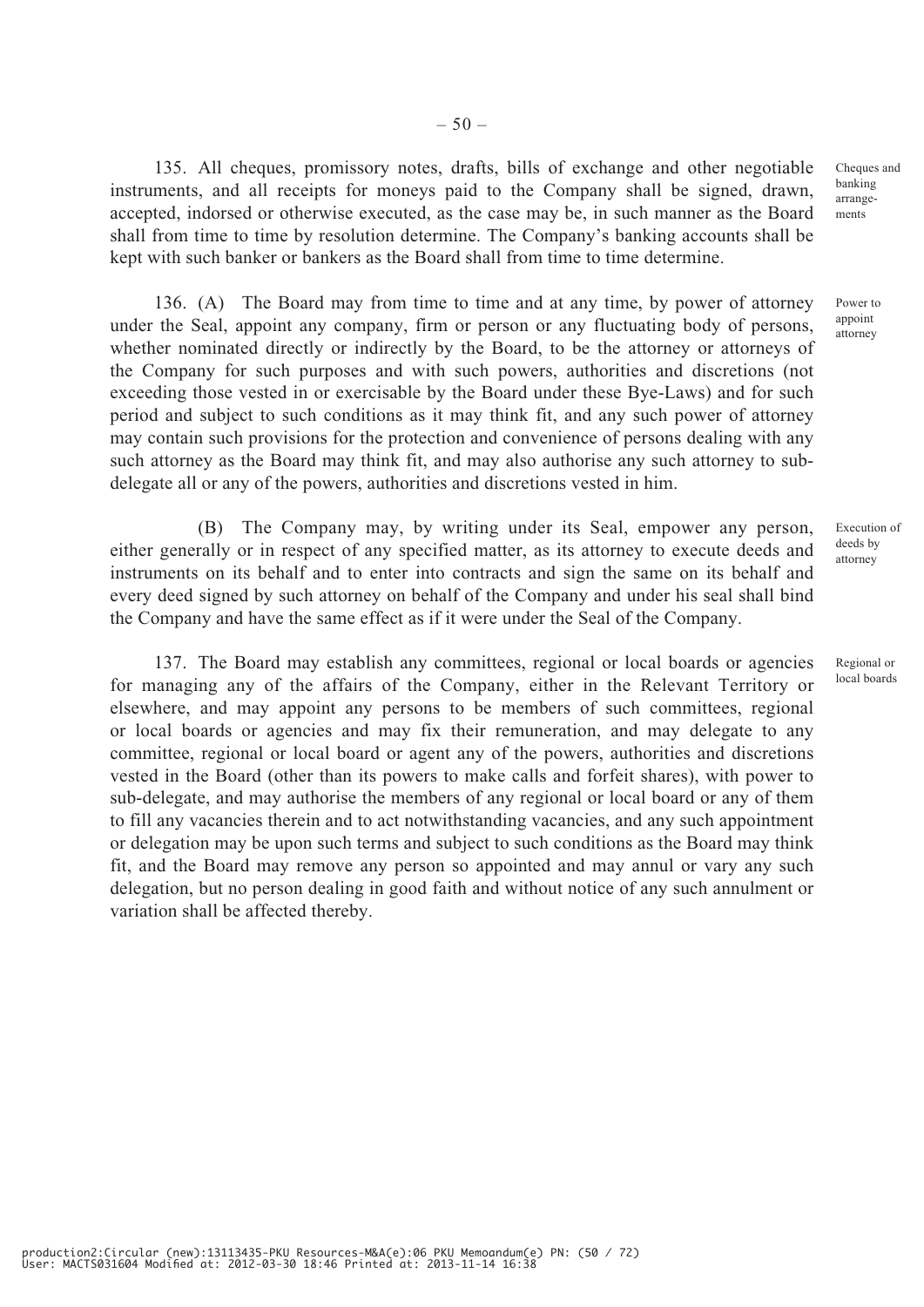135. All cheques, promissory notes, drafts, bills of exchange and other negotiable instruments, and all receipts for moneys paid to the Company shall be signed, drawn, accepted, indorsed or otherwise executed, as the case may be, in such manner as the Board shall from time to time by resolution determine. The Company's banking accounts shall be kept with such banker or bankers as the Board shall from time to time determine.

Cheques and banking arrangements

136. (A) The Board may from time to time and at any time, by power of attorney under the Seal, appoint any company, firm or person or any fluctuating body of persons, whether nominated directly or indirectly by the Board, to be the attorney or attorneys of the Company for such purposes and with such powers, authorities and discretions (not exceeding those vested in or exercisable by the Board under these Bye-Laws) and for such period and subject to such conditions as it may think fit, and any such power of attorney may contain such provisions for the protection and convenience of persons dealing with any such attorney as the Board may think fit, and may also authorise any such attorney to sub-delegate all or any of the powers, authorities and discretions vested in him.

Power to appoint attorney

(B) The Company may, by writing under its Seal, empower any person, either generally or in respect of any specified matter, as its attorney to execute deeds and instruments on its behalf and to enter into contracts and sign the same on its behalf and every deed signed by such attorney on behalf of the Company and under his seal shall bind the Company and have the same effect as if it were under the Seal of the Company.

Execution of deeds by attorney

137. The Board may establish any committees, regional or local boards or agencies for managing any of the affairs of the Company, either in the Relevant Territory or elsewhere, and may appoint any persons to be members of such committees, regional or local boards or agencies and may fix their remuneration, and may delegate to any committee, regional or local board or agent any of the powers, authorities and discretions vested in the Board (other than its powers to make calls and forfeit shares), with power to sub-delegate, and may authorise the members of any regional or local board or any of them to fill any vacancies therein and to act notwithstanding vacancies, and any such appointment or delegation may be upon such terms and subject to such conditions as the Board may think fit, and the Board may remove any person so appointed and may annul or vary any such delegation, but no person dealing in good faith and without notice of any such annulment or variation shall be affected thereby.

Regional or local boards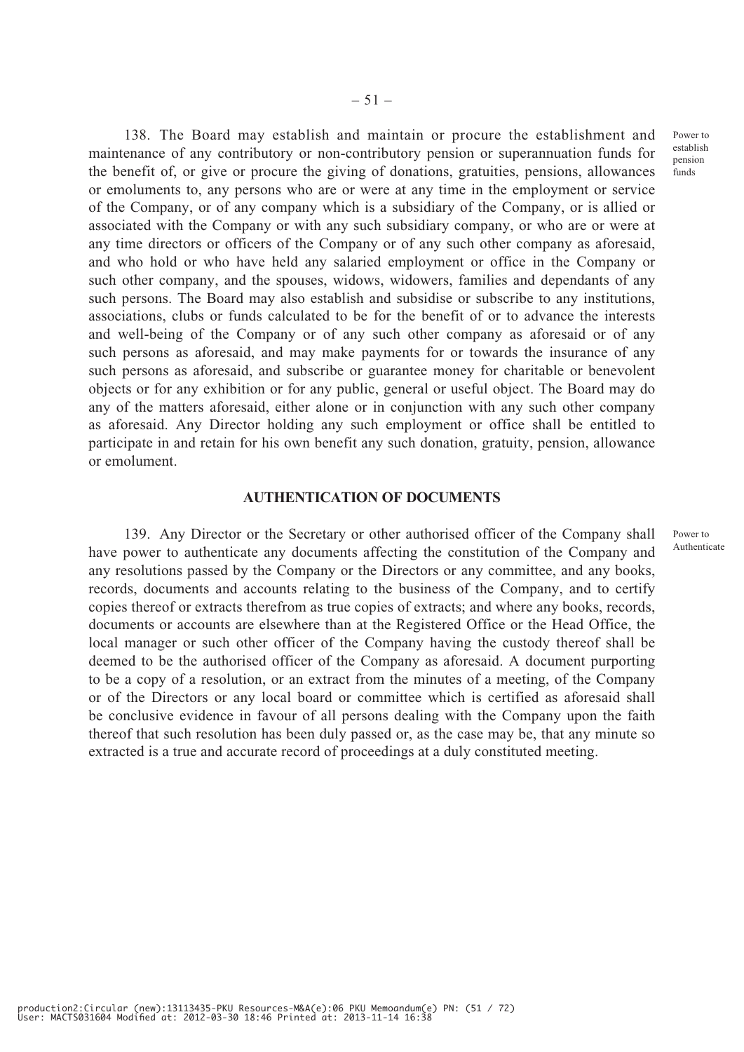138. The Board may establish and maintain or procure the establishment and maintenance of any contributory or non-contributory pension or superannuation funds for the benefit of, or give or procure the giving of donations, gratuities, pensions, allowances or emoluments to, any persons who are or were at any time in the employment or service of the Company, or of any company which is a subsidiary of the Company, or is allied or associated with the Company or with any such subsidiary company, or who are or were at any time directors or officers of the Company or of any such other company as aforesaid, and who hold or who have held any salaried employment or office in the Company or such other company, and the spouses, widows, widowers, families and dependants of any such persons. The Board may also establish and subsidise or subscribe to any institutions, associations, clubs or funds calculated to be for the benefit of or to advance the interests and well-being of the Company or of any such other company as aforesaid or of any such persons as aforesaid, and may make payments for or towards the insurance of any such persons as aforesaid, and subscribe or guarantee money for charitable or benevolent objects or for any exhibition or for any public, general or useful object. The Board may do any of the matters aforesaid, either alone or in conjunction with any such other company as aforesaid. Any Director holding any such employment or office shall be entitled to participate in and retain for his own benefit any such donation, gratuity, pension, allowance or emolument.

Power to establish pension funds

## AUTHENTICATION OF DOCUMENTS

139. Any Director or the Secretary or other authorised officer of the Company shall have power to authenticate any documents affecting the constitution of the Company and any resolutions passed by the Company or the Directors or any committee, and any books, records, documents and accounts relating to the business of the Company, and to certify copies thereof or extracts therefrom as true copies of extracts; and where any books, records, documents or accounts are elsewhere than at the Registered Office or the Head Office, the local manager or such other officer of the Company having the custody thereof shall be deemed to be the authorised officer of the Company as aforesaid. A document purporting to be a copy of a resolution, or an extract from the minutes of a meeting, of the Company or of the Directors or any local board or committee which is certified as aforesaid shall be conclusive evidence in favour of all persons dealing with the Company upon the faith thereof that such resolution has been duly passed or, as the case may be, that any minute so extracted is a true and accurate record of proceedings at a duly constituted meeting.

Power to Authenticate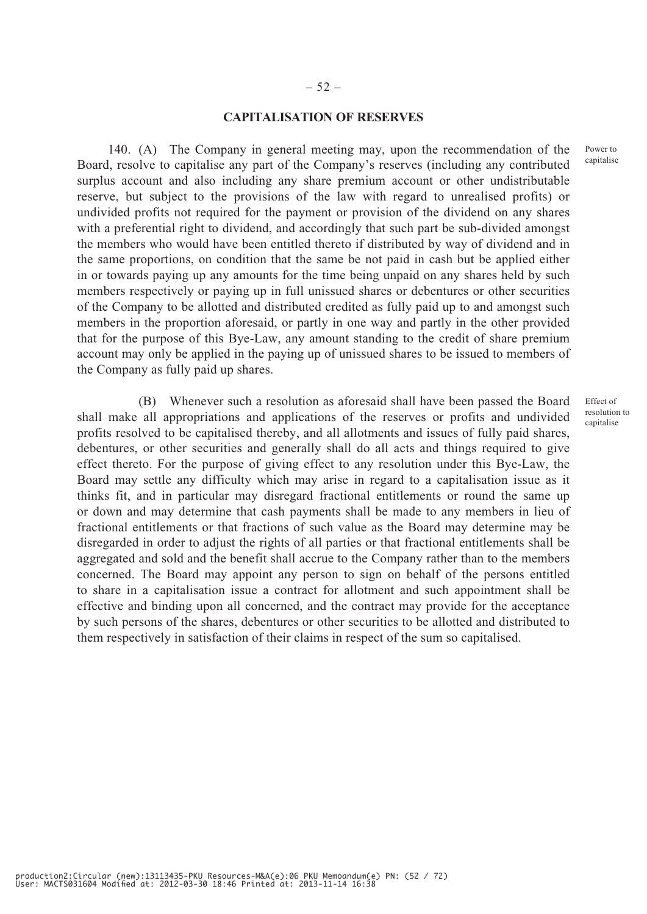## CAPITALISATION OF RESERVES

140. (A) The Company in general meeting may, upon the recommendation of the Board, resolve to capitalise any part of the Company's reserves (including any contributed surplus account and also including any share premium account or other undistributable reserve, but subject to the provisions of the law with regard to unrealised profits) or undivided profits not required for the payment or provision of the dividend on any shares with a preferential right to dividend, and accordingly that such part be sub-divided amongst the members who would have been entitled thereto if distributed by way of dividend and in the same proportions, on condition that the same be not paid in cash but be applied either in or towards paying up any amounts for the time being unpaid on any shares held by such members respectively or paying up in full unissued shares or debentures or other securities of the Company to be allotted and distributed credited as fully paid up to and amongst such members in the proportion aforesaid, or partly in one way and partly in the other provided that for the purpose of this Bye-Law, any amount standing to the credit of share premium account may only be applied in the paying up of unissued shares to be issued to members of the Company as fully paid up shares.

Power to capitalise

(B) Whenever such a resolution as aforesaid shall have been passed the Board shall make all appropriations and applications of the reserves or profits and undivided profits resolved to be capitalised thereby, and all allotments and issues of fully paid shares, debentures, or other securities and generally shall do all acts and things required to give effect thereto. For the purpose of giving effect to any resolution under this Bye-Law, the Board may settle any difficulty which may arise in regard to a capitalisation issue as it thinks fit, and in particular may disregard fractional entitlements or round the same up or down and may determine that cash payments shall be made to any members in lieu of fractional entitlements or that fractions of such value as the Board may determine may be disregarded in order to adjust the rights of all parties or that fractional entitlements shall be aggregated and sold and the benefit shall accrue to the Company rather than to the members concerned. The Board may appoint any person to sign on behalf of the persons entitled to share in a capitalisation issue a contract for allotment and such appointment shall be effective and binding upon all concerned, and the contract may provide for the acceptance by such persons of the shares, debentures or other securities to be allotted and distributed to them respectively in satisfaction of their claims in respect of the sum so capitalised.

Effect of resolution to capitalise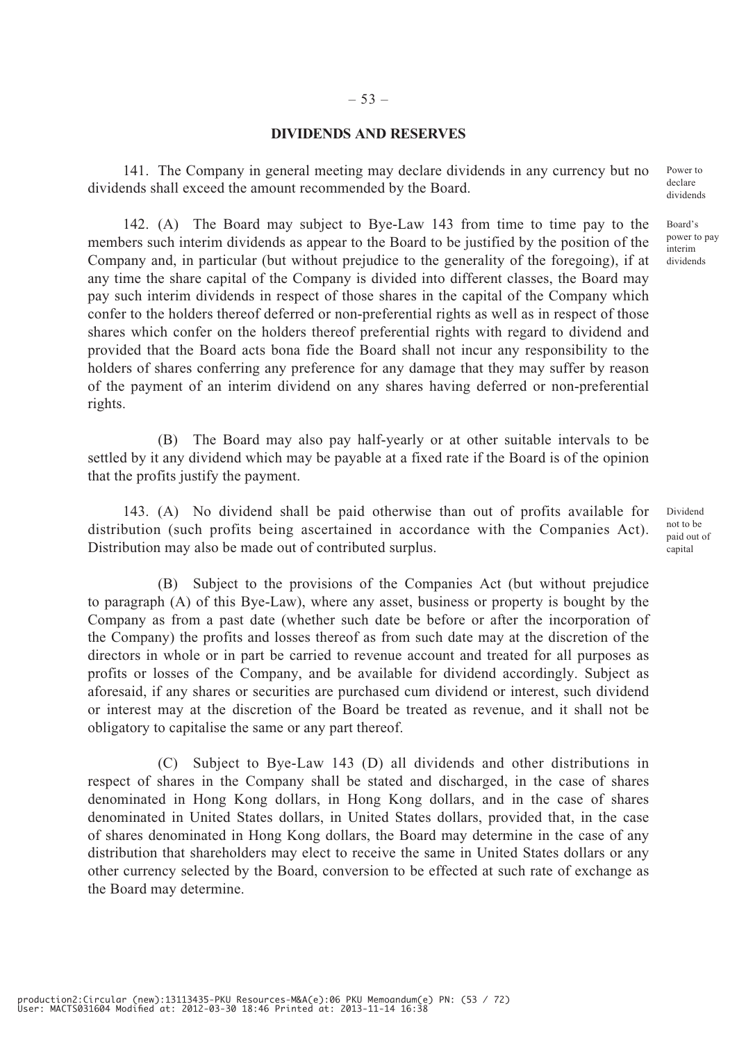## DIVIDENDS AND RESERVES

141. The Company in general meeting may declare dividends in any currency but no dividends shall exceed the amount recommended by the Board.

Power to declare dividends

142. (A) The Board may subject to Bye-Law 143 from time to time pay to the members such interim dividends as appear to the Board to be justified by the position of the Company and, in particular (but without prejudice to the generality of the foregoing), if at any time the share capital of the Company is divided into different classes, the Board may pay such interim dividends in respect of those shares in the capital of the Company which confer to the holders thereof deferred or non-preferential rights as well as in respect of those shares which confer on the holders thereof preferential rights with regard to dividend and provided that the Board acts bona fide the Board shall not incur any responsibility to the holders of shares conferring any preference for any damage that they may suffer by reason of the payment of an interim dividend on any shares having deferred or non-preferential rights.

Board's power to pay interim dividends

(B) The Board may also pay half-yearly or at other suitable intervals to be settled by it any dividend which may be payable at a fixed rate if the Board is of the opinion that the profits justify the payment.

143. (A) No dividend shall be paid otherwise than out of profits available for distribution (such profits being ascertained in accordance with the Companies Act). Distribution may also be made out of contributed surplus.

Dividend not to be paid out of capital

(B) Subject to the provisions of the Companies Act (but without prejudice to paragraph (A) of this Bye-Law), where any asset, business or property is bought by the Company as from a past date (whether such date be before or after the incorporation of the Company) the profits and losses thereof as from such date may at the discretion of the directors in whole or in part be carried to revenue account and treated for all purposes as profits or losses of the Company, and be available for dividend accordingly. Subject as aforesaid, if any shares or securities are purchased cum dividend or interest, such dividend or interest may at the discretion of the Board be treated as revenue, and it shall not be obligatory to capitalise the same or any part thereof.

(C) Subject to Bye-Law 143 (D) all dividends and other distributions in respect of shares in the Company shall be stated and discharged, in the case of shares denominated in Hong Kong dollars, in Hong Kong dollars, and in the case of shares denominated in United States dollars, in United States dollars, provided that, in the case of shares denominated in Hong Kong dollars, the Board may determine in the case of any distribution that shareholders may elect to receive the same in United States dollars or any other currency selected by the Board, conversion to be effected at such rate of exchange as the Board may determine.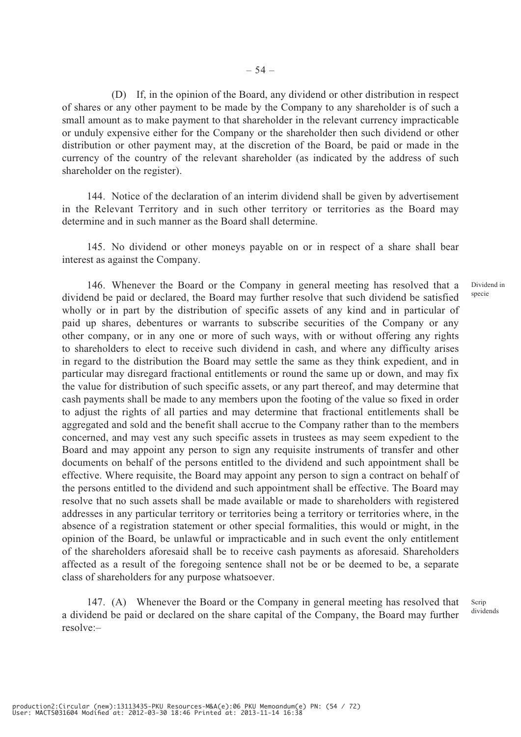(D) If, in the opinion of the Board, any dividend or other distribution in respect of shares or any other payment to be made by the Company to any shareholder is of such a small amount as to make payment to that shareholder in the relevant currency impracticable or unduly expensive either for the Company or the shareholder then such dividend or other distribution or other payment may, at the discretion of the Board, be paid or made in the currency of the country of the relevant shareholder (as indicated by the address of such shareholder on the register).

144. Notice of the declaration of an interim dividend shall be given by advertisement in the Relevant Territory and in such other territory or territories as the Board may determine and in such manner as the Board shall determine.

145. No dividend or other moneys payable on or in respect of a share shall bear interest as against the Company.

*Dividend in specie*

146. Whenever the Board or the Company in general meeting has resolved that a dividend be paid or declared, the Board may further resolve that such dividend be satisfied wholly or in part by the distribution of specific assets of any kind and in particular of paid up shares, debentures or warrants to subscribe securities of the Company or any other company, or in any one or more of such ways, with or without offering any rights to shareholders to elect to receive such dividend in cash, and where any difficulty arises in regard to the distribution the Board may settle the same as they think expedient, and in particular may disregard fractional entitlements or round the same up or down, and may fix the value for distribution of such specific assets, or any part thereof, and may determine that cash payments shall be made to any members upon the footing of the value so fixed in order to adjust the rights of all parties and may determine that fractional entitlements shall be aggregated and sold and the benefit shall accrue to the Company rather than to the members concerned, and may vest any such specific assets in trustees as may seem expedient to the Board and may appoint any person to sign any requisite instruments of transfer and other documents on behalf of the persons entitled to the dividend and such appointment shall be effective. Where requisite, the Board may appoint any person to sign a contract on behalf of the persons entitled to the dividend and such appointment shall be effective. The Board may resolve that no such assets shall be made available or made to shareholders with registered addresses in any particular territory or territories being a territory or territories where, in the absence of a registration statement or other special formalities, this would or might, in the opinion of the Board, be unlawful or impracticable and in such event the only entitlement of the shareholders aforesaid shall be to receive cash payments as aforesaid. Shareholders affected as a result of the foregoing sentence shall not be or be deemed to be, a separate class of shareholders for any purpose whatsoever.

*Scrip dividends*

147. (A) Whenever the Board or the Company in general meeting has resolved that a dividend be paid or declared on the share capital of the Company, the Board may further resolve:–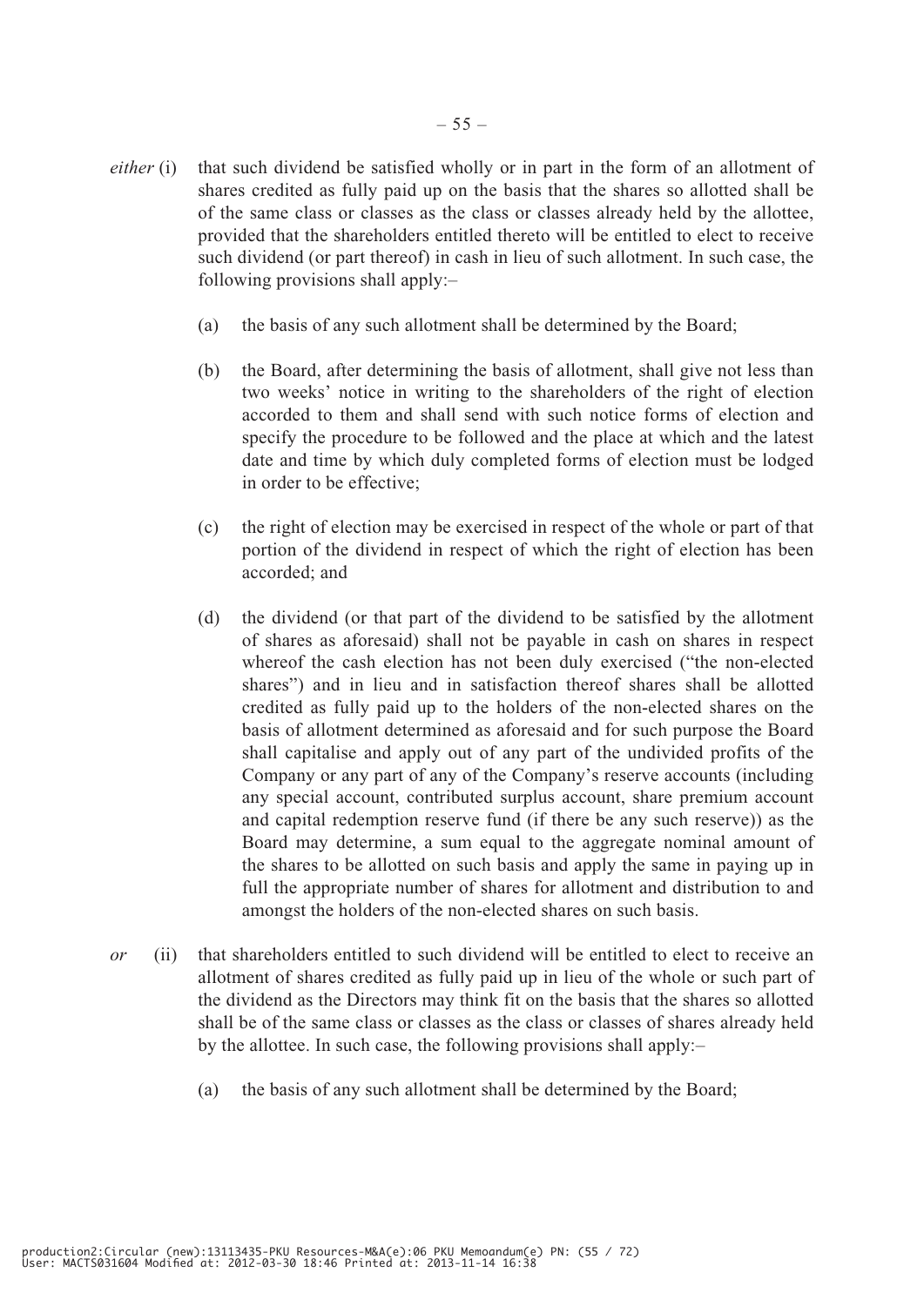*either* (i) that such dividend be satisfied wholly or in part in the form of an allotment of shares credited as fully paid up on the basis that the shares so allotted shall be of the same class or classes as the class or classes already held by the allottee, provided that the shareholders entitled thereto will be entitled to elect to receive such dividend (or part thereof) in cash in lieu of such allotment. In such case, the following provisions shall apply:–

(a) the basis of any such allotment shall be determined by the Board;

(b) the Board, after determining the basis of allotment, shall give not less than two weeks' notice in writing to the shareholders of the right of election accorded to them and shall send with such notice forms of election and specify the procedure to be followed and the place at which and the latest date and time by which duly completed forms of election must be lodged in order to be effective;

(c) the right of election may be exercised in respect of the whole or part of that portion of the dividend in respect of which the right of election has been accorded; and

(d) the dividend (or that part of the dividend to be satisfied by the allotment of shares as aforesaid) shall not be payable in cash on shares in respect whereof the cash election has not been duly exercised ("the non-elected shares") and in lieu and in satisfaction thereof shares shall be allotted credited as fully paid up to the holders of the non-elected shares on the basis of allotment determined as aforesaid and for such purpose the Board shall capitalise and apply out of any part of the undivided profits of the Company or any part of any of the Company's reserve accounts (including any special account, contributed surplus account, share premium account and capital redemption reserve fund (if there be any such reserve)) as the Board may determine, a sum equal to the aggregate nominal amount of the shares to be allotted on such basis and apply the same in paying up in full the appropriate number of shares for allotment and distribution to and amongst the holders of the non-elected shares on such basis.

*or* (ii) that shareholders entitled to such dividend will be entitled to elect to receive an allotment of shares credited as fully paid up in lieu of the whole or such part of the dividend as the Directors may think fit on the basis that the shares so allotted shall be of the same class or classes as the class or classes of shares already held by the allottee. In such case, the following provisions shall apply:–

(a) the basis of any such allotment shall be determined by the Board;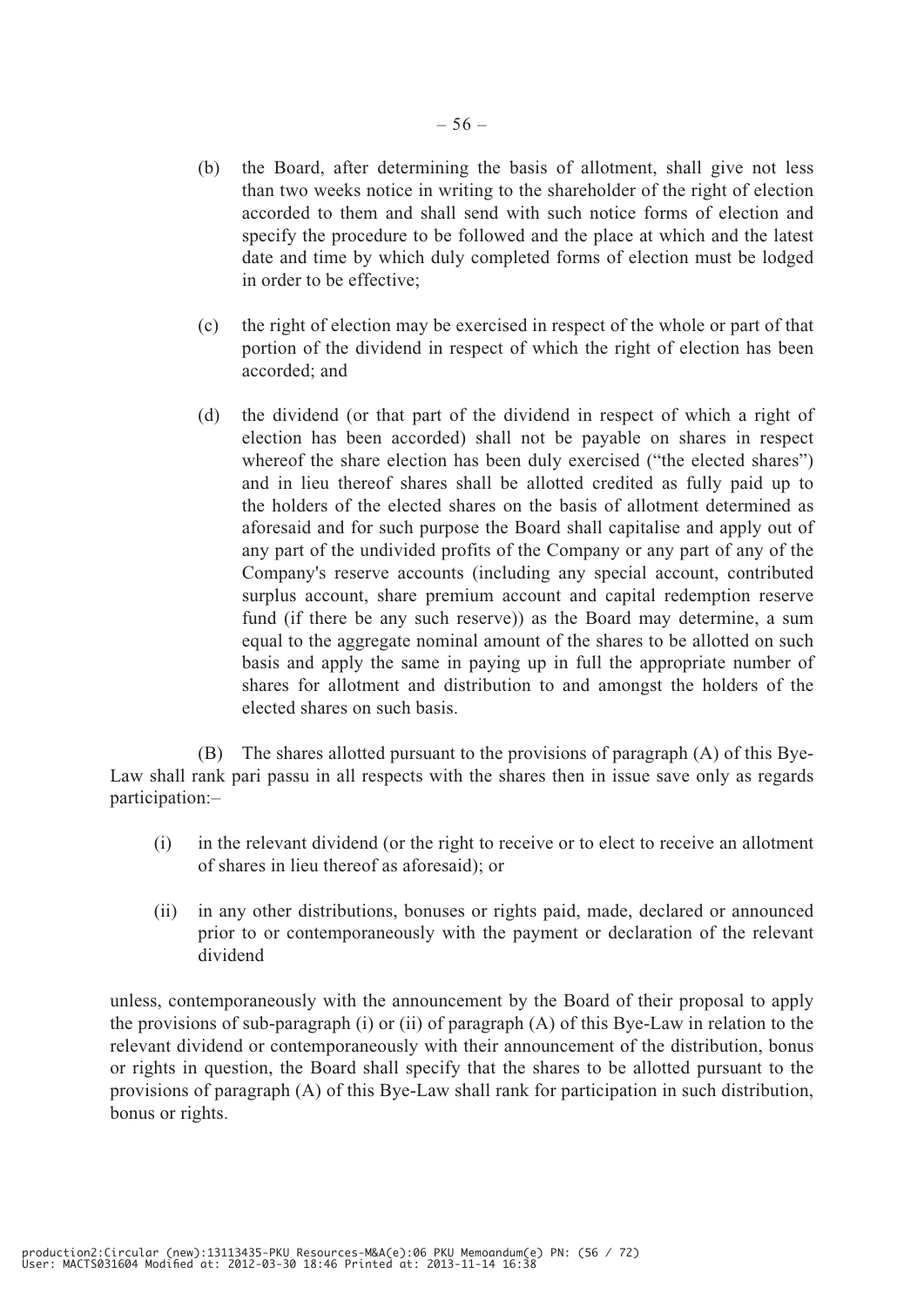(b) the Board, after determining the basis of allotment, shall give not less than two weeks notice in writing to the shareholder of the right of election accorded to them and shall send with such notice forms of election and specify the procedure to be followed and the place at which and the latest date and time by which duly completed forms of election must be lodged in order to be effective;

(c) the right of election may be exercised in respect of the whole or part of that portion of the dividend in respect of which the right of election has been accorded; and

(d) the dividend (or that part of the dividend in respect of which a right of election has been accorded) shall not be payable on shares in respect whereof the share election has been duly exercised ("the elected shares") and in lieu thereof shares shall be allotted credited as fully paid up to the holders of the elected shares on the basis of allotment determined as aforesaid and for such purpose the Board shall capitalise and apply out of any part of the undivided profits of the Company or any part of any of the Company's reserve accounts (including any special account, contributed surplus account, share premium account and capital redemption reserve fund (if there be any such reserve)) as the Board may determine, a sum equal to the aggregate nominal amount of the shares to be allotted on such basis and apply the same in paying up in full the appropriate number of shares for allotment and distribution to and amongst the holders of the elected shares on such basis.

(B) The shares allotted pursuant to the provisions of paragraph (A) of this Bye-Law shall rank pari passu in all respects with the shares then in issue save only as regards participation:–

(i) in the relevant dividend (or the right to receive or to elect to receive an allotment of shares in lieu thereof as aforesaid); or

(ii) in any other distributions, bonuses or rights paid, made, declared or announced prior to or contemporaneously with the payment or declaration of the relevant dividend

unless, contemporaneously with the announcement by the Board of their proposal to apply the provisions of sub-paragraph (i) or (ii) of paragraph (A) of this Bye-Law in relation to the relevant dividend or contemporaneously with their announcement of the distribution, bonus or rights in question, the Board shall specify that the shares to be allotted pursuant to the provisions of paragraph (A) of this Bye-Law shall rank for participation in such distribution, bonus or rights.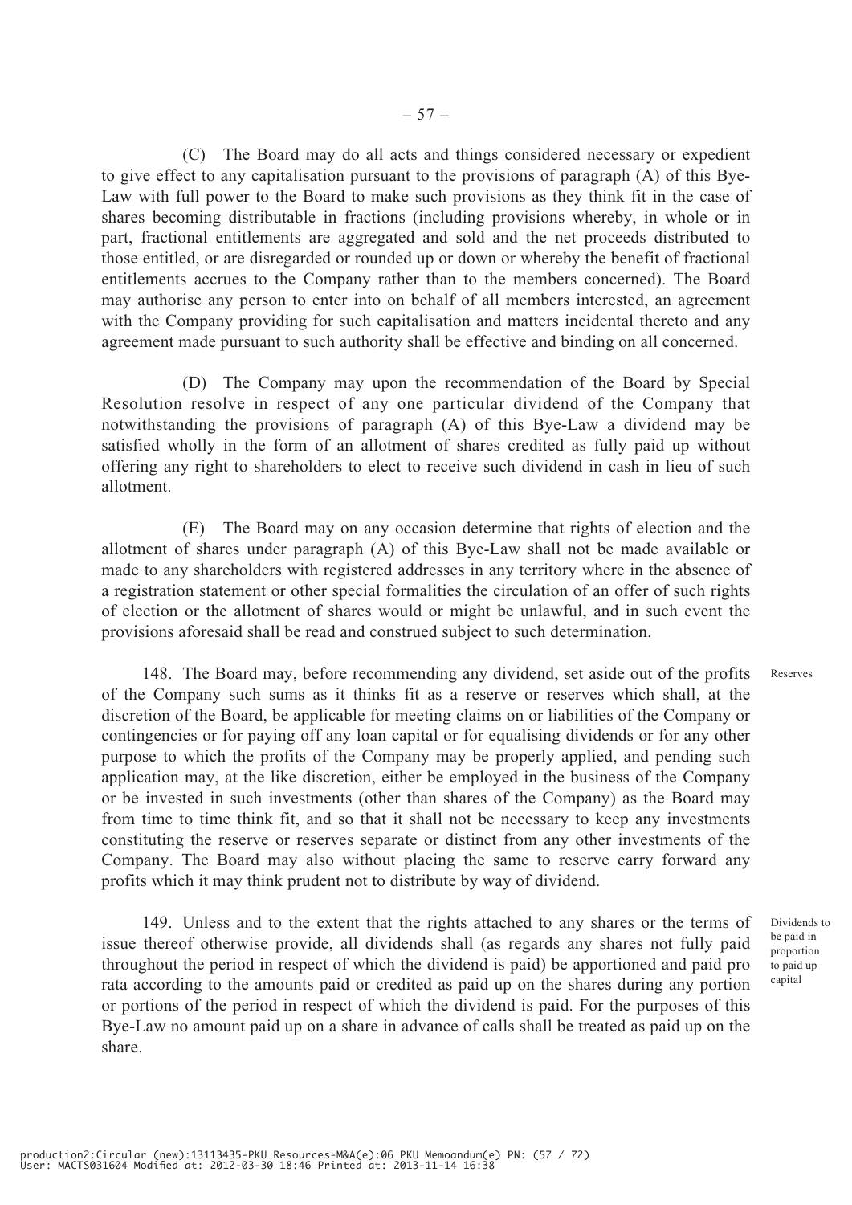(C) The Board may do all acts and things considered necessary or expedient to give effect to any capitalisation pursuant to the provisions of paragraph (A) of this Bye-Law with full power to the Board to make such provisions as they think fit in the case of shares becoming distributable in fractions (including provisions whereby, in whole or in part, fractional entitlements are aggregated and sold and the net proceeds distributed to those entitled, or are disregarded or rounded up or down or whereby the benefit of fractional entitlements accrues to the Company rather than to the members concerned). The Board may authorise any person to enter into on behalf of all members interested, an agreement with the Company providing for such capitalisation and matters incidental thereto and any agreement made pursuant to such authority shall be effective and binding on all concerned.

(D) The Company may upon the recommendation of the Board by Special Resolution resolve in respect of any one particular dividend of the Company that notwithstanding the provisions of paragraph (A) of this Bye-Law a dividend may be satisfied wholly in the form of an allotment of shares credited as fully paid up without offering any right to shareholders to elect to receive such dividend in cash in lieu of such allotment.

(E) The Board may on any occasion determine that rights of election and the allotment of shares under paragraph (A) of this Bye-Law shall not be made available or made to any shareholders with registered addresses in any territory where in the absence of a registration statement or other special formalities the circulation of an offer of such rights of election or the allotment of shares would or might be unlawful, and in such event the provisions aforesaid shall be read and construed subject to such determination.

*Reserves*

148. The Board may, before recommending any dividend, set aside out of the profits of the Company such sums as it thinks fit as a reserve or reserves which shall, at the discretion of the Board, be applicable for meeting claims on or liabilities of the Company or contingencies or for paying off any loan capital or for equalising dividends or for any other purpose to which the profits of the Company may be properly applied, and pending such application may, at the like discretion, either be employed in the business of the Company or be invested in such investments (other than shares of the Company) as the Board may from time to time think fit, and so that it shall not be necessary to keep any investments constituting the reserve or reserves separate or distinct from any other investments of the Company. The Board may also without placing the same to reserve carry forward any profits which it may think prudent not to distribute by way of dividend.

*Dividends to be paid in proportion to paid up capital*

149. Unless and to the extent that the rights attached to any shares or the terms of issue thereof otherwise provide, all dividends shall (as regards any shares not fully paid throughout the period in respect of which the dividend is paid) be apportioned and paid pro rata according to the amounts paid or credited as paid up on the shares during any portion or portions of the period in respect of which the dividend is paid. For the purposes of this Bye-Law no amount paid up on a share in advance of calls shall be treated as paid up on the share.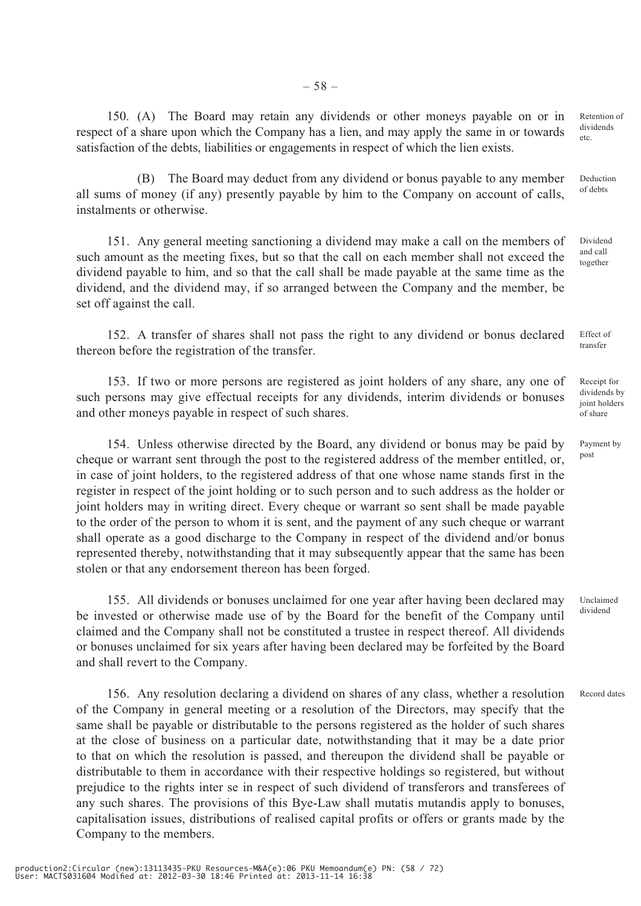150. (A) The Board may retain any dividends or other moneys payable on or in respect of a share upon which the Company has a lien, and may apply the same in or towards satisfaction of the debts, liabilities or engagements in respect of which the lien exists. *Retention of dividends etc.*

(B) The Board may deduct from any dividend or bonus payable to any member all sums of money (if any) presently payable by him to the Company on account of calls, instalments or otherwise. *Deduction of debts*

151. Any general meeting sanctioning a dividend may make a call on the members of such amount as the meeting fixes, but so that the call on each member shall not exceed the dividend payable to him, and so that the call shall be made payable at the same time as the dividend, and the dividend may, if so arranged between the Company and the member, be set off against the call. *Dividend and call together*

152. A transfer of shares shall not pass the right to any dividend or bonus declared thereon before the registration of the transfer. *Effect of transfer*

153. If two or more persons are registered as joint holders of any share, any one of such persons may give effectual receipts for any dividends, interim dividends or bonuses and other moneys payable in respect of such shares. *Receipt for dividends by joint holders of share*

154. Unless otherwise directed by the Board, any dividend or bonus may be paid by cheque or warrant sent through the post to the registered address of the member entitled, or, in case of joint holders, to the registered address of that one whose name stands first in the register in respect of the joint holding or to such person and to such address as the holder or joint holders may in writing direct. Every cheque or warrant so sent shall be made payable to the order of the person to whom it is sent, and the payment of any such cheque or warrant shall operate as a good discharge to the Company in respect of the dividend and/or bonus represented thereby, notwithstanding that it may subsequently appear that the same has been stolen or that any endorsement thereon has been forged. *Payment by post*

155. All dividends or bonuses unclaimed for one year after having been declared may be invested or otherwise made use of by the Board for the benefit of the Company until claimed and the Company shall not be constituted a trustee in respect thereof. All dividends or bonuses unclaimed for six years after having been declared may be forfeited by the Board and shall revert to the Company. *Unclaimed dividend*

156. Any resolution declaring a dividend on shares of any class, whether a resolution of the Company in general meeting or a resolution of the Directors, may specify that the same shall be payable or distributable to the persons registered as the holder of such shares at the close of business on a particular date, notwithstanding that it may be a date prior to that on which the resolution is passed, and thereupon the dividend shall be payable or distributable to them in accordance with their respective holdings so registered, but without prejudice to the rights inter se in respect of such dividend of transferors and transferees of any such shares. The provisions of this Bye-Law shall mutatis mutandis apply to bonuses, capitalisation issues, distributions of realised capital profits or offers or grants made by the Company to the members. *Record dates*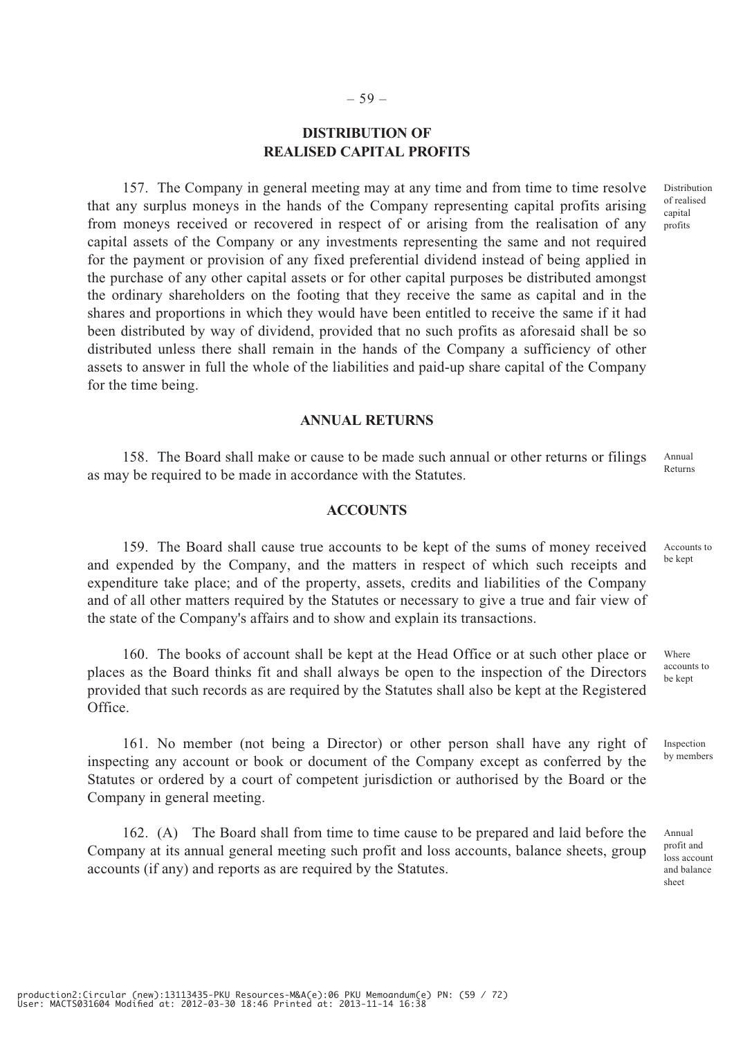## DISTRIBUTION OF REALISED CAPITAL PROFITS

157. The Company in general meeting may at any time and from time to time resolve that any surplus moneys in the hands of the Company representing capital profits arising from moneys received or recovered in respect of or arising from the realisation of any capital assets of the Company or any investments representing the same and not required for the payment or provision of any fixed preferential dividend instead of being applied in the purchase of any other capital assets or for other capital purposes be distributed amongst the ordinary shareholders on the footing that they receive the same as capital and in the shares and proportions in which they would have been entitled to receive the same if it had been distributed by way of dividend, provided that no such profits as aforesaid shall be so distributed unless there shall remain in the hands of the Company a sufficiency of other assets to answer in full the whole of the liabilities and paid-up share capital of the Company for the time being.

*Distribution of realised capital profits*

## ANNUAL RETURNS

158. The Board shall make or cause to be made such annual or other returns or filings as may be required to be made in accordance with the Statutes.

*Annual Returns*

## ACCOUNTS

159. The Board shall cause true accounts to be kept of the sums of money received and expended by the Company, and the matters in respect of which such receipts and expenditure take place; and of the property, assets, credits and liabilities of the Company and of all other matters required by the Statutes or necessary to give a true and fair view of the state of the Company's affairs and to show and explain its transactions.

*Accounts to be kept*

160. The books of account shall be kept at the Head Office or at such other place or places as the Board thinks fit and shall always be open to the inspection of the Directors provided that such records as are required by the Statutes shall also be kept at the Registered Office.

*Where accounts to be kept*

161. No member (not being a Director) or other person shall have any right of inspecting any account or book or document of the Company except as conferred by the Statutes or ordered by a court of competent jurisdiction or authorised by the Board or the Company in general meeting.

*Inspection by members*

162. (A) The Board shall from time to time cause to be prepared and laid before the Company at its annual general meeting such profit and loss accounts, balance sheets, group accounts (if any) and reports as are required by the Statutes.

*Annual profit and loss account and balance sheet*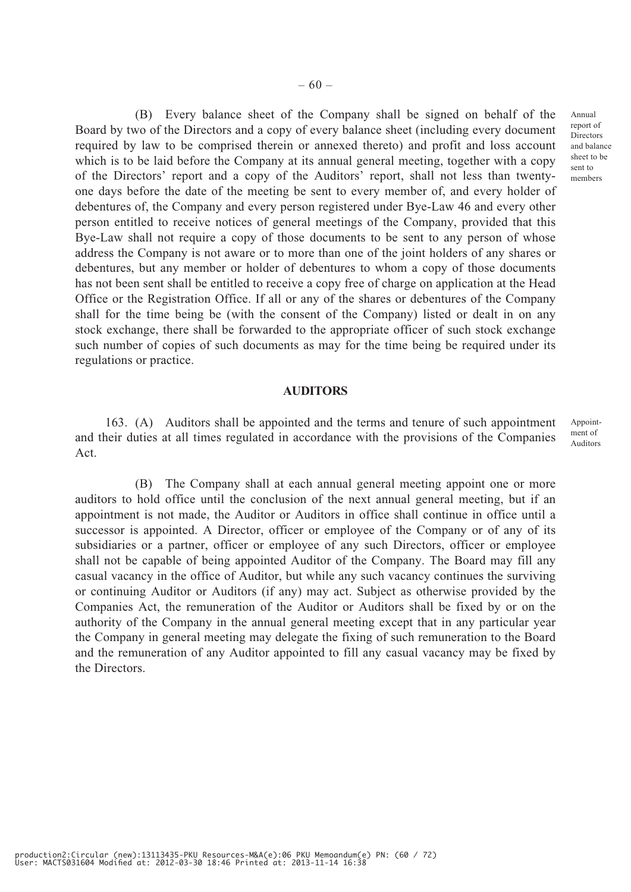(B) Every balance sheet of the Company shall be signed on behalf of the Board by two of the Directors and a copy of every balance sheet (including every document required by law to be comprised therein or annexed thereto) and profit and loss account which is to be laid before the Company at its annual general meeting, together with a copy of the Directors' report and a copy of the Auditors' report, shall not less than twenty-one days before the date of the meeting be sent to every member of, and every holder of debentures of, the Company and every person registered under Bye-Law 46 and every other person entitled to receive notices of general meetings of the Company, provided that this Bye-Law shall not require a copy of those documents to be sent to any person of whose address the Company is not aware or to more than one of the joint holders of any shares or debentures, but any member or holder of debentures to whom a copy of those documents has not been sent shall be entitled to receive a copy free of charge on application at the Head Office or the Registration Office. If all or any of the shares or debentures of the Company shall for the time being be (with the consent of the Company) listed or dealt in on any stock exchange, there shall be forwarded to the appropriate officer of such stock exchange such number of copies of such documents as may for the time being be required under its regulations or practice.

*Annual report of Directors and balance sheet to be sent to members*

## AUDITORS

163. (A) Auditors shall be appointed and the terms and tenure of such appointment and their duties at all times regulated in accordance with the provisions of the Companies Act.

*Appointment of Auditors*

(B) The Company shall at each annual general meeting appoint one or more auditors to hold office until the conclusion of the next annual general meeting, but if an appointment is not made, the Auditor or Auditors in office shall continue in office until a successor is appointed. A Director, officer or employee of the Company or of any of its subsidiaries or a partner, officer or employee of any such Directors, officer or employee shall not be capable of being appointed Auditor of the Company. The Board may fill any casual vacancy in the office of Auditor, but while any such vacancy continues the surviving or continuing Auditor or Auditors (if any) may act. Subject as otherwise provided by the Companies Act, the remuneration of the Auditor or Auditors shall be fixed by or on the authority of the Company in the annual general meeting except that in any particular year the Company in general meeting may delegate the fixing of such remuneration to the Board and the remuneration of any Auditor appointed to fill any casual vacancy may be fixed by the Directors.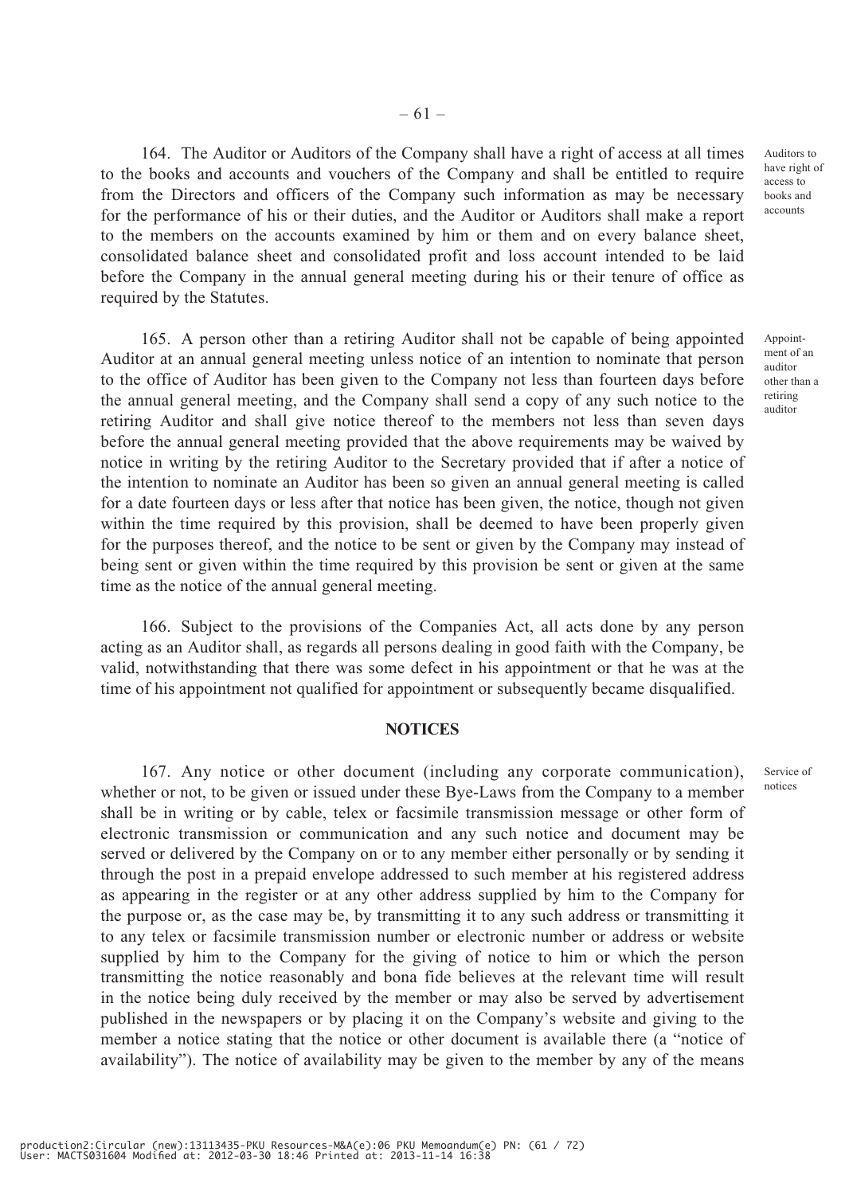164. The Auditor or Auditors of the Company shall have a right of access at all times to the books and accounts and vouchers of the Company and shall be entitled to require from the Directors and officers of the Company such information as may be necessary for the performance of his or their duties, and the Auditor or Auditors shall make a report to the members on the accounts examined by him or them and on every balance sheet, consolidated balance sheet and consolidated profit and loss account intended to be laid before the Company in the annual general meeting during his or their tenure of office as required by the Statutes.

Auditors to have right of access to books and accounts

165. A person other than a retiring Auditor shall not be capable of being appointed Auditor at an annual general meeting unless notice of an intention to nominate that person to the office of Auditor has been given to the Company not less than fourteen days before the annual general meeting, and the Company shall send a copy of any such notice to the retiring Auditor and shall give notice thereof to the members not less than seven days before the annual general meeting provided that the above requirements may be waived by notice in writing by the retiring Auditor to the Secretary provided that if after a notice of the intention to nominate an Auditor has been so given an annual general meeting is called for a date fourteen days or less after that notice has been given, the notice, though not given within the time required by this provision, shall be deemed to have been properly given for the purposes thereof, and the notice to be sent or given by the Company may instead of being sent or given within the time required by this provision be sent or given at the same time as the notice of the annual general meeting.

Appointment of an auditor other than a retiring auditor

166. Subject to the provisions of the Companies Act, all acts done by any person acting as an Auditor shall, as regards all persons dealing in good faith with the Company, be valid, notwithstanding that there was some defect in his appointment or that he was at the time of his appointment not qualified for appointment or subsequently became disqualified.

## NOTICES

167. Any notice or other document (including any corporate communication), whether or not, to be given or issued under these Bye-Laws from the Company to a member shall be in writing or by cable, telex or facsimile transmission message or other form of electronic transmission or communication and any such notice and document may be served or delivered by the Company on or to any member either personally or by sending it through the post in a prepaid envelope addressed to such member at his registered address as appearing in the register or at any other address supplied by him to the Company for the purpose or, as the case may be, by transmitting it to any such address or transmitting it to any telex or facsimile transmission number or electronic number or address or website supplied by him to the Company for the giving of notice to him or which the person transmitting the notice reasonably and bona fide believes at the relevant time will result in the notice being duly received by the member or may also be served by advertisement published in the newspapers or by placing it on the Company's website and giving to the member a notice stating that the notice or other document is available there (a "notice of availability"). The notice of availability may be given to the member by any of the means

Service of notices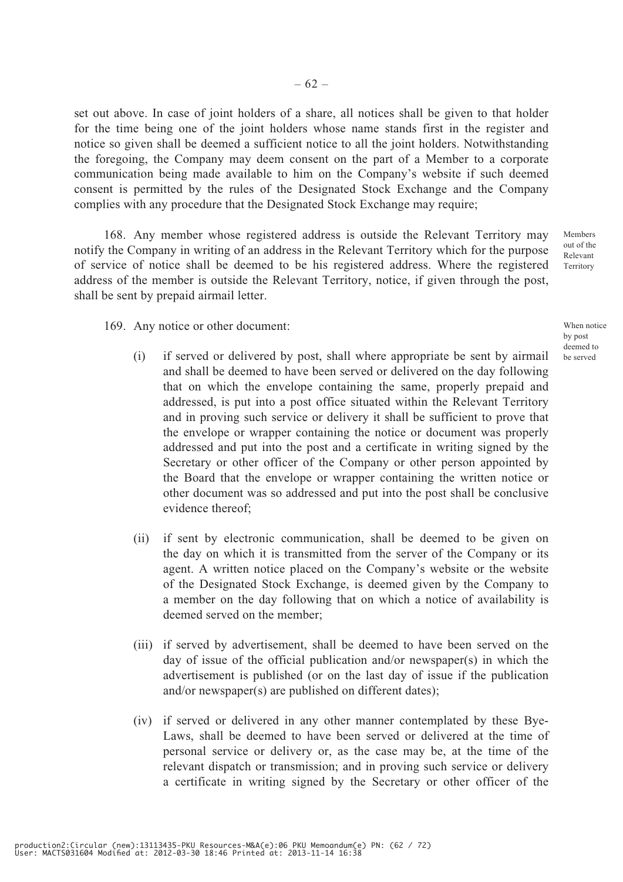set out above. In case of joint holders of a share, all notices shall be given to that holder for the time being one of the joint holders whose name stands first in the register and notice so given shall be deemed a sufficient notice to all the joint holders. Notwithstanding the foregoing, the Company may deem consent on the part of a Member to a corporate communication being made available to him on the Company's website if such deemed consent is permitted by the rules of the Designated Stock Exchange and the Company complies with any procedure that the Designated Stock Exchange may require;

*Members out of the Relevant Territory*

168. Any member whose registered address is outside the Relevant Territory may notify the Company in writing of an address in the Relevant Territory which for the purpose of service of notice shall be deemed to be his registered address. Where the registered address of the member is outside the Relevant Territory, notice, if given through the post, shall be sent by prepaid airmail letter.

*When notice by post deemed to be served*

169. Any notice or other document:

(i) if served or delivered by post, shall where appropriate be sent by airmail and shall be deemed to have been served or delivered on the day following that on which the envelope containing the same, properly prepaid and addressed, is put into a post office situated within the Relevant Territory and in proving such service or delivery it shall be sufficient to prove that the envelope or wrapper containing the notice or document was properly addressed and put into the post and a certificate in writing signed by the Secretary or other officer of the Company or other person appointed by the Board that the envelope or wrapper containing the written notice or other document was so addressed and put into the post shall be conclusive evidence thereof;

(ii) if sent by electronic communication, shall be deemed to be given on the day on which it is transmitted from the server of the Company or its agent. A written notice placed on the Company's website or the website of the Designated Stock Exchange, is deemed given by the Company to a member on the day following that on which a notice of availability is deemed served on the member;

(iii) if served by advertisement, shall be deemed to have been served on the day of issue of the official publication and/or newspaper(s) in which the advertisement is published (or on the last day of issue if the publication and/or newspaper(s) are published on different dates);

(iv) if served or delivered in any other manner contemplated by these Bye-Laws, shall be deemed to have been served or delivered at the time of personal service or delivery or, as the case may be, at the time of the relevant dispatch or transmission; and in proving such service or delivery a certificate in writing signed by the Secretary or other officer of the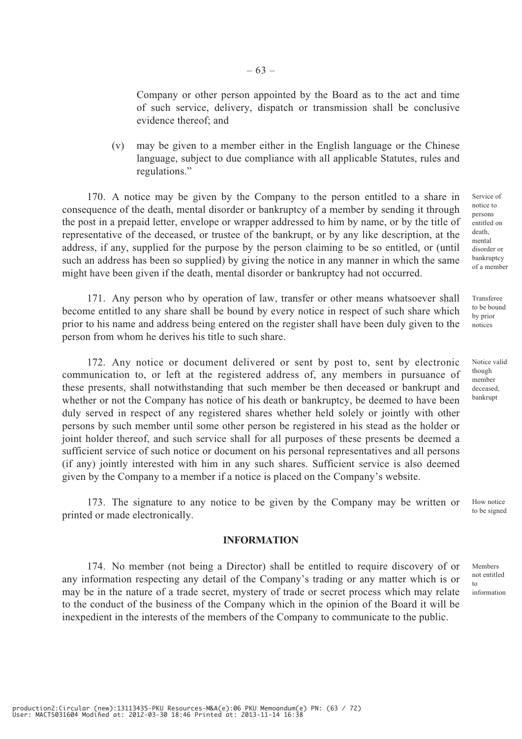Company or other person appointed by the Board as to the act and time of such service, delivery, dispatch or transmission shall be conclusive evidence thereof; and

(v) may be given to a member either in the English language or the Chinese language, subject to due compliance with all applicable Statutes, rules and regulations."

Service of notice to persons entitled on death, mental disorder or bankruptcy of a member

170. A notice may be given by the Company to the person entitled to a share in consequence of the death, mental disorder or bankruptcy of a member by sending it through the post in a prepaid letter, envelope or wrapper addressed to him by name, or by the title of representative of the deceased, or trustee of the bankrupt, or by any like description, at the address, if any, supplied for the purpose by the person claiming to be so entitled, or (until such an address has been so supplied) by giving the notice in any manner in which the same might have been given if the death, mental disorder or bankruptcy had not occurred.

Transferee to be bound by prior notices

171. Any person who by operation of law, transfer or other means whatsoever shall become entitled to any share shall be bound by every notice in respect of such share which prior to his name and address being entered on the register shall have been duly given to the person from whom he derives his title to such share.

Notice valid though member deceased, bankrupt

172. Any notice or document delivered or sent by post to, sent by electronic communication to, or left at the registered address of, any members in pursuance of these presents, shall notwithstanding that such member be then deceased or bankrupt and whether or not the Company has notice of his death or bankruptcy, be deemed to have been duly served in respect of any registered shares whether held solely or jointly with other persons by such member until some other person be registered in his stead as the holder or joint holder thereof, and such service shall for all purposes of these presents be deemed a sufficient service of such notice or document on his personal representatives and all persons (if any) jointly interested with him in any such shares. Sufficient service is also deemed given by the Company to a member if a notice is placed on the Company's website.

How notice to be signed

173. The signature to any notice to be given by the Company may be written or printed or made electronically.

## INFORMATION

Members not entitled to information

174. No member (not being a Director) shall be entitled to require discovery of or any information respecting any detail of the Company's trading or any matter which is or may be in the nature of a trade secret, mystery of trade or secret process which may relate to the conduct of the business of the Company which in the opinion of the Board it will be inexpedient in the interests of the members of the Company to communicate to the public.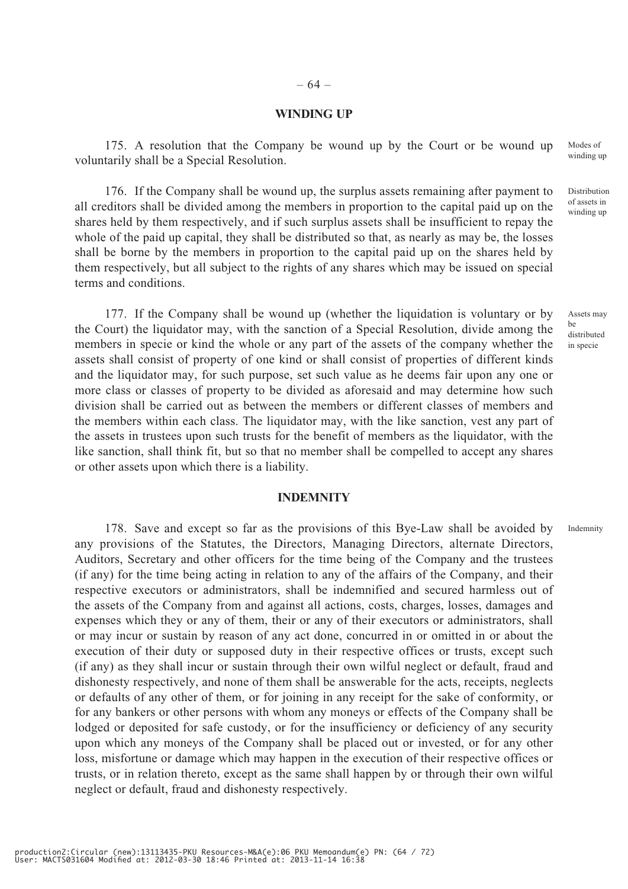## WINDING UP

175. A resolution that the Company be wound up by the Court or be wound up voluntarily shall be a Special Resolution.

Modes of winding up

176. If the Company shall be wound up, the surplus assets remaining after payment to all creditors shall be divided among the members in proportion to the capital paid up on the shares held by them respectively, and if such surplus assets shall be insufficient to repay the whole of the paid up capital, they shall be distributed so that, as nearly as may be, the losses shall be borne by the members in proportion to the capital paid up on the shares held by them respectively, but all subject to the rights of any shares which may be issued on special terms and conditions.

Distribution of assets in winding up

177. If the Company shall be wound up (whether the liquidation is voluntary or by the Court) the liquidator may, with the sanction of a Special Resolution, divide among the members in specie or kind the whole or any part of the assets of the company whether the assets shall consist of property of one kind or shall consist of properties of different kinds and the liquidator may, for such purpose, set such value as he deems fair upon any one or more class or classes of property to be divided as aforesaid and may determine how such division shall be carried out as between the members or different classes of members and the members within each class. The liquidator may, with the like sanction, vest any part of the assets in trustees upon such trusts for the benefit of members as the liquidator, with the like sanction, shall think fit, but so that no member shall be compelled to accept any shares or other assets upon which there is a liability.

Assets may be distributed in specie

## INDEMNITY

178. Save and except so far as the provisions of this Bye-Law shall be avoided by any provisions of the Statutes, the Directors, Managing Directors, alternate Directors, Auditors, Secretary and other officers for the time being of the Company and the trustees (if any) for the time being acting in relation to any of the affairs of the Company, and their respective executors or administrators, shall be indemnified and secured harmless out of the assets of the Company from and against all actions, costs, charges, losses, damages and expenses which they or any of them, their or any of their executors or administrators, shall or may incur or sustain by reason of any act done, concurred in or omitted in or about the execution of their duty or supposed duty in their respective offices or trusts, except such (if any) as they shall incur or sustain through their own wilful neglect or default, fraud and dishonesty respectively, and none of them shall be answerable for the acts, receipts, neglects or defaults of any other of them, or for joining in any receipt for the sake of conformity, or for any bankers or other persons with whom any moneys or effects of the Company shall be lodged or deposited for safe custody, or for the insufficiency or deficiency of any security upon which any moneys of the Company shall be placed out or invested, or for any other loss, misfortune or damage which may happen in the execution of their respective offices or trusts, or in relation thereto, except as the same shall happen by or through their own wilful neglect or default, fraud and dishonesty respectively.

Indemnity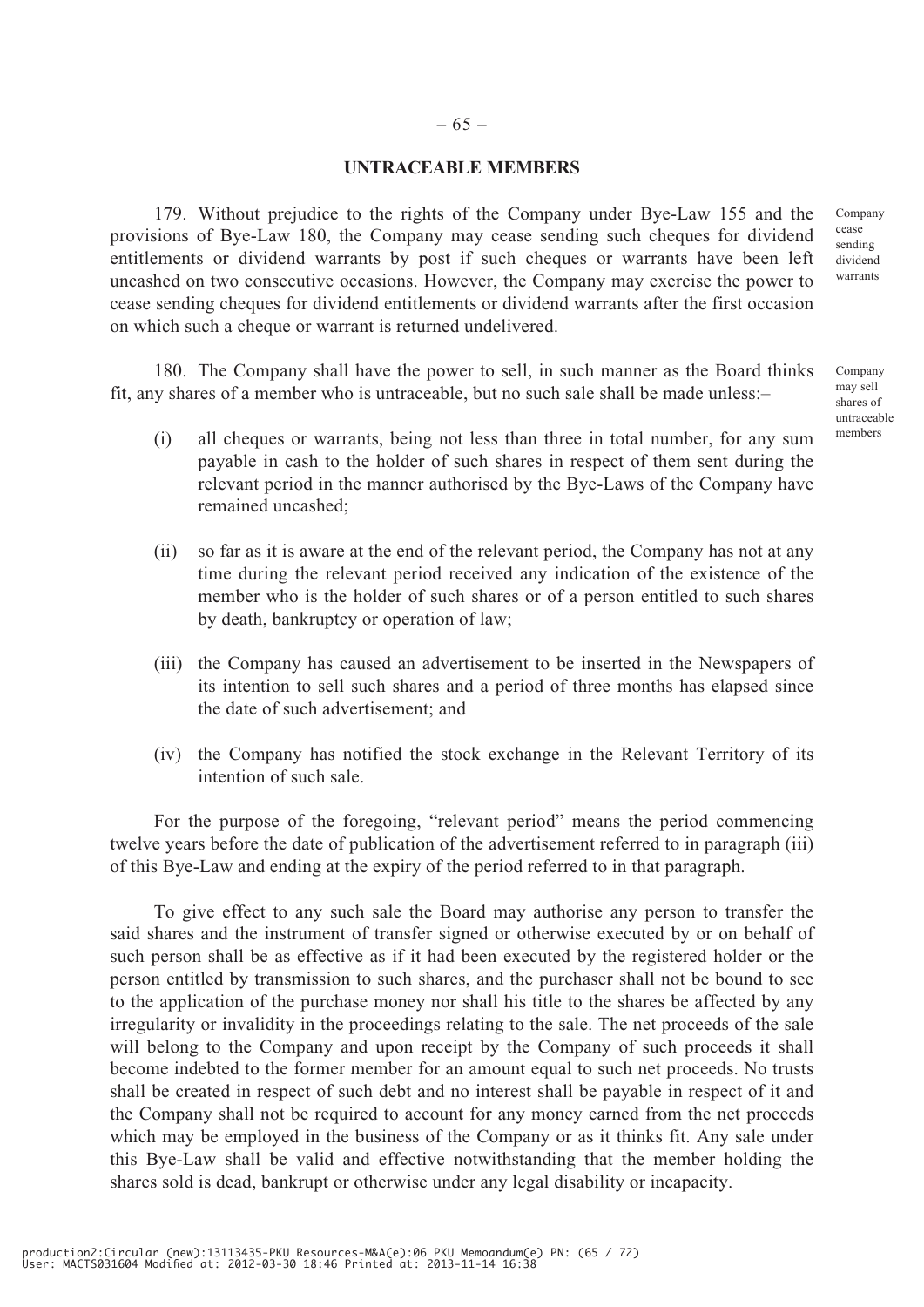## UNTRACEABLE MEMBERS

179. Without prejudice to the rights of the Company under Bye-Law 155 and the provisions of Bye-Law 180, the Company may cease sending such cheques for dividend entitlements or dividend warrants by post if such cheques or warrants have been left uncashed on two consecutive occasions. However, the Company may exercise the power to cease sending cheques for dividend entitlements or dividend warrants after the first occasion on which such a cheque or warrant is returned undelivered.

*Company cease sending dividend warrants*

180. The Company shall have the power to sell, in such manner as the Board thinks fit, any shares of a member who is untraceable, but no such sale shall be made unless:–

*Company may sell shares of untraceable members*

(i) all cheques or warrants, being not less than three in total number, for any sum payable in cash to the holder of such shares in respect of them sent during the relevant period in the manner authorised by the Bye-Laws of the Company have remained uncashed;

(ii) so far as it is aware at the end of the relevant period, the Company has not at any time during the relevant period received any indication of the existence of the member who is the holder of such shares or of a person entitled to such shares by death, bankruptcy or operation of law;

(iii) the Company has caused an advertisement to be inserted in the Newspapers of its intention to sell such shares and a period of three months has elapsed since the date of such advertisement; and

(iv) the Company has notified the stock exchange in the Relevant Territory of its intention of such sale.

For the purpose of the foregoing, "relevant period" means the period commencing twelve years before the date of publication of the advertisement referred to in paragraph (iii) of this Bye-Law and ending at the expiry of the period referred to in that paragraph.

To give effect to any such sale the Board may authorise any person to transfer the said shares and the instrument of transfer signed or otherwise executed by or on behalf of such person shall be as effective as if it had been executed by the registered holder or the person entitled by transmission to such shares, and the purchaser shall not be bound to see to the application of the purchase money nor shall his title to the shares be affected by any irregularity or invalidity in the proceedings relating to the sale. The net proceeds of the sale will belong to the Company and upon receipt by the Company of such proceeds it shall become indebted to the former member for an amount equal to such net proceeds. No trusts shall be created in respect of such debt and no interest shall be payable in respect of it and the Company shall not be required to account for any money earned from the net proceeds which may be employed in the business of the Company or as it thinks fit. Any sale under this Bye-Law shall be valid and effective notwithstanding that the member holding the shares sold is dead, bankrupt or otherwise under any legal disability or incapacity.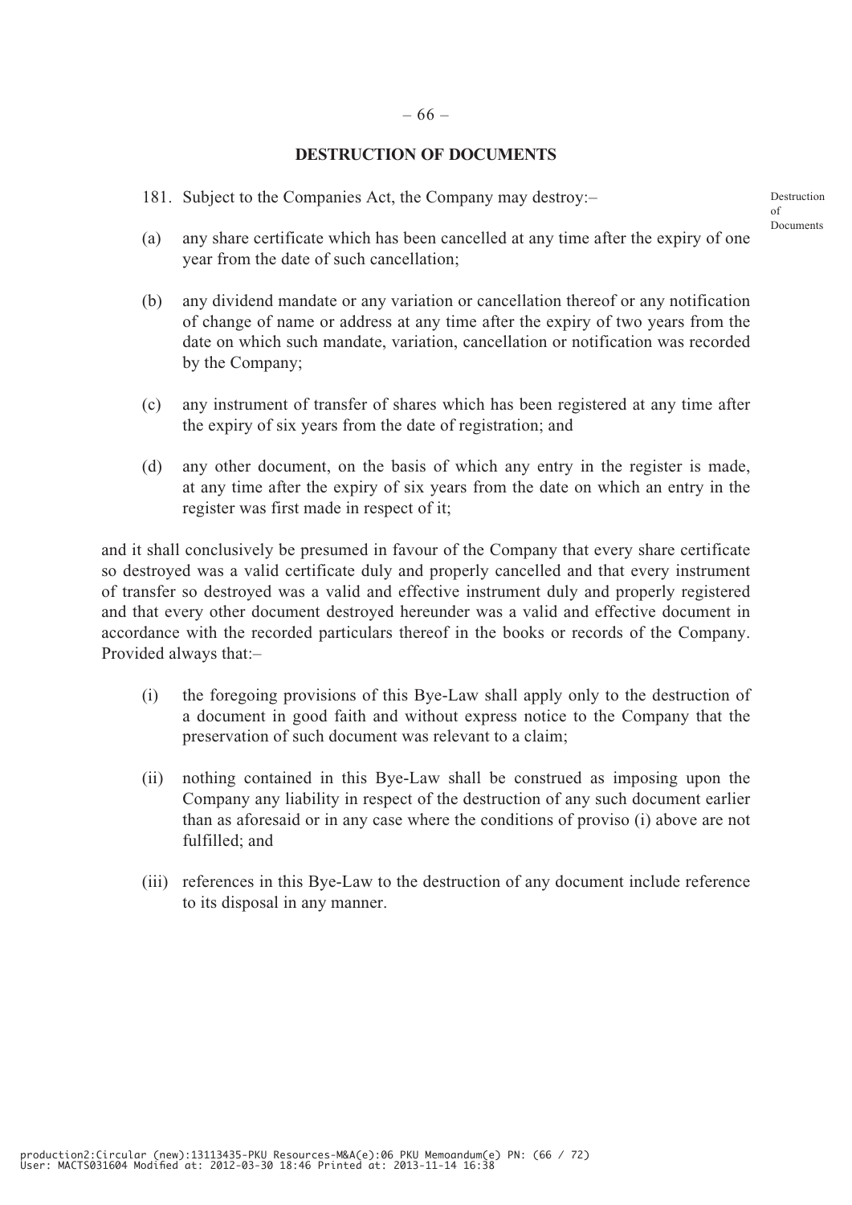## DESTRUCTION OF DOCUMENTS

181. Subject to the Companies Act, the Company may destroy:–

Destruction of Documents

(a) any share certificate which has been cancelled at any time after the expiry of one year from the date of such cancellation;

(b) any dividend mandate or any variation or cancellation thereof or any notification of change of name or address at any time after the expiry of two years from the date on which such mandate, variation, cancellation or notification was recorded by the Company;

(c) any instrument of transfer of shares which has been registered at any time after the expiry of six years from the date of registration; and

(d) any other document, on the basis of which any entry in the register is made, at any time after the expiry of six years from the date on which an entry in the register was first made in respect of it;

and it shall conclusively be presumed in favour of the Company that every share certificate so destroyed was a valid certificate duly and properly cancelled and that every instrument of transfer so destroyed was a valid and effective instrument duly and properly registered and that every other document destroyed hereunder was a valid and effective document in accordance with the recorded particulars thereof in the books or records of the Company. Provided always that:–

(i) the foregoing provisions of this Bye-Law shall apply only to the destruction of a document in good faith and without express notice to the Company that the preservation of such document was relevant to a claim;

(ii) nothing contained in this Bye-Law shall be construed as imposing upon the Company any liability in respect of the destruction of any such document earlier than as aforesaid or in any case where the conditions of proviso (i) above are not fulfilled; and

(iii) references in this Bye-Law to the destruction of any document include reference to its disposal in any manner.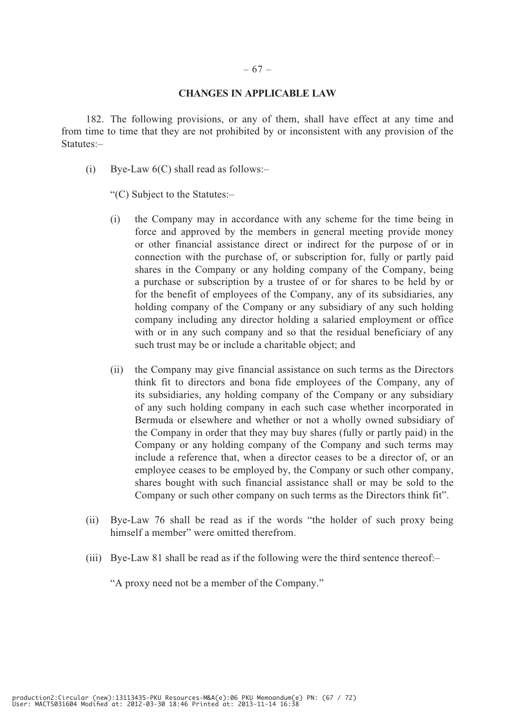## CHANGES IN APPLICABLE LAW

182. The following provisions, or any of them, shall have effect at any time and from time to time that they are not prohibited by or inconsistent with any provision of the Statutes:–

(i) Bye-Law 6(C) shall read as follows:–

"(C) Subject to the Statutes:–

(i) the Company may in accordance with any scheme for the time being in force and approved by the members in general meeting provide money or other financial assistance direct or indirect for the purpose of or in connection with the purchase of, or subscription for, fully or partly paid shares in the Company or any holding company of the Company, being a purchase or subscription by a trustee of or for shares to be held by or for the benefit of employees of the Company, any of its subsidiaries, any holding company of the Company or any subsidiary of any such holding company including any director holding a salaried employment or office with or in any such company and so that the residual beneficiary of any such trust may be or include a charitable object; and

(ii) the Company may give financial assistance on such terms as the Directors think fit to directors and bona fide employees of the Company, any of its subsidiaries, any holding company of the Company or any subsidiary of any such holding company in each such case whether incorporated in Bermuda or elsewhere and whether or not a wholly owned subsidiary of the Company in order that they may buy shares (fully or partly paid) in the Company or any holding company of the Company and such terms may include a reference that, when a director ceases to be a director of, or an employee ceases to be employed by, the Company or such other company, shares bought with such financial assistance shall or may be sold to the Company or such other company on such terms as the Directors think fit".

(ii) Bye-Law 76 shall be read as if the words "the holder of such proxy being himself a member" were omitted therefrom.

(iii) Bye-Law 81 shall be read as if the following were the third sentence thereof:–

"A proxy need not be a member of the Company."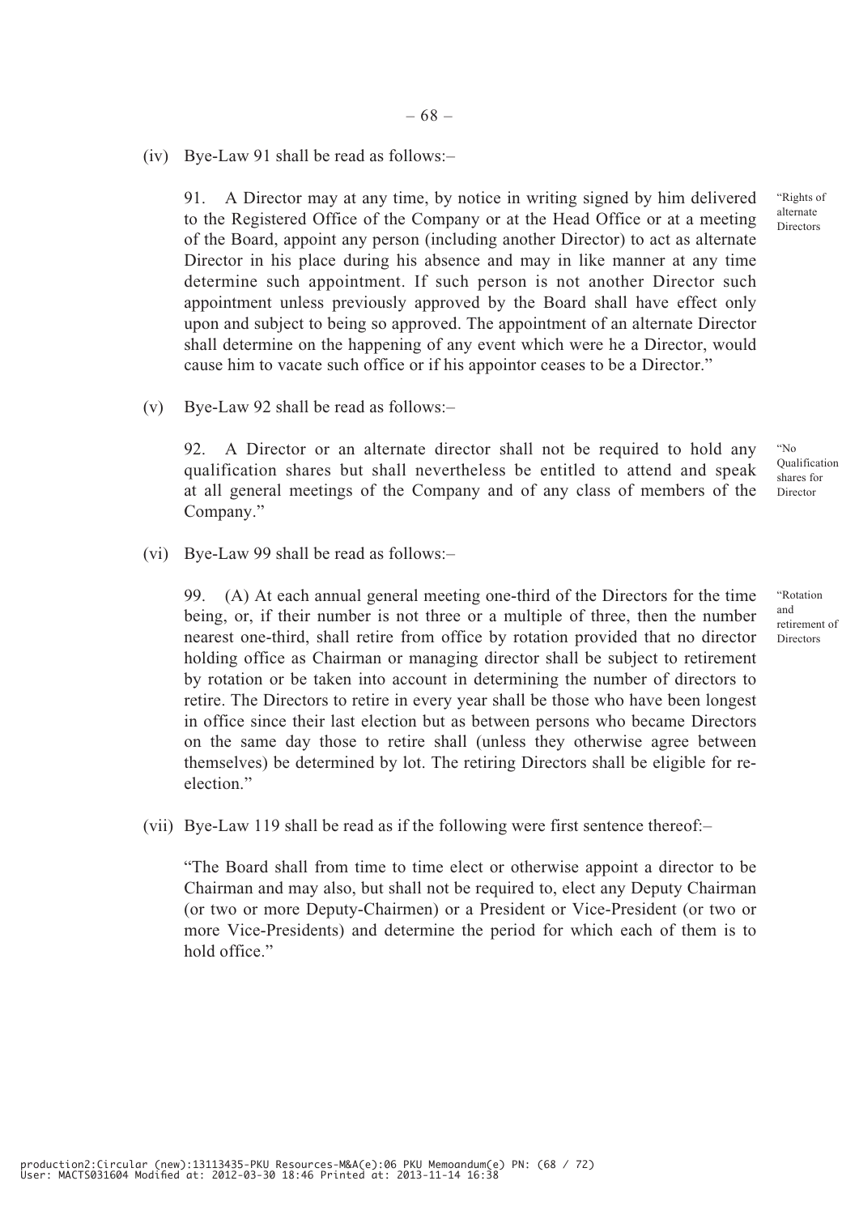(iv) Bye-Law 91 shall be read as follows:–

"Rights of alternate Directors

91. A Director may at any time, by notice in writing signed by him delivered to the Registered Office of the Company or at the Head Office or at a meeting of the Board, appoint any person (including another Director) to act as alternate Director in his place during his absence and may in like manner at any time determine such appointment. If such person is not another Director such appointment unless previously approved by the Board shall have effect only upon and subject to being so approved. The appointment of an alternate Director shall determine on the happening of any event which were he a Director, would cause him to vacate such office or if his appointor ceases to be a Director."

(v) Bye-Law 92 shall be read as follows:–

"No Qualification shares for Director

92. A Director or an alternate director shall not be required to hold any qualification shares but shall nevertheless be entitled to attend and speak at all general meetings of the Company and of any class of members of the Company."

(vi) Bye-Law 99 shall be read as follows:–

"Rotation and retirement of Directors

99. (A) At each annual general meeting one-third of the Directors for the time being, or, if their number is not three or a multiple of three, then the number nearest one-third, shall retire from office by rotation provided that no director holding office as Chairman or managing director shall be subject to retirement by rotation or be taken into account in determining the number of directors to retire. The Directors to retire in every year shall be those who have been longest in office since their last election but as between persons who became Directors on the same day those to retire shall (unless they otherwise agree between themselves) be determined by lot. The retiring Directors shall be eligible for re-election."

(vii) Bye-Law 119 shall be read as if the following were first sentence thereof:–

"The Board shall from time to time elect or otherwise appoint a director to be Chairman and may also, but shall not be required to, elect any Deputy Chairman (or two or more Deputy-Chairmen) or a President or Vice-President (or two or more Vice-Presidents) and determine the period for which each of them is to hold office."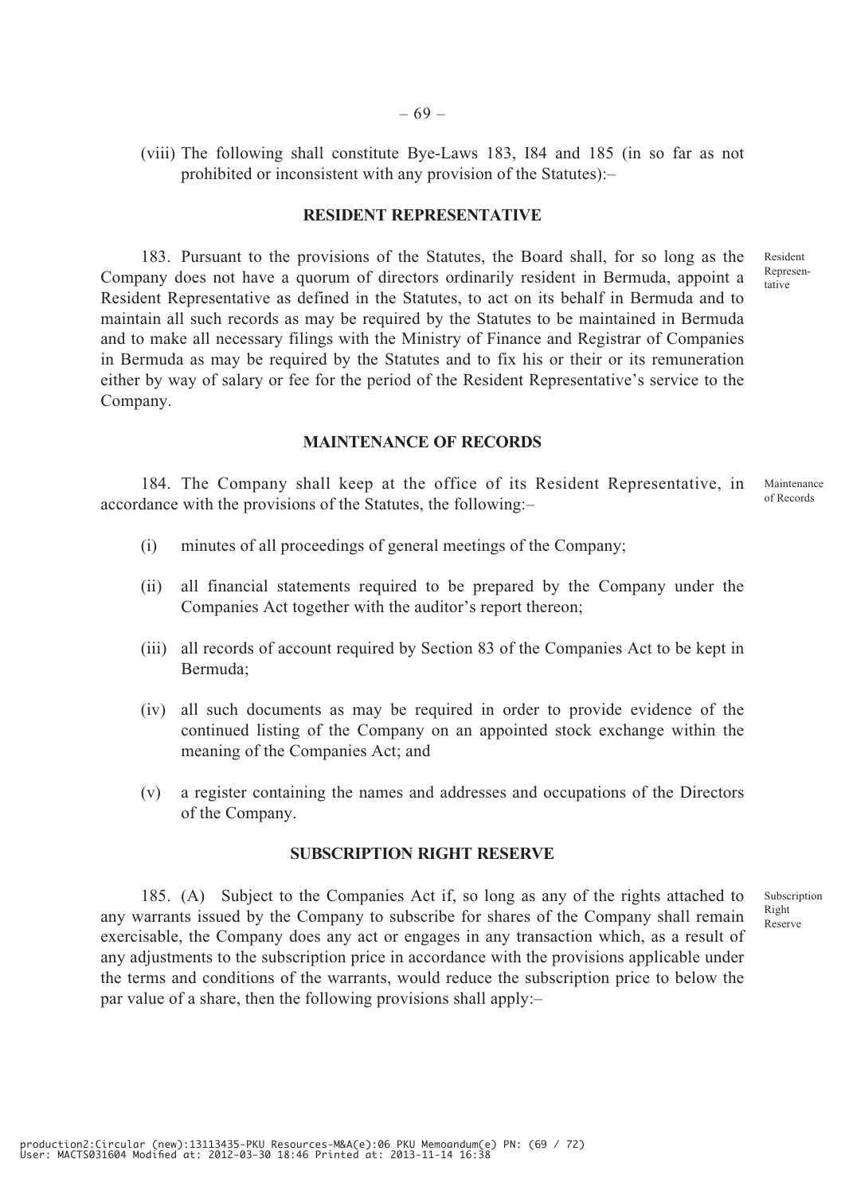(viii) The following shall constitute Bye-Laws 183, I84 and 185 (in so far as not prohibited or inconsistent with any provision of the Statutes):–

## RESIDENT REPRESENTATIVE

Resident Representative

183. Pursuant to the provisions of the Statutes, the Board shall, for so long as the Company does not have a quorum of directors ordinarily resident in Bermuda, appoint a Resident Representative as defined in the Statutes, to act on its behalf in Bermuda and to maintain all such records as may be required by the Statutes to be maintained in Bermuda and to make all necessary filings with the Ministry of Finance and Registrar of Companies in Bermuda as may be required by the Statutes and to fix his or their or its remuneration either by way of salary or fee for the period of the Resident Representative's service to the Company.

## MAINTENANCE OF RECORDS

Maintenance of Records

184. The Company shall keep at the office of its Resident Representative, in accordance with the provisions of the Statutes, the following:–

(i) minutes of all proceedings of general meetings of the Company;

(ii) all financial statements required to be prepared by the Company under the Companies Act together with the auditor's report thereon;

(iii) all records of account required by Section 83 of the Companies Act to be kept in Bermuda;

(iv) all such documents as may be required in order to provide evidence of the continued listing of the Company on an appointed stock exchange within the meaning of the Companies Act; and

(v) a register containing the names and addresses and occupations of the Directors of the Company.

## SUBSCRIPTION RIGHT RESERVE

Subscription Right Reserve

185. (A) Subject to the Companies Act if, so long as any of the rights attached to any warrants issued by the Company to subscribe for shares of the Company shall remain exercisable, the Company does any act or engages in any transaction which, as a result of any adjustments to the subscription price in accordance with the provisions applicable under the terms and conditions of the warrants, would reduce the subscription price to below the par value of a share, then the following provisions shall apply:–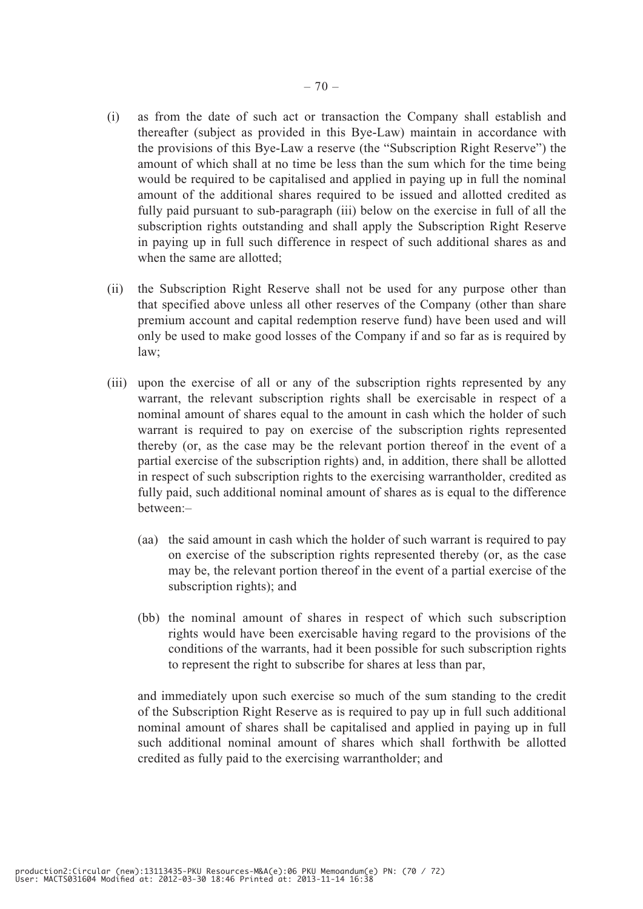(i) as from the date of such act or transaction the Company shall establish and thereafter (subject as provided in this Bye-Law) maintain in accordance with the provisions of this Bye-Law a reserve (the "Subscription Right Reserve") the amount of which shall at no time be less than the sum which for the time being would be required to be capitalised and applied in paying up in full the nominal amount of the additional shares required to be issued and allotted credited as fully paid pursuant to sub-paragraph (iii) below on the exercise in full of all the subscription rights outstanding and shall apply the Subscription Right Reserve in paying up in full such difference in respect of such additional shares as and when the same are allotted;

(ii) the Subscription Right Reserve shall not be used for any purpose other than that specified above unless all other reserves of the Company (other than share premium account and capital redemption reserve fund) have been used and will only be used to make good losses of the Company if and so far as is required by law;

(iii) upon the exercise of all or any of the subscription rights represented by any warrant, the relevant subscription rights shall be exercisable in respect of a nominal amount of shares equal to the amount in cash which the holder of such warrant is required to pay on exercise of the subscription rights represented thereby (or, as the case may be the relevant portion thereof in the event of a partial exercise of the subscription rights) and, in addition, there shall be allotted in respect of such subscription rights to the exercising warrantholder, credited as fully paid, such additional nominal amount of shares as is equal to the difference between:–

 (aa) the said amount in cash which the holder of such warrant is required to pay on exercise of the subscription rights represented thereby (or, as the case may be, the relevant portion thereof in the event of a partial exercise of the subscription rights); and

 (bb) the nominal amount of shares in respect of which such subscription rights would have been exercisable having regard to the provisions of the conditions of the warrants, had it been possible for such subscription rights to represent the right to subscribe for shares at less than par,

and immediately upon such exercise so much of the sum standing to the credit of the Subscription Right Reserve as is required to pay up in full such additional nominal amount of shares shall be capitalised and applied in paying up in full such additional nominal amount of shares which shall forthwith be allotted credited as fully paid to the exercising warrantholder; and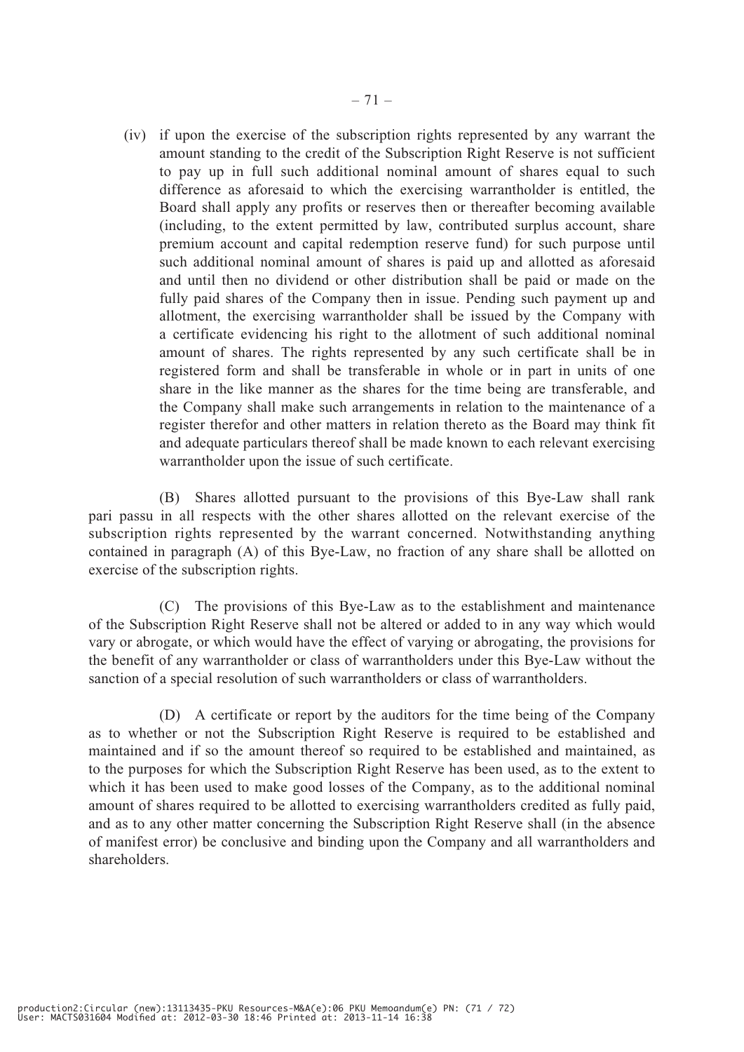(iv) if upon the exercise of the subscription rights represented by any warrant the amount standing to the credit of the Subscription Right Reserve is not sufficient to pay up in full such additional nominal amount of shares equal to such difference as aforesaid to which the exercising warrantholder is entitled, the Board shall apply any profits or reserves then or thereafter becoming available (including, to the extent permitted by law, contributed surplus account, share premium account and capital redemption reserve fund) for such purpose until such additional nominal amount of shares is paid up and allotted as aforesaid and until then no dividend or other distribution shall be paid or made on the fully paid shares of the Company then in issue. Pending such payment up and allotment, the exercising warrantholder shall be issued by the Company with a certificate evidencing his right to the allotment of such additional nominal amount of shares. The rights represented by any such certificate shall be in registered form and shall be transferable in whole or in part in units of one share in the like manner as the shares for the time being are transferable, and the Company shall make such arrangements in relation to the maintenance of a register therefor and other matters in relation thereto as the Board may think fit and adequate particulars thereof shall be made known to each relevant exercising warrantholder upon the issue of such certificate.

(B) Shares allotted pursuant to the provisions of this Bye-Law shall rank pari passu in all respects with the other shares allotted on the relevant exercise of the subscription rights represented by the warrant concerned. Notwithstanding anything contained in paragraph (A) of this Bye-Law, no fraction of any share shall be allotted on exercise of the subscription rights.

(C) The provisions of this Bye-Law as to the establishment and maintenance of the Subscription Right Reserve shall not be altered or added to in any way which would vary or abrogate, or which would have the effect of varying or abrogating, the provisions for the benefit of any warrantholder or class of warrantholders under this Bye-Law without the sanction of a special resolution of such warrantholders or class of warrantholders.

(D) A certificate or report by the auditors for the time being of the Company as to whether or not the Subscription Right Reserve is required to be established and maintained and if so the amount thereof so required to be established and maintained, as to the purposes for which the Subscription Right Reserve has been used, as to the extent to which it has been used to make good losses of the Company, as to the additional nominal amount of shares required to be allotted to exercising warrantholders credited as fully paid, and as to any other matter concerning the Subscription Right Reserve shall (in the absence of manifest error) be conclusive and binding upon the Company and all warrantholders and shareholders.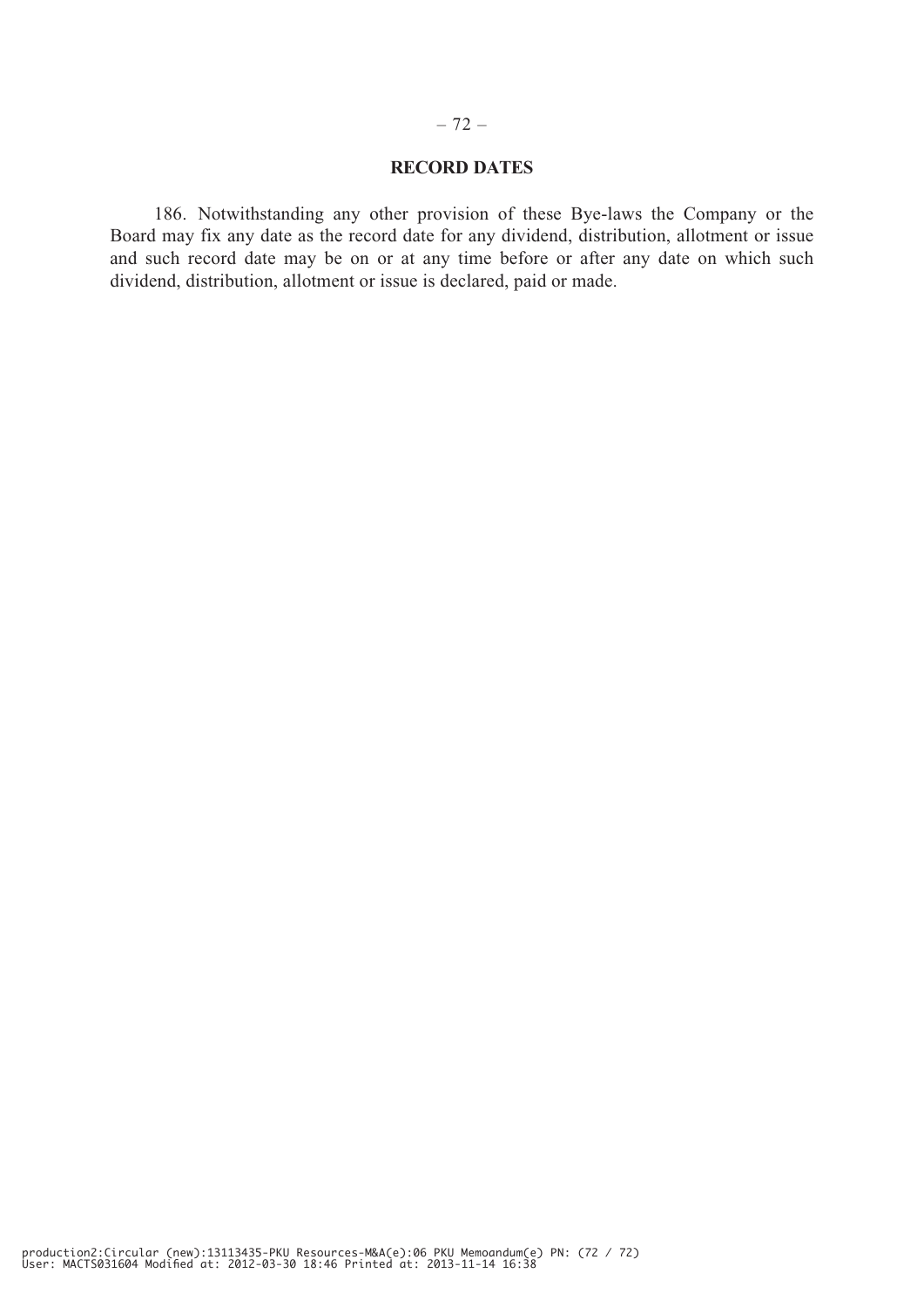## RECORD DATES

186. Notwithstanding any other provision of these Bye-laws the Company or the Board may fix any date as the record date for any dividend, distribution, allotment or issue and such record date may be on or at any time before or after any date on which such dividend, distribution, allotment or issue is declared, paid or made.